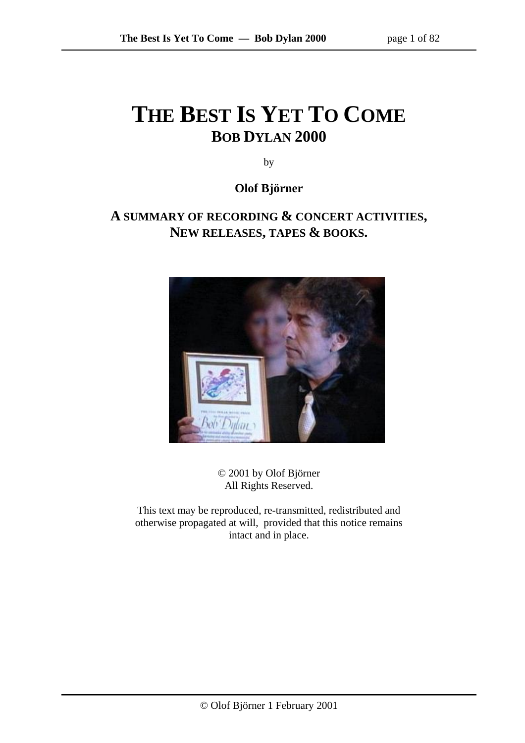# THE BEST IS YET TO COME

## BOB DYLAN 2000

by

**Olof Björner**

**A SUMMARY OF RECORDING & CONCERT ACTIVITIES, NEW RELEASES, TAPES & BOOKS.**

© 2001 by Olof Björner
All Rights Reserved.

This text may be reproduced, re-transmitted, redistributed and otherwise propagated at will, provided that this notice remains intact and in place.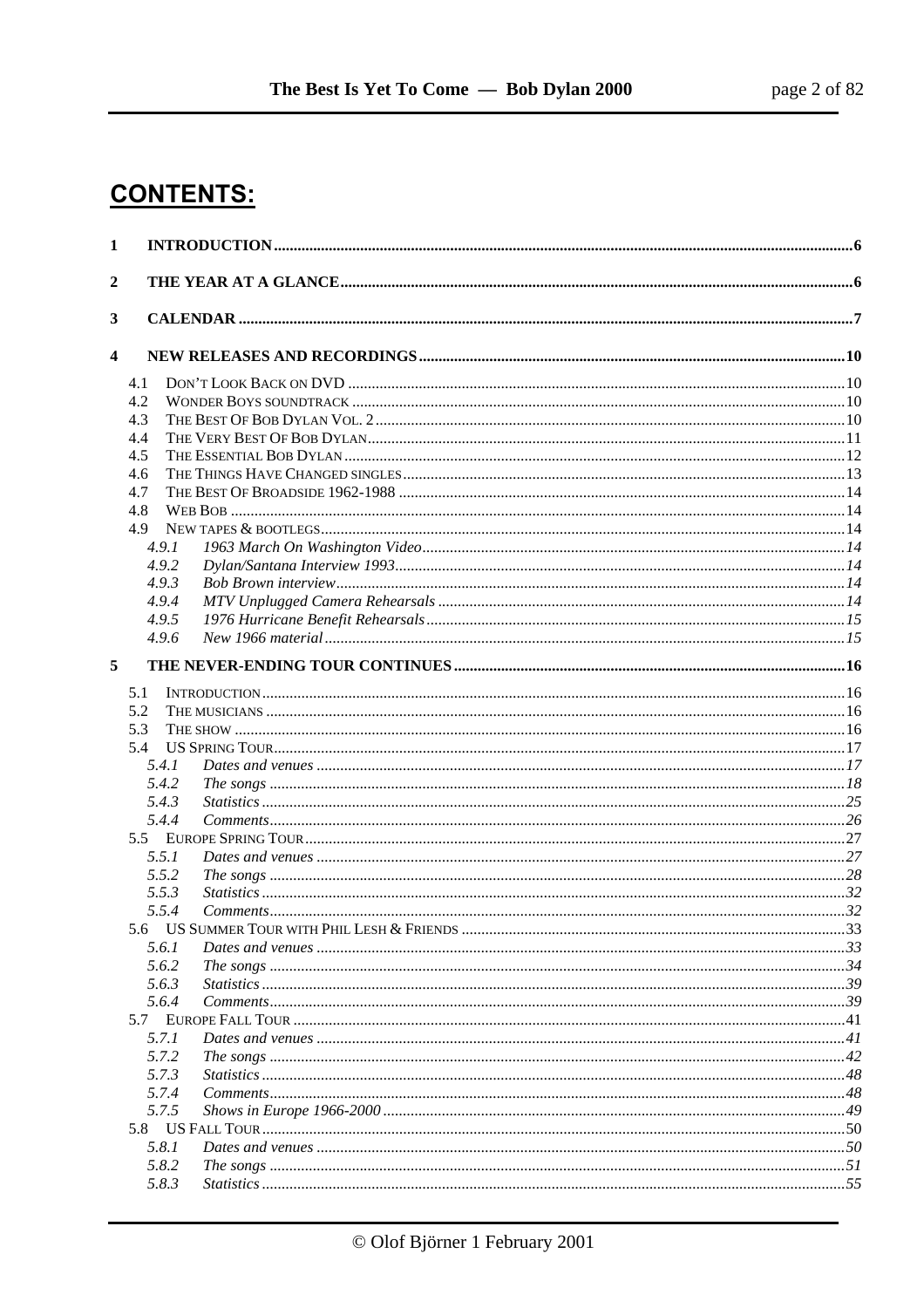# CONTENTS:

1 INTRODUCTION ... 6

2 THE YEAR AT A GLANCE ... 6

3 CALENDAR ... 7

4 NEW RELEASES AND RECORDINGS ... 10

- 4.1 DON'T LOOK BACK ON DVD ... 10
- 4.2 WONDER BOYS SOUNDTRACK ... 10
- 4.3 THE BEST OF BOB DYLAN VOL. 2 ... 10
- 4.4 THE VERY BEST OF BOB DYLAN ... 11
- 4.5 THE ESSENTIAL BOB DYLAN ... 12
- 4.6 THE THINGS HAVE CHANGED SINGLES ... 13
- 4.7 THE BEST OF BROADSIDE 1962-1988 ... 14
- 4.8 WEB BOB ... 14
- 4.9 NEW TAPES & BOOTLEGS ... 14
  - *4.9.1 1963 March On Washington Video ... 14*
  - *4.9.2 Dylan/Santana Interview 1993 ... 14*
  - *4.9.3 Bob Brown interview ... 14*
  - *4.9.4 MTV Unplugged Camera Rehearsals ... 14*
  - *4.9.5 1976 Hurricane Benefit Rehearsals ... 15*
  - *4.9.6 New 1966 material ... 15*

5 THE NEVER-ENDING TOUR CONTINUES ... 16

- 5.1 INTRODUCTION ... 16
- 5.2 THE MUSICIANS ... 16
- 5.3 THE SHOW ... 16
- 5.4 US SPRING TOUR ... 17
  - *5.4.1 Dates and venues ... 17*
  - *5.4.2 The songs ... 18*
  - *5.4.3 Statistics ... 25*
  - *5.4.4 Comments ... 26*
- 5.5 EUROPE SPRING TOUR ... 27
  - *5.5.1 Dates and venues ... 27*
  - *5.5.2 The songs ... 28*
  - *5.5.3 Statistics ... 32*
  - *5.5.4 Comments ... 32*
- 5.6 US SUMMER TOUR WITH PHIL LESH & FRIENDS ... 33
  - *5.6.1 Dates and venues ... 33*
  - *5.6.2 The songs ... 34*
  - *5.6.3 Statistics ... 39*
  - *5.6.4 Comments ... 39*
- 5.7 EUROPE FALL TOUR ... 41
  - *5.7.1 Dates and venues ... 41*
  - *5.7.2 The songs ... 42*
  - *5.7.3 Statistics ... 48*
  - *5.7.4 Comments ... 48*
  - *5.7.5 Shows in Europe 1966-2000 ... 49*
- 5.8 US FALL TOUR ... 50
  - *5.8.1 Dates and venues ... 50*
  - *5.8.2 The songs ... 51*
  - *5.8.3 Statistics ... 55*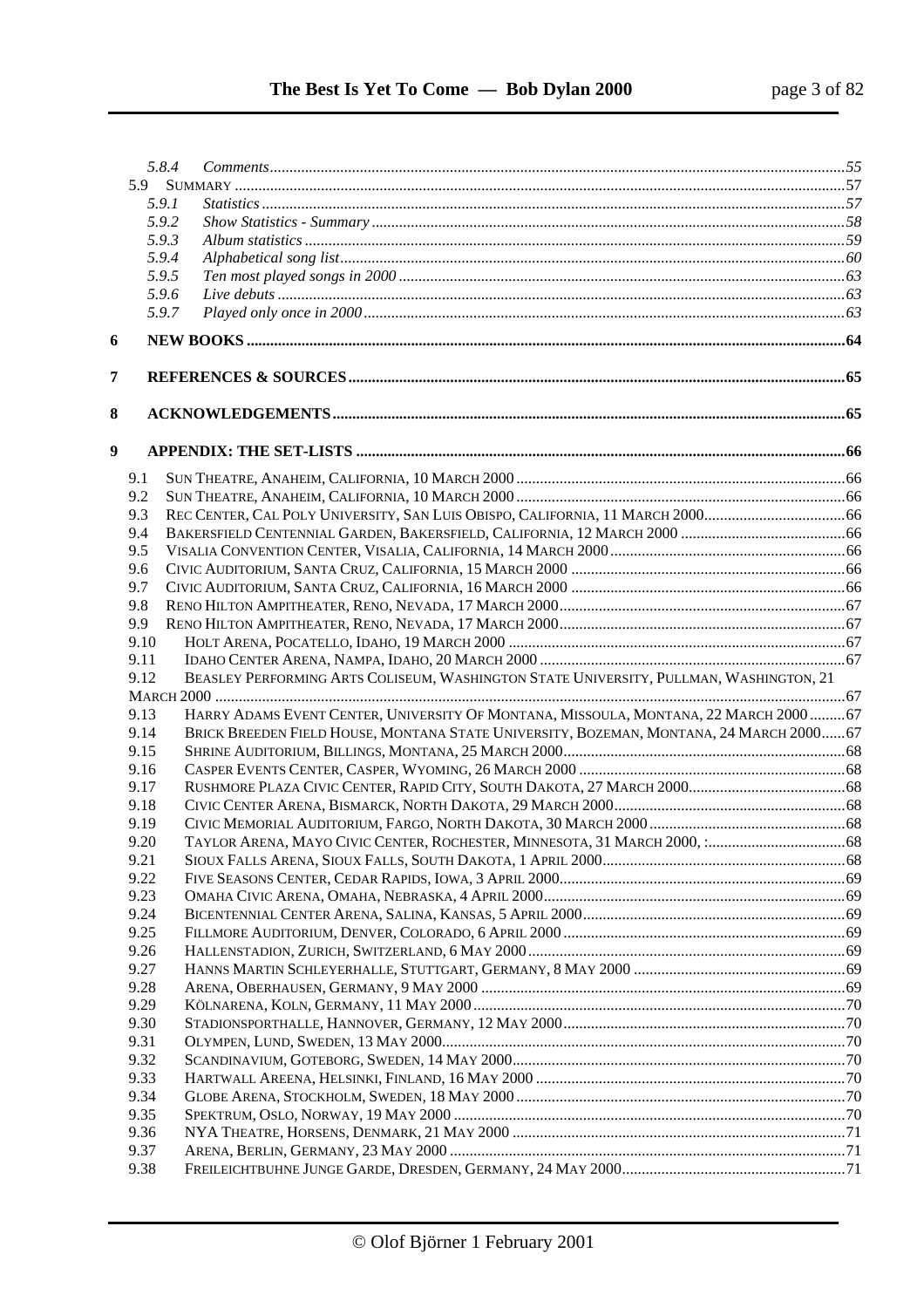5.8.4 *Comments*.....55

5.9 SUMMARY.....57

5.9.1 *Statistics*.....57

5.9.2 *Show Statistics - Summary*.....58

5.9.3 *Album statistics*.....59

5.9.4 *Alphabetical song list*.....60

5.9.5 *Ten most played songs in 2000*.....63

5.9.6 *Live debuts*.....63

5.9.7 *Played only once in 2000*.....63

**6 NEW BOOKS.....64**

**7 REFERENCES & SOURCES.....65**

**8 ACKNOWLEDGEMENTS.....65**

**9 APPENDIX: THE SET-LISTS.....66**

9.1 SUN THEATRE, ANAHEIM, CALIFORNIA, 10 MARCH 2000.....66

9.2 SUN THEATRE, ANAHEIM, CALIFORNIA, 10 MARCH 2000.....66

9.3 REC CENTER, CAL POLY UNIVERSITY, SAN LUIS OBISPO, CALIFORNIA, 11 MARCH 2000.....66

9.4 BAKERSFIELD CENTENNIAL GARDEN, BAKERSFIELD, CALIFORNIA, 12 MARCH 2000.....66

9.5 VISALIA CONVENTION CENTER, VISALIA, CALIFORNIA, 14 MARCH 2000.....66

9.6 CIVIC AUDITORIUM, SANTA CRUZ, CALIFORNIA, 15 MARCH 2000.....66

9.7 CIVIC AUDITORIUM, SANTA CRUZ, CALIFORNIA, 16 MARCH 2000.....66

9.8 RENO HILTON AMPITHEATER, RENO, NEVADA, 17 MARCH 2000.....67

9.9 RENO HILTON AMPITHEATER, RENO, NEVADA, 17 MARCH 2000.....67

9.10 HOLT ARENA, POCATELLO, IDAHO, 19 MARCH 2000.....67

9.11 IDAHO CENTER ARENA, NAMPA, IDAHO, 20 MARCH 2000.....67

9.12 BEASLEY PERFORMING ARTS COLISEUM, WASHINGTON STATE UNIVERSITY, PULLMAN, WASHINGTON, 21 MARCH 2000.....67

9.13 HARRY ADAMS EVENT CENTER, UNIVERSITY OF MONTANA, MISSOULA, MONTANA, 22 MARCH 2000.....67

9.14 BRICK BREEDEN FIELD HOUSE, MONTANA STATE UNIVERSITY, BOZEMAN, MONTANA, 24 MARCH 2000.....67

9.15 SHRINE AUDITORIUM, BILLINGS, MONTANA, 25 MARCH 2000.....68

9.16 CASPER EVENTS CENTER, CASPER, WYOMING, 26 MARCH 2000.....68

9.17 RUSHMORE PLAZA CIVIC CENTER, RAPID CITY, SOUTH DAKOTA, 27 MARCH 2000.....68

9.18 CIVIC CENTER ARENA, BISMARCK, NORTH DAKOTA, 29 MARCH 2000.....68

9.19 CIVIC MEMORIAL AUDITORIUM, FARGO, NORTH DAKOTA, 30 MARCH 2000.....68

9.20 TAYLOR ARENA, MAYO CIVIC CENTER, ROCHESTER, MINNESOTA, 31 MARCH 2000, :.....68

9.21 SIOUX FALLS ARENA, SIOUX FALLS, SOUTH DAKOTA, 1 APRIL 2000.....68

9.22 FIVE SEASONS CENTER, CEDAR RAPIDS, IOWA, 3 APRIL 2000.....69

9.23 OMAHA CIVIC ARENA, OMAHA, NEBRASKA, 4 APRIL 2000.....69

9.24 BICENTENNIAL CENTER ARENA, SALINA, KANSAS, 5 APRIL 2000.....69

9.25 FILLMORE AUDITORIUM, DENVER, COLORADO, 6 APRIL 2000.....69

9.26 HALLENSTADION, ZURICH, SWITZERLAND, 6 MAY 2000.....69

9.27 HANNS MARTIN SCHLEYERHALLE, STUTTGART, GERMANY, 8 MAY 2000.....69

9.28 ARENA, OBERHAUSEN, GERMANY, 9 MAY 2000.....69

9.29 KÖLNARENA, KOLN, GERMANY, 11 MAY 2000.....70

9.30 STADIONSPORTHALLE, HANNOVER, GERMANY, 12 MAY 2000.....70

9.31 OLYMPEN, LUND, SWEDEN, 13 MAY 2000.....70

9.32 SCANDINAVIUM, GOTEBORG, SWEDEN, 14 MAY 2000.....70

9.33 HARTWALL AREENA, HELSINKI, FINLAND, 16 MAY 2000.....70

9.34 GLOBE ARENA, STOCKHOLM, SWEDEN, 18 MAY 2000.....70

9.35 SPEKTRUM, OSLO, NORWAY, 19 MAY 2000.....70

9.36 NYA THEATRE, HORSENS, DENMARK, 21 MAY 2000.....71

9.37 ARENA, BERLIN, GERMANY, 23 MAY 2000.....71

9.38 FREILEICHTBUHNE JUNGE GARDE, DRESDEN, GERMANY, 24 MAY 2000.....71

© Olof Björner 1 February 2001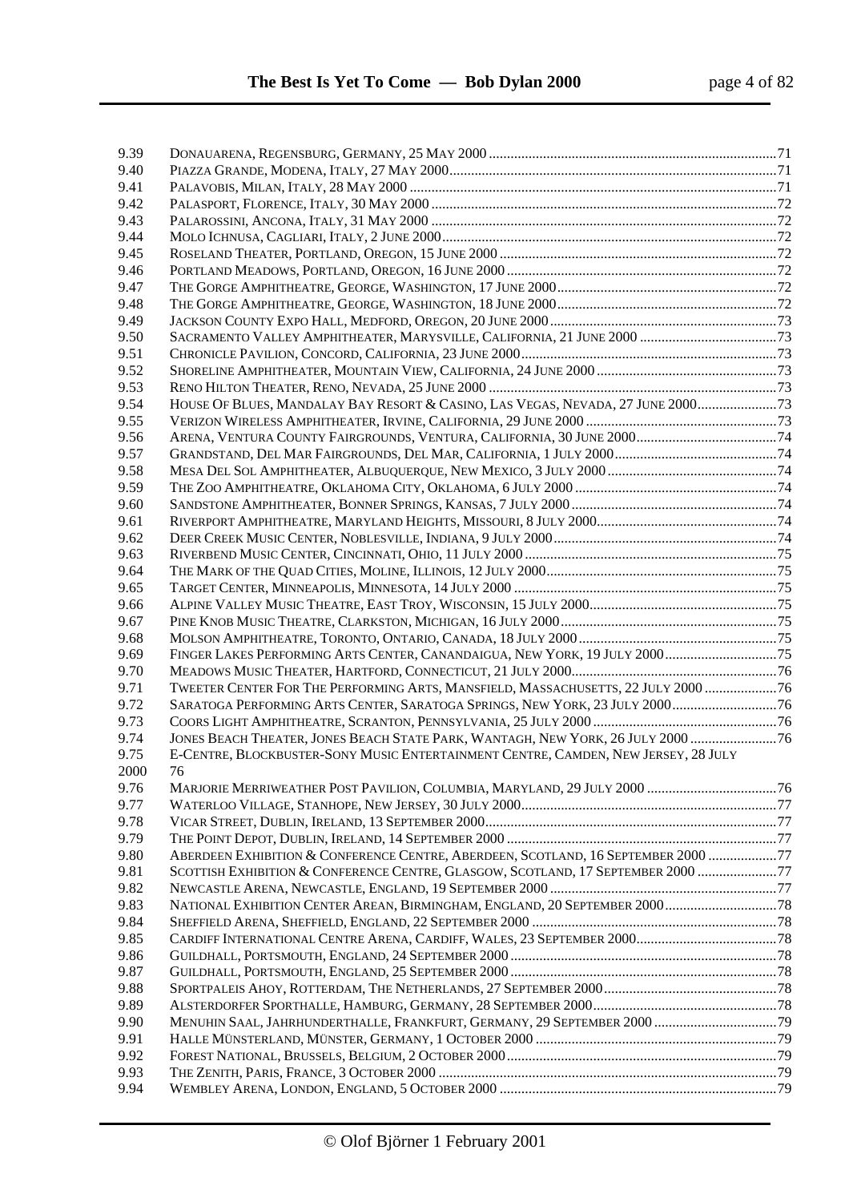9.39 DONAUARENA, REGENSBURG, GERMANY, 25 MAY 2000 ....................................................................................71
9.40 PIAZZA GRANDE, MODENA, ITALY, 27 MAY 2000..........................................................................................71
9.41 PALAVOBIS, MILAN, ITALY, 28 MAY 2000 .....................................................................................................71
9.42 PALASPORT, FLORENCE, ITALY, 30 MAY 2000 ...............................................................................................72
9.43 PALAROSSINI, ANCONA, ITALY, 31 MAY 2000 ................................................................................................72
9.44 MOLO ICHNUSA, CAGLIARI, ITALY, 2 JUNE 2000............................................................................................72
9.45 ROSELAND THEATER, PORTLAND, OREGON, 15 JUNE 2000 .............................................................................72
9.46 PORTLAND MEADOWS, PORTLAND, OREGON, 16 JUNE 2000 ...........................................................................72
9.47 THE GORGE AMPHITHEATRE, GEORGE, WASHINGTON, 17 JUNE 2000.............................................................72
9.48 THE GORGE AMPHITHEATRE, GEORGE, WASHINGTON, 18 JUNE 2000.............................................................72
9.49 JACKSON COUNTY EXPO HALL, MEDFORD, OREGON, 20 JUNE 2000 ...............................................................73
9.50 SACRAMENTO VALLEY AMPHITHEATER, MARYSVILLE, CALIFORNIA, 21 JUNE 2000 ......................................73
9.51 CHRONICLE PAVILION, CONCORD, CALIFORNIA, 23 JUNE 2000.......................................................................73
9.52 SHORELINE AMPHITHEATER, MOUNTAIN VIEW, CALIFORNIA, 24 JUNE 2000 .................................................73
9.53 RENO HILTON THEATER, RENO, NEVADA, 25 JUNE 2000 ................................................................................73
9.54 HOUSE OF BLUES, MANDALAY BAY RESORT & CASINO, LAS VEGAS, NEVADA, 27 JUNE 2000......................73
9.55 VERIZON WIRELESS AMPHITHEATER, IRVINE, CALIFORNIA, 29 JUNE 2000 .....................................................73
9.56 ARENA, VENTURA COUNTY FAIRGROUNDS, VENTURA, CALIFORNIA, 30 JUNE 2000.......................................74
9.57 GRANDSTAND, DEL MAR FAIRGROUNDS, DEL MAR, CALIFORNIA, 1 JULY 2000.............................................74
9.58 MESA DEL SOL AMPHITHEATER, ALBUQUERQUE, NEW MEXICO, 3 JULY 2000 ...............................................74
9.59 THE ZOO AMPHITHEATRE, OKLAHOMA CITY, OKLAHOMA, 6 JULY 2000 ........................................................74
9.60 SANDSTONE AMPHITHEATER, BONNER SPRINGS, KANSAS, 7 JULY 2000.........................................................74
9.61 RIVERPORT AMPHITHEATRE, MARYLAND HEIGHTS, MISSOURI, 8 JULY 2000..................................................74
9.62 DEER CREEK MUSIC CENTER, NOBLESVILLE, INDIANA, 9 JULY 2000..............................................................74
9.63 RIVERBEND MUSIC CENTER, CINCINNATI, OHIO, 11 JULY 2000 ......................................................................75
9.64 THE MARK OF THE QUAD CITIES, MOLINE, ILLINOIS, 12 JULY 2000................................................................75
9.65 TARGET CENTER, MINNEAPOLIS, MINNESOTA, 14 JULY 2000 .........................................................................75
9.66 ALPINE VALLEY MUSIC THEATRE, EAST TROY, WISCONSIN, 15 JULY 2000....................................................75
9.67 PINE KNOB MUSIC THEATRE, CLARKSTON, MICHIGAN, 16 JULY 2000............................................................75
9.68 MOLSON AMPHITHEATRE, TORONTO, ONTARIO, CANADA, 18 JULY 2000.......................................................75
9.69 FINGER LAKES PERFORMING ARTS CENTER, CANANDAIGUA, NEW YORK, 19 JULY 2000...............................75
9.70 MEADOWS MUSIC THEATER, HARTFORD, CONNECTICUT, 21 JULY 2000.........................................................76
9.71 TWEETER CENTER FOR THE PERFORMING ARTS, MANSFIELD, MASSACHUSETTS, 22 JULY 2000 ....................76
9.72 SARATOGA PERFORMING ARTS CENTER, SARATOGA SPRINGS, NEW YORK, 23 JULY 2000.............................76
9.73 COORS LIGHT AMPHITHEATRE, SCRANTON, PENNSYLVANIA, 25 JULY 2000 ...................................................76
9.74 JONES BEACH THEATER, JONES BEACH STATE PARK, WANTAGH, NEW YORK, 26 JULY 2000 ........................76
9.75 E-CENTRE, BLOCKBUSTER-SONY MUSIC ENTERTAINMENT CENTRE, CAMDEN, NEW JERSEY, 28 JULY 2000 76
9.76 MARJORIE MERRIWEATHER POST PAVILION, COLUMBIA, MARYLAND, 29 JULY 2000 ....................................76
9.77 WATERLOO VILLAGE, STANHOPE, NEW JERSEY, 30 JULY 2000.......................................................................77
9.78 VICAR STREET, DUBLIN, IRELAND, 13 SEPTEMBER 2000.................................................................................77
9.79 THE POINT DEPOT, DUBLIN, IRELAND, 14 SEPTEMBER 2000 ...........................................................................77
9.80 ABERDEEN EXHIBITION & CONFERENCE CENTRE, ABERDEEN, SCOTLAND, 16 SEPTEMBER 2000 ...................77
9.81 SCOTTISH EXHIBITION & CONFERENCE CENTRE, GLASGOW, SCOTLAND, 17 SEPTEMBER 2000 ......................77
9.82 NEWCASTLE ARENA, NEWCASTLE, ENGLAND, 19 SEPTEMBER 2000 ...............................................................77
9.83 NATIONAL EXHIBITION CENTER AREAN, BIRMINGHAM, ENGLAND, 20 SEPTEMBER 2000...............................78
9.84 SHEFFIELD ARENA, SHEFFIELD, ENGLAND, 22 SEPTEMBER 2000 ....................................................................78
9.85 CARDIFF INTERNATIONAL CENTRE ARENA, CARDIFF, WALES, 23 SEPTEMBER 2000.......................................78
9.86 GUILDHALL, PORTSMOUTH, ENGLAND, 24 SEPTEMBER 2000 ..........................................................................78
9.87 GUILDHALL, PORTSMOUTH, ENGLAND, 25 SEPTEMBER 2000 ..........................................................................78
9.88 SPORTPALEIS AHOY, ROTTERDAM, THE NETHERLANDS, 27 SEPTEMBER 2000................................................78
9.89 ALSTERDORFER SPORTHALLE, HAMBURG, GERMANY, 28 SEPTEMBER 2000...................................................78
9.90 MENUHIN SAAL, JAHRHUNDERTHALLE, FRANKFURT, GERMANY, 29 SEPTEMBER 2000 ..................................79
9.91 HALLE MÜNSTERLAND, MÜNSTER, GERMANY, 1 OCTOBER 2000 ...................................................................79
9.92 FOREST NATIONAL, BRUSSELS, BELGIUM, 2 OCTOBER 2000...........................................................................79
9.93 THE ZENITH, PARIS, FRANCE, 3 OCTOBER 2000 ..............................................................................................79
9.94 WEMBLEY ARENA, LONDON, ENGLAND, 5 OCTOBER 2000 .............................................................................79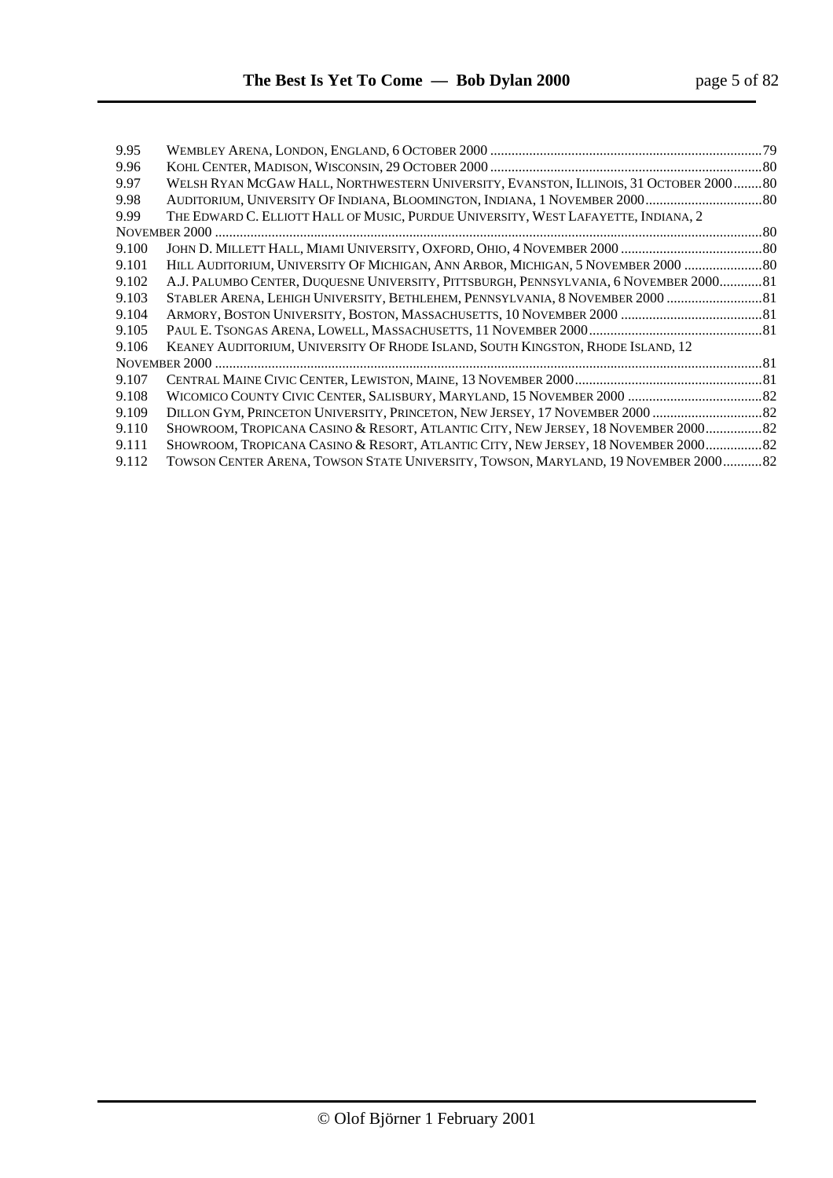9.95 Wembley Arena, London, England, 6 October 2000 ....... 79
9.96 Kohl Center, Madison, Wisconsin, 29 October 2000 ....... 80
9.97 Welsh Ryan McGaw Hall, Northwestern University, Evanston, Illinois, 31 October 2000 ....... 80
9.98 Auditorium, University Of Indiana, Bloomington, Indiana, 1 November 2000 ....... 80
9.99 The Edward C. Elliott Hall of Music, Purdue University, West Lafayette, Indiana, 2 November 2000 ....... 80
9.100 John D. Millett Hall, Miami University, Oxford, Ohio, 4 November 2000 ....... 80
9.101 Hill Auditorium, University Of Michigan, Ann Arbor, Michigan, 5 November 2000 ....... 80
9.102 A.J. Palumbo Center, Duquesne University, Pittsburgh, Pennsylvania, 6 November 2000 ....... 81
9.103 Stabler Arena, Lehigh University, Bethlehem, Pennsylvania, 8 November 2000 ....... 81
9.104 Armory, Boston University, Boston, Massachusetts, 10 November 2000 ....... 81
9.105 Paul E. Tsongas Arena, Lowell, Massachusetts, 11 November 2000 ....... 81
9.106 Keaney Auditorium, University Of Rhode Island, South Kingston, Rhode Island, 12 November 2000 ....... 81
9.107 Central Maine Civic Center, Lewiston, Maine, 13 November 2000 ....... 81
9.108 Wicomico County Civic Center, Salisbury, Maryland, 15 November 2000 ....... 82
9.109 Dillon Gym, Princeton University, Princeton, New Jersey, 17 November 2000 ....... 82
9.110 Showroom, Tropicana Casino & Resort, Atlantic City, New Jersey, 18 November 2000 ....... 82
9.111 Showroom, Tropicana Casino & Resort, Atlantic City, New Jersey, 18 November 2000 ....... 82
9.112 Towson Center Arena, Towson State University, Towson, Maryland, 19 November 2000 ....... 82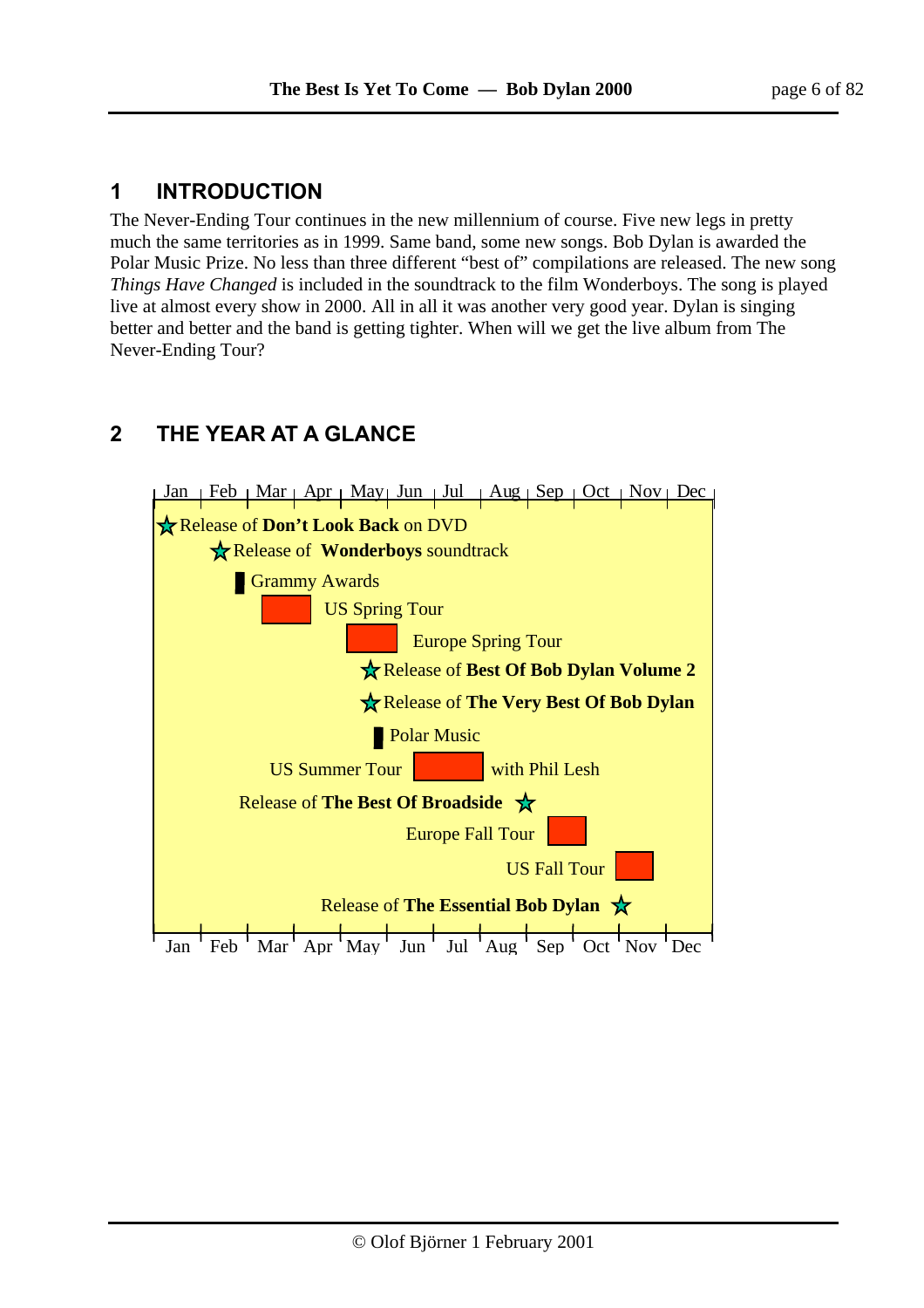# 1 INTRODUCTION

The Never-Ending Tour continues in the new millennium of course. Five new legs in pretty much the same territories as in 1999. Same band, some new songs. Bob Dylan is awarded the Polar Music Prize. No less than three different "best of" compilations are released. The new song *Things Have Changed* is included in the soundtrack to the film Wonderboys. The song is played live at almost every show in 2000. All in all it was another very good year. Dylan is singing better and better and the band is getting tighter. When will we get the live album from The Never-Ending Tour?

# 2 THE YEAR AT A GLANCE

Jan | Feb | Mar | Apr | May | Jun | Jul | Aug | Sep | Oct | Nov | Dec

- Release of **Don't Look Back** on DVD
- Release of **Wonderboys** soundtrack
- Grammy Awards
- US Spring Tour
- Europe Spring Tour
- Release of **Best Of Bob Dylan Volume 2**
- Release of **The Very Best Of Bob Dylan**
- Polar Music
- US Summer Tour with Phil Lesh
- Release of **The Best Of Broadside**
- Europe Fall Tour
- US Fall Tour
- Release of **The Essential Bob Dylan**

Jan | Feb | Mar | Apr | May | Jun | Jul | Aug | Sep | Oct | Nov | Dec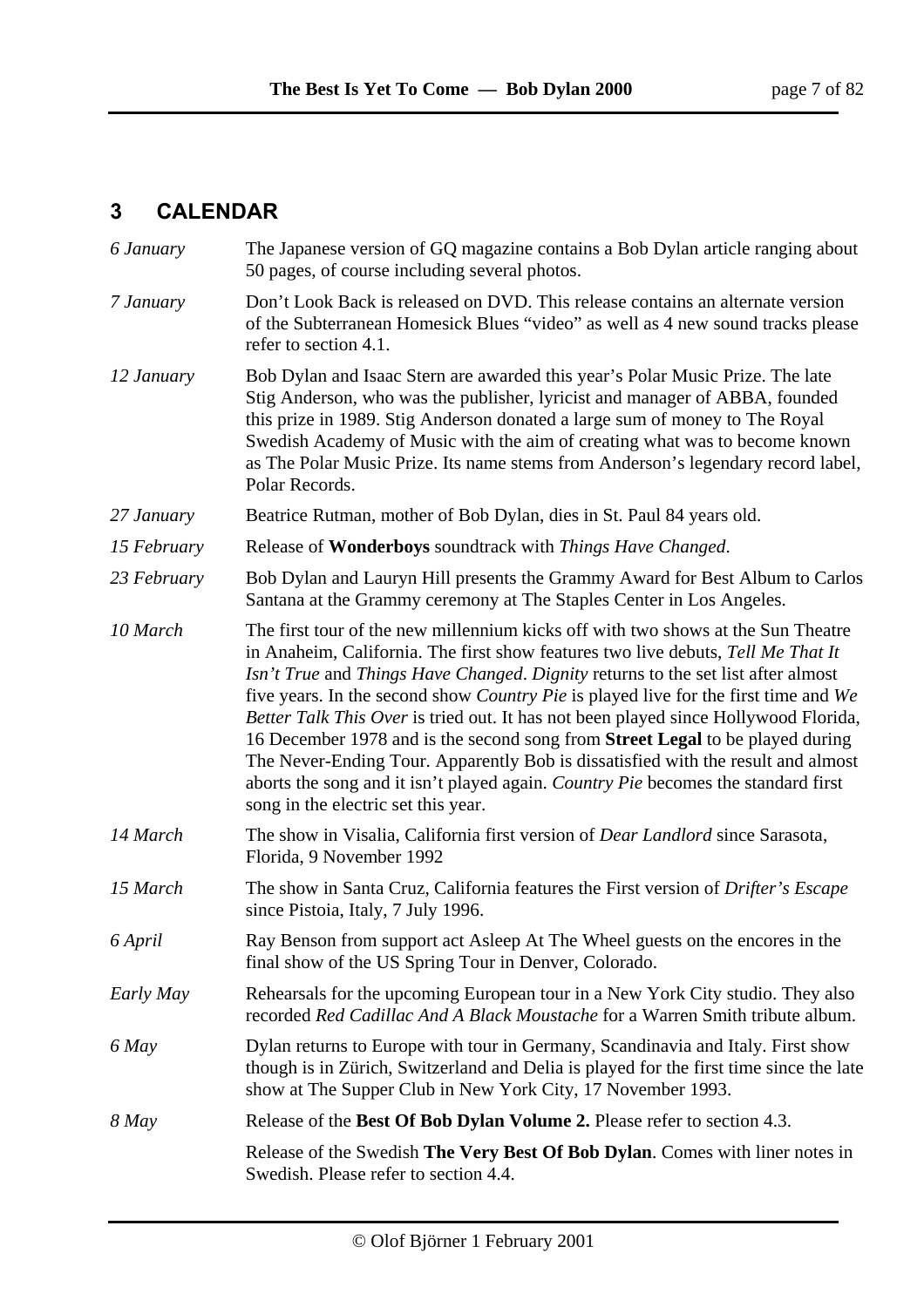## 3 CALENDAR

| | |
|---|---|
| *6 January* | The Japanese version of GQ magazine contains a Bob Dylan article ranging about 50 pages, of course including several photos. |
| *7 January* | Don't Look Back is released on DVD. This release contains an alternate version of the Subterranean Homesick Blues "video" as well as 4 new sound tracks please refer to section 4.1. |
| *12 January* | Bob Dylan and Isaac Stern are awarded this year's Polar Music Prize. The late Stig Anderson, who was the publisher, lyricist and manager of ABBA, founded this prize in 1989. Stig Anderson donated a large sum of money to The Royal Swedish Academy of Music with the aim of creating what was to become known as The Polar Music Prize. Its name stems from Anderson's legendary record label, Polar Records. |
| *27 January* | Beatrice Rutman, mother of Bob Dylan, dies in St. Paul 84 years old. |
| *15 February* | Release of **Wonderboys** soundtrack with *Things Have Changed*. |
| *23 February* | Bob Dylan and Lauryn Hill presents the Grammy Award for Best Album to Carlos Santana at the Grammy ceremony at The Staples Center in Los Angeles. |
| *10 March* | The first tour of the new millennium kicks off with two shows at the Sun Theatre in Anaheim, California. The first show features two live debuts, *Tell Me That It Isn't True* and *Things Have Changed*. *Dignity* returns to the set list after almost five years. In the second show *Country Pie* is played live for the first time and *We Better Talk This Over* is tried out. It has not been played since Hollywood Florida, 16 December 1978 and is the second song from **Street Legal** to be played during The Never-Ending Tour. Apparently Bob is dissatisfied with the result and almost aborts the song and it isn't played again. *Country Pie* becomes the standard first song in the electric set this year. |
| *14 March* | The show in Visalia, California first version of *Dear Landlord* since Sarasota, Florida, 9 November 1992 |
| *15 March* | The show in Santa Cruz, California features the First version of *Drifter's Escape* since Pistoia, Italy, 7 July 1996. |
| *6 April* | Ray Benson from support act Asleep At The Wheel guests on the encores in the final show of the US Spring Tour in Denver, Colorado. |
| *Early May* | Rehearsals for the upcoming European tour in a New York City studio. They also recorded *Red Cadillac And A Black Moustache* for a Warren Smith tribute album. |
| *6 May* | Dylan returns to Europe with tour in Germany, Scandinavia and Italy. First show though is in Zürich, Switzerland and Delia is played for the first time since the late show at The Supper Club in New York City, 17 November 1993. |
| *8 May* | Release of the **Best Of Bob Dylan Volume 2.** Please refer to section 4.3. |
| | Release of the Swedish **The Very Best Of Bob Dylan**. Comes with liner notes in Swedish. Please refer to section 4.4. |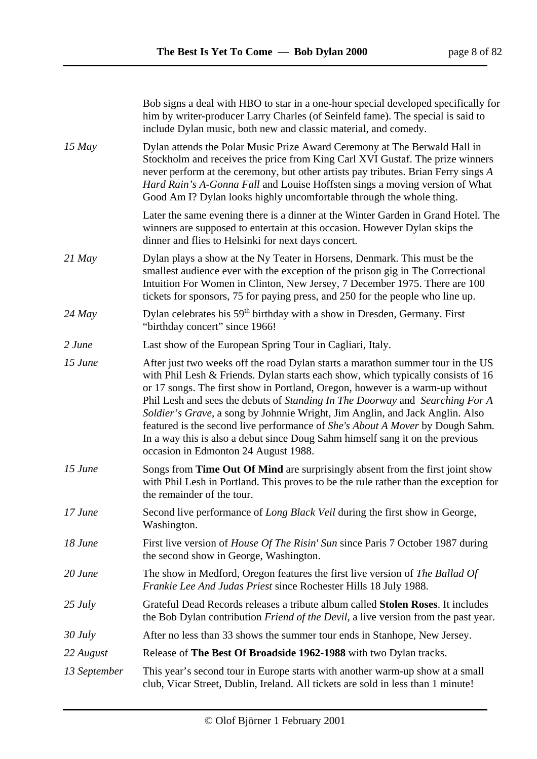| | |
|---|---|
| | Bob signs a deal with HBO to star in a one-hour special developed specifically for him by writer-producer Larry Charles (of Seinfeld fame). The special is said to include Dylan music, both new and classic material, and comedy. |
| *15 May* | Dylan attends the Polar Music Prize Award Ceremony at The Berwald Hall in Stockholm and receives the price from King Carl XVI Gustaf. The prize winners never perform at the ceremony, but other artists pay tributes. Brian Ferry sings *A Hard Rain's A-Gonna Fall* and Louise Hoffsten sings a moving version of What Good Am I? Dylan looks highly uncomfortable through the whole thing. |
| | Later the same evening there is a dinner at the Winter Garden in Grand Hotel. The winners are supposed to entertain at this occasion. However Dylan skips the dinner and flies to Helsinki for next days concert. |
| *21 May* | Dylan plays a show at the Ny Teater in Horsens, Denmark. This must be the smallest audience ever with the exception of the prison gig in The Correctional Intuition For Women in Clinton, New Jersey, 7 December 1975. There are 100 tickets for sponsors, 75 for paying press, and 250 for the people who line up. |
| *24 May* | Dylan celebrates his 59th birthday with a show in Dresden, Germany. First "birthday concert" since 1966! |
| *2 June* | Last show of the European Spring Tour in Cagliari, Italy. |
| *15 June* | After just two weeks off the road Dylan starts a marathon summer tour in the US with Phil Lesh & Friends. Dylan starts each show, which typically consists of 16 or 17 songs. The first show in Portland, Oregon, however is a warm-up without Phil Lesh and sees the debuts of *Standing In The Doorway* and *Searching For A Soldier's Grave*, a song by Johnnie Wright, Jim Anglin, and Jack Anglin. Also featured is the second live performance of *She's About A Mover* by Dough Sahm. In a way this is also a debut since Doug Sahm himself sang it on the previous occasion in Edmonton 24 August 1988. |
| *15 June* | Songs from **Time Out Of Mind** are surprisingly absent from the first joint show with Phil Lesh in Portland. This proves to be the rule rather than the exception for the remainder of the tour. |
| *17 June* | Second live performance of *Long Black Veil* during the first show in George, Washington. |
| *18 June* | First live version of *House Of The Risin' Sun* since Paris 7 October 1987 during the second show in George, Washington. |
| *20 June* | The show in Medford, Oregon features the first live version of *The Ballad Of Frankie Lee And Judas Priest* since Rochester Hills 18 July 1988. |
| *25 July* | Grateful Dead Records releases a tribute album called **Stolen Roses**. It includes the Bob Dylan contribution *Friend of the Devil*, a live version from the past year. |
| *30 July* | After no less than 33 shows the summer tour ends in Stanhope, New Jersey. |
| *22 August* | Release of **The Best Of Broadside 1962-1988** with two Dylan tracks. |
| *13 September* | This year's second tour in Europe starts with another warm-up show at a small club, Vicar Street, Dublin, Ireland. All tickets are sold in less than 1 minute! |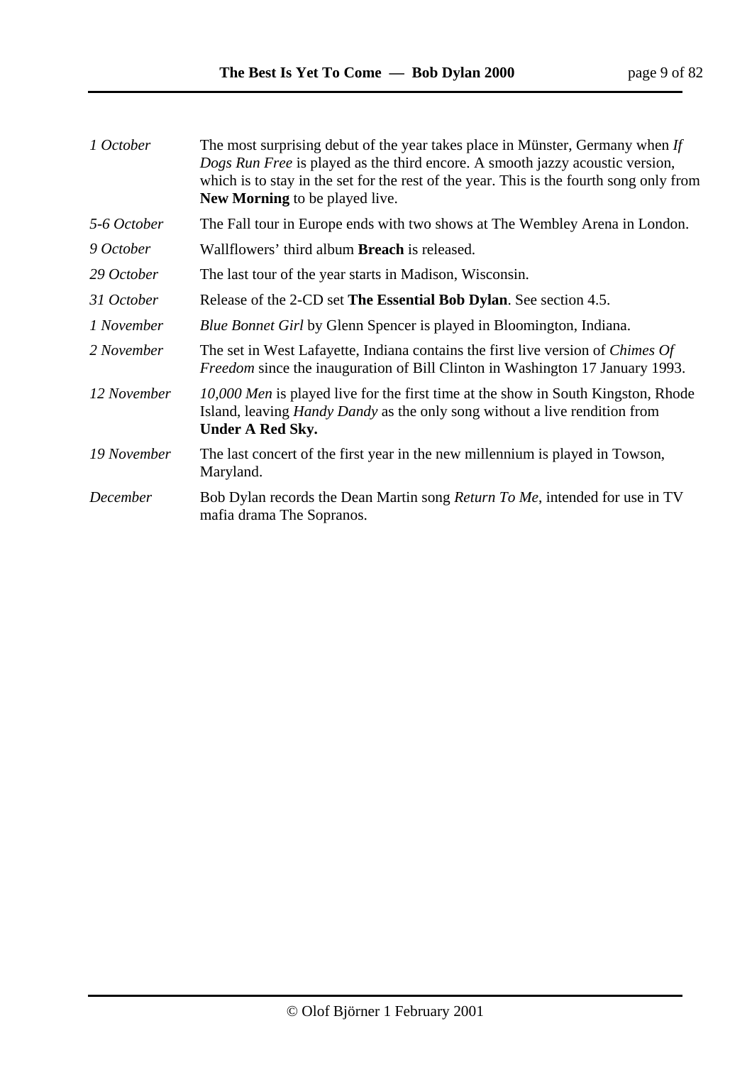| | |
|---|---|
| *1 October* | The most surprising debut of the year takes place in Münster, Germany when *If Dogs Run Free* is played as the third encore. A smooth jazzy acoustic version, which is to stay in the set for the rest of the year. This is the fourth song only from **New Morning** to be played live. |
| *5-6 October* | The Fall tour in Europe ends with two shows at The Wembley Arena in London. |
| *9 October* | Wallflowers' third album **Breach** is released. |
| *29 October* | The last tour of the year starts in Madison, Wisconsin. |
| *31 October* | Release of the 2-CD set **The Essential Bob Dylan**. See section 4.5. |
| *1 November* | *Blue Bonnet Girl* by Glenn Spencer is played in Bloomington, Indiana. |
| *2 November* | The set in West Lafayette, Indiana contains the first live version of *Chimes Of Freedom* since the inauguration of Bill Clinton in Washington 17 January 1993. |
| *12 November* | *10,000 Men* is played live for the first time at the show in South Kingston, Rhode Island, leaving *Handy Dandy* as the only song without a live rendition from **Under A Red Sky.** |
| *19 November* | The last concert of the first year in the new millennium is played in Towson, Maryland. |
| *December* | Bob Dylan records the Dean Martin song *Return To Me*, intended for use in TV mafia drama The Sopranos. |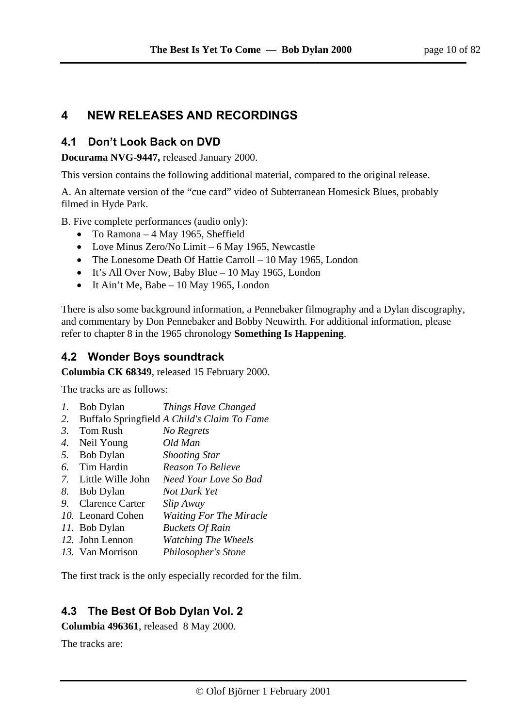# 4 NEW RELEASES AND RECORDINGS

## 4.1 Don’t Look Back on DVD

**Docurama NVG-9447,** released January 2000.

This version contains the following additional material, compared to the original release.

A. An alternate version of the “cue card” video of Subterranean Homesick Blues, probably filmed in Hyde Park.

B. Five complete performances (audio only):

- To Ramona – 4 May 1965, Sheffield
- Love Minus Zero/No Limit – 6 May 1965, Newcastle
- The Lonesome Death Of Hattie Carroll – 10 May 1965, London
- It’s All Over Now, Baby Blue – 10 May 1965, London
- It Ain’t Me, Babe – 10 May 1965, London

There is also some background information, a Pennebaker filmography and a Dylan discography, and commentary by Don Pennebaker and Bobby Neuwirth. For additional information, please refer to chapter 8 in the 1965 chronology **Something Is Happening**.

## 4.2 Wonder Boys soundtrack

**Columbia CK 68349**, released 15 February 2000.

The tracks are as follows:

*1.* Bob Dylan *Things Have Changed*
*2.* Buffalo Springfield *A Child's Claim To Fame*
*3.* Tom Rush *No Regrets*
*4.* Neil Young *Old Man*
*5.* Bob Dylan *Shooting Star*
*6.* Tim Hardin *Reason To Believe*
*7.* Little Wille John *Need Your Love So Bad*
*8.* Bob Dylan *Not Dark Yet*
*9.* Clarence Carter *Slip Away*
*10.* Leonard Cohen *Waiting For The Miracle*
*11.* Bob Dylan *Buckets Of Rain*
*12.* John Lennon *Watching The Wheels*
*13.* Van Morrison *Philosopher's Stone*

The first track is the only especially recorded for the film.

## 4.3 The Best Of Bob Dylan Vol. 2

**Columbia 496361**, released 8 May 2000.

The tracks are: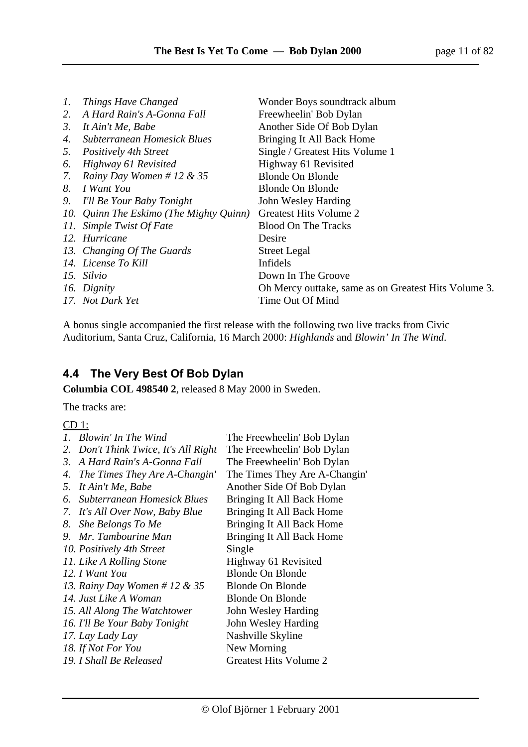1. *Things Have Changed* — Wonder Boys soundtrack album
2. *A Hard Rain's A-Gonna Fall* — Freewheelin' Bob Dylan
3. *It Ain't Me, Babe* — Another Side Of Bob Dylan
4. *Subterranean Homesick Blues* — Bringing It All Back Home
5. *Positively 4th Street* — Single / Greatest Hits Volume 1
6. *Highway 61 Revisited* — Highway 61 Revisited
7. *Rainy Day Women # 12 & 35* — Blonde On Blonde
8. *I Want You* — Blonde On Blonde
9. *I'll Be Your Baby Tonight* — John Wesley Harding
10. *Quinn The Eskimo (The Mighty Quinn)* — Greatest Hits Volume 2
11. *Simple Twist Of Fate* — Blood On The Tracks
12. *Hurricane* — Desire
13. *Changing Of The Guards* — Street Legal
14. *License To Kill* — Infidels
15. *Silvio* — Down In The Groove
16. *Dignity* — Oh Mercy outtake, same as on Greatest Hits Volume 3.
17. *Not Dark Yet* — Time Out Of Mind

A bonus single accompanied the first release with the following two live tracks from Civic Auditorium, Santa Cruz, California, 16 March 2000: *Highlands* and *Blowin' In The Wind*.

## 4.4 The Very Best Of Bob Dylan

**Columbia COL 498540 2**, released 8 May 2000 in Sweden.

The tracks are:

CD 1:

1. *Blowin' In The Wind* — The Freewheelin' Bob Dylan
2. *Don't Think Twice, It's All Right* — The Freewheelin' Bob Dylan
3. *A Hard Rain's A-Gonna Fall* — The Freewheelin' Bob Dylan
4. *The Times They Are A-Changin'* — The Times They Are A-Changin'
5. *It Ain't Me, Babe* — Another Side Of Bob Dylan
6. *Subterranean Homesick Blues* — Bringing It All Back Home
7. *It's All Over Now, Baby Blue* — Bringing It All Back Home
8. *She Belongs To Me* — Bringing It All Back Home
9. *Mr. Tambourine Man* — Bringing It All Back Home
10. *Positively 4th Street* — Single
11. *Like A Rolling Stone* — Highway 61 Revisited
12. *I Want You* — Blonde On Blonde
13. *Rainy Day Women # 12 & 35* — Blonde On Blonde
14. *Just Like A Woman* — Blonde On Blonde
15. *All Along The Watchtower* — John Wesley Harding
16. *I'll Be Your Baby Tonight* — John Wesley Harding
17. *Lay Lady Lay* — Nashville Skyline
18. *If Not For You* — New Morning
19. *I Shall Be Released* — Greatest Hits Volume 2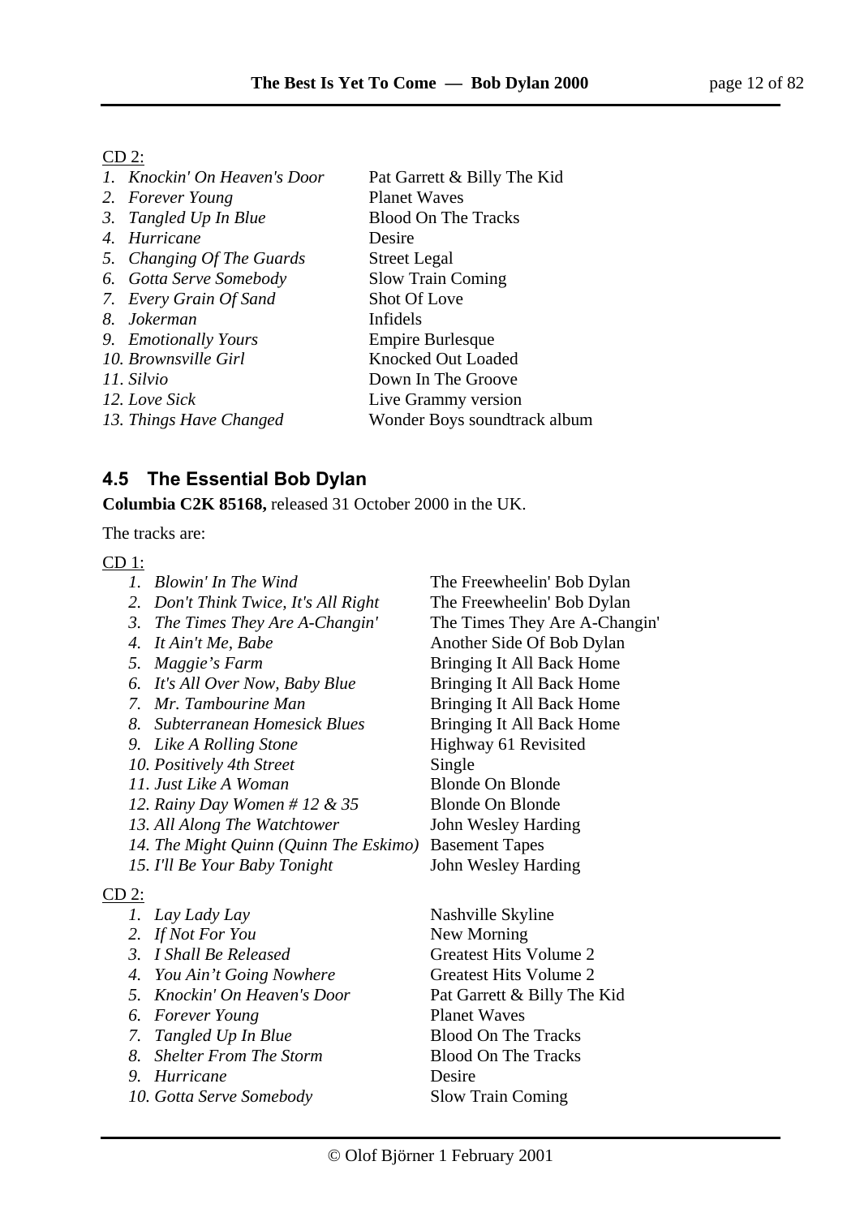CD 2:

| | |
|---|---|
| *1. Knockin' On Heaven's Door* | Pat Garrett & Billy The Kid |
| *2. Forever Young* | Planet Waves |
| *3. Tangled Up In Blue* | Blood On The Tracks |
| *4. Hurricane* | Desire |
| *5. Changing Of The Guards* | Street Legal |
| *6. Gotta Serve Somebody* | Slow Train Coming |
| *7. Every Grain Of Sand* | Shot Of Love |
| *8. Jokerman* | Infidels |
| *9. Emotionally Yours* | Empire Burlesque |
| *10. Brownsville Girl* | Knocked Out Loaded |
| *11. Silvio* | Down In The Groove |
| *12. Love Sick* | Live Grammy version |
| *13. Things Have Changed* | Wonder Boys soundtrack album |

## 4.5 The Essential Bob Dylan

**Columbia C2K 85168,** released 31 October 2000 in the UK.

The tracks are:

CD 1:

| | |
|---|---|
| *1. Blowin' In The Wind* | The Freewheelin' Bob Dylan |
| *2. Don't Think Twice, It's All Right* | The Freewheelin' Bob Dylan |
| *3. The Times They Are A-Changin'* | The Times They Are A-Changin' |
| *4. It Ain't Me, Babe* | Another Side Of Bob Dylan |
| *5. Maggie's Farm* | Bringing It All Back Home |
| *6. It's All Over Now, Baby Blue* | Bringing It All Back Home |
| *7. Mr. Tambourine Man* | Bringing It All Back Home |
| *8. Subterranean Homesick Blues* | Bringing It All Back Home |
| *9. Like A Rolling Stone* | Highway 61 Revisited |
| *10. Positively 4th Street* | Single |
| *11. Just Like A Woman* | Blonde On Blonde |
| *12. Rainy Day Women # 12 & 35* | Blonde On Blonde |
| *13. All Along The Watchtower* | John Wesley Harding |
| *14. The Might Quinn (Quinn The Eskimo)* | Basement Tapes |
| *15. I'll Be Your Baby Tonight* | John Wesley Harding |

CD 2:

| | |
|---|---|
| *1. Lay Lady Lay* | Nashville Skyline |
| *2. If Not For You* | New Morning |
| *3. I Shall Be Released* | Greatest Hits Volume 2 |
| *4. You Ain't Going Nowhere* | Greatest Hits Volume 2 |
| *5. Knockin' On Heaven's Door* | Pat Garrett & Billy The Kid |
| *6. Forever Young* | Planet Waves |
| *7. Tangled Up In Blue* | Blood On The Tracks |
| *8. Shelter From The Storm* | Blood On The Tracks |
| *9. Hurricane* | Desire |
| *10. Gotta Serve Somebody* | Slow Train Coming |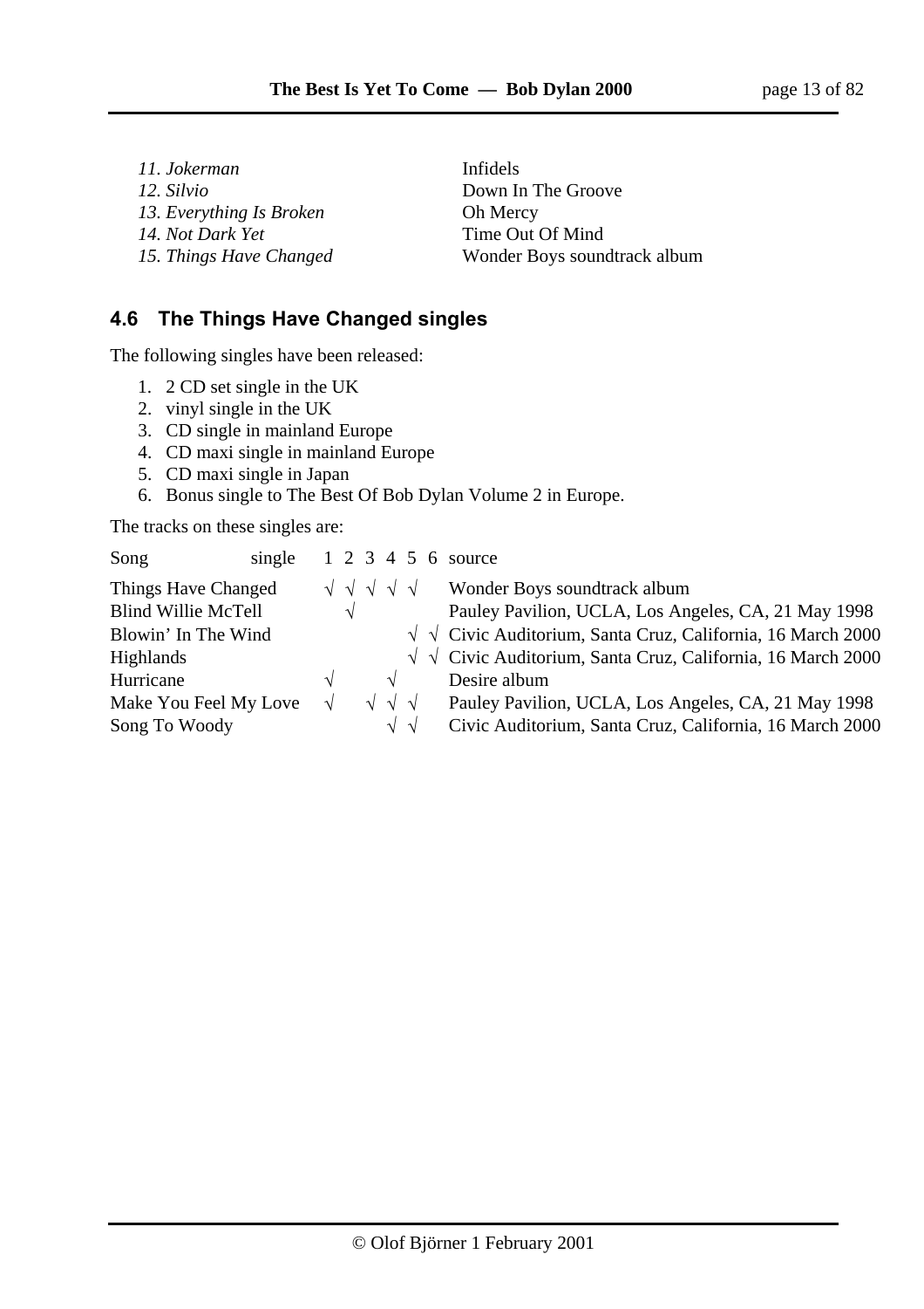| | |
|---|---|
| *11. Jokerman* | Infidels |
| *12. Silvio* | Down In The Groove |
| *13. Everything Is Broken* | Oh Mercy |
| *14. Not Dark Yet* | Time Out Of Mind |
| *15. Things Have Changed* | Wonder Boys soundtrack album |

## 4.6 The Things Have Changed singles

The following singles have been released:

1. 2 CD set single in the UK
2. vinyl single in the UK
3. CD single in mainland Europe
4. CD maxi single in mainland Europe
5. CD maxi single in Japan
6. Bonus single to The Best Of Bob Dylan Volume 2 in Europe.

The tracks on these singles are:

| Song single | 1 | 2 | 3 | 4 | 5 | 6 | source |
|---|---|---|---|---|---|---|---|
| Things Have Changed | √ | √ | √ | √ | √ | | Wonder Boys soundtrack album |
| Blind Willie McTell | | √ | | | | | Pauley Pavilion, UCLA, Los Angeles, CA, 21 May 1998 |
| Blowin' In The Wind | | | | | √ | √ | Civic Auditorium, Santa Cruz, California, 16 March 2000 |
| Highlands | | | | | √ | √ | Civic Auditorium, Santa Cruz, California, 16 March 2000 |
| Hurricane | √ | | | √ | | | Desire album |
| Make You Feel My Love | √ | | √ | √ | √ | | Pauley Pavilion, UCLA, Los Angeles, CA, 21 May 1998 |
| Song To Woody | | | | √ | √ | | Civic Auditorium, Santa Cruz, California, 16 March 2000 |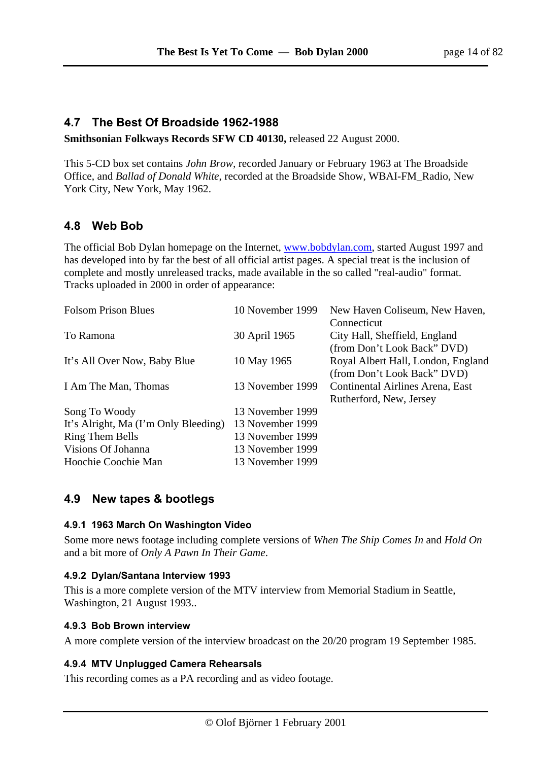## 4.7 The Best Of Broadside 1962-1988

**Smithsonian Folkways Records SFW CD 40130,** released 22 August 2000.

This 5-CD box set contains *John Brow*, recorded January or February 1963 at The Broadside Office, and *Ballad of Donald White*, recorded at the Broadside Show, WBAI-FM_Radio, New York City, New York, May 1962.

## 4.8 Web Bob

The official Bob Dylan homepage on the Internet, www.bobdylan.com, started August 1997 and has developed into by far the best of all official artist pages. A special treat is the inclusion of complete and mostly unreleased tracks, made available in the so called "real-audio" format. Tracks uploaded in 2000 in order of appearance:

| | | |
|---|---|---|
| Folsom Prison Blues | 10 November 1999 | New Haven Coliseum, New Haven, Connecticut |
| To Ramona | 30 April 1965 | City Hall, Sheffield, England (from Don't Look Back" DVD) |
| It's All Over Now, Baby Blue | 10 May 1965 | Royal Albert Hall, London, England (from Don't Look Back" DVD) |
| I Am The Man, Thomas | 13 November 1999 | Continental Airlines Arena, East Rutherford, New, Jersey |
| Song To Woody | 13 November 1999 | |
| It's Alright, Ma (I'm Only Bleeding) | 13 November 1999 | |
| Ring Them Bells | 13 November 1999 | |
| Visions Of Johanna | 13 November 1999 | |
| Hoochie Coochie Man | 13 November 1999 | |

## 4.9 New tapes & bootlegs

### 4.9.1 1963 March On Washington Video

Some more news footage including complete versions of *When The Ship Comes In* and *Hold On* and a bit more of *Only A Pawn In Their Game*.

### 4.9.2 Dylan/Santana Interview 1993

This is a more complete version of the MTV interview from Memorial Stadium in Seattle, Washington, 21 August 1993..

### 4.9.3 Bob Brown interview

A more complete version of the interview broadcast on the 20/20 program 19 September 1985.

### 4.9.4 MTV Unplugged Camera Rehearsals

This recording comes as a PA recording and as video footage.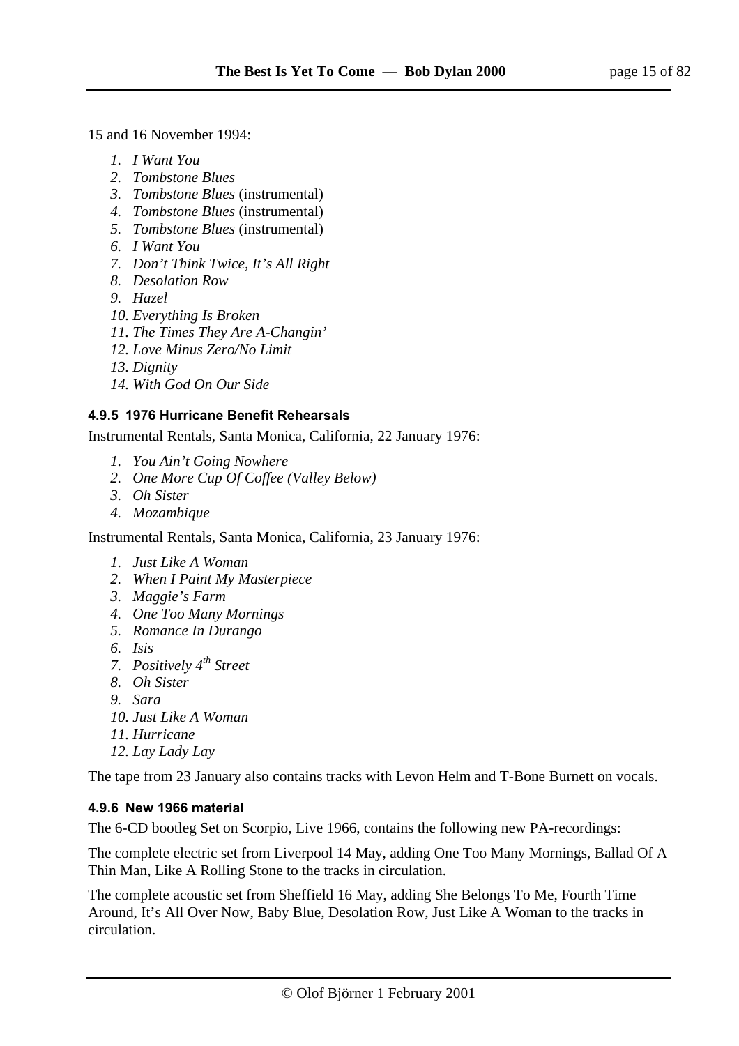15 and 16 November 1994:

1. *I Want You*
2. *Tombstone Blues*
3. *Tombstone Blues* (instrumental)
4. *Tombstone Blues* (instrumental)
5. *Tombstone Blues* (instrumental)
6. *I Want You*
7. *Don't Think Twice, It's All Right*
8. *Desolation Row*
9. *Hazel*
10. *Everything Is Broken*
11. *The Times They Are A-Changin'*
12. *Love Minus Zero/No Limit*
13. *Dignity*
14. *With God On Our Side*

#### 4.9.5 1976 Hurricane Benefit Rehearsals

Instrumental Rentals, Santa Monica, California, 22 January 1976:

1. *You Ain't Going Nowhere*
2. *One More Cup Of Coffee (Valley Below)*
3. *Oh Sister*
4. *Mozambique*

Instrumental Rentals, Santa Monica, California, 23 January 1976:

1. *Just Like A Woman*
2. *When I Paint My Masterpiece*
3. *Maggie's Farm*
4. *One Too Many Mornings*
5. *Romance In Durango*
6. *Isis*
7. *Positively 4th Street*
8. *Oh Sister*
9. *Sara*
10. *Just Like A Woman*
11. *Hurricane*
12. *Lay Lady Lay*

The tape from 23 January also contains tracks with Levon Helm and T-Bone Burnett on vocals.

#### 4.9.6 New 1966 material

The 6-CD bootleg Set on Scorpio, Live 1966, contains the following new PA-recordings:

The complete electric set from Liverpool 14 May, adding One Too Many Mornings, Ballad Of A Thin Man, Like A Rolling Stone to the tracks in circulation.

The complete acoustic set from Sheffield 16 May, adding She Belongs To Me, Fourth Time Around, It's All Over Now, Baby Blue, Desolation Row, Just Like A Woman to the tracks in circulation.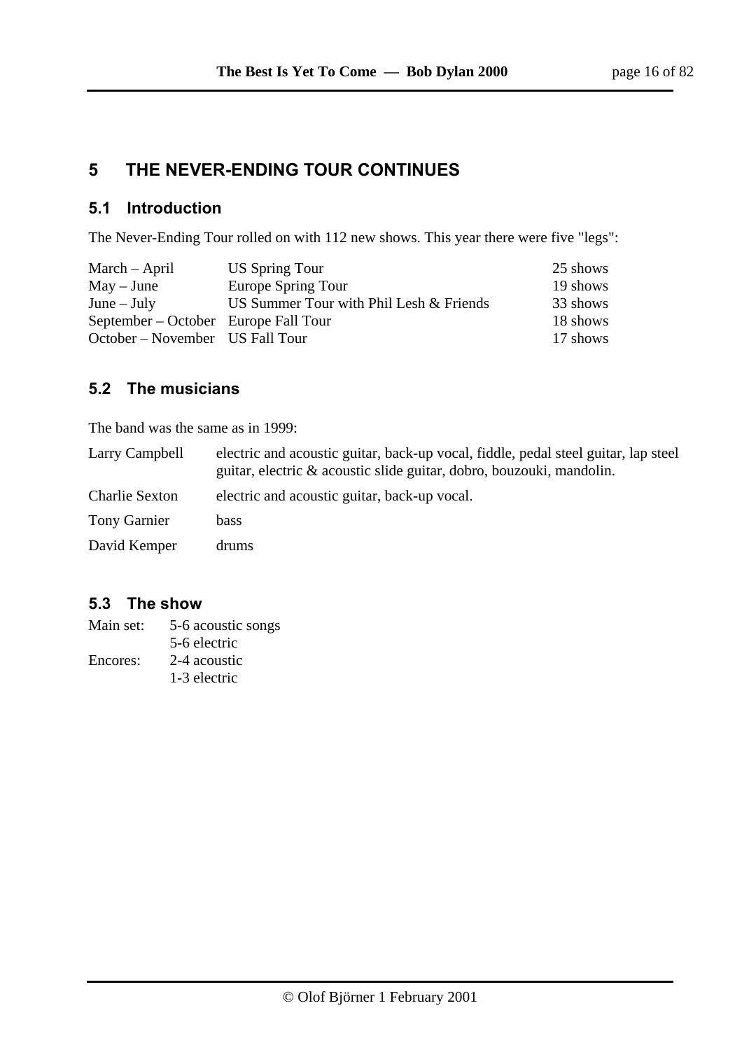# 5 THE NEVER-ENDING TOUR CONTINUES

## 5.1 Introduction

The Never-Ending Tour rolled on with 112 new shows. This year there were five "legs":

| | | |
|---|---|---|
| March – April | US Spring Tour | 25 shows |
| May – June | Europe Spring Tour | 19 shows |
| June – July | US Summer Tour with Phil Lesh & Friends | 33 shows |
| September – October | Europe Fall Tour | 18 shows |
| October – November | US Fall Tour | 17 shows |

## 5.2 The musicians

The band was the same as in 1999:

| | |
|---|---|
| Larry Campbell | electric and acoustic guitar, back-up vocal, fiddle, pedal steel guitar, lap steel guitar, electric & acoustic slide guitar, dobro, bouzouki, mandolin. |
| Charlie Sexton | electric and acoustic guitar, back-up vocal. |
| Tony Garnier | bass |
| David Kemper | drums |

## 5.3 The show

| | |
|---|---|
| Main set: | 5-6 acoustic songs |
| | 5-6 electric |
| Encores: | 2-4 acoustic |
| | 1-3 electric |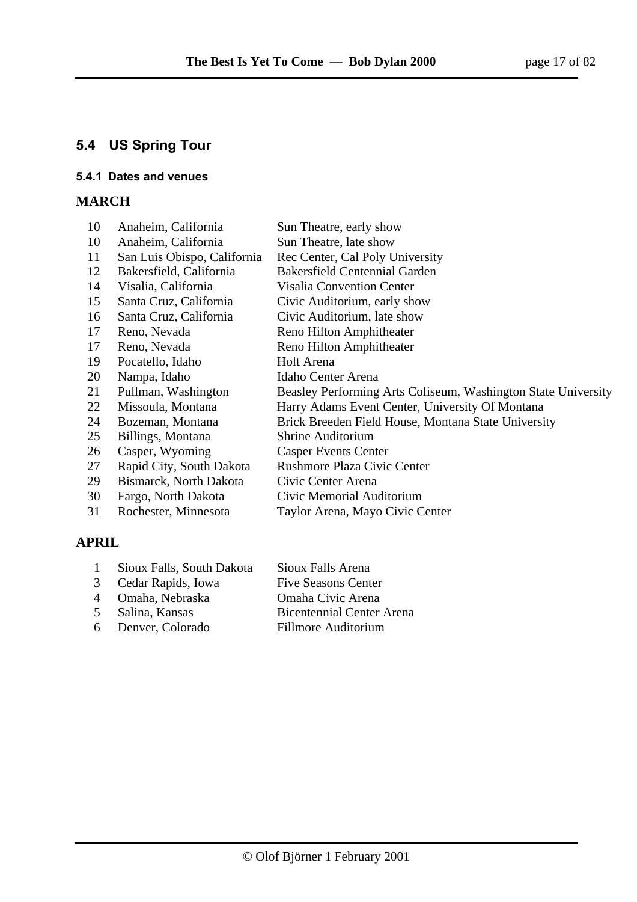## 5.4 US Spring Tour

### 5.4.1 Dates and venues

**MARCH**

| | | |
|---|---|---|
| 10 | Anaheim, California | Sun Theatre, early show |
| 10 | Anaheim, California | Sun Theatre, late show |
| 11 | San Luis Obispo, California | Rec Center, Cal Poly University |
| 12 | Bakersfield, California | Bakersfield Centennial Garden |
| 14 | Visalia, California | Visalia Convention Center |
| 15 | Santa Cruz, California | Civic Auditorium, early show |
| 16 | Santa Cruz, California | Civic Auditorium, late show |
| 17 | Reno, Nevada | Reno Hilton Amphitheater |
| 17 | Reno, Nevada | Reno Hilton Amphitheater |
| 19 | Pocatello, Idaho | Holt Arena |
| 20 | Nampa, Idaho | Idaho Center Arena |
| 21 | Pullman, Washington | Beasley Performing Arts Coliseum, Washington State University |
| 22 | Missoula, Montana | Harry Adams Event Center, University Of Montana |
| 24 | Bozeman, Montana | Brick Breeden Field House, Montana State University |
| 25 | Billings, Montana | Shrine Auditorium |
| 26 | Casper, Wyoming | Casper Events Center |
| 27 | Rapid City, South Dakota | Rushmore Plaza Civic Center |
| 29 | Bismarck, North Dakota | Civic Center Arena |
| 30 | Fargo, North Dakota | Civic Memorial Auditorium |
| 31 | Rochester, Minnesota | Taylor Arena, Mayo Civic Center |

**APRIL**

| | | |
|---|---|---|
| 1 | Sioux Falls, South Dakota | Sioux Falls Arena |
| 3 | Cedar Rapids, Iowa | Five Seasons Center |
| 4 | Omaha, Nebraska | Omaha Civic Arena |
| 5 | Salina, Kansas | Bicentennial Center Arena |
| 6 | Denver, Colorado | Fillmore Auditorium |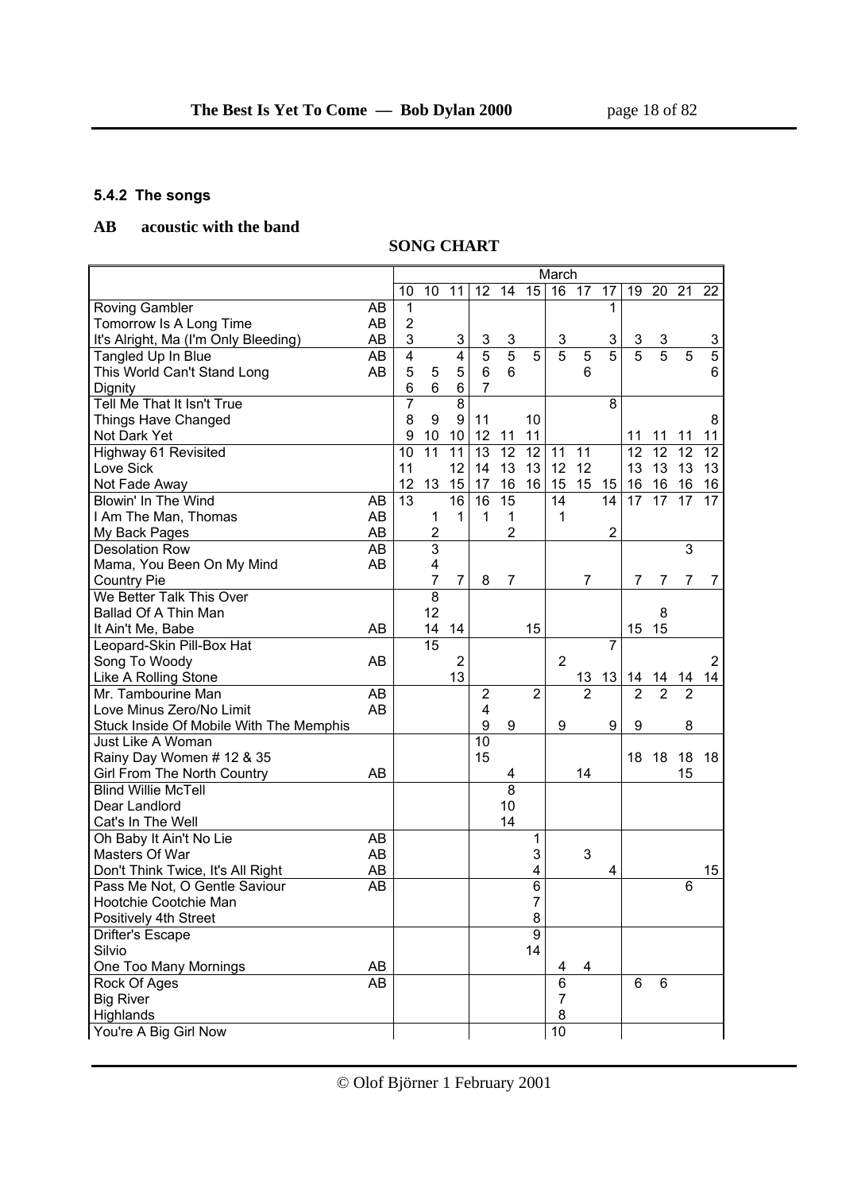### 5.4.2 The songs

**AB acoustic with the band**

**SONG CHART**

| | | March | | | | | | | | | | | | |
|---|---|---|---|---|---|---|---|---|---|---|---|---|---|---|
| | | 10 | 10 | 11 | 12 | 14 | 15 | 16 | 17 | 17 | 19 | 20 | 21 | 22 |
| Roving Gambler | AB | 1 | | | | | | | | 1 | | | | |
| Tomorrow Is A Long Time | AB | 2 | | | | | | | | | | | | |
| It's Alright, Ma (I'm Only Bleeding) | AB | 3 | | 3 | 3 | 3 | | 3 | | 3 | 3 | 3 | | 3 |
| Tangled Up In Blue | AB | 4 | | 4 | 5 | 5 | 5 | 5 | 5 | 5 | 5 | 5 | 5 | 5 |
| This World Can't Stand Long | AB | 5 | 5 | 5 | 6 | 6 | | | 6 | | | | | 6 |
| Dignity | | 6 | 6 | 6 | 7 | | | | | | | | | |
| Tell Me That It Isn't True | | 7 | | | | | | | | 8 | | | | |
| Things Have Changed | | 8 | 9 | 9 | 11 | | 10 | | | | | | | 8 |
| Not Dark Yet | | 9 | 10 | 10 | 12 | 11 | 11 | | | | 11 | 11 | 11 | 11 |
| Highway 61 Revisited | | 10 | 11 | 11 | 13 | 12 | 12 | 11 | 11 | | 12 | 12 | 12 | 12 |
| Love Sick | | 11 | | 12 | 14 | 13 | 13 | 12 | 12 | | 13 | 13 | 13 | 13 |
| Not Fade Away | | 12 | 13 | 15 | 17 | 16 | 16 | 15 | 15 | 15 | 16 | 16 | 16 | 16 |
| Blowin' In The Wind | AB | 13 | | 16 | 16 | 15 | | 14 | | 14 | 17 | 17 | 17 | 17 |
| I Am The Man, Thomas | AB | | 1 | 1 | 1 | 1 | | 1 | | | | | | |
| My Back Pages | AB | | 2 | | | 2 | | | | 2 | | | | |
| Desolation Row | AB | | 3 | | | | | | | | | | 3 | |
| Mama, You Been On My Mind | AB | | 4 | | | | | | | | | | | |
| Country Pie | | | 7 | 7 | 8 | 7 | | | 7 | | 7 | 7 | 7 | 7 |
| We Better Talk This Over | | | 8 | | | | | | | | | | | |
| Ballad Of A Thin Man | | | 12 | | | | | | | | | 8 | | |
| It Ain't Me, Babe | AB | | 14 | 14 | | | 15 | | | | 15 | 15 | | |
| Leopard-Skin Pill-Box Hat | | | 15 | | | | | | | 7 | | | | |
| Song To Woody | AB | | | 2 | | | | 2 | | | | | | 2 |
| Like A Rolling Stone | | | | 13 | | | | | 13 | 13 | 14 | 14 | 14 | 14 |
| Mr. Tambourine Man | AB | | | | 2 | | 2 | | 2 | | 2 | 2 | 2 | |
| Love Minus Zero/No Limit | AB | | | | 4 | | | | | | | | | |
| Stuck Inside Of Mobile With The Memphis | | | | | 9 | 9 | | 9 | | 9 | 9 | | 8 | |
| Just Like A Woman | | | | | 10 | | | | | | | | | |
| Rainy Day Women # 12 & 35 | | | | | 15 | | | | | | 18 | 18 | 18 | 18 |
| Girl From The North Country | AB | | | | | 4 | | | 14 | | | | 15 | |
| Blind Willie McTell | | | | | | 8 | | | | | | | | |
| Dear Landlord | | | | | | 10 | | | | | | | | |
| Cat's In The Well | | | | | | 14 | | | | | | | | |
| Oh Baby It Ain't No Lie | AB | | | | | | 1 | | | | | | | |
| Masters Of War | AB | | | | | | 3 | | 3 | | | | | |
| Don't Think Twice, It's All Right | AB | | | | | | 4 | | | 4 | | | | 15 |
| Pass Me Not, O Gentle Saviour | AB | | | | | | 6 | | | | | | 6 | |
| Hootchie Cootchie Man | | | | | | | 7 | | | | | | | |
| Positively 4th Street | | | | | | | 8 | | | | | | | |
| Drifter's Escape | | | | | | | 9 | | | | | | | |
| Silvio | | | | | | | 14 | | | | | | | |
| One Too Many Mornings | AB | | | | | | | 4 | 4 | | | | | |
| Rock Of Ages | AB | | | | | | | 6 | | | 6 | 6 | | |
| Big River | | | | | | | | 7 | | | | | | |
| Highlands | | | | | | | | 8 | | | | | | |
| You're A Big Girl Now | | | | | | | | 10 | | | | | | |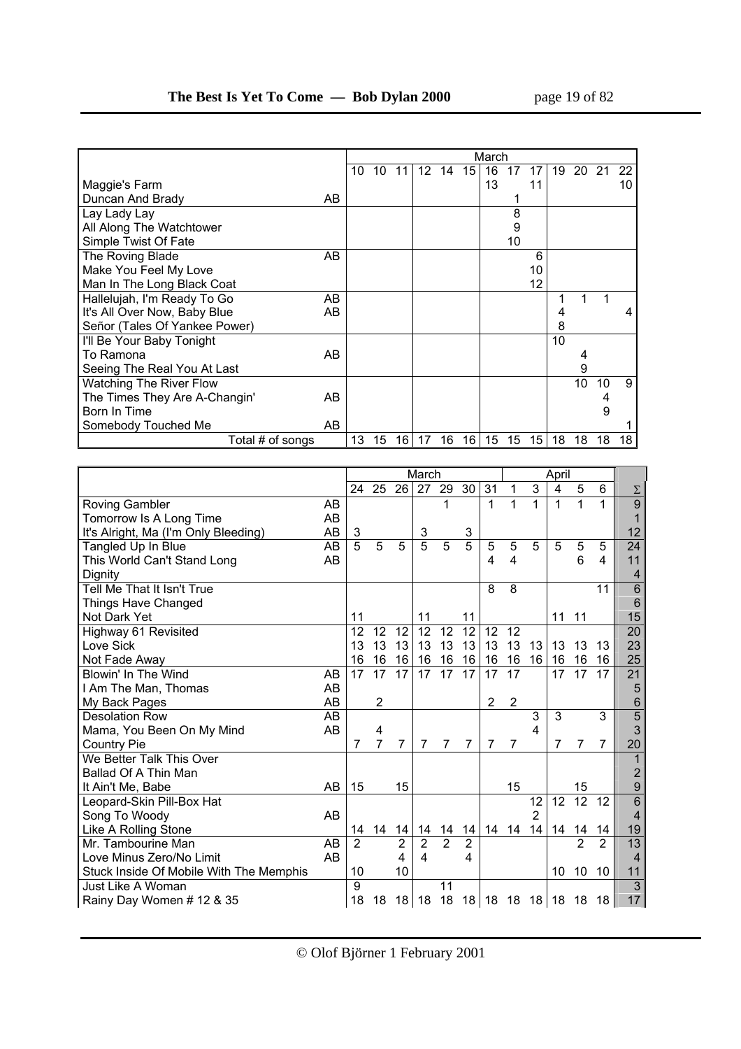| | | March | | | | | | | | | | | | |
|---|---|---|---|---|---|---|---|---|---|---|---|---|---|---|
| | | 10 | 10 | 11 | 12 | 14 | 15 | 16 | 17 | 17 | 19 | 20 | 21 | 22 |
| Maggie's Farm | | | | | | | | 13 | | 11 | | | | 10 |
| Duncan And Brady | AB | | | | | | | | 1 | | | | | |
| Lay Lady Lay | | | | | | | | | 8 | | | | | |
| All Along The Watchtower | | | | | | | | | 9 | | | | | |
| Simple Twist Of Fate | | | | | | | | | 10 | | | | | |
| The Roving Blade | AB | | | | | | | | | 6 | | | | |
| Make You Feel My Love | | | | | | | | | | 10 | | | | |
| Man In The Long Black Coat | | | | | | | | | | 12 | | | | |
| Hallelujah, I'm Ready To Go | AB | | | | | | | | | | 1 | 1 | 1 | |
| It's All Over Now, Baby Blue | AB | | | | | | | | | | 4 | | | 4 |
| Señor (Tales Of Yankee Power) | | | | | | | | | | | 8 | | | |
| I'll Be Your Baby Tonight | | | | | | | | | | | 10 | | | |
| To Ramona | AB | | | | | | | | | | | 4 | | |
| Seeing The Real You At Last | | | | | | | | | | | | 9 | | |
| Watching The River Flow | | | | | | | | | | | | 10 | 10 | 9 |
| The Times They Are A-Changin' | AB | | | | | | | | | | | | 4 | |
| Born In Time | | | | | | | | | | | | | 9 | |
| Somebody Touched Me | AB | | | | | | | | | | | | | 1 |
| Total # of songs | | 13 | 15 | 16 | 17 | 16 | 16 | 15 | 15 | 15 | 18 | 18 | 18 | 18 |

| | | March | | | | | | | April | | | | | |
|---|---|---|---|---|---|---|---|---|---|---|---|---|---|---|
| | | 24 | 25 | 26 | 27 | 29 | 30 | 31 | 1 | 3 | 4 | 5 | 6 | Σ |
| Roving Gambler | AB | | | | | 1 | | 1 | 1 | 1 | 1 | 1 | 1 | 9 |
| Tomorrow Is A Long Time | AB | | | | | | | | | | | | | 1 |
| It's Alright, Ma (I'm Only Bleeding) | AB | 3 | | | 3 | | 3 | | | | | | | 12 |
| Tangled Up In Blue | AB | 5 | 5 | 5 | 5 | 5 | 5 | 5 | 5 | 5 | 5 | 5 | 5 | 24 |
| This World Can't Stand Long | AB | | | | | | | 4 | 4 | | | 6 | 4 | 11 |
| Dignity | | | | | | | | | | | | | | 4 |
| Tell Me That It Isn't True | | | | | | | | 8 | 8 | | | | 11 | 6 |
| Things Have Changed | | | | | | | | | | | | | | 6 |
| Not Dark Yet | | 11 | | | 11 | | 11 | | | | 11 | 11 | | 15 |
| Highway 61 Revisited | | 12 | 12 | 12 | 12 | 12 | 12 | 12 | 12 | | | | | 20 |
| Love Sick | | 13 | 13 | 13 | 13 | 13 | 13 | 13 | 13 | 13 | 13 | 13 | 13 | 23 |
| Not Fade Away | | 16 | 16 | 16 | 16 | 16 | 16 | 16 | 16 | 16 | 16 | 16 | 16 | 25 |
| Blowin' In The Wind | AB | 17 | 17 | 17 | 17 | 17 | 17 | 17 | 17 | | 17 | 17 | 17 | 21 |
| I Am The Man, Thomas | AB | | | | | | | | | | | | | 5 |
| My Back Pages | AB | | 2 | | | | | 2 | 2 | | | | | 6 |
| Desolation Row | AB | | | | | | | | | 3 | 3 | | 3 | 5 |
| Mama, You Been On My Mind | AB | | 4 | | | | | | | 4 | | | | 3 |
| Country Pie | | 7 | 7 | 7 | 7 | 7 | 7 | 7 | 7 | | 7 | 7 | 7 | 20 |
| We Better Talk This Over | | | | | | | | | | | | | | 1 |
| Ballad Of A Thin Man | | | | | | | | | | | | | | 2 |
| It Ain't Me, Babe | AB | 15 | | 15 | | | | | 15 | | | 15 | | 9 |
| Leopard-Skin Pill-Box Hat | | | | | | | | | | 12 | 12 | 12 | 12 | 6 |
| Song To Woody | AB | | | | | | | | | 2 | | | | 4 |
| Like A Rolling Stone | | 14 | 14 | 14 | 14 | 14 | 14 | 14 | 14 | 14 | 14 | 14 | 14 | 19 |
| Mr. Tambourine Man | AB | 2 | | 2 | 2 | 2 | 2 | | | | | 2 | 2 | 13 |
| Love Minus Zero/No Limit | AB | | | 4 | 4 | | 4 | | | | | | | 4 |
| Stuck Inside Of Mobile With The Memphis | | 10 | | 10 | | | | | | | 10 | 10 | 10 | 11 |
| Just Like A Woman | | 9 | | | | 11 | | | | | | | | 3 |
| Rainy Day Women # 12 & 35 | | 18 | 18 | 18 | 18 | 18 | 18 | 18 | 18 | 18 | 18 | 18 | 18 | 17 |

© Olof Björner 1 February 2001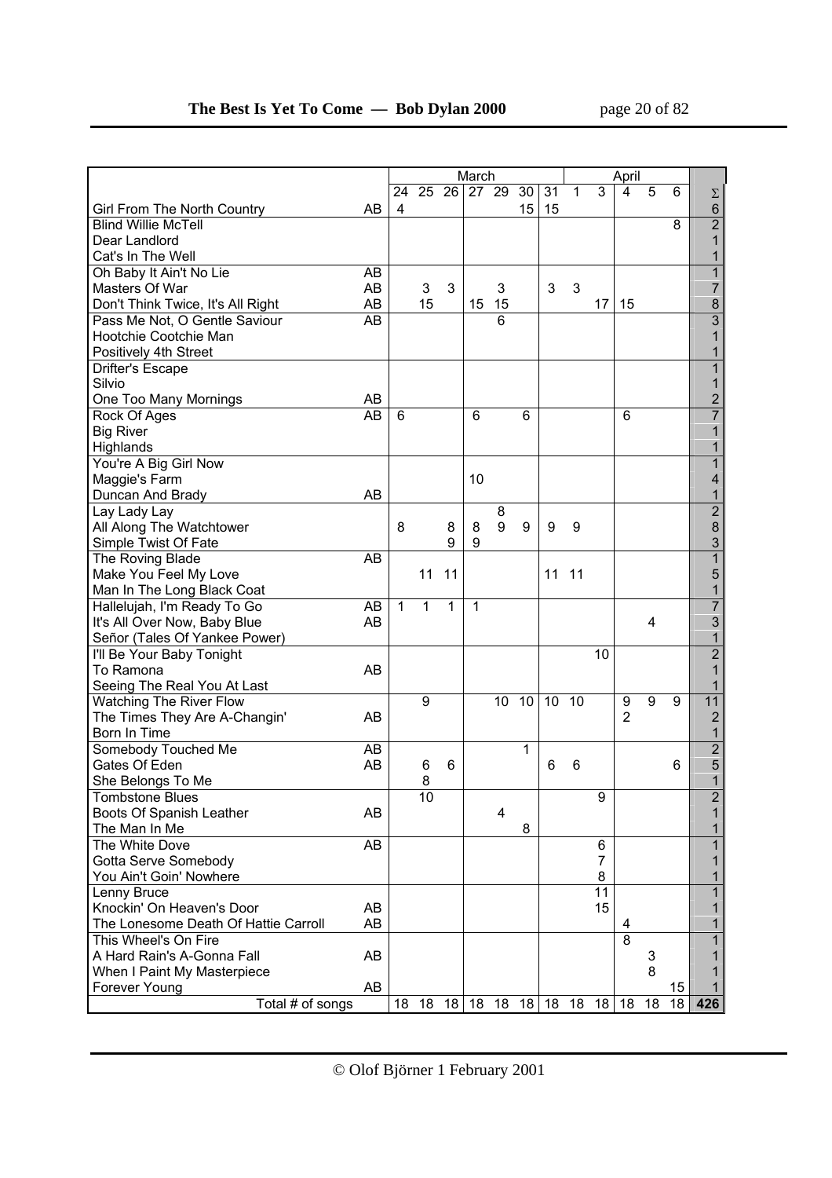| | | March | | | | | | | | | April | | | |
|---|---|---|---|---|---|---|---|---|---|---|---|---|---|---|
| | | 24 | 25 | 26 | 27 | 29 | 30 | 31 | 1 | 3 | 4 | 5 | 6 | Σ |
| Girl From The North Country | AB | 4 | | | | | 15 | 15 | | | | | | 6 |
| Blind Willie McTell | | | | | | | | | | | | | 8 | 2 |
| Dear Landlord | | | | | | | | | | | | | | 1 |
| Cat's In The Well | | | | | | | | | | | | | | 1 |
| Oh Baby It Ain't No Lie | AB | | | | | | | | | | | | | 1 |
| Masters Of War | AB | | 3 | 3 | | 3 | | 3 | 3 | | | | | 7 |
| Don't Think Twice, It's All Right | AB | | 15 | | 15 | 15 | | | | 17 | 15 | | | 8 |
| Pass Me Not, O Gentle Saviour | AB | | | | | 6 | | | | | | | | 3 |
| Hootchie Cootchie Man | | | | | | | | | | | | | | 1 |
| Positively 4th Street | | | | | | | | | | | | | | 1 |
| Drifter's Escape | | | | | | | | | | | | | | 1 |
| Silvio | | | | | | | | | | | | | | 1 |
| One Too Many Mornings | AB | | | | | | | | | | | | | 2 |
| Rock Of Ages | AB | 6 | | | 6 | | 6 | | | | 6 | | | 7 |
| Big River | | | | | | | | | | | | | | 1 |
| Highlands | | | | | | | | | | | | | | 1 |
| You're A Big Girl Now | | | | | | | | | | | | | | 1 |
| Maggie's Farm | | | | | 10 | | | | | | | | | 4 |
| Duncan And Brady | AB | | | | | | | | | | | | | 1 |
| Lay Lady Lay | | | | | | 8 | | | | | | | | 2 |
| All Along The Watchtower | | 8 | | 8 | 8 | 9 | 9 | 9 | 9 | | | | | 8 |
| Simple Twist Of Fate | | | | 9 | 9 | | | | | | | | | 3 |
| The Roving Blade | AB | | | | | | | | | | | | | 1 |
| Make You Feel My Love | | | 11 | 11 | | | | 11 | 11 | | | | | 5 |
| Man In The Long Black Coat | | | | | | | | | | | | | | 1 |
| Hallelujah, I'm Ready To Go | AB | 1 | 1 | 1 | 1 | | | | | | | | | 7 |
| It's All Over Now, Baby Blue | AB | | | | | | | | | | | 4 | | 3 |
| Señor (Tales Of Yankee Power) | | | | | | | | | | | | | | 1 |
| I'll Be Your Baby Tonight | | | | | | | | | | 10 | | | | 2 |
| To Ramona | AB | | | | | | | | | | | | | 1 |
| Seeing The Real You At Last | | | | | | | | | | | | | | 1 |
| Watching The River Flow | | | 9 | | | 10 | 10 | 10 | 10 | | 9 | 9 | 9 | 11 |
| The Times They Are A-Changin' | AB | | | | | | | | | | 2 | | | 2 |
| Born In Time | | | | | | | | | | | | | | 1 |
| Somebody Touched Me | AB | | | | | | 1 | | | | | | | 2 |
| Gates Of Eden | AB | | 6 | 6 | | | | 6 | 6 | | | | 6 | 5 |
| She Belongs To Me | | | 8 | | | | | | | | | | | 1 |
| Tombstone Blues | | | 10 | | | | | | | 9 | | | | 2 |
| Boots Of Spanish Leather | AB | | | | | 4 | | | | | | | | 1 |
| The Man In Me | | | | | | | 8 | | | | | | | 1 |
| The White Dove | AB | | | | | | | | | 6 | | | | 1 |
| Gotta Serve Somebody | | | | | | | | | | 7 | | | | 1 |
| You Ain't Goin' Nowhere | | | | | | | | | | 8 | | | | 1 |
| Lenny Bruce | | | | | | | | | | 11 | | | | 1 |
| Knockin' On Heaven's Door | AB | | | | | | | | | 15 | | | | 1 |
| The Lonesome Death Of Hattie Carroll | AB | | | | | | | | | | 4 | | | 1 |
| This Wheel's On Fire | | | | | | | | | | | 8 | | | 1 |
| A Hard Rain's A-Gonna Fall | AB | | | | | | | | | | | 3 | | 1 |
| When I Paint My Masterpiece | | | | | | | | | | | | 8 | | 1 |
| Forever Young | AB | | | | | | | | | | | | 15 | 1 |
| Total # of songs | | 18 | 18 | 18 | 18 | 18 | 18 | 18 | 18 | 18 | 18 | 18 | 18 | 426 |

© Olof Björner 1 February 2001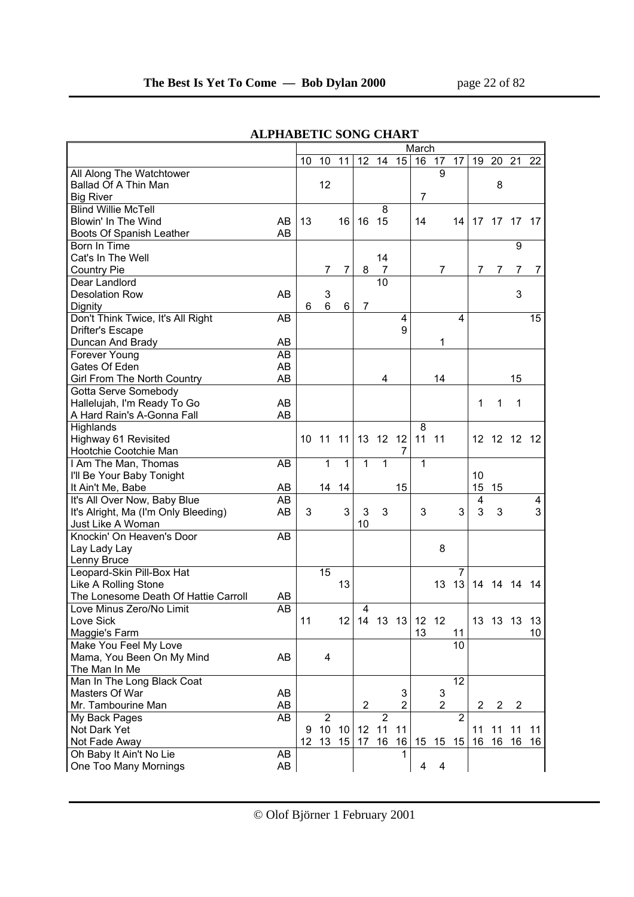## ALPHABETIC SONG CHART

| | | March | | | | | | | | | | | | |
|---|---|---|---|---|---|---|---|---|---|---|---|---|---|---|
| | | 10 | 10 | 11 | 12 | 14 | 15 | 16 | 17 | 17 | 19 | 20 | 21 | 22 |
| All Along The Watchtower | | | | | | | | | 9 | | | | | |
| Ballad Of A Thin Man | | | 12 | | | | | | | | | 8 | | |
| Big River | | | | | | | | 7 | | | | | | |
| Blind Willie McTell | | | | | | 8 | | | | | | | | |
| Blowin' In The Wind | AB | 13 | | 16 | 16 | 15 | | 14 | | 14 | 17 | 17 | 17 | 17 |
| Boots Of Spanish Leather | AB | | | | | | | | | | | | | |
| Born In Time | | | | | | | | | | | | | 9 | |
| Cat's In The Well | | | | | | 14 | | | | | | | | |
| Country Pie | | | 7 | 7 | 8 | 7 | | | 7 | | 7 | 7 | 7 | 7 |
| Dear Landlord | | | | | | 10 | | | | | | | | |
| Desolation Row | AB | | 3 | | | | | | | | | | 3 | |
| Dignity | | 6 | 6 | 6 | 7 | | | | | | | | | |
| Don't Think Twice, It's All Right | AB | | | | | | 4 | | | 4 | | | | 15 |
| Drifter's Escape | | | | | | | 9 | | | | | | | |
| Duncan And Brady | AB | | | | | | | | 1 | | | | | |
| Forever Young | AB | | | | | | | | | | | | | |
| Gates Of Eden | AB | | | | | | | | | | | | | |
| Girl From The North Country | AB | | | | | 4 | | | 14 | | | | 15 | |
| Gotta Serve Somebody | | | | | | | | | | | | | | |
| Hallelujah, I'm Ready To Go | AB | | | | | | | | | | 1 | 1 | 1 | |
| A Hard Rain's A-Gonna Fall | AB | | | | | | | | | | | | | |
| Highlands | | | | | | | | 8 | | | | | | |
| Highway 61 Revisited | | 10 | 11 | 11 | 13 | 12 | 12 | 11 | 11 | | 12 | 12 | 12 | 12 |
| Hootchie Cootchie Man | | | | | | | 7 | | | | | | | |
| I Am The Man, Thomas | AB | | 1 | 1 | 1 | 1 | | 1 | | | | | | |
| I'll Be Your Baby Tonight | | | | | | | | | | | 10 | | | |
| It Ain't Me, Babe | AB | | 14 | 14 | | | 15 | | | | 15 | 15 | | |
| It's All Over Now, Baby Blue | AB | | | | | | | | | | 4 | | | 4 |
| It's Alright, Ma (I'm Only Bleeding) | AB | 3 | | 3 | 3 | 3 | | 3 | | 3 | 3 | 3 | | 3 |
| Just Like A Woman | | | | | 10 | | | | | | | | | |
| Knockin' On Heaven's Door | AB | | | | | | | | | | | | | |
| Lay Lady Lay | | | | | | | | | 8 | | | | | |
| Lenny Bruce | | | | | | | | | | | | | | |
| Leopard-Skin Pill-Box Hat | | | 15 | | | | | | | 7 | | | | |
| Like A Rolling Stone | | | | 13 | | | | | 13 | 13 | 14 | 14 | 14 | 14 |
| The Lonesome Death Of Hattie Carroll | AB | | | | | | | | | | | | | |
| Love Minus Zero/No Limit | AB | | | | 4 | | | | | | | | | |
| Love Sick | | 11 | | 12 | 14 | 13 | 13 | 12 | 12 | | 13 | 13 | 13 | 13 |
| Maggie's Farm | | | | | | | | 13 | | 11 | | | | 10 |
| Make You Feel My Love | | | | | | | | | | 10 | | | | |
| Mama, You Been On My Mind | AB | | 4 | | | | | | | | | | | |
| The Man In Me | | | | | | | | | | | | | | |
| Man In The Long Black Coat | | | | | | | | | | 12 | | | | |
| Masters Of War | AB | | | | | | 3 | | 3 | | | | | |
| Mr. Tambourine Man | AB | | | | 2 | | 2 | | 2 | | 2 | 2 | 2 | |
| My Back Pages | AB | | 2 | | | 2 | | | | 2 | | | | |
| Not Dark Yet | | 9 | 10 | 10 | 12 | 11 | 11 | | | | 11 | 11 | 11 | 11 |
| Not Fade Away | | 12 | 13 | 15 | 17 | 16 | 16 | 15 | 15 | 15 | 16 | 16 | 16 | 16 |
| Oh Baby It Ain't No Lie | AB | | | | | | 1 | | | | | | | |
| One Too Many Mornings | AB | | | | | | | 4 | 4 | | | | | |

© Olof Björner 1 February 2001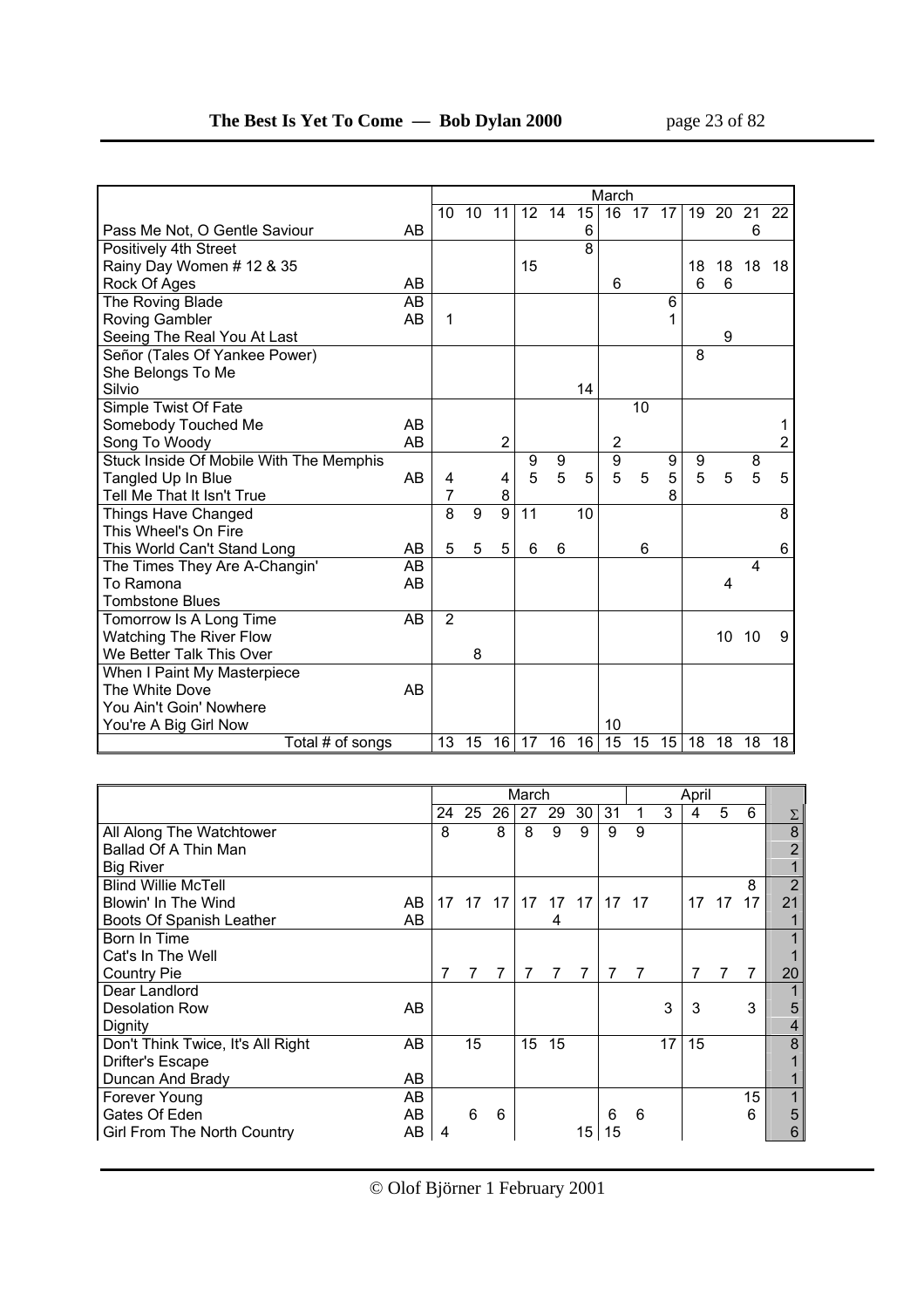| | | March | | | | | | | | | | | | |
|---|---|---|---|---|---|---|---|---|---|---|---|---|---|---|
| | | 10 | 10 | 11 | 12 | 14 | 15 | 16 | 17 | 17 | 19 | 20 | 21 | 22 |
| Pass Me Not, O Gentle Saviour | AB | | | | | | 6 | | | | | | 6 | |
| Positively 4th Street | | | | | | | 8 | | | | | | | |
| Rainy Day Women # 12 & 35 | | | | | 15 | | | | | | 18 | 18 | 18 | 18 |
| Rock Of Ages | AB | | | | | | | 6 | | | 6 | 6 | | |
| The Roving Blade | AB | | | | | | | | | 6 | | | | |
| Roving Gambler | AB | 1 | | | | | | | | 1 | | | | |
| Seeing The Real You At Last | | | | | | | | | | | | 9 | | |
| Señor (Tales Of Yankee Power) | | | | | | | | | | | 8 | | | |
| She Belongs To Me | | | | | | | | | | | | | | |
| Silvio | | | | | | | 14 | | | | | | | |
| Simple Twist Of Fate | | | | | | | | | 10 | | | | | |
| Somebody Touched Me | AB | | | | | | | | | | | | | 1 |
| Song To Woody | AB | | | 2 | | | | 2 | | | | | | 2 |
| Stuck Inside Of Mobile With The Memphis | | | | | 9 | 9 | | 9 | | 9 | 9 | | 8 | |
| Tangled Up In Blue | AB | 4 | | 4 | 5 | 5 | 5 | 5 | 5 | 5 | 5 | 5 | 5 | 5 |
| Tell Me That It Isn't True | | 7 | | 8 | | | | | | 8 | | | | |
| Things Have Changed | | 8 | 9 | 9 | 11 | | 10 | | | | | | | 8 |
| This Wheel's On Fire | | | | | | | | | | | | | | |
| This World Can't Stand Long | AB | 5 | 5 | 5 | 6 | 6 | | | 6 | | | | | 6 |
| The Times They Are A-Changin' | AB | | | | | | | | | | | | 4 | |
| To Ramona | AB | | | | | | | | | | | 4 | | |
| Tombstone Blues | | | | | | | | | | | | | | |
| Tomorrow Is A Long Time | AB | 2 | | | | | | | | | | | | |
| Watching The River Flow | | | | | | | | | | | | 10 | 10 | 9 |
| We Better Talk This Over | | | 8 | | | | | | | | | | | |
| When I Paint My Masterpiece | | | | | | | | | | | | | | |
| The White Dove | AB | | | | | | | | | | | | | |
| You Ain't Goin' Nowhere | | | | | | | | | | | | | | |
| You're A Big Girl Now | | | | | | | | 10 | | | | | | |
| Total # of songs | | 13 | 15 | 16 | 17 | 16 | 16 | 15 | 15 | 15 | 18 | 18 | 18 | 18 |

| | | March | | | | | | | April | | | | | |
|---|---|---|---|---|---|---|---|---|---|---|---|---|---|---|
| | | 24 | 25 | 26 | 27 | 29 | 30 | 31 | 1 | 3 | 4 | 5 | 6 | Σ |
| All Along The Watchtower | | 8 | | 8 | 8 | 9 | 9 | 9 | 9 | | | | | 8 |
| Ballad Of A Thin Man | | | | | | | | | | | | | | 2 |
| Big River | | | | | | | | | | | | | | 1 |
| Blind Willie McTell | | | | | | | | | | | | | 8 | 2 |
| Blowin' In The Wind | AB | 17 | 17 | 17 | 17 | 17 | 17 | 17 | 17 | | 17 | 17 | 17 | 21 |
| Boots Of Spanish Leather | AB | | | | | 4 | | | | | | | | 1 |
| Born In Time | | | | | | | | | | | | | | 1 |
| Cat's In The Well | | | | | | | | | | | | | | 1 |
| Country Pie | | 7 | 7 | 7 | 7 | 7 | 7 | 7 | 7 | | 7 | 7 | 7 | 20 |
| Dear Landlord | | | | | | | | | | | | | | 1 |
| Desolation Row | AB | | | | | | | | | 3 | 3 | | 3 | 5 |
| Dignity | | | | | | | | | | | | | | 4 |
| Don't Think Twice, It's All Right | AB | | 15 | | 15 | 15 | | | | 17 | 15 | | | 8 |
| Drifter's Escape | | | | | | | | | | | | | | 1 |
| Duncan And Brady | AB | | | | | | | | | | | | | 1 |
| Forever Young | AB | | | | | | | | | | | | 15 | 1 |
| Gates Of Eden | AB | | 6 | 6 | | | | 6 | 6 | | | | 6 | 5 |
| Girl From The North Country | AB | 4 | | | | | 15 | 15 | | | | | | 6 |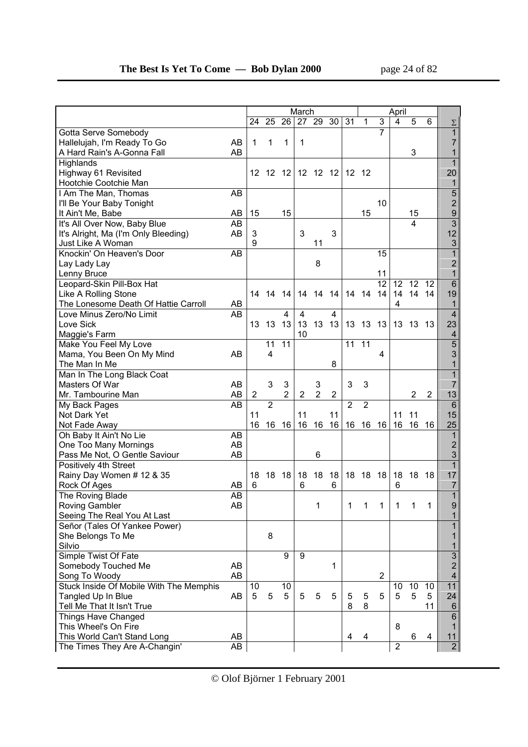| | | March | | | | | | | | | April | | | |
|---|---|---|---|---|---|---|---|---|---|---|---|---|---|---|
| | | 24 | 25 | 26 | 27 | 29 | 30 | 31 | 1 | 3 | 4 | 5 | 6 | Σ |
| Gotta Serve Somebody | | | | | | | | | | 7 | | | | 1 |
| Hallelujah, I'm Ready To Go | AB | 1 | 1 | 1 | 1 | | | | | | | | | 7 |
| A Hard Rain's A-Gonna Fall | AB | | | | | | | | | | | 3 | | 1 |
| Highlands | | | | | | | | | | | | | | 1 |
| Highway 61 Revisited | | 12 | 12 | 12 | 12 | 12 | 12 | 12 | 12 | | | | | 20 |
| Hootchie Cootchie Man | | | | | | | | | | | | | | 1 |
| I Am The Man, Thomas | AB | | | | | | | | | | | | | 5 |
| I'll Be Your Baby Tonight | | | | | | | | | | 10 | | | | 2 |
| It Ain't Me, Babe | AB | 15 | | 15 | | | | | 15 | | | 15 | | 9 |
| It's All Over Now, Baby Blue | AB | | | | | | | | | | | 4 | | 3 |
| It's Alright, Ma (I'm Only Bleeding) | AB | 3 | | | 3 | | 3 | | | | | | | 12 |
| Just Like A Woman | | 9 | | | | 11 | | | | | | | | 3 |
| Knockin' On Heaven's Door | AB | | | | | | | | | 15 | | | | 1 |
| Lay Lady Lay | | | | | | 8 | | | | | | | | 2 |
| Lenny Bruce | | | | | | | | | | 11 | | | | 1 |
| Leopard-Skin Pill-Box Hat | | | | | | | | | | 12 | 12 | 12 | 12 | 6 |
| Like A Rolling Stone | | 14 | 14 | 14 | 14 | 14 | 14 | 14 | 14 | 14 | 14 | 14 | 14 | 19 |
| The Lonesome Death Of Hattie Carroll | AB | | | | | | | | | | 4 | | | 1 |
| Love Minus Zero/No Limit | AB | | | 4 | 4 | | 4 | | | | | | | 4 |
| Love Sick | | 13 | 13 | 13 | 13 | 13 | 13 | 13 | 13 | 13 | 13 | 13 | 13 | 23 |
| Maggie's Farm | | | | | 10 | | | | | | | | | 4 |
| Make You Feel My Love | | | 11 | 11 | | | | 11 | 11 | | | | | 5 |
| Mama, You Been On My Mind | AB | | 4 | | | | | | | 4 | | | | 3 |
| The Man In Me | | | | | | | 8 | | | | | | | 1 |
| Man In The Long Black Coat | | | | | | | | | | | | | | 1 |
| Masters Of War | AB | | 3 | 3 | | 3 | | 3 | 3 | | | | | 7 |
| Mr. Tambourine Man | AB | 2 | | 2 | 2 | 2 | 2 | | | | | 2 | 2 | 13 |
| My Back Pages | AB | | 2 | | | | | 2 | 2 | | | | | 6 |
| Not Dark Yet | | 11 | | | 11 | | 11 | | | | 11 | 11 | | 15 |
| Not Fade Away | | 16 | 16 | 16 | 16 | 16 | 16 | 16 | 16 | 16 | 16 | 16 | 16 | 25 |
| Oh Baby It Ain't No Lie | AB | | | | | | | | | | | | | 1 |
| One Too Many Mornings | AB | | | | | | | | | | | | | 2 |
| Pass Me Not, O Gentle Saviour | AB | | | | | 6 | | | | | | | | 3 |
| Positively 4th Street | | | | | | | | | | | | | | 1 |
| Rainy Day Women # 12 & 35 | | 18 | 18 | 18 | 18 | 18 | 18 | 18 | 18 | 18 | 18 | 18 | 18 | 17 |
| Rock Of Ages | AB | 6 | | | 6 | | 6 | | | | 6 | | | 7 |
| The Roving Blade | AB | | | | | | | | | | | | | 1 |
| Roving Gambler | AB | | | | | 1 | | 1 | 1 | 1 | 1 | 1 | 1 | 9 |
| Seeing The Real You At Last | | | | | | | | | | | | | | 1 |
| Señor (Tales Of Yankee Power) | | | | | | | | | | | | | | 1 |
| She Belongs To Me | | | 8 | | | | | | | | | | | 1 |
| Silvio | | | | | | | | | | | | | | 1 |
| Simple Twist Of Fate | | | | 9 | 9 | | | | | | | | | 3 |
| Somebody Touched Me | AB | | | | | | 1 | | | | | | | 2 |
| Song To Woody | AB | | | | | | | | | 2 | | | | 4 |
| Stuck Inside Of Mobile With The Memphis | | 10 | | 10 | | | | | | | 10 | 10 | 10 | 11 |
| Tangled Up In Blue | AB | 5 | 5 | 5 | 5 | 5 | 5 | 5 | 5 | 5 | 5 | 5 | 5 | 24 |
| Tell Me That It Isn't True | | | | | | | | 8 | 8 | | | | 11 | 6 |
| Things Have Changed | | | | | | | | | | | | | | 6 |
| This Wheel's On Fire | | | | | | | | | | | 8 | | | 1 |
| This World Can't Stand Long | AB | | | | | | | 4 | 4 | | | 6 | 4 | 11 |
| The Times They Are A-Changin' | AB | | | | | | | | | | 2 | | | 2 |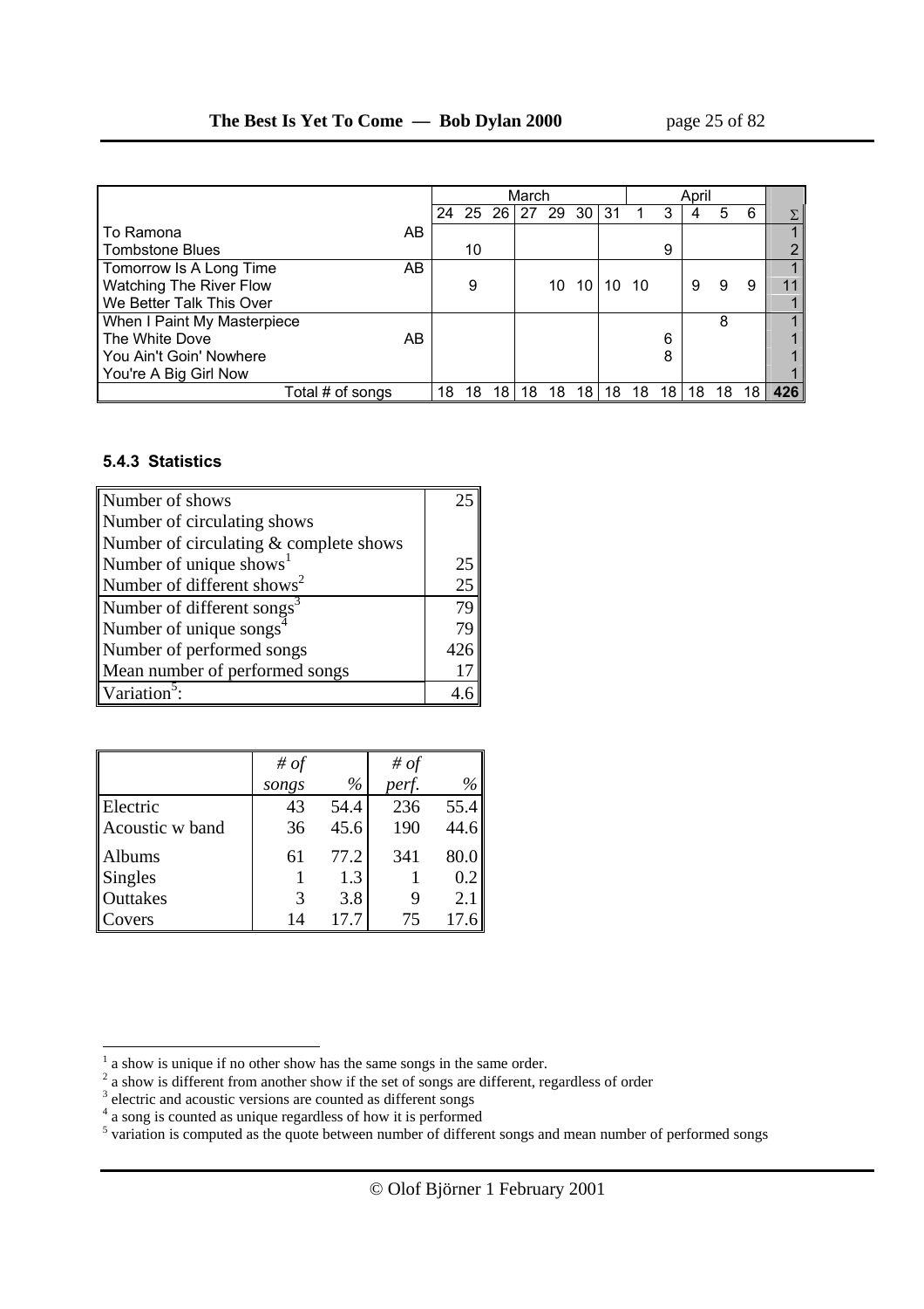| | | March | | | | | | | | | April | | | |
|---|---|---|---|---|---|---|---|---|---|---|---|---|---|---|
| | | 24 | 25 | 26 | 27 | 29 | 30 | 31 | 1 | 3 | 4 | 5 | 6 | Σ |
| To Ramona | AB | | | | | | | | | | | | | 1 |
| Tombstone Blues | | | 10 | | | | | | | 9 | | | | 2 |
| Tomorrow Is A Long Time | AB | | | | | | | | | | | | | 1 |
| Watching The River Flow | | | 9 | | | 10 | 10 | 10 | 10 | | 9 | 9 | 9 | 11 |
| We Better Talk This Over | | | | | | | | | | | | | | 1 |
| When I Paint My Masterpiece | | | | | | | | | | | | 8 | | 1 |
| The White Dove | AB | | | | | | | | | 6 | | | | 1 |
| You Ain't Goin' Nowhere | | | | | | | | | | 8 | | | | 1 |
| You're A Big Girl Now | | | | | | | | | | | | | | 1 |
| Total # of songs | | 18 | 18 | 18 | 18 | 18 | 18 | 18 | 18 | 18 | 18 | 18 | 18 | 426 |

### 5.4.3 Statistics

| | |
|---|---|
| Number of shows | 25 |
| Number of circulating shows | |
| Number of circulating & complete shows | |
| Number of unique shows[1] | 25 |
| Number of different shows[2] | 25 |
| Number of different songs[3] | 79 |
| Number of unique songs[4] | 79 |
| Number of performed songs | 426 |
| Mean number of performed songs | 17 |
| Variation[5]: | 4.6 |

| | *# of songs* | *%* | *# of perf.* | *%* |
|---|---|---|---|---|
| Electric | 43 | 54.4 | 236 | 55.4 |
| Acoustic w band | 36 | 45.6 | 190 | 44.6 |
| Albums | 61 | 77.2 | 341 | 80.0 |
| Singles | 1 | 1.3 | 1 | 0.2 |
| Outtakes | 3 | 3.8 | 9 | 2.1 |
| Covers | 14 | 17.7 | 75 | 17.6 |

[1] a show is unique if no other show has the same songs in the same order.
[2] a show is different from another show if the set of songs are different, regardless of order
[3] electric and acoustic versions are counted as different songs
[4] a song is counted as unique regardless of how it is performed
[5] variation is computed as the quote between number of different songs and mean number of performed songs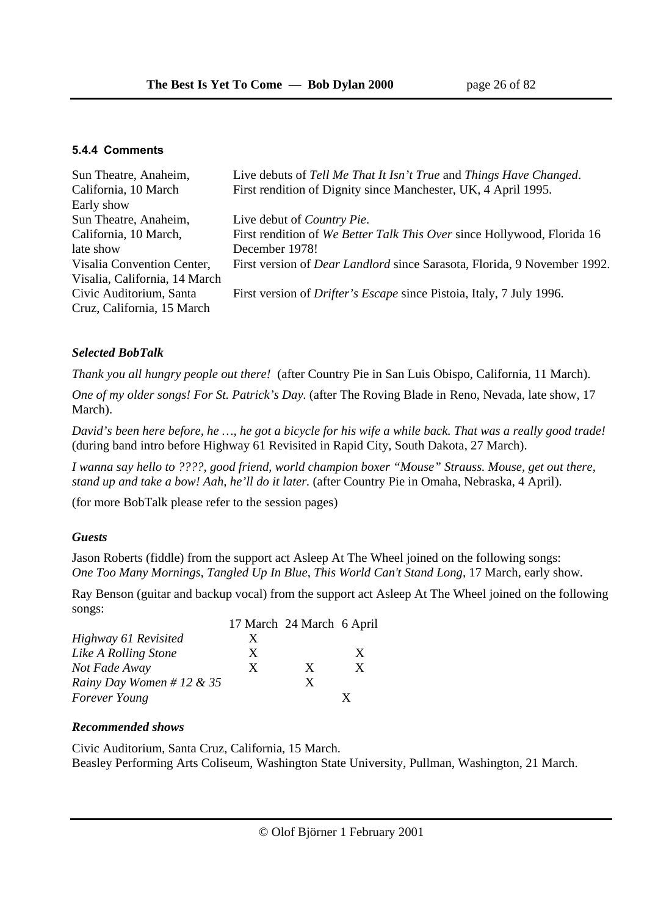#### 5.4.4 Comments

| | |
|---|---|
| Sun Theatre, Anaheim, California, 10 March Early show | Live debuts of *Tell Me That It Isn't True* and *Things Have Changed*. First rendition of Dignity since Manchester, UK, 4 April 1995. |
| Sun Theatre, Anaheim, California, 10 March, late show | Live debut of *Country Pie*. First rendition of *We Better Talk This Over* since Hollywood, Florida 16 December 1978! |
| Visalia Convention Center, Visalia, California, 14 March | First version of *Dear Landlord* since Sarasota, Florida, 9 November 1992. |
| Civic Auditorium, Santa Cruz, California, 15 March | First version of *Drifter's Escape* since Pistoia, Italy, 7 July 1996. |

***Selected BobTalk***

*Thank you all hungry people out there!* (after Country Pie in San Luis Obispo, California, 11 March).

*One of my older songs! For St. Patrick's Day.* (after The Roving Blade in Reno, Nevada, late show, 17 March).

*David's been here before, he …, he got a bicycle for his wife a while back. That was a really good trade!* (during band intro before Highway 61 Revisited in Rapid City, South Dakota, 27 March).

*I wanna say hello to ????, good friend, world champion boxer "Mouse" Strauss. Mouse, get out there, stand up and take a bow! Aah, he'll do it later.* (after Country Pie in Omaha, Nebraska, 4 April).

(for more BobTalk please refer to the session pages)

***Guests***

Jason Roberts (fiddle) from the support act Asleep At The Wheel joined on the following songs: *One Too Many Mornings, Tangled Up In Blue, This World Can't Stand Long,* 17 March, early show.

Ray Benson (guitar and backup vocal) from the support act Asleep At The Wheel joined on the following songs:

| | 17 March | 24 March | 6 April |
|---|---|---|---|
| *Highway 61 Revisited* | X | | |
| *Like A Rolling Stone* | X | | X |
| *Not Fade Away* | X | X | X |
| *Rainy Day Women # 12 & 35* | | X | |
| *Forever Young* | | | X |

***Recommended shows***

Civic Auditorium, Santa Cruz, California, 15 March.
Beasley Performing Arts Coliseum, Washington State University, Pullman, Washington, 21 March.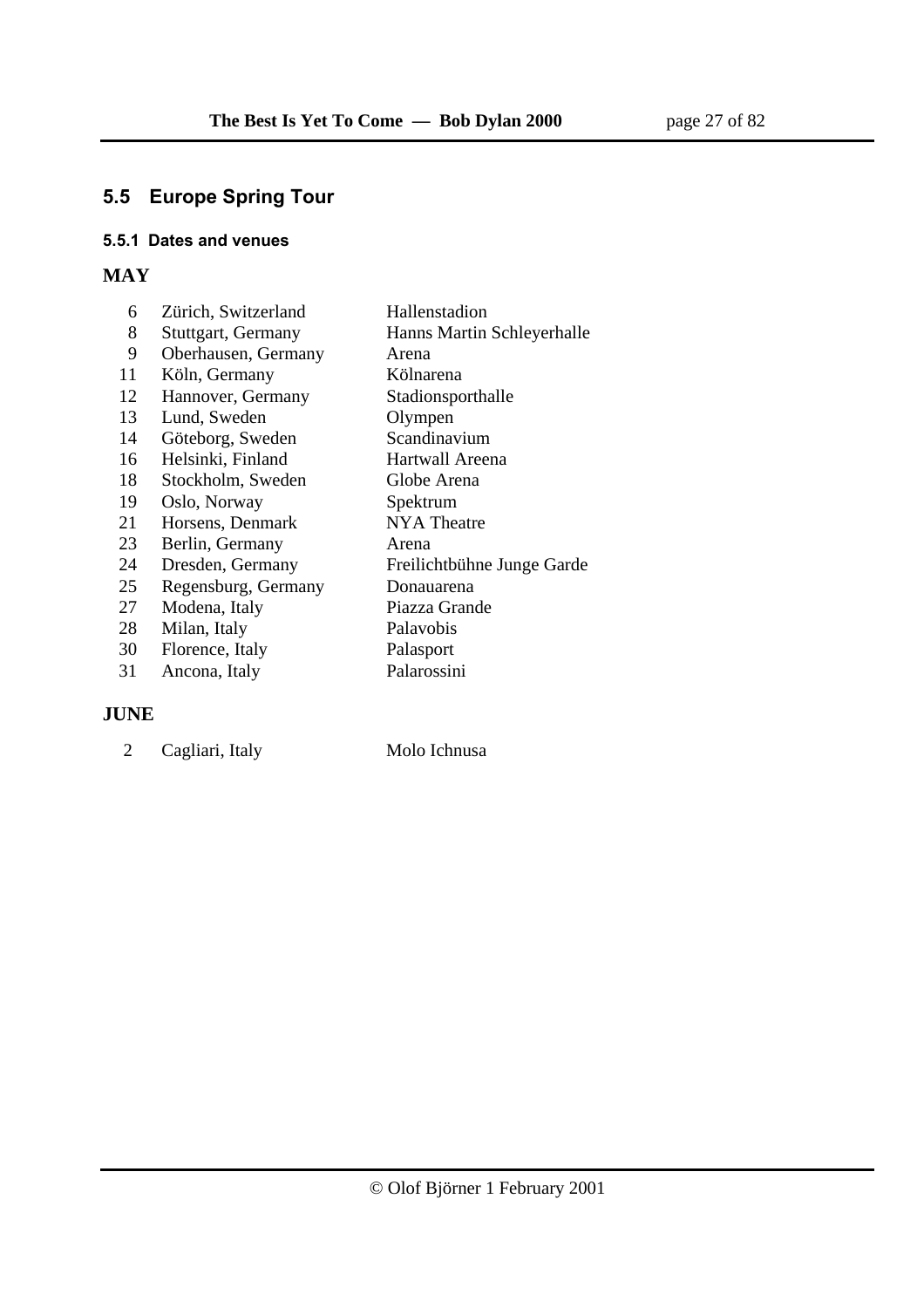## 5.5 Europe Spring Tour

### 5.5.1 Dates and venues

**MAY**

| | | |
|---|---|---|
| 6 | Zürich, Switzerland | Hallenstadion |
| 8 | Stuttgart, Germany | Hanns Martin Schleyerhalle |
| 9 | Oberhausen, Germany | Arena |
| 11 | Köln, Germany | Kölnarena |
| 12 | Hannover, Germany | Stadionsporthalle |
| 13 | Lund, Sweden | Olympen |
| 14 | Göteborg, Sweden | Scandinavium |
| 16 | Helsinki, Finland | Hartwall Areena |
| 18 | Stockholm, Sweden | Globe Arena |
| 19 | Oslo, Norway | Spektrum |
| 21 | Horsens, Denmark | NYA Theatre |
| 23 | Berlin, Germany | Arena |
| 24 | Dresden, Germany | Freilichtbühne Junge Garde |
| 25 | Regensburg, Germany | Donauarena |
| 27 | Modena, Italy | Piazza Grande |
| 28 | Milan, Italy | Palavobis |
| 30 | Florence, Italy | Palasport |
| 31 | Ancona, Italy | Palarossini |

**JUNE**

| | | |
|---|---|---|
| 2 | Cagliari, Italy | Molo Ichnusa |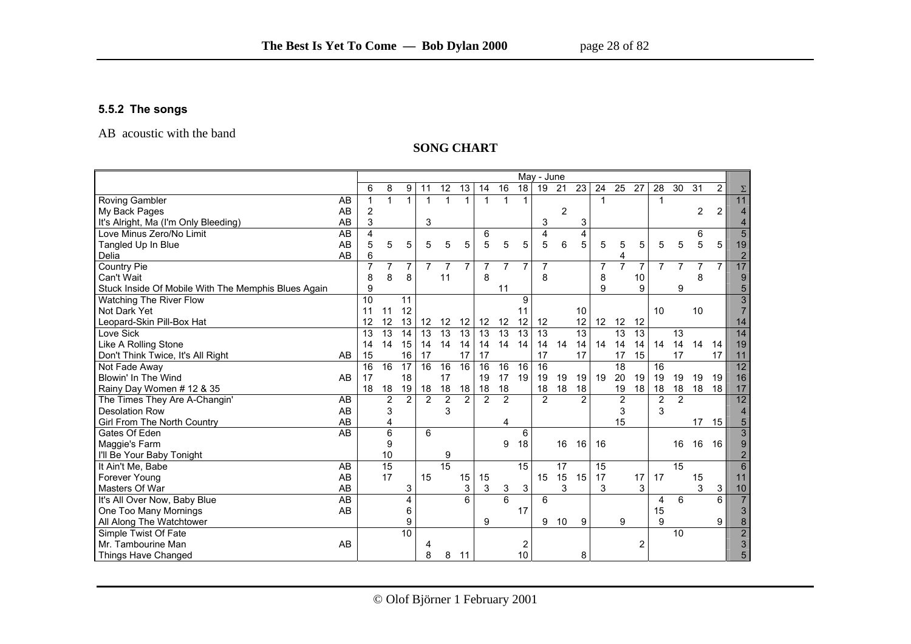#### 5.5.2 The songs

AB acoustic with the band

**SONG CHART**

| | | May - June | | | | | | | | | | | | | | | | | | | |
|---|---|---|---|---|---|---|---|---|---|---|---|---|---|---|---|---|---|---|---|---|---|
| | | 6 | 8 | 9 | 11 | 12 | 13 | 14 | 16 | 18 | 19 | 21 | 23 | 24 | 25 | 27 | 28 | 30 | 31 | 2 | Σ |
| Roving Gambler | AB | 1 | 1 | 1 | 1 | 1 | 1 | 1 | 1 | 1 | | | | 1 | | | 1 | | | | 11 |
| My Back Pages | AB | 2 | | | | | | | | | | 2 | | | | | | | 2 | 2 | 4 |
| It's Alright, Ma (I'm Only Bleeding) | AB | 3 | | | 3 | | | | | | 3 | | 3 | | | | | | | | 4 |
| Love Minus Zero/No Limit | AB | 4 | | | | | | 6 | | | 4 | | 4 | | | | | | 6 | | 5 |
| Tangled Up In Blue | AB | 5 | 5 | 5 | 5 | 5 | 5 | 5 | 5 | 5 | 5 | 6 | 5 | 5 | 5 | 5 | 5 | 5 | 5 | 5 | 19 |
| Delia | AB | 6 | | | | | | | | | | | | | 4 | | | | | | 2 |
| Country Pie | | 7 | 7 | 7 | 7 | 7 | 7 | 7 | 7 | 7 | 7 | | | 7 | 7 | 7 | 7 | 7 | 7 | 7 | 17 |
| Can't Wait | | 8 | 8 | 8 | | 11 | | 8 | | | 8 | | | 8 | | 10 | | | 8 | | 9 |
| Stuck Inside Of Mobile With The Memphis Blues Again | | 9 | | | | | | | 11 | | | | | 9 | | 9 | | 9 | | | 5 |
| Watching The River Flow | | 10 | | 11 | | | | | | 9 | | | | | | | | | | | 3 |
| Not Dark Yet | | 11 | 11 | 12 | | | | | | 11 | | | 10 | | | | 10 | | 10 | | 7 |
| Leopard-Skin Pill-Box Hat | | 12 | 12 | 13 | 12 | 12 | 12 | 12 | 12 | 12 | 12 | | 12 | 12 | 12 | 12 | | | | | 14 |
| Love Sick | | 13 | 13 | 14 | 13 | 13 | 13 | 13 | 13 | 13 | 13 | | 13 | | 13 | 13 | | 13 | | | 14 |
| Like A Rolling Stone | | 14 | 14 | 15 | 14 | 14 | 14 | 14 | 14 | 14 | 14 | 14 | 14 | 14 | 14 | 14 | 14 | 14 | 14 | 14 | 19 |
| Don't Think Twice, It's All Right | AB | 15 | | 16 | 17 | | 17 | 17 | | | 17 | | 17 | | 17 | 15 | | 17 | | 17 | 11 |
| Not Fade Away | | 16 | 16 | 17 | 16 | 16 | 16 | 16 | 16 | 16 | 16 | | | | 18 | | 16 | | | | 12 |
| Blowin' In The Wind | AB | 17 | | 18 | | 17 | | 19 | 17 | 19 | 19 | 19 | 19 | 19 | 20 | 19 | 19 | 19 | 19 | 19 | 16 |
| Rainy Day Women # 12 & 35 | | 18 | 18 | 19 | 18 | 18 | 18 | 18 | 18 | | 18 | 18 | 18 | | 19 | 18 | 18 | 18 | 18 | 18 | 17 |
| The Times They Are A-Changin' | AB | | 2 | 2 | 2 | 2 | 2 | 2 | 2 | | 2 | | 2 | | 2 | | 2 | 2 | | | 12 |
| Desolation Row | AB | | 3 | | | 3 | | | | | | | | | 3 | | 3 | | | | 4 |
| Girl From The North Country | AB | | 4 | | | | | | 4 | | | | | | 15 | | | | 17 | 15 | 5 |
| Gates Of Eden | AB | | 6 | | 6 | | | | | 6 | | | | | | | | | | | 3 |
| Maggie's Farm | | | 9 | | | | | | 9 | 18 | | 16 | 16 | 16 | | | | 16 | 16 | 16 | 9 |
| I'll Be Your Baby Tonight | | | 10 | | | 9 | | | | | | | | | | | | | | | 2 |
| It Ain't Me, Babe | AB | | 15 | | | 15 | | | | 15 | | 17 | | 15 | | | | 15 | | | 6 |
| Forever Young | AB | | 17 | | 15 | | 15 | 15 | | | 15 | 15 | 15 | 17 | | 17 | 17 | | 15 | | 11 |
| Masters Of War | AB | | | 3 | | | 3 | 3 | 3 | 3 | | 3 | | 3 | | 3 | | | 3 | 3 | 10 |
| It's All Over Now, Baby Blue | AB | | | 4 | | | 6 | | 6 | | 6 | | | | | | 4 | 6 | | 6 | 7 |
| One Too Many Mornings | AB | | | 6 | | | | | | 17 | | | | | | | 15 | | | | 3 |
| All Along The Watchtower | | | | 9 | | | | 9 | | | 9 | 10 | 9 | | 9 | | 9 | | | 9 | 8 |
| Simple Twist Of Fate | | | | 10 | | | | | | | | | | | | | | 10 | | | 2 |
| Mr. Tambourine Man | AB | | | | 4 | | | | | 2 | | | | | | 2 | | | | | 3 |
| Things Have Changed | | | | | 8 | 8 | 11 | | | 10 | | | 8 | | | | | | | | 5 |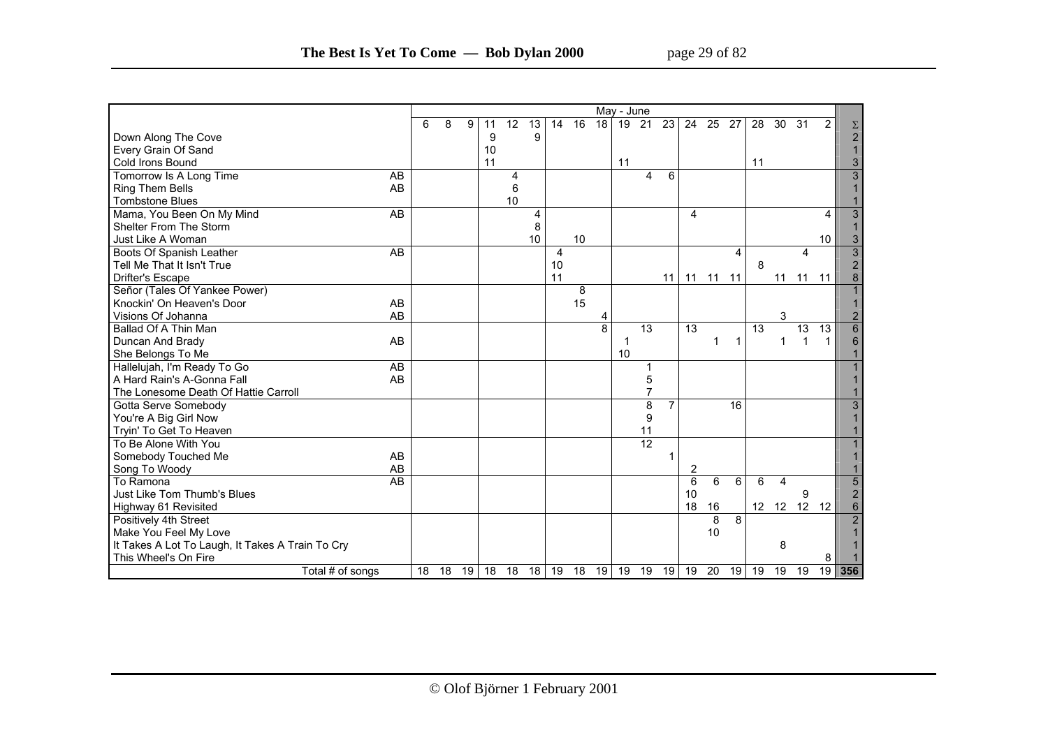| | | May - June | | | | | | | | | | | | | | | | | | | |
|---|---|---|---|---|---|---|---|---|---|---|---|---|---|---|---|---|---|---|---|---|---|
| | | 6 | 8 | 9 | 11 | 12 | 13 | 14 | 16 | 18 | 19 | 21 | 23 | 24 | 25 | 27 | 28 | 30 | 31 | 2 | Σ |
| Down Along The Cove | | | | | 9 | | 9 | | | | | | | | | | | | | | 2 |
| Every Grain Of Sand | | | | | 10 | | | | | | | | | | | | | | | | 1 |
| Cold Irons Bound | | | | | 11 | | | | | | 11 | | | | | | 11 | | | | 3 |
| Tomorrow Is A Long Time | AB | | | | | 4 | | | | | | 4 | 6 | | | | | | | | 3 |
| Ring Them Bells | AB | | | | | 6 | | | | | | | | | | | | | | | 1 |
| Tombstone Blues | | | | | | 10 | | | | | | | | | | | | | | | 1 |
| Mama, You Been On My Mind | AB | | | | | | 4 | | | | | | | 4 | | | | | | 4 | 3 |
| Shelter From The Storm | | | | | | | 8 | | | | | | | | | | | | | | 1 |
| Just Like A Woman | | | | | | | 10 | | 10 | | | | | | | | | | | 10 | 3 |
| Boots Of Spanish Leather | AB | | | | | | | 4 | | | | | | | | 4 | | | 4 | | 3 |
| Tell Me That It Isn't True | | | | | | | | 10 | | | | | | | | | 8 | | | | 2 |
| Drifter's Escape | | | | | | | | 11 | | | | | 11 | 11 | 11 | 11 | | 11 | 11 | 11 | 8 |
| Señor (Tales Of Yankee Power) | | | | | | | | | 8 | | | | | | | | | | | | 1 |
| Knockin' On Heaven's Door | AB | | | | | | | | 15 | | | | | | | | | | | | 1 |
| Visions Of Johanna | AB | | | | | | | | | 4 | | | | | | | | 3 | | | 2 |
| Ballad Of A Thin Man | | | | | | | | | | 8 | | 13 | | 13 | | | 13 | | 13 | 13 | 6 |
| Duncan And Brady | AB | | | | | | | | | | 1 | | | | 1 | 1 | | 1 | 1 | 1 | 6 |
| She Belongs To Me | | | | | | | | | | | 10 | | | | | | | | | | 1 |
| Hallelujah, I'm Ready To Go | AB | | | | | | | | | | | 1 | | | | | | | | | 1 |
| A Hard Rain's A-Gonna Fall | AB | | | | | | | | | | | 5 | | | | | | | | | 1 |
| The Lonesome Death Of Hattie Carroll | | | | | | | | | | | | 7 | | | | | | | | | 1 |
| Gotta Serve Somebody | | | | | | | | | | | | 8 | 7 | | | 16 | | | | | 3 |
| You're A Big Girl Now | | | | | | | | | | | | 9 | | | | | | | | | 1 |
| Tryin' To Get To Heaven | | | | | | | | | | | | 11 | | | | | | | | | 1 |
| To Be Alone With You | | | | | | | | | | | | 12 | | | | | | | | | 1 |
| Somebody Touched Me | AB | | | | | | | | | | | | 1 | | | | | | | | 1 |
| Song To Woody | AB | | | | | | | | | | | | | 2 | | | | | | | 1 |
| To Ramona | AB | | | | | | | | | | | | | 6 | 6 | 6 | 6 | 4 | | | 5 |
| Just Like Tom Thumb's Blues | | | | | | | | | | | | | | 10 | | | | | 9 | | 2 |
| Highway 61 Revisited | | | | | | | | | | | | | | 18 | 16 | | 12 | 12 | 12 | 12 | 6 |
| Positively 4th Street | | | | | | | | | | | | | | | 8 | 8 | | | | | 2 |
| Make You Feel My Love | | | | | | | | | | | | | | | 10 | | | | | | 1 |
| It Takes A Lot To Laugh, It Takes A Train To Cry | | | | | | | | | | | | | | | | | | 8 | | | 1 |
| This Wheel's On Fire | | | | | | | | | | | | | | | | | | | | 8 | 1 |
| Total # of songs | | 18 | 18 | 19 | 18 | 18 | 18 | 19 | 18 | 19 | 19 | 19 | 19 | 19 | 20 | 19 | 19 | 19 | 19 | 19 | **356** |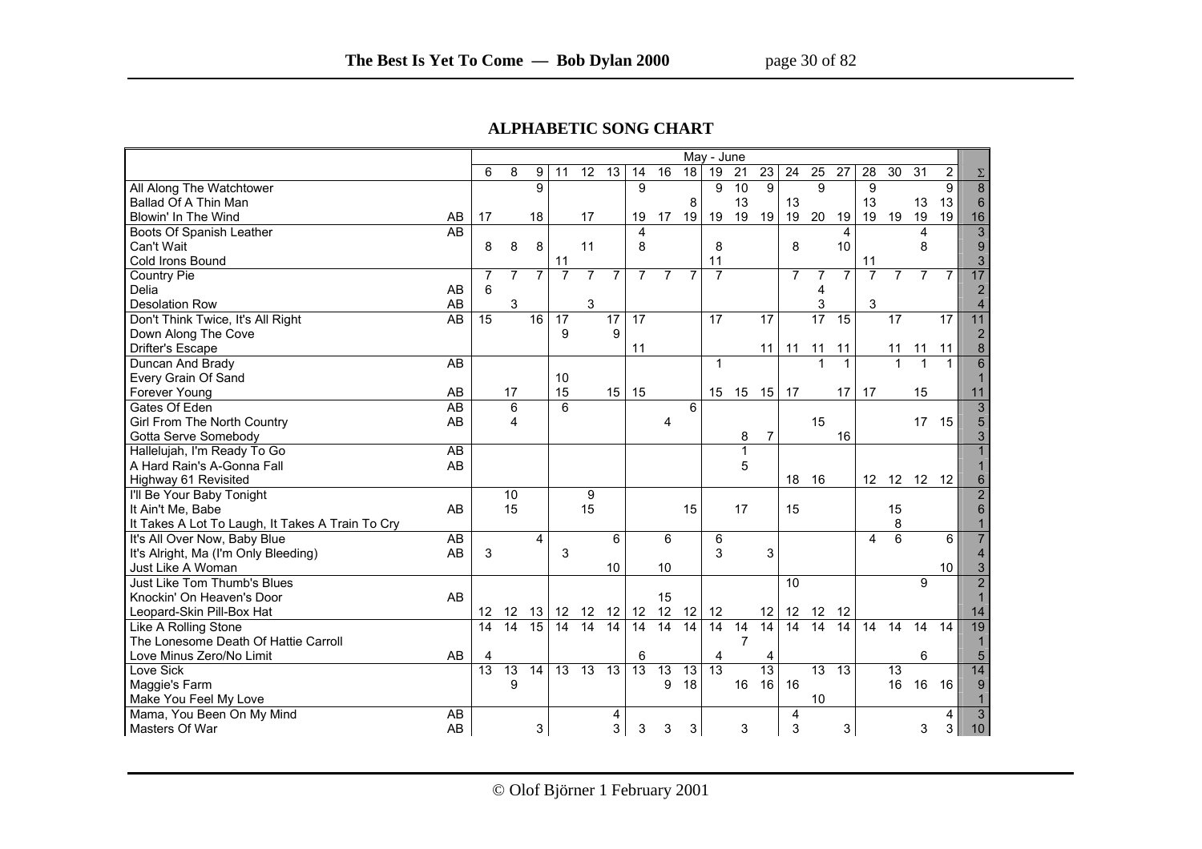## ALPHABETIC SONG CHART

| | | May - June | | | | | | | | | | | | | | | | | | | |
|---|---|---|---|---|---|---|---|---|---|---|---|---|---|---|---|---|---|---|---|---|---|
| | | 6 | 8 | 9 | 11 | 12 | 13 | 14 | 16 | 18 | 19 | 21 | 23 | 24 | 25 | 27 | 28 | 30 | 31 | 2 | Σ |
| All Along The Watchtower | | | | 9 | | | | 9 | | | 9 | 10 | 9 | | 9 | | 9 | | | 9 | 8 |
| Ballad Of A Thin Man | | | | | | | | | | 8 | | 13 | | 13 | | | 13 | | 13 | 13 | 6 |
| Blowin' In The Wind | AB | 17 | | 18 | | 17 | | 19 | 17 | 19 | 19 | 19 | 19 | 19 | 20 | 19 | 19 | 19 | 19 | 19 | 16 |
| Boots Of Spanish Leather | AB | | | | | | | 4 | | | | | | | | 4 | | | 4 | | 3 |
| Can't Wait | | 8 | 8 | 8 | | 11 | | 8 | | | 8 | | | 8 | | 10 | | | 8 | | 9 |
| Cold Irons Bound | | | | | 11 | | | | | | 11 | | | | | | 11 | | | | 3 |
| Country Pie | | 7 | 7 | 7 | 7 | 7 | 7 | 7 | 7 | 7 | 7 | | | 7 | 7 | 7 | 7 | 7 | 7 | 7 | 17 |
| Delia | AB | 6 | | | | | | | | | | | | | 4 | | | | | | 2 |
| Desolation Row | AB | | 3 | | | 3 | | | | | | | | | 3 | | 3 | | | | 4 |
| Don't Think Twice, It's All Right | AB | 15 | | 16 | 17 | | 17 | 17 | | | 17 | | 17 | | 17 | 15 | | 17 | | 17 | 11 |
| Down Along The Cove | | | | | 9 | | 9 | | | | | | | | | | | | | | 2 |
| Drifter's Escape | | | | | | | | 11 | | | | | 11 | 11 | 11 | 11 | | 11 | 11 | 11 | 8 |
| Duncan And Brady | AB | | | | | | | | | | 1 | | | | 1 | 1 | | 1 | 1 | 1 | 6 |
| Every Grain Of Sand | | | | | 10 | | | | | | | | | | | | | | | | 1 |
| Forever Young | AB | | 17 | | 15 | | 15 | 15 | | | 15 | 15 | 15 | 17 | | 17 | 17 | | 15 | | 11 |
| Gates Of Eden | AB | | 6 | | 6 | | | | | 6 | | | | | | | | | | | 3 |
| Girl From The North Country | AB | | 4 | | | | | | 4 | | | | | | 15 | | | | 17 | 15 | 5 |
| Gotta Serve Somebody | | | | | | | | | | | | 8 | 7 | | | 16 | | | | | 3 |
| Hallelujah, I'm Ready To Go | AB | | | | | | | | | | | 1 | | | | | | | | | 1 |
| A Hard Rain's A-Gonna Fall | AB | | | | | | | | | | | 5 | | | | | | | | | 1 |
| Highway 61 Revisited | | | | | | | | | | | | | | 18 | 16 | | 12 | 12 | 12 | 12 | 6 |
| I'll Be Your Baby Tonight | | | 10 | | | 9 | | | | | | | | | | | | | | | 2 |
| It Ain't Me, Babe | AB | | 15 | | | 15 | | | | 15 | | 17 | | 15 | | | | 15 | | | 6 |
| It Takes A Lot To Laugh, It Takes A Train To Cry | | | | | | | | | | | | | | | | | | 8 | | | 1 |
| It's All Over Now, Baby Blue | AB | | | 4 | | | 6 | | 6 | | 6 | | | | | | 4 | 6 | | 6 | 7 |
| It's Alright, Ma (I'm Only Bleeding) | AB | 3 | | | 3 | | | | | | 3 | | 3 | | | | | | | | 4 |
| Just Like A Woman | | | | | | | 10 | | 10 | | | | | | | | | | | 10 | 3 |
| Just Like Tom Thumb's Blues | | | | | | | | | | | | | | 10 | | | | | 9 | | 2 |
| Knockin' On Heaven's Door | AB | | | | | | | | 15 | | | | | | | | | | | | 1 |
| Leopard-Skin Pill-Box Hat | | 12 | 12 | 13 | 12 | 12 | 12 | 12 | 12 | 12 | 12 | | 12 | 12 | 12 | 12 | | | | | 14 |
| Like A Rolling Stone | | 14 | 14 | 15 | 14 | 14 | 14 | 14 | 14 | 14 | 14 | 14 | 14 | 14 | 14 | 14 | 14 | 14 | 14 | 14 | 19 |
| The Lonesome Death Of Hattie Carroll | | | | | | | | | | | | 7 | | | | | | | | | 1 |
| Love Minus Zero/No Limit | AB | 4 | | | | | | 6 | | | 4 | | 4 | | | | | | 6 | | 5 |
| Love Sick | | 13 | 13 | 14 | 13 | 13 | 13 | 13 | 13 | 13 | 13 | | 13 | | 13 | 13 | | 13 | | | 14 |
| Maggie's Farm | | | 9 | | | | | | 9 | 18 | | 16 | 16 | 16 | | | | 16 | 16 | 16 | 9 |
| Make You Feel My Love | | | | | | | | | | | | | | | 10 | | | | | | 1 |
| Mama, You Been On My Mind | AB | | | | | | 4 | | | | | | | 4 | | | | | | 4 | 3 |
| Masters Of War | AB | | | 3 | | | 3 | 3 | 3 | 3 | | 3 | | 3 | | 3 | | | 3 | 3 | 10 |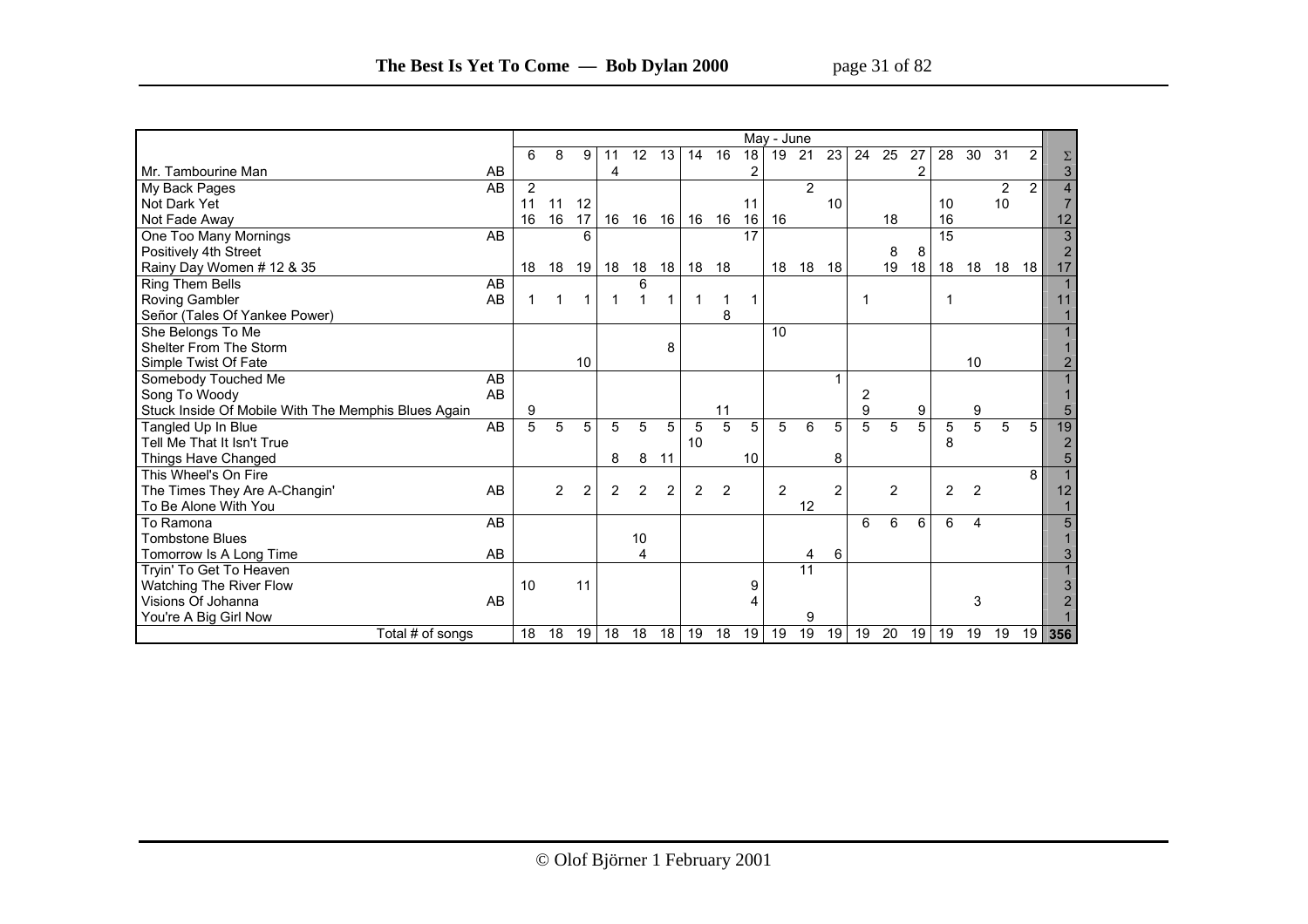| | | May - June | | | | | | | | | | | | | | | | | | | |
|---|---|---|---|---|---|---|---|---|---|---|---|---|---|---|---|---|---|---|---|---|---|
| | | 6 | 8 | 9 | 11 | 12 | 13 | 14 | 16 | 18 | 19 | 21 | 23 | 24 | 25 | 27 | 28 | 30 | 31 | 2 | Σ |
| Mr. Tambourine Man | AB | | | | 4 | | | | | 2 | | | | | | 2 | | | | | 3 |
| My Back Pages | AB | 2 | | | | | | | | | | 2 | | | | | | | 2 | 2 | 4 |
| Not Dark Yet | | 11 | 11 | 12 | | | | | | 11 | | | 10 | | | | 10 | | 10 | | 7 |
| Not Fade Away | | 16 | 16 | 17 | 16 | 16 | 16 | 16 | 16 | 16 | 16 | | | | 18 | | 16 | | | | 12 |
| One Too Many Mornings | AB | | | 6 | | | | | | 17 | | | | | | | 15 | | | | 3 |
| Positively 4th Street | | | | | | | | | | | | | | | 8 | 8 | | | | | 2 |
| Rainy Day Women # 12 & 35 | | 18 | 18 | 19 | 18 | 18 | 18 | 18 | 18 | | 18 | 18 | 18 | | 19 | 18 | 18 | 18 | 18 | 18 | 17 |
| Ring Them Bells | AB | | | | | 6 | | | | | | | | | | | | | | | 1 |
| Roving Gambler | AB | 1 | 1 | 1 | 1 | 1 | 1 | 1 | 1 | 1 | | | | 1 | | | 1 | | | | 11 |
| Señor (Tales Of Yankee Power) | | | | | | | | | 8 | | | | | | | | | | | | 1 |
| She Belongs To Me | | | | | | | | | | | 10 | | | | | | | | | | 1 |
| Shelter From The Storm | | | | | | | 8 | | | | | | | | | | | | | | 1 |
| Simple Twist Of Fate | | | | 10 | | | | | | | | | | | | | | 10 | | | 2 |
| Somebody Touched Me | AB | | | | | | | | | | | | 1 | | | | | | | | 1 |
| Song To Woody | AB | | | | | | | | | | | | | 2 | | | | | | | 1 |
| Stuck Inside Of Mobile With The Memphis Blues Again | | 9 | | | | | | | 11 | | | | | 9 | | 9 | | 9 | | | 5 |
| Tangled Up In Blue | AB | 5 | 5 | 5 | 5 | 5 | 5 | 5 | 5 | 5 | 5 | 6 | 5 | 5 | 5 | 5 | 5 | 5 | 5 | 5 | 19 |
| Tell Me That It Isn't True | | | | | | | | 10 | | | | | | | | | 8 | | | | 2 |
| Things Have Changed | | | | | 8 | 8 | 11 | | | 10 | | | 8 | | | | | | | | 5 |
| This Wheel's On Fire | | | | | | | | | | | | | | | | | | | | 8 | 1 |
| The Times They Are A-Changin' | AB | | 2 | 2 | 2 | 2 | 2 | 2 | 2 | | 2 | | 2 | | 2 | | 2 | 2 | | | 12 |
| To Be Alone With You | | | | | | | | | | | | 12 | | | | | | | | | 1 |
| To Ramona | AB | | | | | | | | | | | | | 6 | 6 | 6 | 6 | 4 | | | 5 |
| Tombstone Blues | | | | | | 10 | | | | | | | | | | | | | | | 1 |
| Tomorrow Is A Long Time | AB | | | | | 4 | | | | | | 4 | 6 | | | | | | | | 3 |
| Tryin' To Get To Heaven | | | | | | | | | | | | 11 | | | | | | | | | 1 |
| Watching The River Flow | | 10 | | 11 | | | | | | 9 | | | | | | | | | | | 3 |
| Visions Of Johanna | AB | | | | | | | | | 4 | | | | | | | | 3 | | | 2 |
| You're A Big Girl Now | | | | | | | | | | | | 9 | | | | | | | | | 1 |
| Total # of songs | | 18 | 18 | 19 | 18 | 18 | 18 | 19 | 18 | 19 | 19 | 19 | 19 | 19 | 20 | 19 | 19 | 19 | 19 | 19 | **356** |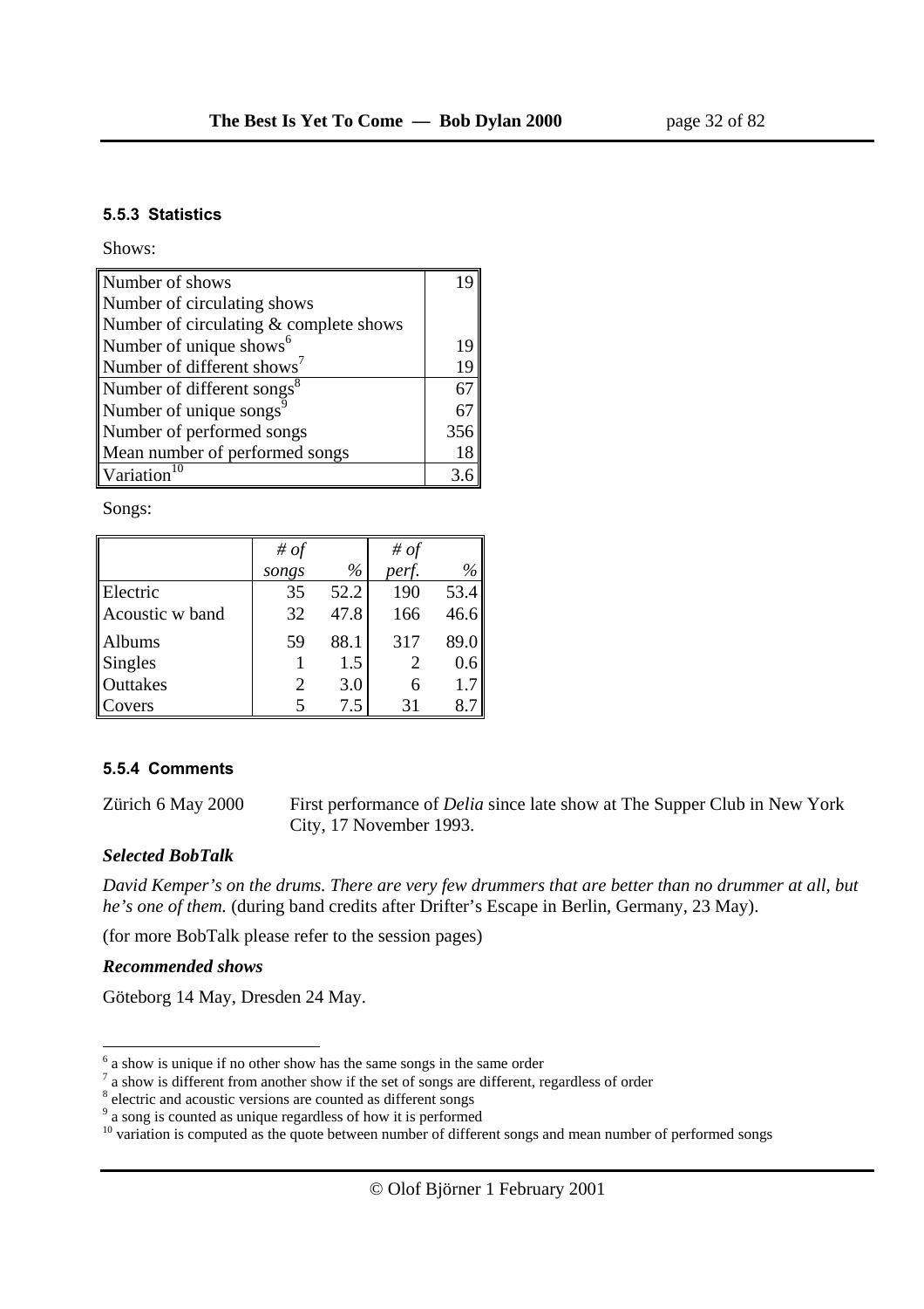### 5.5.3 Statistics

Shows:

| | |
|---|---|
| Number of shows | 19 |
| Number of circulating shows | |
| Number of circulating & complete shows | |
| Number of unique shows[6] | 19 |
| Number of different shows[7] | 19 |
| Number of different songs[8] | 67 |
| Number of unique songs[9] | 67 |
| Number of performed songs | 356 |
| Mean number of performed songs | 18 |
| Variation[10] | 3.6 |

Songs:

| | *# of songs* | *%* | *# of perf.* | *%* |
|---|---|---|---|---|
| Electric | 35 | 52.2 | 190 | 53.4 |
| Acoustic w band | 32 | 47.8 | 166 | 46.6 |
| Albums | 59 | 88.1 | 317 | 89.0 |
| Singles | 1 | 1.5 | 2 | 0.6 |
| Outtakes | 2 | 3.0 | 6 | 1.7 |
| Covers | 5 | 7.5 | 31 | 8.7 |

### 5.5.4 Comments

Zürich 6 May 2000 — First performance of *Delia* since late show at The Supper Club in New York City, 17 November 1993.

***Selected BobTalk***

*David Kemper's on the drums. There are very few drummers that are better than no drummer at all, but he's one of them.* (during band credits after Drifter's Escape in Berlin, Germany, 23 May).

(for more BobTalk please refer to the session pages)

***Recommended shows***

Göteborg 14 May, Dresden 24 May.

---

[6] a show is unique if no other show has the same songs in the same order

[7] a show is different from another show if the set of songs are different, regardless of order

[8] electric and acoustic versions are counted as different songs

[9] a song is counted as unique regardless of how it is performed

[10] variation is computed as the quote between number of different songs and mean number of performed songs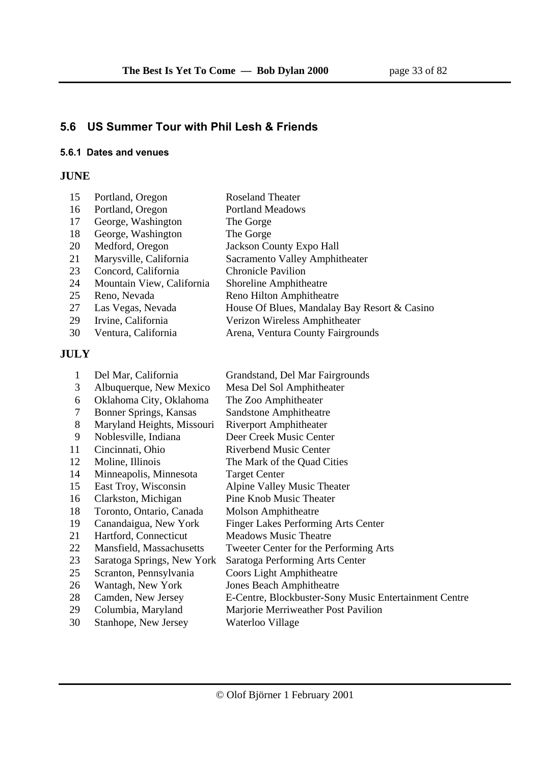## 5.6 US Summer Tour with Phil Lesh & Friends

### 5.6.1 Dates and venues

**JUNE**

| | | |
|---|---|---|
| 15 | Portland, Oregon | Roseland Theater |
| 16 | Portland, Oregon | Portland Meadows |
| 17 | George, Washington | The Gorge |
| 18 | George, Washington | The Gorge |
| 20 | Medford, Oregon | Jackson County Expo Hall |
| 21 | Marysville, California | Sacramento Valley Amphitheater |
| 23 | Concord, California | Chronicle Pavilion |
| 24 | Mountain View, California | Shoreline Amphitheatre |
| 25 | Reno, Nevada | Reno Hilton Amphitheatre |
| 27 | Las Vegas, Nevada | House Of Blues, Mandalay Bay Resort & Casino |
| 29 | Irvine, California | Verizon Wireless Amphitheater |
| 30 | Ventura, California | Arena, Ventura County Fairgrounds |

**JULY**

| | | |
|---|---|---|
| 1 | Del Mar, California | Grandstand, Del Mar Fairgrounds |
| 3 | Albuquerque, New Mexico | Mesa Del Sol Amphitheater |
| 6 | Oklahoma City, Oklahoma | The Zoo Amphitheater |
| 7 | Bonner Springs, Kansas | Sandstone Amphitheatre |
| 8 | Maryland Heights, Missouri | Riverport Amphitheater |
| 9 | Noblesville, Indiana | Deer Creek Music Center |
| 11 | Cincinnati, Ohio | Riverbend Music Center |
| 12 | Moline, Illinois | The Mark of the Quad Cities |
| 14 | Minneapolis, Minnesota | Target Center |
| 15 | East Troy, Wisconsin | Alpine Valley Music Theater |
| 16 | Clarkston, Michigan | Pine Knob Music Theater |
| 18 | Toronto, Ontario, Canada | Molson Amphitheatre |
| 19 | Canandaigua, New York | Finger Lakes Performing Arts Center |
| 21 | Hartford, Connecticut | Meadows Music Theatre |
| 22 | Mansfield, Massachusetts | Tweeter Center for the Performing Arts |
| 23 | Saratoga Springs, New York | Saratoga Performing Arts Center |
| 25 | Scranton, Pennsylvania | Coors Light Amphitheatre |
| 26 | Wantagh, New York | Jones Beach Amphitheatre |
| 28 | Camden, New Jersey | E-Centre, Blockbuster-Sony Music Entertainment Centre |
| 29 | Columbia, Maryland | Marjorie Merriweather Post Pavilion |
| 30 | Stanhope, New Jersey | Waterloo Village |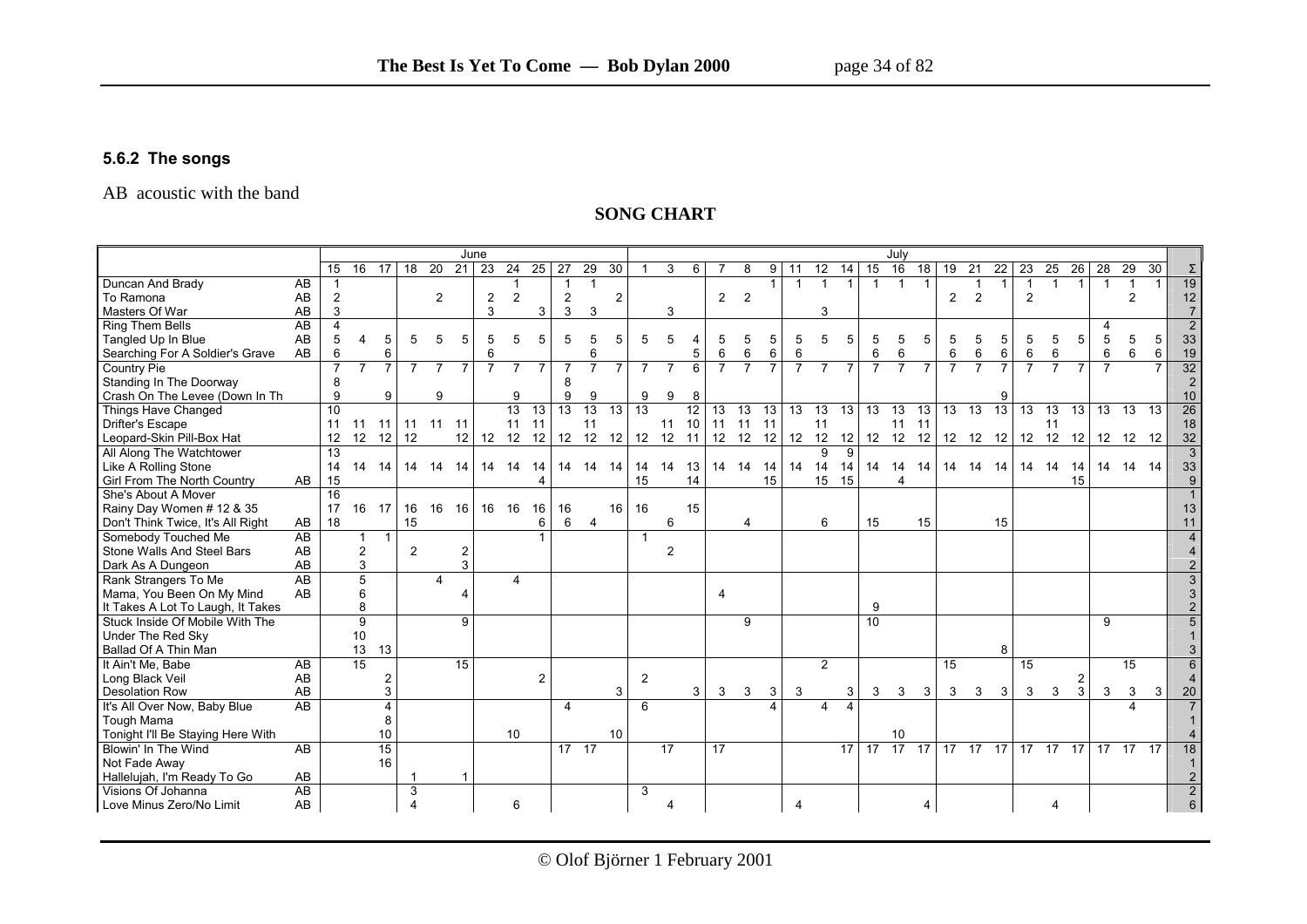### 5.6.2 The songs

AB acoustic with the band

**SONG CHART**

| | | June | | | | | | | | | | | | July | | | | | | | | | | | | | | | | | | | | | | | |
|---|---|---|---|---|---|---|---|---|---|---|---|---|---|---|---|---|---|---|---|---|---|---|---|---|---|---|---|---|---|---|---|---|---|---|---|
| | | 15 | 16 | 17 | 18 | 20 | 21 | 23 | 24 | 25 | 27 | 29 | 30 | 1 | 3 | 6 | 7 | 8 | 9 | 11 | 12 | 14 | 15 | 16 | 18 | 19 | 21 | 22 | 23 | 25 | 26 | 28 | 29 | 30 | Σ |
| Duncan And Brady | AB | 1 | | | | | | | 1 | | 1 | 1 | | | | | | | 1 | 1 | 1 | 1 | 1 | 1 | 1 | | 1 | 1 | 1 | 1 | 1 | 1 | 1 | 1 | 19 |
| To Ramona | AB | 2 | | | | 2 | | 2 | 2 | | 2 | | 2 | | | | 2 | 2 | | | | | | | | 2 | 2 | | 2 | | | | 2 | | 12 |
| Masters Of War | AB | 3 | | | | | | 3 | | 3 | 3 | 3 | | | 3 | | | | | | 3 | | | | | | | | | | | | | | 7 |
| Ring Them Bells | AB | 4 | | | | | | | | | | | | | | | | | | | | | | | | | | | | | | 4 | | | 2 |
| Tangled Up In Blue | AB | 5 | 4 | 5 | 5 | 5 | 5 | 5 | 5 | 5 | 5 | 5 | 5 | 5 | 5 | 4 | 5 | 5 | 5 | 5 | 5 | 5 | 5 | 5 | 5 | 5 | 5 | 5 | 5 | 5 | 5 | 5 | 5 | 5 | 33 |
| Searching For A Soldier's Grave | AB | 6 | | 6 | | | | 6 | | | | 6 | | | | 5 | 6 | 6 | 6 | 6 | | | 6 | 6 | | 6 | 6 | 6 | 6 | 6 | | 6 | 6 | 6 | 19 |
| Country Pie | | 7 | 7 | 7 | 7 | 7 | 7 | 7 | 7 | 7 | 7 | 7 | 7 | 7 | 7 | 6 | 7 | 7 | 7 | 7 | 7 | 7 | 7 | 7 | 7 | 7 | 7 | 7 | 7 | 7 | 7 | 7 | | 7 | 32 |
| Standing In The Doorway | | 8 | | | | | | | | | 8 | | | | | | | | | | | | | | | | | | | | | | | | 2 |
| Crash On The Levee (Down In Th | | 9 | | 9 | | 9 | | | 9 | | 9 | 9 | | 9 | 9 | 8 | | | | | | | | | | | | 9 | | | | | | | 10 |
| Things Have Changed | | 10 | | | | | | | 13 | 13 | 13 | 13 | 13 | 13 | | 12 | 13 | 13 | 13 | 13 | 13 | 13 | 13 | 13 | 13 | 13 | 13 | 13 | 13 | 13 | 13 | 13 | 13 | 13 | 26 |
| Drifter's Escape | | 11 | 11 | 11 | 11 | 11 | 11 | | 11 | 11 | | 11 | | | 11 | 10 | 11 | 11 | 11 | | 11 | | | 11 | 11 | | | | | 11 | | | | | 18 |
| Leopard-Skin Pill-Box Hat | | 12 | 12 | 12 | 12 | | 12 | 12 | 12 | 12 | 12 | 12 | 12 | 12 | 12 | 11 | 12 | 12 | 12 | 12 | 12 | 12 | 12 | 12 | 12 | 12 | 12 | 12 | 12 | 12 | 12 | 12 | 12 | 12 | 32 |
| All Along The Watchtower | | 13 | | | | | | | | | | | | | | | | | | | 9 | 9 | | | | | | | | | | | | | 3 |
| Like A Rolling Stone | | 14 | 14 | 14 | 14 | 14 | 14 | 14 | 14 | 14 | 14 | 14 | 14 | 14 | 14 | 13 | 14 | 14 | 14 | 14 | 14 | 14 | 14 | 14 | 14 | 14 | 14 | 14 | 14 | 14 | 14 | 14 | 14 | 14 | 33 |
| Girl From The North Country | AB | 15 | | | | | | | | 4 | | | | 15 | | 14 | | | 15 | | 15 | 15 | | 4 | | | | | | | 15 | | | | 9 |
| She's About A Mover | | 16 | | | | | | | | | | | | | | | | | | | | | | | | | | | | | | | | | 1 |
| Rainy Day Women # 12 & 35 | | 17 | 16 | 17 | 16 | 16 | 16 | 16 | 16 | 16 | 16 | | 16 | 16 | | 15 | | | | | | | | | | | | | | | | | | | 13 |
| Don't Think Twice, It's All Right | AB | 18 | | | 15 | | | | | 6 | 6 | 4 | | | 6 | | | 4 | | | 6 | | 15 | | 15 | | | 15 | | | | | | | 11 |
| Somebody Touched Me | AB | | 1 | 1 | | | | | | 1 | | | | 1 | | | | | | | | | | | | | | | | | | | | | 4 |
| Stone Walls And Steel Bars | AB | | 2 | | 2 | | 2 | | | | | | | | 2 | | | | | | | | | | | | | | | | | | | | 4 |
| Dark As A Dungeon | AB | | 3 | | | | 3 | | | | | | | | | | | | | | | | | | | | | | | | | | | | 2 |
| Rank Strangers To Me | AB | | 5 | | | 4 | | | 4 | | | | | | | | | | | | | | | | | | | | | | | | | | 3 |
| Mama, You Been On My Mind | AB | | 6 | | | | 4 | | | | | | | | | | 4 | | | | | | | | | | | | | | | | | | 3 |
| It Takes A Lot To Laugh, It Takes | | | 8 | | | | | | | | | | | | | | | | | | | | 9 | | | | | | | | | | | | 2 |
| Stuck Inside Of Mobile With The | | | 9 | | | | 9 | | | | | | | | | | | 9 | | | | | 10 | | | | | | | | | 9 | | | 5 |
| Under The Red Sky | | | 10 | | | | | | | | | | | | | | | | | | | | | | | | | | | | | | | | 1 |
| Ballad Of A Thin Man | | | 13 | 13 | | | | | | | | | | | | | | | | | | | | | | | | 8 | | | | | | | 3 |
| It Ain't Me, Babe | AB | | 15 | | | | 15 | | | | | | | | | | | | | | 2 | | | | | 15 | | | 15 | | | | 15 | | 6 |
| Long Black Veil | AB | | | 2 | | | | | | 2 | | | | 2 | | | | | | | | | | | | | | | | | 2 | | | | 4 |
| Desolation Row | AB | | | 3 | | | | | | | | | 3 | | | 3 | 3 | 3 | 3 | 3 | | 3 | 3 | 3 | 3 | 3 | 3 | 3 | 3 | 3 | 3 | 3 | 3 | 3 | 20 |
| It's All Over Now, Baby Blue | AB | | | 4 | | | | | | | 4 | | | 6 | | | | | 4 | | 4 | 4 | | | | | | | | | | | 4 | | 7 |
| Tough Mama | | | | 8 | | | | | | | | | | | | | | | | | | | | | | | | | | | | | | | 1 |
| Tonight I'll Be Staying Here With | | | | 10 | | | | | 10 | | | | 10 | | | | | | | | | | | 10 | | | | | | | | | | | 4 |
| Blowin' In The Wind | AB | | | 15 | | | | | | | 17 | 17 | | | 17 | | 17 | | | | | 17 | 17 | 17 | 17 | 17 | 17 | 17 | 17 | 17 | 17 | 17 | 17 | 17 | 18 |
| Not Fade Away | | | | 16 | | | | | | | | | | | | | | | | | | | | | | | | | | | | | | | 1 |
| Hallelujah, I'm Ready To Go | AB | | | | 1 | | 1 | | | | | | | | | | | | | | | | | | | | | | | | | | | | 2 |
| Visions Of Johanna | AB | | | | 3 | | | | | | | | | 3 | | | | | | | | | | | | | | | | | | | | | 2 |
| Love Minus Zero/No Limit | AB | | | | 4 | | | | 6 | | | | | | 4 | | | | | 4 | | | | | 4 | | | | | 4 | | | | | 6 |

© Olof Björner 1 February 2001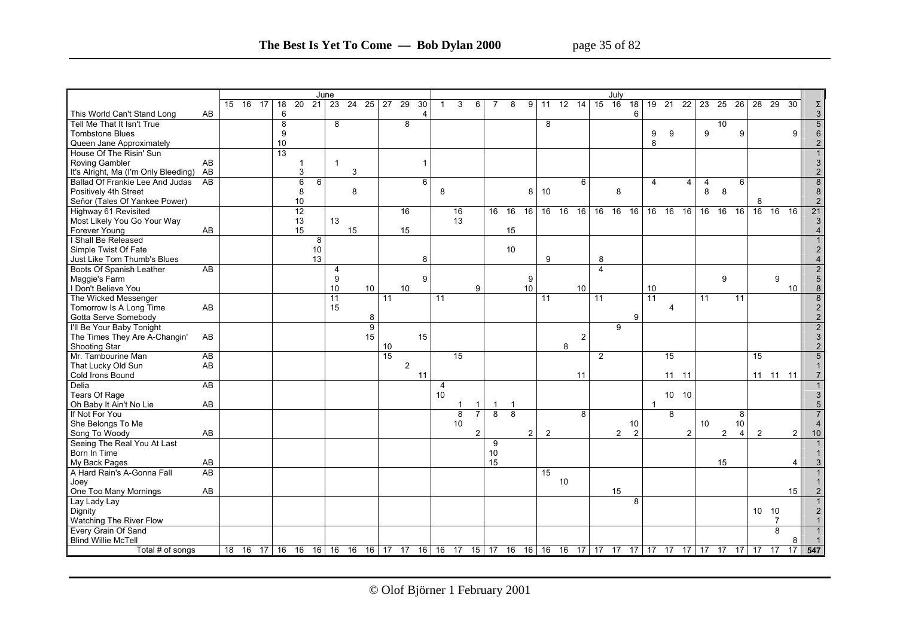| | | June | | | | | | | | | | | | July | | | | | | | | | | | | | | | | | | | | | |
|---|---|---|---|---|---|---|---|---|---|---|---|---|---|---|---|---|---|---|---|---|---|---|---|---|---|---|---|---|---|---|---|---|---|---|---|
| | | 15 | 16 | 17 | 18 | 20 | 21 | 23 | 24 | 25 | 27 | 29 | 30 | 1 | 3 | 6 | 7 | 8 | 9 | 11 | 12 | 14 | 15 | 16 | 18 | 19 | 21 | 22 | 23 | 25 | 26 | 28 | 29 | 30 | Σ |
| This World Can't Stand Long | AB | | | | 6 | | | | | | | | 4 | | | | | | | | | | | | | | | | | | | | | | 3 |
| Tell Me That It Isn't True | | | | | 8 | | | 8 | | | | 8 | | | | | | | | 8 | | | | | | | | | | 10 | | | | | 5 |
| Tombstone Blues | | | | | 9 | | | | | | | | | | | | | | | | | | | | | 9 | 9 | | 9 | | 9 | | | 9 | 6 |
| Queen Jane Approximately | | | | | 10 | | | | | | | | | | | | | | | | | | | | | 8 | | | | | | | | | 2 |
| House Of The Risin' Sun | | | | | 13 | | | | | | | | | | | | | | | | | | | | | | | | | | | | | | 1 |
| Roving Gambler | AB | | | | | 1 | | 1 | | | | | 1 | | | | | | | | | | | | | | | | | | | | | | 3 |
| It's Alright, Ma (I'm Only Bleeding) | AB | | | | | 3 | | | 3 | | | | | | | | | | | | | | | | | | | | | | | | | | 2 |
| Ballad Of Frankie Lee And Judas | AB | | | | | 6 | 6 | | | | | | 6 | | | | | | | | | 6 | | | | 4 | | 4 | 4 | | 6 | | | | 8 |
| Positively 4th Street | | | | | | 8 | | | 8 | | | | | 8 | | | | | 8 | 10 | | | | 8 | | | | | 8 | 8 | | | | | 8 |
| Señor (Tales Of Yankee Power) | | | | | | 10 | | | | | | | | | | | | | | | | | | | | | | | | | | 8 | | | 2 |
| Highway 61 Revisited | | | | | | 12 | | | | | | 16 | | | 16 | | 16 | 16 | 16 | 16 | 16 | 16 | 16 | 16 | 16 | 16 | 16 | 16 | 16 | 16 | 16 | 16 | 16 | 16 | 21 |
| Most Likely You Go Your Way | | | | | | 13 | | 13 | | | | | | | 13 | | | | | | | | | | | | | | | | | | | | 3 |
| Forever Young | AB | | | | | 15 | | | 15 | | | 15 | | | | | | 15 | | | | | | | | | | | | | | | | | 4 |
| I Shall Be Released | | | | | | | 8 | | | | | | | | | | | | | | | | | | | | | | | | | | | | 1 |
| Simple Twist Of Fate | | | | | | | 10 | | | | | | | | | | | 10 | | | | | | | | | | | | | | | | | 2 |
| Just Like Tom Thumb's Blues | | | | | | | 13 | | | | | | 8 | | | | | | | 9 | | | 8 | | | | | | | | | | | | 4 |
| Boots Of Spanish Leather | AB | | | | | | | 4 | | | | | | | | | | | | | | | 4 | | | | | | | | | | | | 2 |
| Maggie's Farm | | | | | | | | 9 | | | | | 9 | | | | | | 9 | | | | | | | | | | | 9 | | | 9 | | 5 |
| I Don't Believe You | | | | | | | | 10 | | 10 | | 10 | | | | 9 | | | 10 | | | 10 | | | | 10 | | | | | | | | 10 | 8 |
| The Wicked Messenger | | | | | | | | 11 | | | 11 | | | 11 | | | | | | 11 | | | 11 | | | 11 | | | 11 | | 11 | | | | 8 |
| Tomorrow Is A Long Time | AB | | | | | | | 15 | | | | | | | | | | | | | | | | | | | 4 | | | | | | | | 2 |
| Gotta Serve Somebody | | | | | | | | | | 8 | | | | | | | | | | | | | | | 9 | | | | | | | | | | 2 |
| I'll Be Your Baby Tonight | | | | | | | | | | 9 | | | | | | | | | | | | | | 9 | | | | | | | | | | | 2 |
| The Times They Are A-Changin' | AB | | | | | | | | | 15 | | | 15 | | | | | | | | | 2 | | | | | | | | | | | | | 3 |
| Shooting Star | | | | | | | | | | | 10 | | | | | | | | | | 8 | | | | | | | | | | | | | | 2 |
| Mr. Tambourine Man | AB | | | | | | | | | | 15 | | | | 15 | | | | | | | | 2 | | | | 15 | | | | | 15 | | | 5 |
| That Lucky Old Sun | AB | | | | | | | | | | | 2 | | | | | | | | | | | | | | | | | | | | | | | 1 |
| Cold Irons Bound | | | | | | | | | | | | | 11 | | | | | | | | | 11 | | | | | 11 | 11 | | | | 11 | 11 | 11 | 7 |
| Delia | AB | | | | | | | | | | | | | 4 | | | | | | | | | | | | | | | | | | | | | 1 |
| Tears Of Rage | | | | | | | | | | | | | | 10 | | | | | | | | | | | | | 10 | 10 | | | | | | | 3 |
| Oh Baby It Ain't No Lie | AB | | | | | | | | | | | | | | 1 | 1 | 1 | 1 | | | | | | | | 1 | | | | | | | | | 5 |
| If Not For You | | | | | | | | | | | | | | | 8 | 7 | 8 | 8 | | | | 8 | | | | | 8 | | | | 8 | | | | 7 |
| She Belongs To Me | | | | | | | | | | | | | | | 10 | | | | | | | | | | 10 | | | | 10 | | 10 | | | | 4 |
| Song To Woody | AB | | | | | | | | | | | | | | | 2 | | | 2 | 2 | | | | 2 | 2 | | | 2 | | 2 | 4 | 2 | | 2 | 10 |
| Seeing The Real You At Last | | | | | | | | | | | | | | | | | 9 | | | | | | | | | | | | | | | | | | 1 |
| Born In Time | | | | | | | | | | | | | | | | | 10 | | | | | | | | | | | | | | | | | | 1 |
| My Back Pages | AB | | | | | | | | | | | | | | | | 15 | | | | | | | | | | | | | 15 | | | | 4 | 3 |
| A Hard Rain's A-Gonna Fall | AB | | | | | | | | | | | | | | | | | | | 15 | | | | | | | | | | | | | | | 1 |
| Joey | | | | | | | | | | | | | | | | | | | | | 10 | | | | | | | | | | | | | | 1 |
| One Too Many Mornings | AB | | | | | | | | | | | | | | | | | | | | | | | 15 | | | | | | | | | | 15 | 2 |
| Lay Lady Lay | | | | | | | | | | | | | | | | | | | | | | | | | 8 | | | | | | | | | | 1 |
| Dignity | | | | | | | | | | | | | | | | | | | | | | | | | | | | | | | | 10 | 10 | | 2 |
| Watching The River Flow | | | | | | | | | | | | | | | | | | | | | | | | | | | | | | | | | 7 | | 1 |
| Every Grain Of Sand | | | | | | | | | | | | | | | | | | | | | | | | | | | | | | | | | 8 | | 1 |
| Blind Willie McTell | | | | | | | | | | | | | | | | | | | | | | | | | | | | | | | | | | 8 | 1 |
| Total # of songs | | 18 | 16 | 17 | 16 | 16 | 16 | 16 | 16 | 16 | 17 | 17 | 16 | 16 | 17 | 15 | 17 | 16 | 16 | 16 | 16 | 17 | 17 | 17 | 17 | 17 | 17 | 17 | 17 | 17 | 17 | 17 | 17 | 17 | 547 |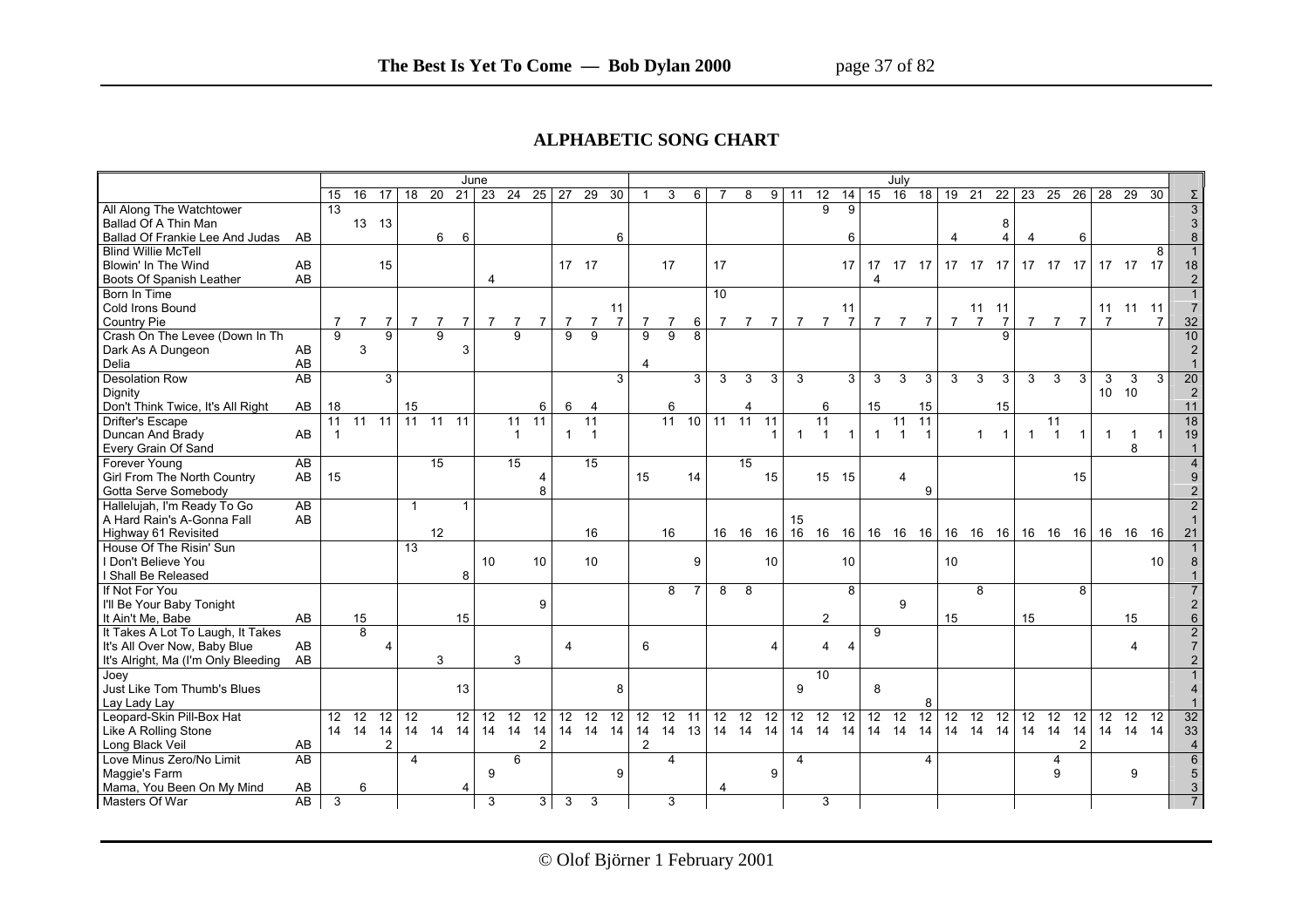## ALPHABETIC SONG CHART

| | | June | | | | | | | | | | | | July | | | | | | | | | | | | | | | | | | | | | |
|---|---|---|---|---|---|---|---|---|---|---|---|---|---|---|---|---|---|---|---|---|---|---|---|---|---|---|---|---|---|---|---|---|---|---|---|
| | | 15 | 16 | 17 | 18 | 20 | 21 | 23 | 24 | 25 | 27 | 29 | 30 | 1 | 3 | 6 | 7 | 8 | 9 | 11 | 12 | 14 | 15 | 16 | 18 | 19 | 21 | 22 | 23 | 25 | 26 | 28 | 29 | 30 | Σ |
| All Along The Watchtower | | 13 | | | | | | | | | | | | | | | | | | | 9 | 9 | | | | | | | | | | | | | 3 |
| Ballad Of A Thin Man | | | 13 | 13 | | | | | | | | | | | | | | | | | | | | | | | | 8 | | | | | | | 3 |
| Ballad Of Frankie Lee And Judas | AB | | | | | 6 | 6 | | | | | | 6 | | | | | | | | | 6 | | | | 4 | | 4 | 4 | | 6 | | | | 8 |
| Blind Willie McTell | | | | | | | | | | | | | | | | | | | | | | | | | | | | | | | | | | 8 | 1 |
| Blowin' In The Wind | AB | | | 15 | | | | | | | 17 | 17 | | | 17 | | 17 | | | | | 17 | 17 | 17 | 17 | 17 | 17 | 17 | 17 | 17 | 17 | 17 | 17 | 17 | 18 |
| Boots Of Spanish Leather | AB | | | | | | | 4 | | | | | | | | | | | | | | | 4 | | | | | | | | | | | | 2 |
| Born In Time | | | | | | | | | | | | | | | | | 10 | | | | | | | | | | | | | | | | | | 1 |
| Cold Irons Bound | | | | | | | | | | | | | 11 | | | | | | | | | 11 | | | | | 11 | 11 | | | | 11 | 11 | 11 | 7 |
| Country Pie | | 7 | 7 | 7 | 7 | 7 | 7 | 7 | 7 | 7 | 7 | 7 | 7 | 7 | 7 | 6 | 7 | 7 | 7 | 7 | 7 | 7 | 7 | 7 | 7 | 7 | 7 | 7 | 7 | 7 | 7 | 7 | | 7 | 32 |
| Crash On The Levee (Down In Th | | 9 | | 9 | | 9 | | | 9 | | 9 | 9 | | 9 | 9 | 8 | | | | | | | | | | | | 9 | | | | | | | 10 |
| Dark As A Dungeon | AB | | 3 | | | | 3 | | | | | | | | | | | | | | | | | | | | | | | | | | | | 2 |
| Delia | AB | | | | | | | | | | | | | 4 | | | | | | | | | | | | | | | | | | | | | 1 |
| Desolation Row | AB | | | 3 | | | | | | | | | 3 | | | 3 | 3 | 3 | 3 | 3 | | 3 | 3 | 3 | 3 | 3 | 3 | 3 | 3 | 3 | 3 | 3 | 3 | 3 | 20 |
| Dignity | | | | | | | | | | | | | | | | | | | | | | | | | | | | | | | | 10 | 10 | | 2 |
| Don't Think Twice, It's All Right | AB | 18 | | | 15 | | | | | 6 | 6 | 4 | | | 6 | | | 4 | | | 6 | | 15 | | 15 | | | 15 | | | | | | | 11 |
| Drifter's Escape | | 11 | 11 | 11 | 11 | 11 | 11 | | 11 | 11 | | 11 | | | 11 | 10 | 11 | 11 | 11 | | 11 | | | 11 | 11 | | | | | 11 | | | | | 18 |
| Duncan And Brady | AB | 1 | | | | | | | 1 | | 1 | 1 | | | | | | | 1 | 1 | 1 | 1 | 1 | 1 | 1 | | 1 | 1 | 1 | 1 | 1 | 1 | 1 | 1 | 19 |
| Every Grain Of Sand | | | | | | | | | | | | | | | | | | | | | | | | | | | | | | | | | 8 | | 1 |
| Forever Young | AB | | | | | 15 | | | 15 | | | 15 | | | | | | 15 | | | | | | | | | | | | | | | | | 4 |
| Girl From The North Country | AB | 15 | | | | | | | | 4 | | | | 15 | | 14 | | | 15 | | 15 | 15 | | 4 | | | | | | | 15 | | | | 9 |
| Gotta Serve Somebody | | | | | | | | | | 8 | | | | | | | | | | | | | | | 9 | | | | | | | | | | 2 |
| Hallelujah, I'm Ready To Go | AB | | | | 1 | | 1 | | | | | | | | | | | | | | | | | | | | | | | | | | | | 2 |
| A Hard Rain's A-Gonna Fall | AB | | | | | | | | | | | | | | | | | | | 15 | | | | | | | | | | | | | | | 1 |
| Highway 61 Revisited | | | | | | 12 | | | | | | 16 | | | 16 | | 16 | 16 | 16 | 16 | 16 | 16 | 16 | 16 | 16 | 16 | 16 | 16 | 16 | 16 | 16 | 16 | 16 | 16 | 21 |
| House Of The Risin' Sun | | | | | 13 | | | | | | | | | | | | | | | | | | | | | | | | | | | | | | 1 |
| I Don't Believe You | | | | | | | | 10 | | 10 | | 10 | | | | 9 | | | 10 | | | 10 | | | | 10 | | | | | | | | 10 | 8 |
| I Shall Be Released | | | | | | | 8 | | | | | | | | | | | | | | | | | | | | | | | | | | | | 1 |
| If Not For You | | | | | | | | | | | | | | | 8 | 7 | 8 | 8 | | | | 8 | | | | | 8 | | | | 8 | | | | 7 |
| I'll Be Your Baby Tonight | | | | | | | | | | 9 | | | | | | | | | | | | | | 9 | | | | | | | | | | | 2 |
| It Ain't Me, Babe | AB | | 15 | | | | 15 | | | | | | | | | | | | | | 2 | | | | | 15 | | | 15 | | | | 15 | | 6 |
| It Takes A Lot To Laugh, It Takes | | | 8 | | | | | | | | | | | | | | | | | | | | 9 | | | | | | | | | | | | 2 |
| It's All Over Now, Baby Blue | AB | | | 4 | | | | | | | 4 | | | 6 | | | | | 4 | | 4 | 4 | | | | | | | | | | | 4 | | 7 |
| It's Alright, Ma (I'm Only Bleeding | AB | | | | | 3 | | | 3 | | | | | | | | | | | | | | | | | | | | | | | | | | 2 |
| Joey | | | | | | | | | | | | | | | | | | | | | 10 | | | | | | | | | | | | | | 1 |
| Just Like Tom Thumb's Blues | | | | | | | 13 | | | | | | 8 | | | | | | | 9 | | | 8 | | | | | | | | | | | | 4 |
| Lay Lady Lay | | | | | | | | | | | | | | | | | | | | | | | | | 8 | | | | | | | | | | 1 |
| Leopard-Skin Pill-Box Hat | | 12 | 12 | 12 | 12 | | 12 | 12 | 12 | 12 | 12 | 12 | 12 | 12 | 12 | 11 | 12 | 12 | 12 | 12 | 12 | 12 | 12 | 12 | 12 | 12 | 12 | 12 | 12 | 12 | 12 | 12 | 12 | 12 | 32 |
| Like A Rolling Stone | | 14 | 14 | 14 | 14 | 14 | 14 | 14 | 14 | 14 | 14 | 14 | 14 | 14 | 14 | 13 | 14 | 14 | 14 | 14 | 14 | 14 | 14 | 14 | 14 | 14 | 14 | 14 | 14 | 14 | 14 | 14 | 14 | 14 | 33 |
| Long Black Veil | AB | | | 2 | | | | | | 2 | | | | 2 | | | | | | | | | | | | | | | | | 2 | | | | 4 |
| Love Minus Zero/No Limit | AB | | | | 4 | | | | 6 | | | | | | 4 | | | | | 4 | | | | | 4 | | | | | 4 | | | | | 6 |
| Maggie's Farm | | | | | | | | 9 | | | | | 9 | | | | | | 9 | | | | | | | | | | | 9 | | | 9 | | 5 |
| Mama, You Been On My Mind | AB | | 6 | | | | 4 | | | | | | | | | | 4 | | | | | | | | | | | | | | | | | | 3 |
| Masters Of War | AB | 3 | | | | | | 3 | | 3 | 3 | 3 | | | 3 | | | | | | 3 | | | | | | | | | | | | | | 7 |

© Olof Björner 1 February 2001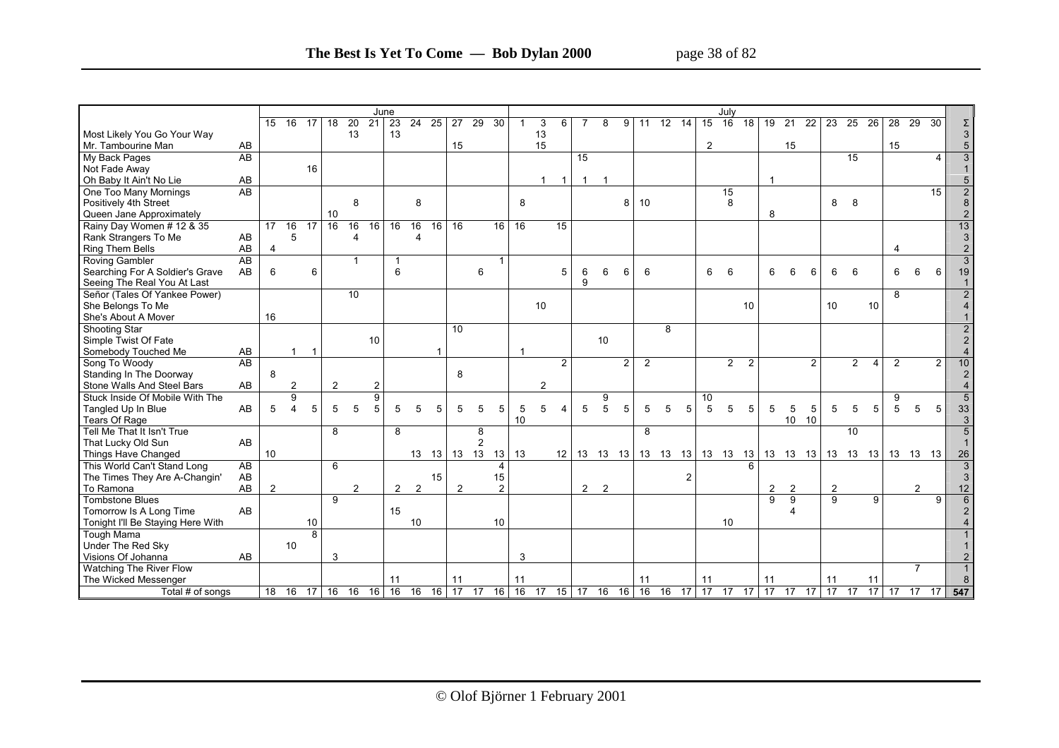| | | June | | | | | | | | | | | | July | | | | | | | | | | | | | | | | | | | | | |
|---|---|---|---|---|---|---|---|---|---|---|---|---|---|---|---|---|---|---|---|---|---|---|---|---|---|---|---|---|---|---|---|---|---|---|---|
| | | 15 | 16 | 17 | 18 | 20 | 21 | 23 | 24 | 25 | 27 | 29 | 30 | 1 | 3 | 6 | 7 | 8 | 9 | 11 | 12 | 14 | 15 | 16 | 18 | 19 | 21 | 22 | 23 | 25 | 26 | 28 | 29 | 30 | Σ |
| Most Likely You Go Your Way | | | | | | 13 | | 13 | | | | | | | 13 | | | | | | | | | | | | | | | | | | | | 3 |
| Mr. Tambourine Man | AB | | | | | | | | | | 15 | | | | 15 | | | | | | | | 2 | | | | 15 | | | | | 15 | | | 5 |
| My Back Pages | AB | | | | | | | | | | | | | | | | 15 | | | | | | | | | | | | | 15 | | | | 4 | 3 |
| Not Fade Away | | | | 16 | | | | | | | | | | | | | | | | | | | | | | | | | | | | | | | 1 |
| Oh Baby It Ain't No Lie | AB | | | | | | | | | | | | | | 1 | 1 | 1 | 1 | | | | | | | | 1 | | | | | | | | | 5 |
| One Too Many Mornings | AB | | | | | | | | | | | | | | | | | | | | | | | 15 | | | | | | | | | | 15 | 2 |
| Positively 4th Street | | | | | | 8 | | | 8 | | | | | 8 | | | | | 8 | 10 | | | | 8 | | | | | 8 | 8 | | | | | 8 |
| Queen Jane Approximately | | | | | 10 | | | | | | | | | | | | | | | | | | | | | 8 | | | | | | | | | 2 |
| Rainy Day Women # 12 & 35 | | 17 | 16 | 17 | 16 | 16 | 16 | 16 | 16 | 16 | 16 | | 16 | 16 | | 15 | | | | | | | | | | | | | | | | | | | 13 |
| Rank Strangers To Me | AB | | 5 | | | 4 | | | 4 | | | | | | | | | | | | | | | | | | | | | | | | | | 3 |
| Ring Them Bells | AB | 4 | | | | | | | | | | | | | | | | | | | | | | | | | | | | | | 4 | | | 2 |
| Roving Gambler | AB | | | | | 1 | | 1 | | | | | 1 | | | | | | | | | | | | | | | | | | | | | | 3 |
| Searching For A Soldier's Grave | AB | 6 | | 6 | | | | 6 | | | | 6 | | | | 5 | 6 | 6 | 6 | 6 | | | 6 | 6 | | 6 | 6 | 6 | 6 | 6 | | 6 | 6 | 6 | 19 |
| Seeing The Real You At Last | | | | | | | | | | | | | | | | | 9 | | | | | | | | | | | | | | | | | | 1 |
| Señor (Tales Of Yankee Power) | | | | | | 10 | | | | | | | | | | | | | | | | | | | | | | | | | | 8 | | | 2 |
| She Belongs To Me | | | | | | | | | | | | | | | 10 | | | | | | | | | | 10 | | | | 10 | | 10 | | | | 4 |
| She's About A Mover | | 16 | | | | | | | | | | | | | | | | | | | | | | | | | | | | | | | | | 1 |
| Shooting Star | | | | | | | | | | | 10 | | | | | | | | | | 8 | | | | | | | | | | | | | | 2 |
| Simple Twist Of Fate | | | | | | | 10 | | | | | | | | | | | 10 | | | | | | | | | | | | | | | | | 2 |
| Somebody Touched Me | AB | | 1 | 1 | | | | | | 1 | | | | 1 | | | | | | | | | | | | | | | | | | | | | 4 |
| Song To Woody | AB | | | | | | | | | | | | | | | 2 | | | 2 | 2 | | | | 2 | 2 | | | 2 | | 2 | 4 | 2 | | 2 | 10 |
| Standing In The Doorway | | 8 | | | | | | | | | 8 | | | | | | | | | | | | | | | | | | | | | | | | 2 |
| Stone Walls And Steel Bars | AB | | 2 | | 2 | | 2 | | | | | | | | 2 | | | | | | | | | | | | | | | | | | | | 4 |
| Stuck Inside Of Mobile With The | | | 9 | | | | 9 | | | | | | | | | | | 9 | | | | | 10 | | | | | | | | | 9 | | | 5 |
| Tangled Up In Blue | AB | 5 | 4 | 5 | 5 | 5 | 5 | 5 | 5 | 5 | 5 | 5 | 5 | 5 | 5 | 4 | 5 | 5 | 5 | 5 | 5 | 5 | 5 | 5 | 5 | 5 | 5 | 5 | 5 | 5 | 5 | 5 | 5 | 5 | 33 |
| Tears Of Rage | | | | | | | | | | | | | | 10 | | | | | | | | | | | | | 10 | 10 | | | | | | | 3 |
| Tell Me That It Isn't True | | | | | 8 | | | 8 | | | | 8 | | | | | | | | 8 | | | | | | | | | | 10 | | | | | 5 |
| That Lucky Old Sun | AB | | | | | | | | | | | 2 | | | | | | | | | | | | | | | | | | | | | | | 1 |
| Things Have Changed | | 10 | | | | | | | 13 | 13 | 13 | 13 | 13 | 13 | | 12 | 13 | 13 | 13 | 13 | 13 | 13 | 13 | 13 | 13 | 13 | 13 | 13 | 13 | 13 | 13 | 13 | 13 | 13 | 26 |
| This World Can't Stand Long | AB | | | | 6 | | | | | | | | 4 | | | | | | | | | | | | 6 | | | | | | | | | | 3 |
| The Times They Are A-Changin' | AB | | | | | | | | | 15 | | | 15 | | | | | | | | | 2 | | | | | | | | | | | | | 3 |
| To Ramona | AB | 2 | | | | 2 | | 2 | 2 | | 2 | | 2 | | | | 2 | 2 | | | | | | | | 2 | 2 | | 2 | | | | 2 | | 12 |
| Tombstone Blues | | | | | 9 | | | | | | | | | | | | | | | | | | | | | 9 | 9 | | 9 | | 9 | | | 9 | 6 |
| Tomorrow Is A Long Time | AB | | | | | | | 15 | | | | | | | | | | | | | | | | | | | 4 | | | | | | | | 2 |
| Tonight I'll Be Staying Here With | | | | 10 | | | | | 10 | | | | 10 | | | | | | | | | | | 10 | | | | | | | | | | | 4 |
| Tough Mama | | | | 8 | | | | | | | | | | | | | | | | | | | | | | | | | | | | | | | 1 |
| Under The Red Sky | | | 10 | | | | | | | | | | | | | | | | | | | | | | | | | | | | | | | | 1 |
| Visions Of Johanna | AB | | | | 3 | | | | | | | | | 3 | | | | | | | | | | | | | | | | | | | | | 2 |
| Watching The River Flow | | | | | | | | | | | | | | | | | | | | | | | | | | | | | | | | | 7 | | 1 |
| The Wicked Messenger | | | | | | | | 11 | | | 11 | | | 11 | | | | | | 11 | | | 11 | | | 11 | | | 11 | | 11 | | | | 8 |
| Total # of songs | | 18 | 16 | 17 | 16 | 16 | 16 | 16 | 16 | 16 | 17 | 17 | 16 | 16 | 17 | 15 | 17 | 16 | 16 | 16 | 16 | 17 | 17 | 17 | 17 | 17 | 17 | 17 | 17 | 17 | 17 | 17 | 17 | 17 | 547 |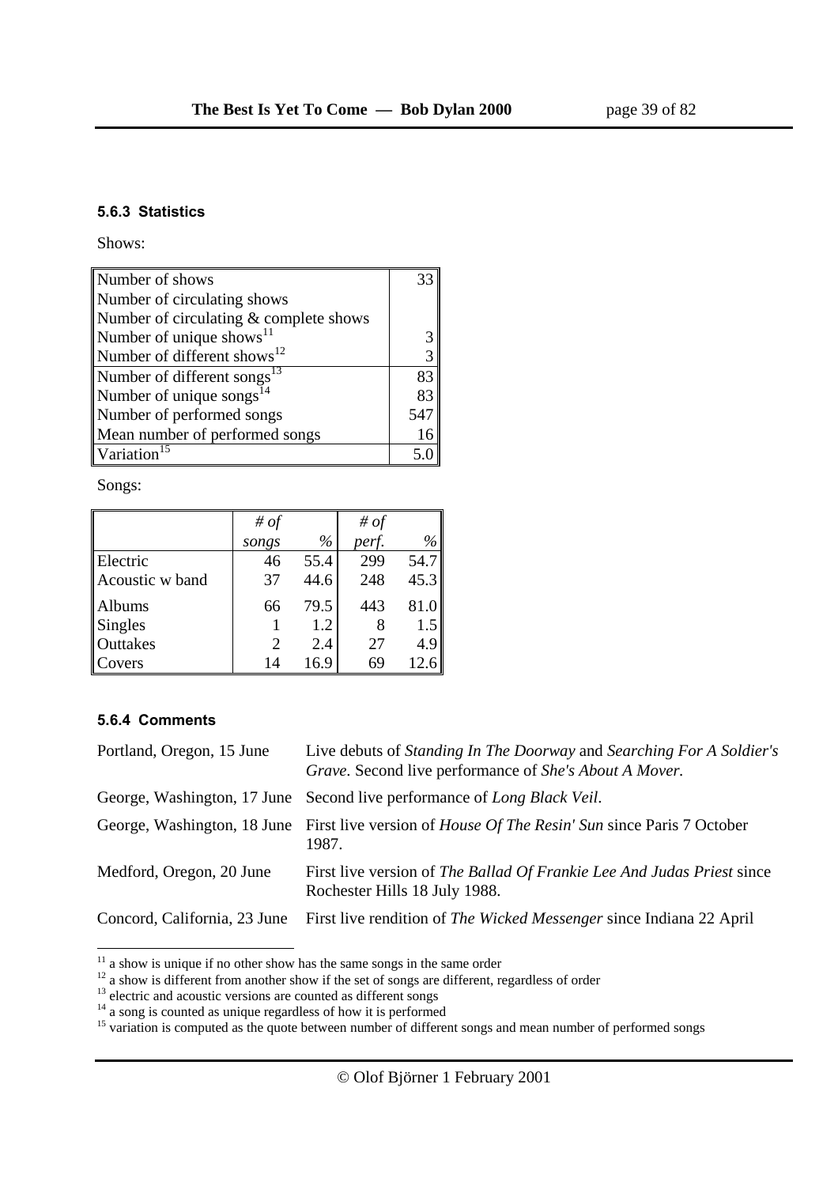#### 5.6.3 Statistics

Shows:

| | |
|---|---|
| Number of shows | 33 |
| Number of circulating shows | |
| Number of circulating & complete shows | |
| Number of unique shows[11] | 3 |
| Number of different shows[12] | 3 |
| Number of different songs[13] | 83 |
| Number of unique songs[14] | 83 |
| Number of performed songs | 547 |
| Mean number of performed songs | 16 |
| Variation[15] | 5.0 |

Songs:

| | *# of songs* | *%* | *# of perf.* | *%* |
|---|---|---|---|---|
| Electric | 46 | 55.4 | 299 | 54.7 |
| Acoustic w band | 37 | 44.6 | 248 | 45.3 |
| Albums | 66 | 79.5 | 443 | 81.0 |
| Singles | 1 | 1.2 | 8 | 1.5 |
| Outtakes | 2 | 2.4 | 27 | 4.9 |
| Covers | 14 | 16.9 | 69 | 12.6 |

#### 5.6.4 Comments

| | |
|---|---|
| Portland, Oregon, 15 June | Live debuts of *Standing In The Doorway* and *Searching For A Soldier's Grave*. Second live performance of *She's About A Mover.* |
| George, Washington, 17 June | Second live performance of *Long Black Veil*. |
| George, Washington, 18 June | First live version of *House Of The Resin' Sun* since Paris 7 October 1987. |
| Medford, Oregon, 20 June | First live version of *The Ballad Of Frankie Lee And Judas Priest* since Rochester Hills 18 July 1988. |
| Concord, California, 23 June | First live rendition of *The Wicked Messenger* since Indiana 22 April |

[11] a show is unique if no other show has the same songs in the same order

[12] a show is different from another show if the set of songs are different, regardless of order

[13] electric and acoustic versions are counted as different songs

[14] a song is counted as unique regardless of how it is performed

[15] variation is computed as the quote between number of different songs and mean number of performed songs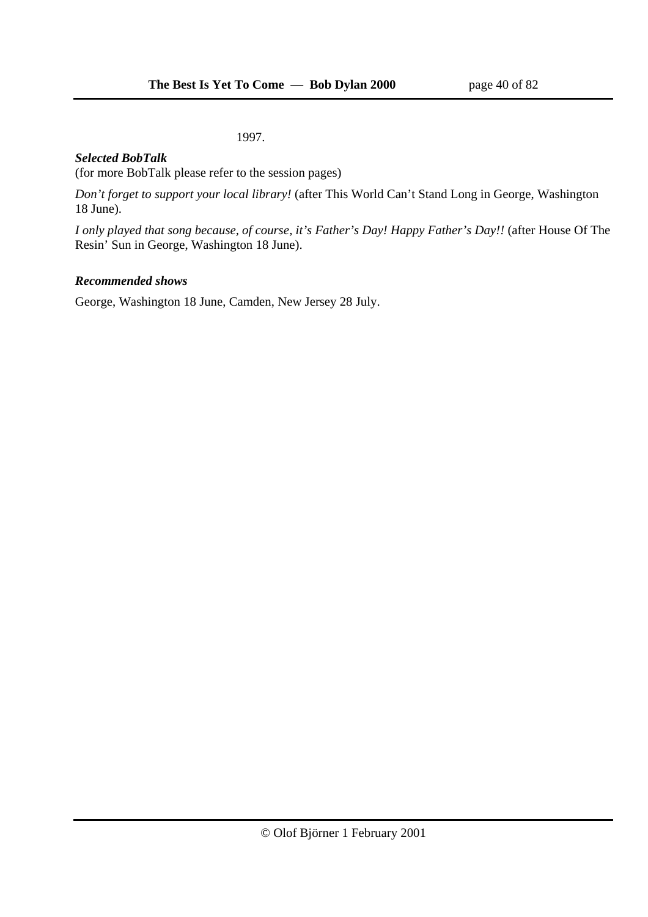1997.

***Selected BobTalk***
(for more BobTalk please refer to the session pages)

*Don't forget to support your local library!* (after This World Can't Stand Long in George, Washington 18 June).

*I only played that song because, of course, it's Father's Day! Happy Father's Day!!* (after House Of The Resin' Sun in George, Washington 18 June).

***Recommended shows***

George, Washington 18 June, Camden, New Jersey 28 July.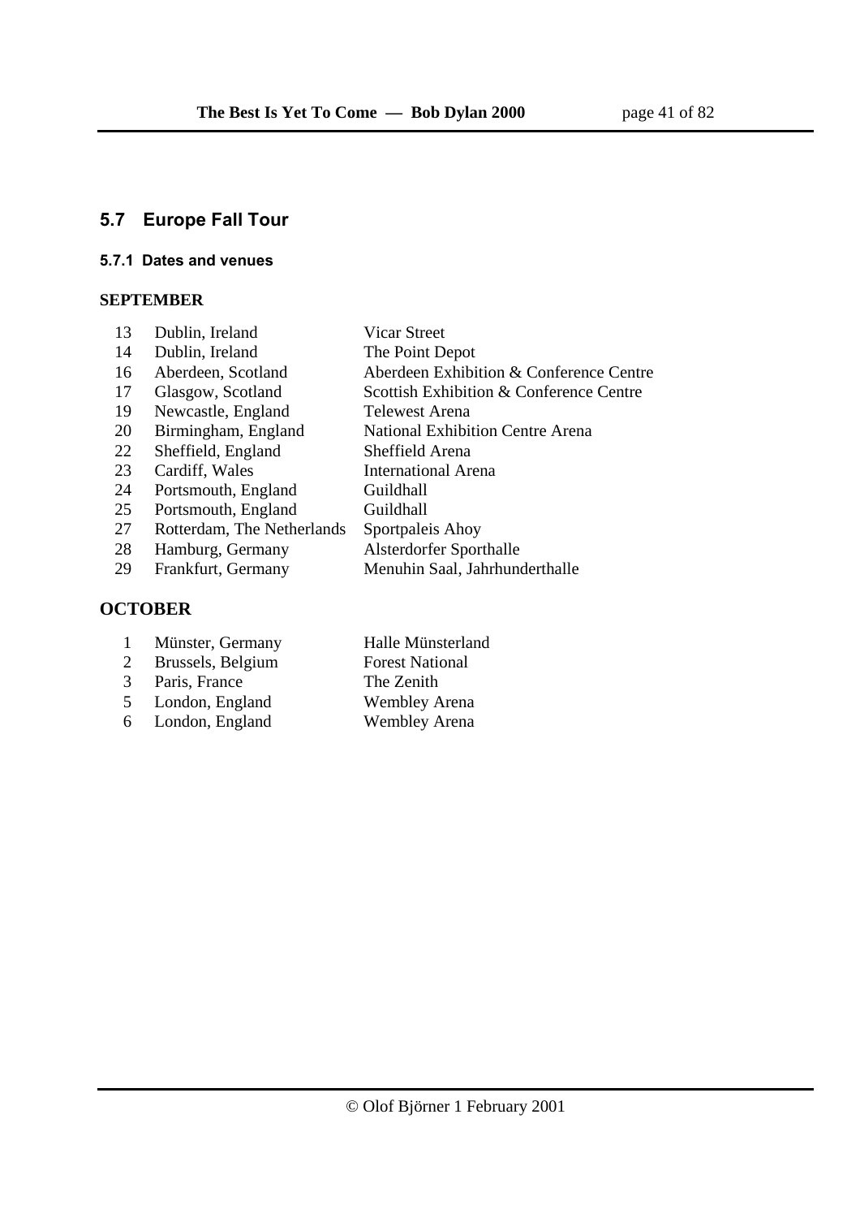## 5.7 Europe Fall Tour

### 5.7.1 Dates and venues

**SEPTEMBER**

| | | |
|---|---|---|
| 13 | Dublin, Ireland | Vicar Street |
| 14 | Dublin, Ireland | The Point Depot |
| 16 | Aberdeen, Scotland | Aberdeen Exhibition & Conference Centre |
| 17 | Glasgow, Scotland | Scottish Exhibition & Conference Centre |
| 19 | Newcastle, England | Telewest Arena |
| 20 | Birmingham, England | National Exhibition Centre Arena |
| 22 | Sheffield, England | Sheffield Arena |
| 23 | Cardiff, Wales | International Arena |
| 24 | Portsmouth, England | Guildhall |
| 25 | Portsmouth, England | Guildhall |
| 27 | Rotterdam, The Netherlands | Sportpaleis Ahoy |
| 28 | Hamburg, Germany | Alsterdorfer Sporthalle |
| 29 | Frankfurt, Germany | Menuhin Saal, Jahrhunderthalle |

**OCTOBER**

| | | |
|---|---|---|
| 1 | Münster, Germany | Halle Münsterland |
| 2 | Brussels, Belgium | Forest National |
| 3 | Paris, France | The Zenith |
| 5 | London, England | Wembley Arena |
| 6 | London, England | Wembley Arena |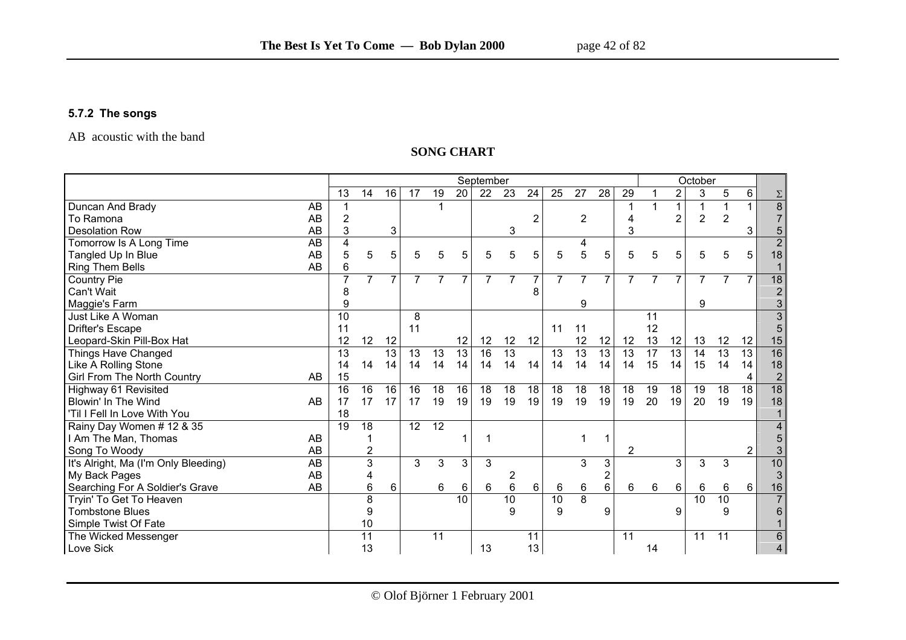### 5.7.2 The songs

AB acoustic with the band

**SONG CHART**

| | | September | | | | | | | | | | | | | October | | | | | |
|---|---|---|---|---|---|---|---|---|---|---|---|---|---|---|---|---|---|---|---|---|
| | | 13 | 14 | 16 | 17 | 19 | 20 | 22 | 23 | 24 | 25 | 27 | 28 | 29 | 1 | 2 | 3 | 5 | 6 | Σ |
| Duncan And Brady | AB | 1 | | | | 1 | | | | | | | | 1 | 1 | 1 | 1 | 1 | 1 | 8 |
| To Ramona | AB | 2 | | | | | | | | 2 | | 2 | | 4 | | 2 | 2 | 2 | | 7 |
| Desolation Row | AB | 3 | | 3 | | | | | 3 | | | | | 3 | | | | | 3 | 5 |
| Tomorrow Is A Long Time | AB | 4 | | | | | | | | | | 4 | | | | | | | | 2 |
| Tangled Up In Blue | AB | 5 | 5 | 5 | 5 | 5 | 5 | 5 | 5 | 5 | 5 | 5 | 5 | 5 | 5 | 5 | 5 | 5 | 5 | 18 |
| Ring Them Bells | AB | 6 | | | | | | | | | | | | | | | | | | 1 |
| Country Pie | | 7 | 7 | 7 | 7 | 7 | 7 | 7 | 7 | 7 | 7 | 7 | 7 | 7 | 7 | 7 | 7 | 7 | 7 | 18 |
| Can't Wait | | 8 | | | | | | | | 8 | | | | | | | | | | 2 |
| Maggie's Farm | | 9 | | | | | | | | | | 9 | | | | | 9 | | | 3 |
| Just Like A Woman | | 10 | | | 8 | | | | | | | | | | 11 | | | | | 3 |
| Drifter's Escape | | 11 | | | 11 | | | | | | 11 | 11 | | | 12 | | | | | 5 |
| Leopard-Skin Pill-Box Hat | | 12 | 12 | 12 | | | 12 | 12 | 12 | 12 | | 12 | 12 | 12 | 13 | 12 | 13 | 12 | 12 | 15 |
| Things Have Changed | | 13 | | 13 | 13 | 13 | 13 | 16 | 13 | | 13 | 13 | 13 | 13 | 17 | 13 | 14 | 13 | 13 | 16 |
| Like A Rolling Stone | | 14 | 14 | 14 | 14 | 14 | 14 | 14 | 14 | 14 | 14 | 14 | 14 | 14 | 15 | 14 | 15 | 14 | 14 | 18 |
| Girl From The North Country | AB | 15 | | | | | | | | | | | | | | | | | 4 | 2 |
| Highway 61 Revisited | | 16 | 16 | 16 | 16 | 18 | 16 | 18 | 18 | 18 | 18 | 18 | 18 | 18 | 19 | 18 | 19 | 18 | 18 | 18 |
| Blowin' In The Wind | AB | 17 | 17 | 17 | 17 | 19 | 19 | 19 | 19 | 19 | 19 | 19 | 19 | 19 | 20 | 19 | 20 | 19 | 19 | 18 |
| 'Til I Fell In Love With You | | 18 | | | | | | | | | | | | | | | | | | 1 |
| Rainy Day Women # 12 & 35 | | 19 | 18 | | 12 | 12 | | | | | | | | | | | | | | 4 |
| I Am The Man, Thomas | AB | | 1 | | | | 1 | 1 | | | | 1 | 1 | | | | | | | 5 |
| Song To Woody | AB | | 2 | | | | | | | | | | | 2 | | | | | 2 | 3 |
| It's Alright, Ma (I'm Only Bleeding) | AB | | 3 | | 3 | 3 | 3 | 3 | | | | 3 | 3 | | | 3 | 3 | 3 | | 10 |
| My Back Pages | AB | | 4 | | | | | | 2 | | | | 2 | | | | | | | 3 |
| Searching For A Soldier's Grave | AB | | 6 | 6 | | 6 | 6 | 6 | 6 | 6 | 6 | 6 | 6 | 6 | 6 | 6 | 6 | 6 | 6 | 16 |
| Tryin' To Get To Heaven | | | 8 | | | | 10 | | 10 | | 10 | 8 | | | | | 10 | 10 | | 7 |
| Tombstone Blues | | | 9 | | | | | | 9 | | 9 | | 9 | | | 9 | | 9 | | 6 |
| Simple Twist Of Fate | | | 10 | | | | | | | | | | | | | | | | | 1 |
| The Wicked Messenger | | | 11 | | | 11 | | | | 11 | | | | 11 | | | 11 | 11 | | 6 |
| Love Sick | | | 13 | | | | | 13 | | 13 | | | | | 14 | | | | | 4 |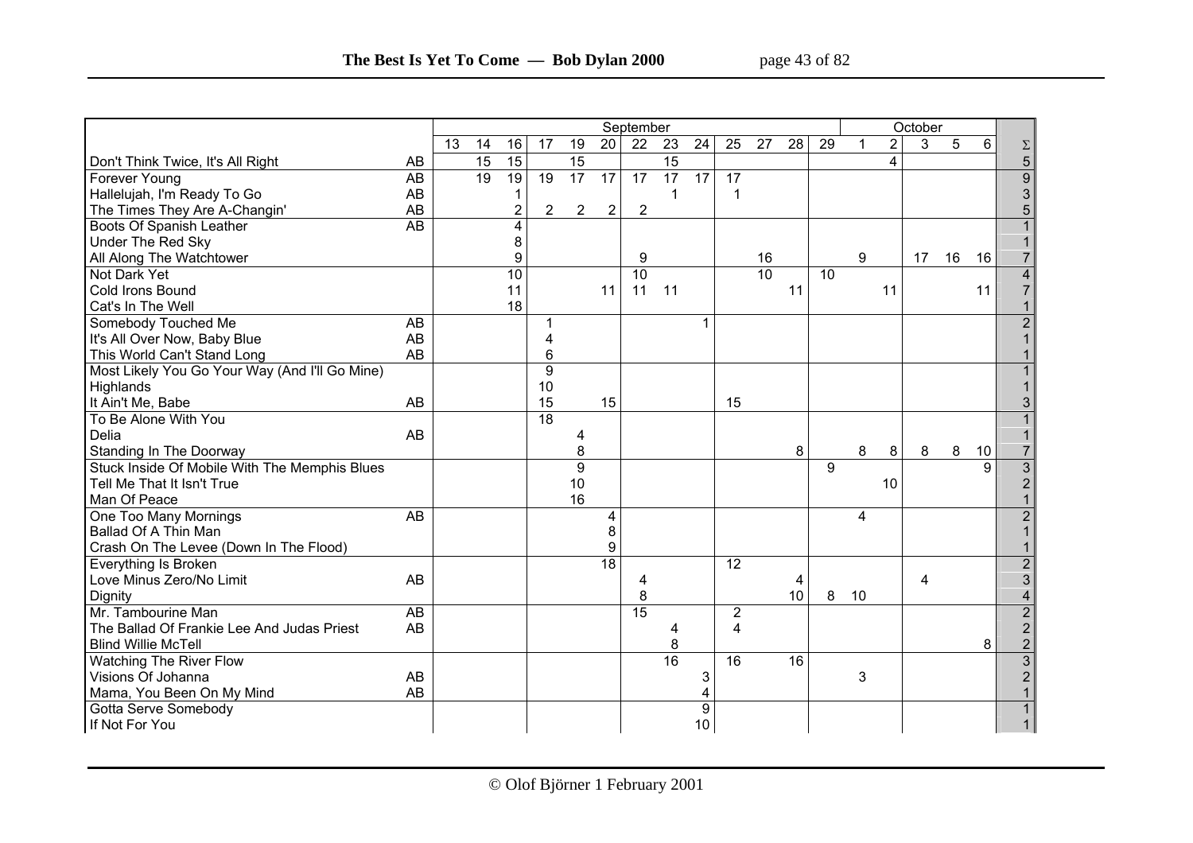| | | September | | | | | | | | | | | | | October | | | | | |
|---|---|---|---|---|---|---|---|---|---|---|---|---|---|---|---|---|---|---|---|---|
| | | 13 | 14 | 16 | 17 | 19 | 20 | 22 | 23 | 24 | 25 | 27 | 28 | 29 | 1 | 2 | 3 | 5 | 6 | Σ |
| Don't Think Twice, It's All Right | AB | | 15 | 15 | | 15 | | | 15 | | | | | | | 4 | | | | 5 |
| Forever Young | AB | | 19 | 19 | 19 | 17 | 17 | 17 | 17 | 17 | 17 | | | | | | | | | 9 |
| Hallelujah, I'm Ready To Go | AB | | | 1 | | | | | 1 | | 1 | | | | | | | | | 3 |
| The Times They Are A-Changin' | AB | | | 2 | 2 | 2 | 2 | 2 | | | | | | | | | | | | 5 |
| Boots Of Spanish Leather | AB | | | 4 | | | | | | | | | | | | | | | | 1 |
| Under The Red Sky | | | | 8 | | | | | | | | | | | | | | | | 1 |
| All Along The Watchtower | | | | 9 | | | | 9 | | | | 16 | | | 9 | | 17 | 16 | 16 | 7 |
| Not Dark Yet | | | | 10 | | | | 10 | | | | 10 | | 10 | | | | | | 4 |
| Cold Irons Bound | | | | 11 | | | 11 | 11 | 11 | | | | 11 | | | 11 | | | 11 | 7 |
| Cat's In The Well | | | | 18 | | | | | | | | | | | | | | | | 1 |
| Somebody Touched Me | AB | | | | 1 | | | | | 1 | | | | | | | | | | 2 |
| It's All Over Now, Baby Blue | AB | | | | 4 | | | | | | | | | | | | | | | 1 |
| This World Can't Stand Long | AB | | | | 6 | | | | | | | | | | | | | | | 1 |
| Most Likely You Go Your Way (And I'll Go Mine) | | | | | 9 | | | | | | | | | | | | | | | 1 |
| Highlands | | | | | 10 | | | | | | | | | | | | | | | 1 |
| It Ain't Me, Babe | AB | | | | 15 | | 15 | | | | 15 | | | | | | | | | 3 |
| To Be Alone With You | | | | | 18 | | | | | | | | | | | | | | | 1 |
| Delia | AB | | | | | 4 | | | | | | | | | | | | | | 1 |
| Standing In The Doorway | | | | | | 8 | | | | | | | 8 | | 8 | 8 | 8 | 8 | 10 | 7 |
| Stuck Inside Of Mobile With The Memphis Blues | | | | | | 9 | | | | | | | | 9 | | | | | 9 | 3 |
| Tell Me That It Isn't True | | | | | | 10 | | | | | | | | | | 10 | | | | 2 |
| Man Of Peace | | | | | | 16 | | | | | | | | | | | | | | 1 |
| One Too Many Mornings | AB | | | | | | 4 | | | | | | | | 4 | | | | | 2 |
| Ballad Of A Thin Man | | | | | | | 8 | | | | | | | | | | | | | 1 |
| Crash On The Levee (Down In The Flood) | | | | | | | 9 | | | | | | | | | | | | | 1 |
| Everything Is Broken | | | | | | | 18 | | | | 12 | | | | | | | | | 2 |
| Love Minus Zero/No Limit | AB | | | | | | | 4 | | | | | 4 | | | | 4 | | | 3 |
| Dignity | | | | | | | | 8 | | | | | 10 | 8 | 10 | | | | | 4 |
| Mr. Tambourine Man | AB | | | | | | | 15 | | | 2 | | | | | | | | | 2 |
| The Ballad Of Frankie Lee And Judas Priest | AB | | | | | | | | 4 | | 4 | | | | | | | | | 2 |
| Blind Willie McTell | | | | | | | | | 8 | | | | | | | | | | 8 | 2 |
| Watching The River Flow | | | | | | | | | 16 | | 16 | | 16 | | | | | | | 3 |
| Visions Of Johanna | AB | | | | | | | | | 3 | | | | | 3 | | | | | 2 |
| Mama, You Been On My Mind | AB | | | | | | | | | 4 | | | | | | | | | | 1 |
| Gotta Serve Somebody | | | | | | | | | | 9 | | | | | | | | | | 1 |
| If Not For You | | | | | | | | | | 10 | | | | | | | | | | 1 |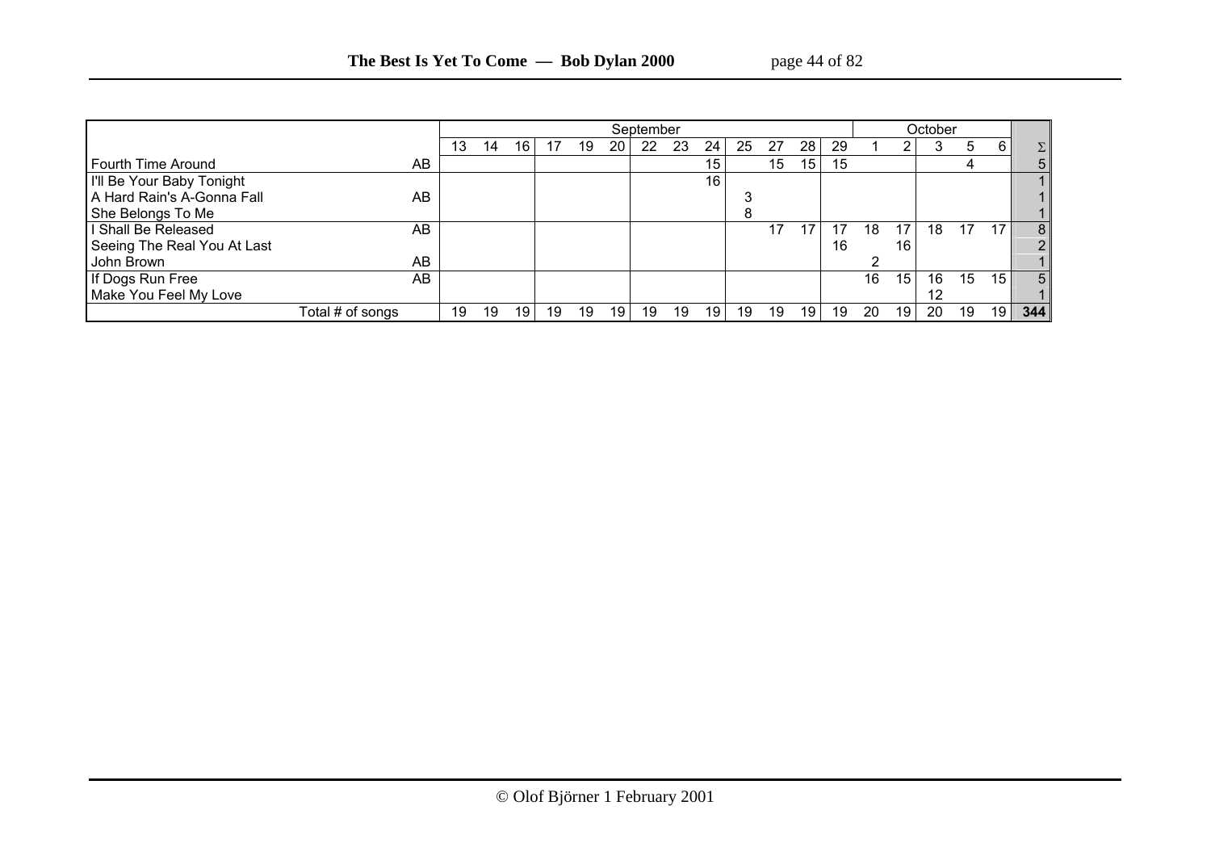| | | September | | | | | | | | | | | | | October | | | | | |
|---|---|---|---|---|---|---|---|---|---|---|---|---|---|---|---|---|---|---|---|---|
| | | 13 | 14 | 16 | 17 | 19 | 20 | 22 | 23 | 24 | 25 | 27 | 28 | 29 | 1 | 2 | 3 | 5 | 6 | Σ |
| Fourth Time Around | AB | | | | | | | | | 15 | | 15 | 15 | 15 | | | | 4 | | 5 |
| I'll Be Your Baby Tonight | | | | | | | | | | 16 | | | | | | | | | | 1 |
| A Hard Rain's A-Gonna Fall | AB | | | | | | | | | | 3 | | | | | | | | | 1 |
| She Belongs To Me | | | | | | | | | | | 8 | | | | | | | | | 1 |
| I Shall Be Released | AB | | | | | | | | | | | 17 | 17 | 17 | 18 | 17 | 18 | 17 | 17 | 8 |
| Seeing The Real You At Last | | | | | | | | | | | | | | 16 | | 16 | | | | 2 |
| John Brown | AB | | | | | | | | | | | | | | 2 | | | | | 1 |
| If Dogs Run Free | AB | | | | | | | | | | | | | | 16 | 15 | 16 | 15 | 15 | 5 |
| Make You Feel My Love | | | | | | | | | | | | | | | | | 12 | | | 1 |
| Total # of songs | | 19 | 19 | 19 | 19 | 19 | 19 | 19 | 19 | 19 | 19 | 19 | 19 | 19 | 20 | 19 | 20 | 19 | 19 | **344** |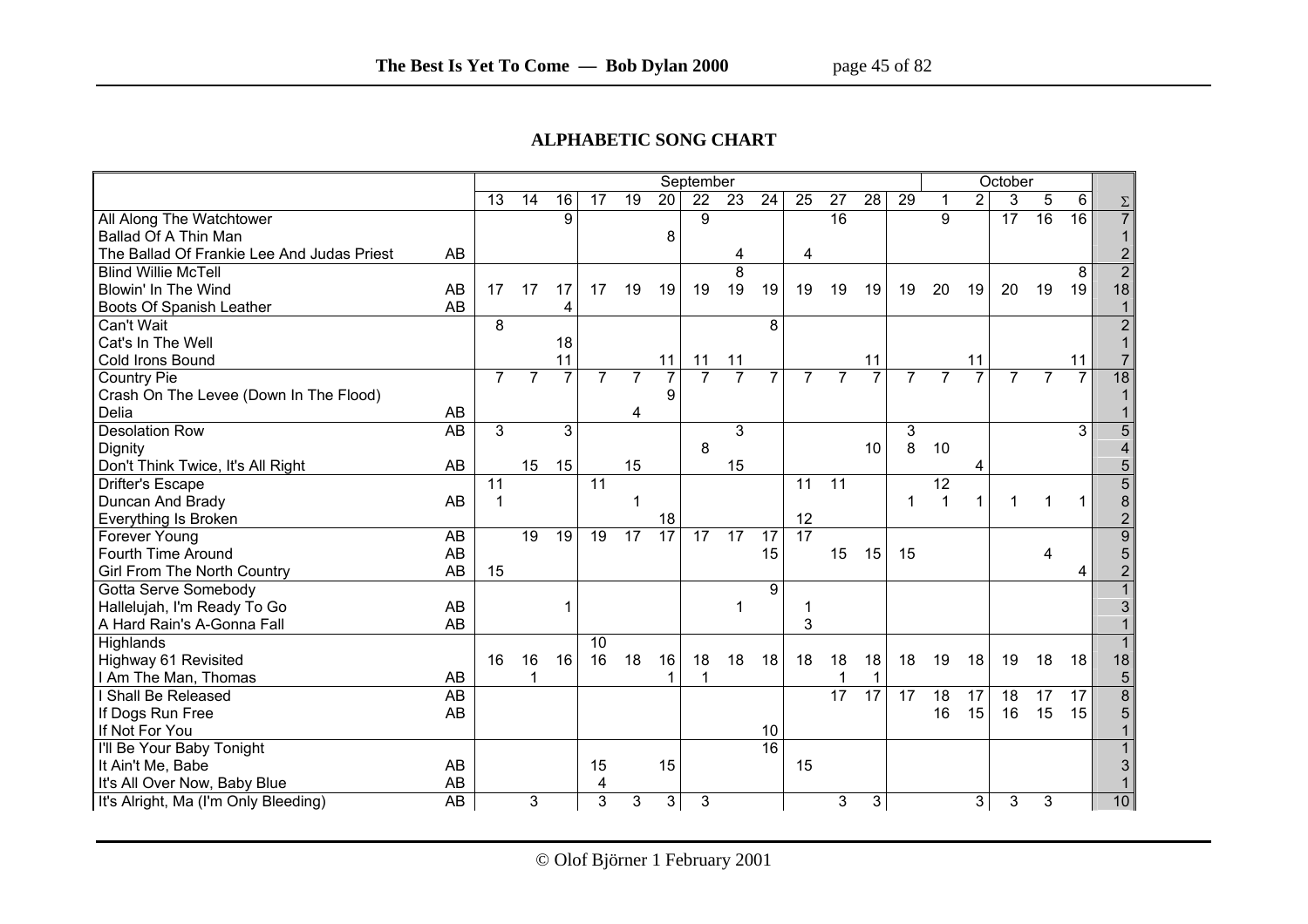## ALPHABETIC SONG CHART

| | | September | | | | | | | | | | | | | October | | | | | |
|---|---|---|---|---|---|---|---|---|---|---|---|---|---|---|---|---|---|---|---|---|
| | | 13 | 14 | 16 | 17 | 19 | 20 | 22 | 23 | 24 | 25 | 27 | 28 | 29 | 1 | 2 | 3 | 5 | 6 | Σ |
| All Along The Watchtower | | | | 9 | | | | 9 | | | | 16 | | | 9 | | 17 | 16 | 16 | 7 |
| Ballad Of A Thin Man | | | | | | | 8 | | | | | | | | | | | | | 1 |
| The Ballad Of Frankie Lee And Judas Priest | AB | | | | | | | | 4 | | 4 | | | | | | | | | 2 |
| Blind Willie McTell | | | | | | | | | 8 | | | | | | | | | | 8 | 2 |
| Blowin' In The Wind | AB | 17 | 17 | 17 | 17 | 19 | 19 | 19 | 19 | 19 | 19 | 19 | 19 | 19 | 20 | 19 | 20 | 19 | 19 | 18 |
| Boots Of Spanish Leather | AB | | | 4 | | | | | | | | | | | | | | | | 1 |
| Can't Wait | | 8 | | | | | | | | 8 | | | | | | | | | | 2 |
| Cat's In The Well | | | | 18 | | | | | | | | | | | | | | | | 1 |
| Cold Irons Bound | | | | 11 | | | 11 | 11 | 11 | | | | 11 | | | 11 | | | 11 | 7 |
| Country Pie | | 7 | 7 | 7 | 7 | 7 | 7 | 7 | 7 | 7 | 7 | 7 | 7 | 7 | 7 | 7 | 7 | 7 | 7 | 18 |
| Crash On The Levee (Down In The Flood) | | | | | | | 9 | | | | | | | | | | | | | 1 |
| Delia | AB | | | | | 4 | | | | | | | | | | | | | | 1 |
| Desolation Row | AB | 3 | | 3 | | | | | 3 | | | | | 3 | | | | | 3 | 5 |
| Dignity | | | | | | | | 8 | | | | | 10 | 8 | 10 | | | | | 4 |
| Don't Think Twice, It's All Right | AB | | 15 | 15 | | 15 | | | 15 | | | | | | | 4 | | | | 5 |
| Drifter's Escape | | 11 | | | 11 | | | | | | 11 | 11 | | | 12 | | | | | 5 |
| Duncan And Brady | AB | 1 | | | | 1 | | | | | | | | 1 | 1 | 1 | 1 | 1 | 1 | 8 |
| Everything Is Broken | | | | | | | 18 | | | | 12 | | | | | | | | | 2 |
| Forever Young | AB | | 19 | 19 | 19 | 17 | 17 | 17 | 17 | 17 | 17 | | | | | | | | | 9 |
| Fourth Time Around | AB | | | | | | | | | 15 | | 15 | 15 | 15 | | | | 4 | | 5 |
| Girl From The North Country | AB | 15 | | | | | | | | | | | | | | | | | 4 | 2 |
| Gotta Serve Somebody | | | | | | | | | | 9 | | | | | | | | | | 1 |
| Hallelujah, I'm Ready To Go | AB | | | 1 | | | | | 1 | | 1 | | | | | | | | | 3 |
| A Hard Rain's A-Gonna Fall | AB | | | | | | | | | | 3 | | | | | | | | | 1 |
| Highlands | | | | | 10 | | | | | | | | | | | | | | | 1 |
| Highway 61 Revisited | | 16 | 16 | 16 | 16 | 18 | 16 | 18 | 18 | 18 | 18 | 18 | 18 | 18 | 19 | 18 | 19 | 18 | 18 | 18 |
| I Am The Man, Thomas | AB | | 1 | | | | 1 | 1 | | | | 1 | 1 | | | | | | | 5 |
| I Shall Be Released | AB | | | | | | | | | | | 17 | 17 | 17 | 18 | 17 | 18 | 17 | 17 | 8 |
| If Dogs Run Free | AB | | | | | | | | | | | | | | 16 | 15 | 16 | 15 | 15 | 5 |
| If Not For You | | | | | | | | | | 10 | | | | | | | | | | 1 |
| I'll Be Your Baby Tonight | | | | | | | | | | 16 | | | | | | | | | | 1 |
| It Ain't Me, Babe | AB | | | | 15 | | 15 | | | | 15 | | | | | | | | | 3 |
| It's All Over Now, Baby Blue | AB | | | | 4 | | | | | | | | | | | | | | | 1 |
| It's Alright, Ma (I'm Only Bleeding) | AB | | 3 | | 3 | 3 | 3 | 3 | | | | 3 | 3 | | | 3 | 3 | 3 | | 10 |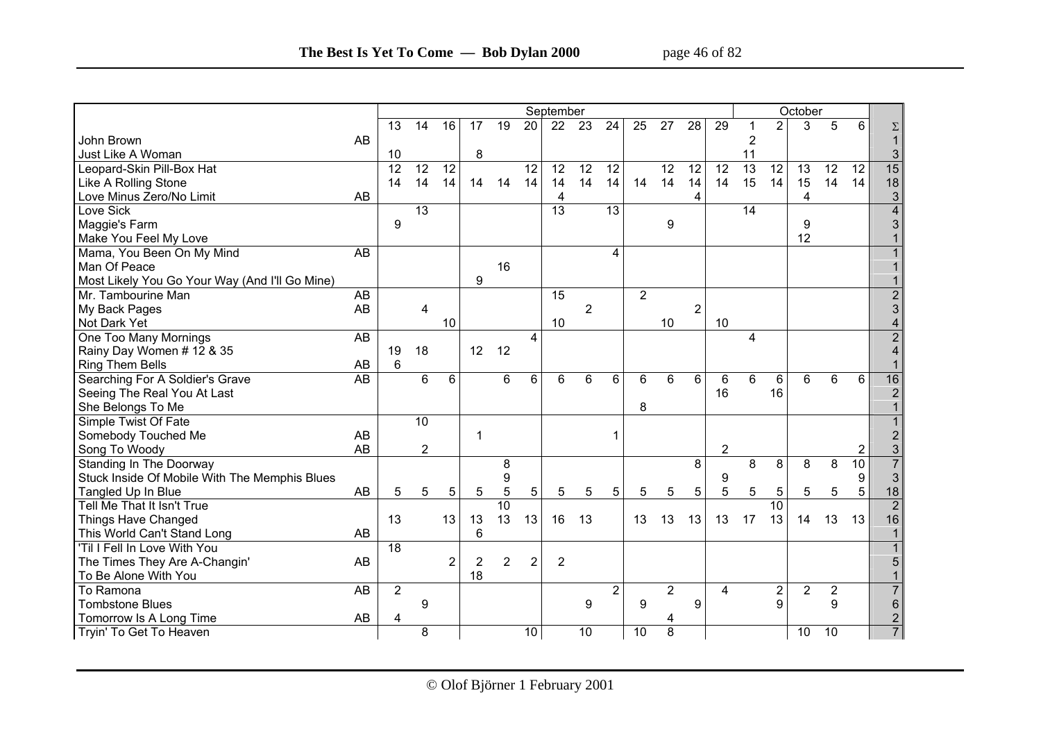| | | September | | | | | | | | | | | | | October | | | | | |
|---|---|---|---|---|---|---|---|---|---|---|---|---|---|---|---|---|---|---|---|---|
| | | 13 | 14 | 16 | 17 | 19 | 20 | 22 | 23 | 24 | 25 | 27 | 28 | 29 | 1 | 2 | 3 | 5 | 6 | Σ |
| John Brown | AB | | | | | | | | | | | | | | 2 | | | | | 1 |
| Just Like A Woman | | 10 | | | 8 | | | | | | | | | | 11 | | | | | 3 |
| Leopard-Skin Pill-Box Hat | | 12 | 12 | 12 | | | 12 | 12 | 12 | 12 | | 12 | 12 | 12 | 13 | 12 | 13 | 12 | 12 | 15 |
| Like A Rolling Stone | | 14 | 14 | 14 | 14 | 14 | 14 | 14 | 14 | 14 | 14 | 14 | 14 | 14 | 15 | 14 | 15 | 14 | 14 | 18 |
| Love Minus Zero/No Limit | AB | | | | | | | 4 | | | | | 4 | | | | 4 | | | 3 |
| Love Sick | | | 13 | | | | | 13 | | 13 | | | | | 14 | | | | | 4 |
| Maggie's Farm | | 9 | | | | | | | | | | 9 | | | | | 9 | | | 3 |
| Make You Feel My Love | | | | | | | | | | | | | | | | | 12 | | | 1 |
| Mama, You Been On My Mind | AB | | | | | | | | | 4 | | | | | | | | | | 1 |
| Man Of Peace | | | | | | 16 | | | | | | | | | | | | | | 1 |
| Most Likely You Go Your Way (And I'll Go Mine) | | | | | 9 | | | | | | | | | | | | | | | 1 |
| Mr. Tambourine Man | AB | | | | | | | 15 | | | 2 | | | | | | | | | 2 |
| My Back Pages | AB | | 4 | | | | | | 2 | | | | 2 | | | | | | | 3 |
| Not Dark Yet | | | | 10 | | | | 10 | | | | 10 | | 10 | | | | | | 4 |
| One Too Many Mornings | AB | | | | | | 4 | | | | | | | | 4 | | | | | 2 |
| Rainy Day Women # 12 & 35 | | 19 | 18 | | 12 | 12 | | | | | | | | | | | | | | 4 |
| Ring Them Bells | AB | 6 | | | | | | | | | | | | | | | | | | 1 |
| Searching For A Soldier's Grave | AB | | 6 | 6 | | 6 | 6 | 6 | 6 | 6 | 6 | 6 | 6 | 6 | 6 | 6 | 6 | 6 | 6 | 16 |
| Seeing The Real You At Last | | | | | | | | | | | | | | 16 | | 16 | | | | 2 |
| She Belongs To Me | | | | | | | | | | | 8 | | | | | | | | | 1 |
| Simple Twist Of Fate | | | 10 | | | | | | | | | | | | | | | | | 1 |
| Somebody Touched Me | AB | | | | 1 | | | | | 1 | | | | | | | | | | 2 |
| Song To Woody | AB | | 2 | | | | | | | | | | | 2 | | | | | 2 | 3 |
| Standing In The Doorway | | | | | | 8 | | | | | | | 8 | | 8 | 8 | 8 | 8 | 10 | 7 |
| Stuck Inside Of Mobile With The Memphis Blues | | | | | | 9 | | | | | | | | 9 | | | | | 9 | 3 |
| Tangled Up In Blue | AB | 5 | 5 | 5 | 5 | 5 | 5 | 5 | 5 | 5 | 5 | 5 | 5 | 5 | 5 | 5 | 5 | 5 | 5 | 18 |
| Tell Me That It Isn't True | | | | | | 10 | | | | | | | | | | 10 | | | | 2 |
| Things Have Changed | | 13 | | 13 | 13 | 13 | 13 | 16 | 13 | | 13 | 13 | 13 | 13 | 17 | 13 | 14 | 13 | 13 | 16 |
| This World Can't Stand Long | AB | | | | 6 | | | | | | | | | | | | | | | 1 |
| 'Til I Fell In Love With You | | 18 | | | | | | | | | | | | | | | | | | 1 |
| The Times They Are A-Changin' | AB | | | 2 | 2 | 2 | 2 | 2 | | | | | | | | | | | | 5 |
| To Be Alone With You | | | | | 18 | | | | | | | | | | | | | | | 1 |
| To Ramona | AB | 2 | | | | | | | | 2 | | 2 | | 4 | | 2 | 2 | 2 | | 7 |
| Tombstone Blues | | | 9 | | | | | | 9 | | 9 | | 9 | | | 9 | | 9 | | 6 |
| Tomorrow Is A Long Time | AB | 4 | | | | | | | | | | 4 | | | | | | | | 2 |
| Tryin' To Get To Heaven | | | 8 | | | | 10 | | 10 | | 10 | 8 | | | | | 10 | 10 | | 7 |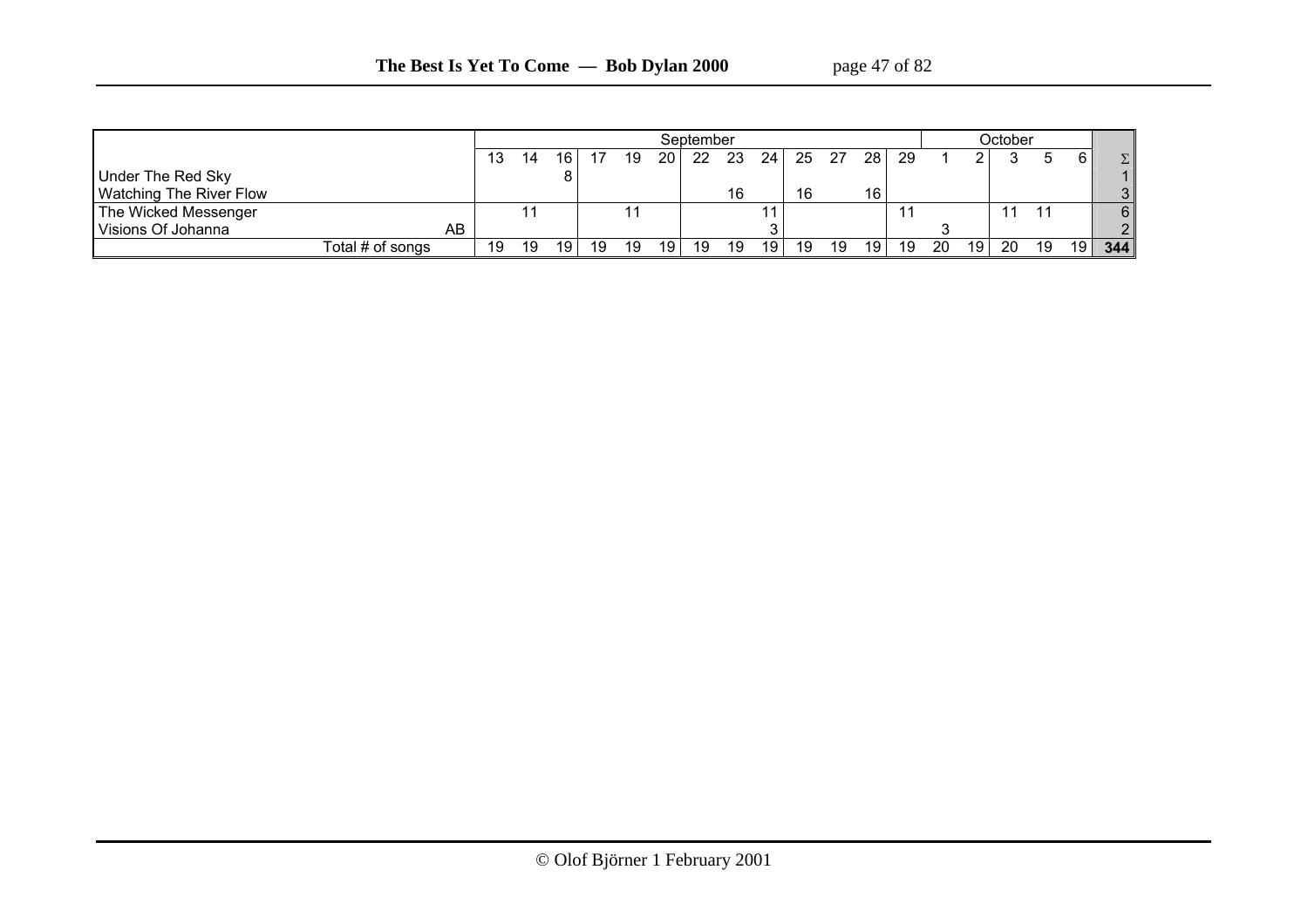| | | September | | | | | | | | | | | | | October | | | | | |
|---|---|---|---|---|---|---|---|---|---|---|---|---|---|---|---|---|---|---|---|---|
| | | 13 | 14 | 16 | 17 | 19 | 20 | 22 | 23 | 24 | 25 | 27 | 28 | 29 | 1 | 2 | 3 | 5 | 6 | Σ |
| Under The Red Sky | | | | 8 | | | | | | | | | | | | | | | | 1 |
| Watching The River Flow | | | | | | | | | 16 | | 16 | | 16 | | | | | | | 3 |
| The Wicked Messenger | | | 11 | | | 11 | | | | 11 | | | | 11 | | | 11 | 11 | | 6 |
| Visions Of Johanna | AB | | | | | | | | | 3 | | | | | 3 | | | | | 2 |
| Total # of songs | | 19 | 19 | 19 | 19 | 19 | 19 | 19 | 19 | 19 | 19 | 19 | 19 | 19 | 20 | 19 | 20 | 19 | 19 | **344** |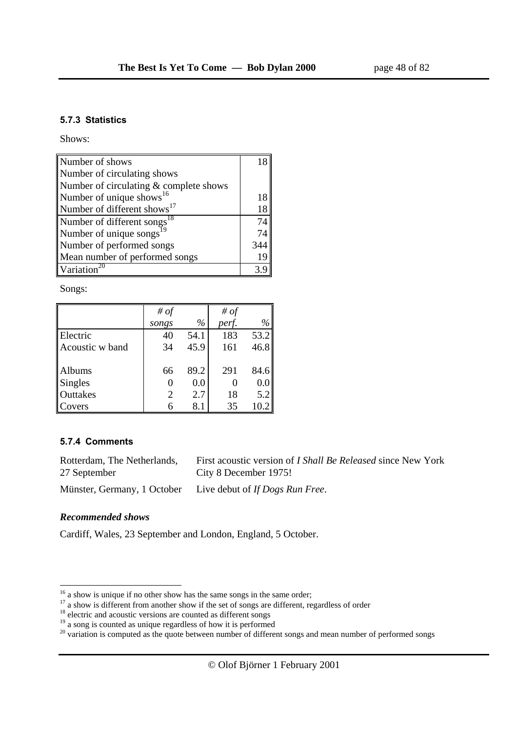#### 5.7.3 Statistics

Shows:

| | |
|---|---|
| Number of shows | 18 |
| Number of circulating shows | |
| Number of circulating & complete shows | |
| Number of unique shows[16] | 18 |
| Number of different shows[17] | 18 |
| Number of different songs[18] | 74 |
| Number of unique songs[19] | 74 |
| Number of performed songs | 344 |
| Mean number of performed songs | 19 |
| Variation[20] | 3.9 |

Songs:

| | *# of songs* | *%* | *# of perf.* | *%* |
|---|---|---|---|---|
| Electric | 40 | 54.1 | 183 | 53.2 |
| Acoustic w band | 34 | 45.9 | 161 | 46.8 |
| | | | | |
| Albums | 66 | 89.2 | 291 | 84.6 |
| Singles | 0 | 0.0 | 0 | 0.0 |
| Outtakes | 2 | 2.7 | 18 | 5.2 |
| Covers | 6 | 8.1 | 35 | 10.2 |

#### 5.7.4 Comments

| | |
|---|---|
| Rotterdam, The Netherlands, 27 September | First acoustic version of *I Shall Be Released* since New York City 8 December 1975! |
| Münster, Germany, 1 October | Live debut of *If Dogs Run Free*. |

***Recommended shows***

Cardiff, Wales, 23 September and London, England, 5 October.

---

[16] a show is unique if no other show has the same songs in the same order;

[17] a show is different from another show if the set of songs are different, regardless of order

[18] electric and acoustic versions are counted as different songs

[19] a song is counted as unique regardless of how it is performed

[20] variation is computed as the quote between number of different songs and mean number of performed songs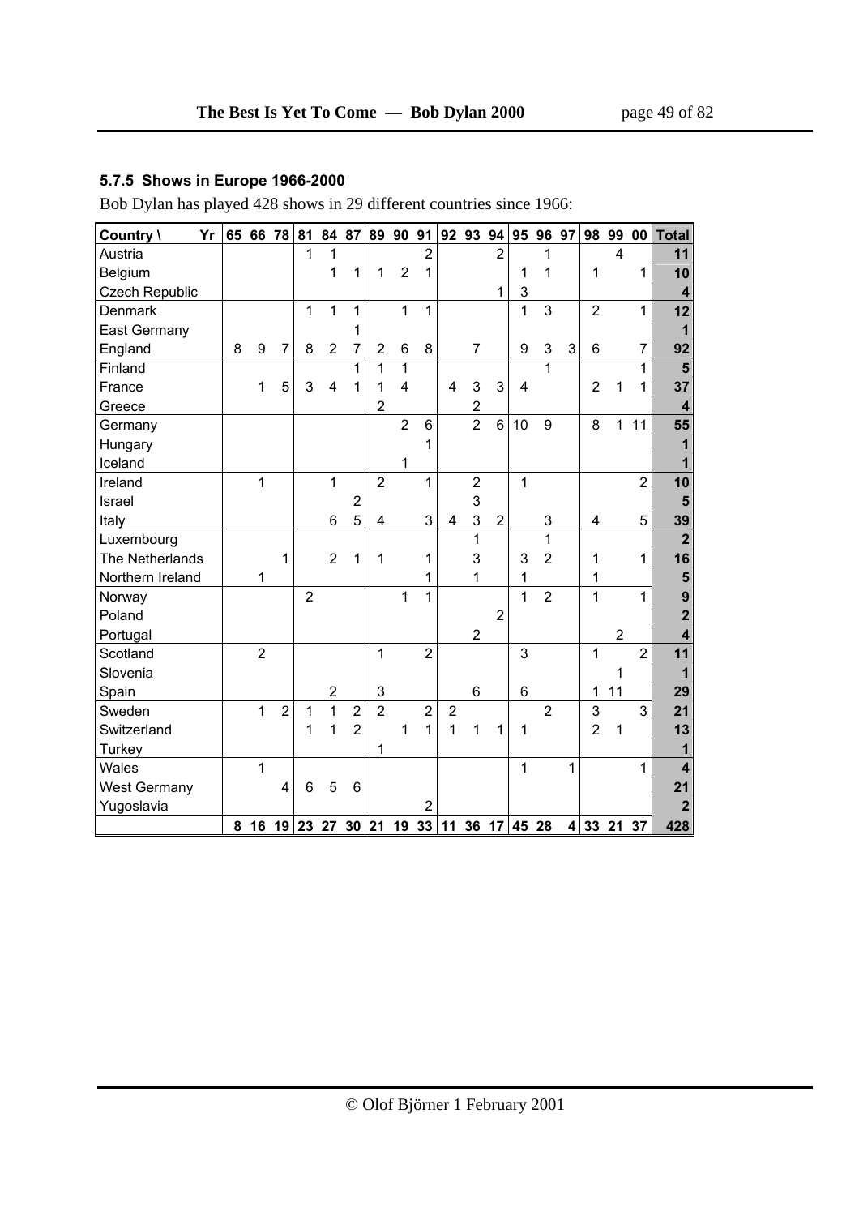### 5.7.5 Shows in Europe 1966-2000

Bob Dylan has played 428 shows in 29 different countries since 1966:

| Country \ Yr | 65 | 66 | 78 | 81 | 84 | 87 | 89 | 90 | 91 | 92 | 93 | 94 | 95 | 96 | 97 | 98 | 99 | 00 | Total |
|---|---|---|---|---|---|---|---|---|---|---|---|---|---|---|---|---|---|---|---|
| Austria | | | | 1 | 1 | | | | 2 | | | 2 | | 1 | | | 4 | | **11** |
| Belgium | | | | | 1 | 1 | 1 | 2 | 1 | | | | 1 | 1 | | 1 | | 1 | **10** |
| Czech Republic | | | | | | | | | | | | 1 | 3 | | | | | | **4** |
| Denmark | | | | 1 | 1 | 1 | | 1 | 1 | | | | 1 | 3 | | 2 | | 1 | **12** |
| East Germany | | | | | | 1 | | | | | | | | | | | | | **1** |
| England | 8 | 9 | 7 | 8 | 2 | 7 | 2 | 6 | 8 | | 7 | | 9 | 3 | 3 | 6 | | 7 | **92** |
| Finland | | | | | | 1 | 1 | 1 | | | | | | 1 | | | | 1 | **5** |
| France | | 1 | 5 | 3 | 4 | 1 | 1 | 4 | | 4 | 3 | 3 | 4 | | | 2 | 1 | 1 | **37** |
| Greece | | | | | | | 2 | | | | 2 | | | | | | | | **4** |
| Germany | | | | | | | | 2 | 6 | | 2 | 6 | 10 | 9 | | 8 | 1 | 11 | **55** |
| Hungary | | | | | | | | | 1 | | | | | | | | | | **1** |
| Iceland | | | | | | | | 1 | | | | | | | | | | | **1** |
| Ireland | | 1 | | | 1 | | 2 | | 1 | | 2 | | 1 | | | | | 2 | **10** |
| Israel | | | | | | 2 | | | | | 3 | | | | | | | | **5** |
| Italy | | | | | 6 | 5 | 4 | | 3 | 4 | 3 | 2 | | 3 | | 4 | | 5 | **39** |
| Luxembourg | | | | | | | | | | | 1 | | | 1 | | | | | **2** |
| The Netherlands | | | 1 | | 2 | 1 | 1 | | 1 | | 3 | | 3 | 2 | | 1 | | 1 | **16** |
| Northern Ireland | | 1 | | | | | | | 1 | | 1 | | 1 | | | 1 | | | **5** |
| Norway | | | | 2 | | | | 1 | 1 | | | | 1 | 2 | | 1 | | 1 | **9** |
| Poland | | | | | | | | | | | | 2 | | | | | | | **2** |
| Portugal | | | | | | | | | | | 2 | | | | | | 2 | | **4** |
| Scotland | | 2 | | | | | 1 | | 2 | | | | 3 | | | 1 | | 2 | **11** |
| Slovenia | | | | | | | | | | | | | | | | | 1 | | **1** |
| Spain | | | | | 2 | | 3 | | | | 6 | | 6 | | | 1 | 11 | | **29** |
| Sweden | | 1 | 2 | 1 | 1 | 2 | 2 | | 2 | 2 | | | | 2 | | 3 | | 3 | **21** |
| Switzerland | | | | 1 | 1 | 2 | | 1 | 1 | 1 | 1 | 1 | 1 | | | 2 | 1 | | **13** |
| Turkey | | | | | | | 1 | | | | | | | | | | | | **1** |
| Wales | | 1 | | | | | | | | | | | 1 | | 1 | | | 1 | **4** |
| West Germany | | | 4 | 6 | 5 | 6 | | | | | | | | | | | | | **21** |
| Yugoslavia | | | | | | | | | 2 | | | | | | | | | | **2** |
| | **8** | **16** | **19** | **23** | **27** | **30** | **21** | **19** | **33** | **11** | **36** | **17** | **45** | **28** | **4** | **33** | **21** | **37** | **428** |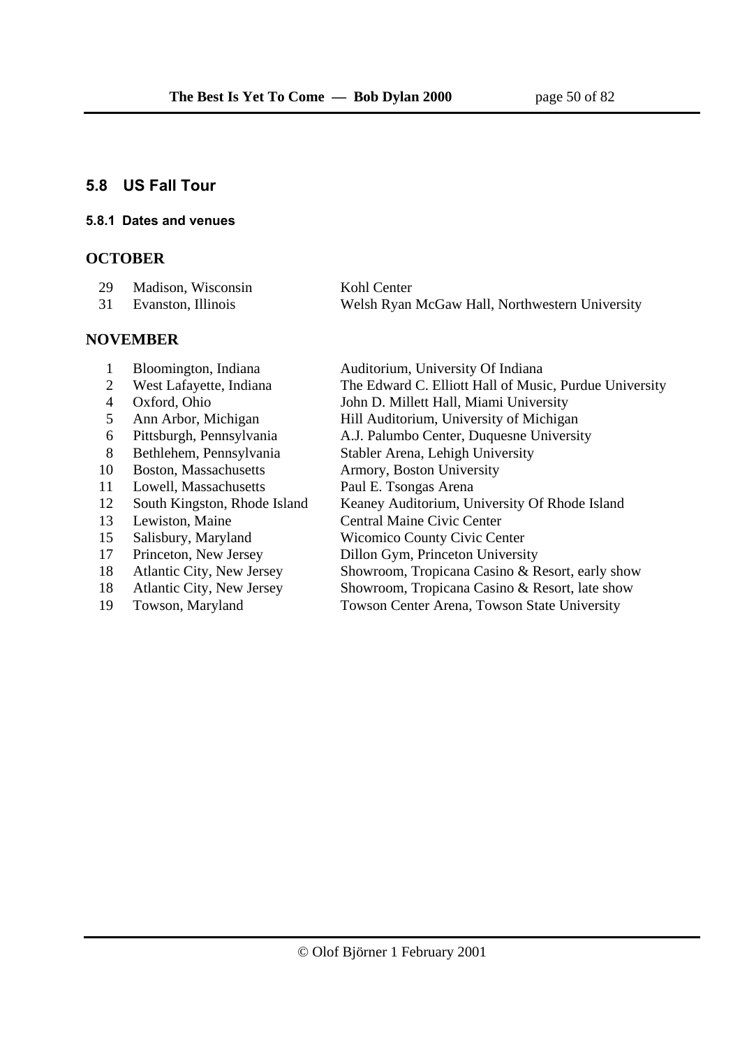## 5.8 US Fall Tour

### 5.8.1 Dates and venues

**OCTOBER**

| | | |
|---|---|---|
| 29 | Madison, Wisconsin | Kohl Center |
| 31 | Evanston, Illinois | Welsh Ryan McGaw Hall, Northwestern University |

**NOVEMBER**

| | | |
|---|---|---|
| 1 | Bloomington, Indiana | Auditorium, University Of Indiana |
| 2 | West Lafayette, Indiana | The Edward C. Elliott Hall of Music, Purdue University |
| 4 | Oxford, Ohio | John D. Millett Hall, Miami University |
| 5 | Ann Arbor, Michigan | Hill Auditorium, University of Michigan |
| 6 | Pittsburgh, Pennsylvania | A.J. Palumbo Center, Duquesne University |
| 8 | Bethlehem, Pennsylvania | Stabler Arena, Lehigh University |
| 10 | Boston, Massachusetts | Armory, Boston University |
| 11 | Lowell, Massachusetts | Paul E. Tsongas Arena |
| 12 | South Kingston, Rhode Island | Keaney Auditorium, University Of Rhode Island |
| 13 | Lewiston, Maine | Central Maine Civic Center |
| 15 | Salisbury, Maryland | Wicomico County Civic Center |
| 17 | Princeton, New Jersey | Dillon Gym, Princeton University |
| 18 | Atlantic City, New Jersey | Showroom, Tropicana Casino & Resort, early show |
| 18 | Atlantic City, New Jersey | Showroom, Tropicana Casino & Resort, late show |
| 19 | Towson, Maryland | Towson Center Arena, Towson State University |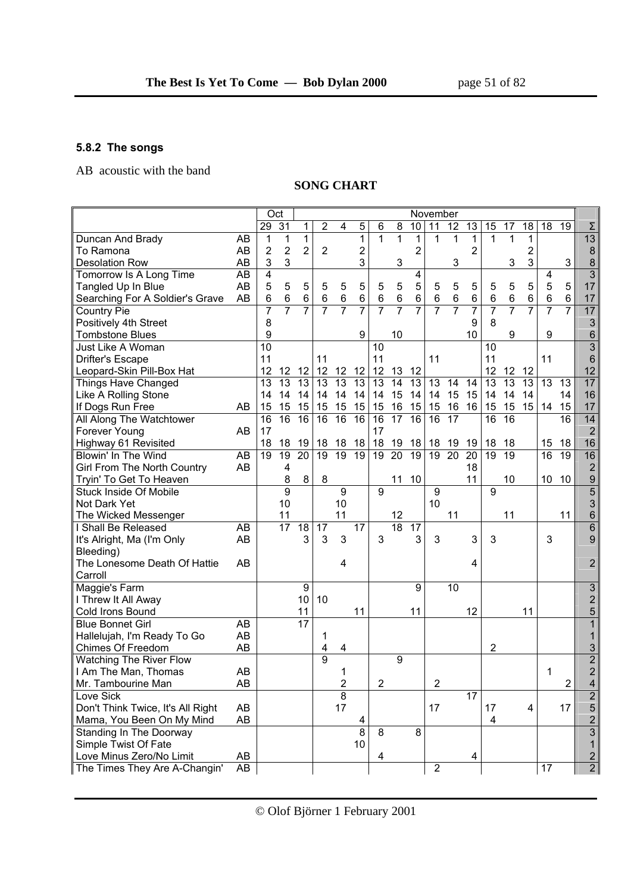## 5.8.2 The songs

AB acoustic with the band

**SONG CHART**

| | | Oct | | November | | | | | | | | | | | | | | | |
|---|---|---|---|---|---|---|---|---|---|---|---|---|---|---|---|---|---|---|---|
| | | 29 | 31 | 1 | 2 | 4 | 5 | 6 | 8 | 10 | 11 | 12 | 13 | 15 | 17 | 18 | 18 | 19 | Σ |
| Duncan And Brady | AB | 1 | 1 | 1 | | | 1 | 1 | 1 | 1 | 1 | 1 | 1 | 1 | 1 | 1 | | | 13 |
| To Ramona | AB | 2 | 2 | 2 | 2 | | 2 | | | 2 | | | 2 | | | 2 | | | 8 |
| Desolation Row | AB | 3 | 3 | | | | 3 | | 3 | | | 3 | | | 3 | 3 | | 3 | 8 |
| Tomorrow Is A Long Time | AB | 4 | | | | | | | | 4 | | | | | | | 4 | | 3 |
| Tangled Up In Blue | AB | 5 | 5 | 5 | 5 | 5 | 5 | 5 | 5 | 5 | 5 | 5 | 5 | 5 | 5 | 5 | 5 | 5 | 17 |
| Searching For A Soldier's Grave | AB | 6 | 6 | 6 | 6 | 6 | 6 | 6 | 6 | 6 | 6 | 6 | 6 | 6 | 6 | 6 | 6 | 6 | 17 |
| Country Pie | | 7 | 7 | 7 | 7 | 7 | 7 | 7 | 7 | 7 | 7 | 7 | 7 | 7 | 7 | 7 | 7 | 7 | 17 |
| Positively 4th Street | | 8 | | | | | | | | | | | 9 | 8 | | | | | 3 |
| Tombstone Blues | | 9 | | | | | 9 | | 10 | | | | 10 | | 9 | | 9 | | 6 |
| Just Like A Woman | | 10 | | | | | | 10 | | | | | | 10 | | | | | 3 |
| Drifter's Escape | | 11 | | | 11 | | | 11 | | | 11 | | | 11 | | | 11 | | 6 |
| Leopard-Skin Pill-Box Hat | | 12 | 12 | 12 | 12 | 12 | 12 | 12 | 13 | 12 | | | | 12 | 12 | 12 | | | 12 |
| Things Have Changed | | 13 | 13 | 13 | 13 | 13 | 13 | 13 | 14 | 13 | 13 | 14 | 14 | 13 | 13 | 13 | 13 | 13 | 17 |
| Like A Rolling Stone | | 14 | 14 | 14 | 14 | 14 | 14 | 14 | 15 | 14 | 14 | 15 | 15 | 14 | 14 | 14 | | 14 | 16 |
| If Dogs Run Free | AB | 15 | 15 | 15 | 15 | 15 | 15 | 15 | 16 | 15 | 15 | 16 | 16 | 15 | 15 | 15 | 14 | 15 | 17 |
| All Along The Watchtower | | 16 | 16 | 16 | 16 | 16 | 16 | 16 | 17 | 16 | 16 | 17 | | 16 | 16 | | | 16 | 14 |
| Forever Young | AB | 17 | | | | | | 17 | | | | | | | | | | | 2 |
| Highway 61 Revisited | | 18 | 18 | 19 | 18 | 18 | 18 | 18 | 19 | 18 | 18 | 19 | 19 | 18 | 18 | | 15 | 18 | 16 |
| Blowin' In The Wind | AB | 19 | 19 | 20 | 19 | 19 | 19 | 19 | 20 | 19 | 19 | 20 | 20 | 19 | 19 | | 16 | 19 | 16 |
| Girl From The North Country | AB | | 4 | | | | | | | | | | 18 | | | | | | 2 |
| Tryin' To Get To Heaven | | | 8 | 8 | 8 | | | | 11 | 10 | | | 11 | | 10 | | 10 | 10 | 9 |
| Stuck Inside Of Mobile | | | 9 | | | 9 | | 9 | | | 9 | | | 9 | | | | | 5 |
| Not Dark Yet | | | 10 | | | 10 | | | | | 10 | | | | | | | | 3 |
| The Wicked Messenger | | | 11 | | | 11 | | | 12 | | | 11 | | | 11 | | | 11 | 6 |
| I Shall Be Released | AB | | 17 | 18 | 17 | | 17 | | 18 | 17 | | | | | | | | | 6 |
| It's Alright, Ma (I'm Only Bleeding) | AB | | | 3 | 3 | 3 | | 3 | | 3 | 3 | | 3 | 3 | | | 3 | | 9 |
| The Lonesome Death Of Hattie Carroll | AB | | | | | 4 | | | | | | | 4 | | | | | | 2 |
| Maggie's Farm | | | | 9 | | | | | | 9 | | 10 | | | | | | | 3 |
| I Threw It All Away | | | | 10 | 10 | | | | | | | | | | | | | | 2 |
| Cold Irons Bound | | | | 11 | | | 11 | | | 11 | | | 12 | | | 11 | | | 5 |
| Blue Bonnet Girl | AB | | | 17 | | | | | | | | | | | | | | | 1 |
| Hallelujah, I'm Ready To Go | AB | | | | 1 | | | | | | | | | | | | | | 1 |
| Chimes Of Freedom | AB | | | | 4 | 4 | | | | | | | | 2 | | | | | 3 |
| Watching The River Flow | | | | | 9 | | | | 9 | | | | | | | | | | 2 |
| I Am The Man, Thomas | AB | | | | | 1 | | | | | | | | | | | 1 | | 2 |
| Mr. Tambourine Man | AB | | | | | 2 | | 2 | | | 2 | | | | | | | 2 | 4 |
| Love Sick | | | | | | 8 | | | | | | | 17 | | | | | | 2 |
| Don't Think Twice, It's All Right | AB | | | | | 17 | | | | | 17 | | | 17 | | 4 | | 17 | 5 |
| Mama, You Been On My Mind | AB | | | | | | 4 | | | | | | | 4 | | | | | 2 |
| Standing In The Doorway | | | | | | | 8 | 8 | | 8 | | | | | | | | | 3 |
| Simple Twist Of Fate | | | | | | | 10 | | | | | | | | | | | | 1 |
| Love Minus Zero/No Limit | AB | | | | | | | 4 | | | | | 4 | | | | | | 2 |
| The Times They Are A-Changin' | AB | | | | | | | | | | 2 | | | | | | 17 | | 2 |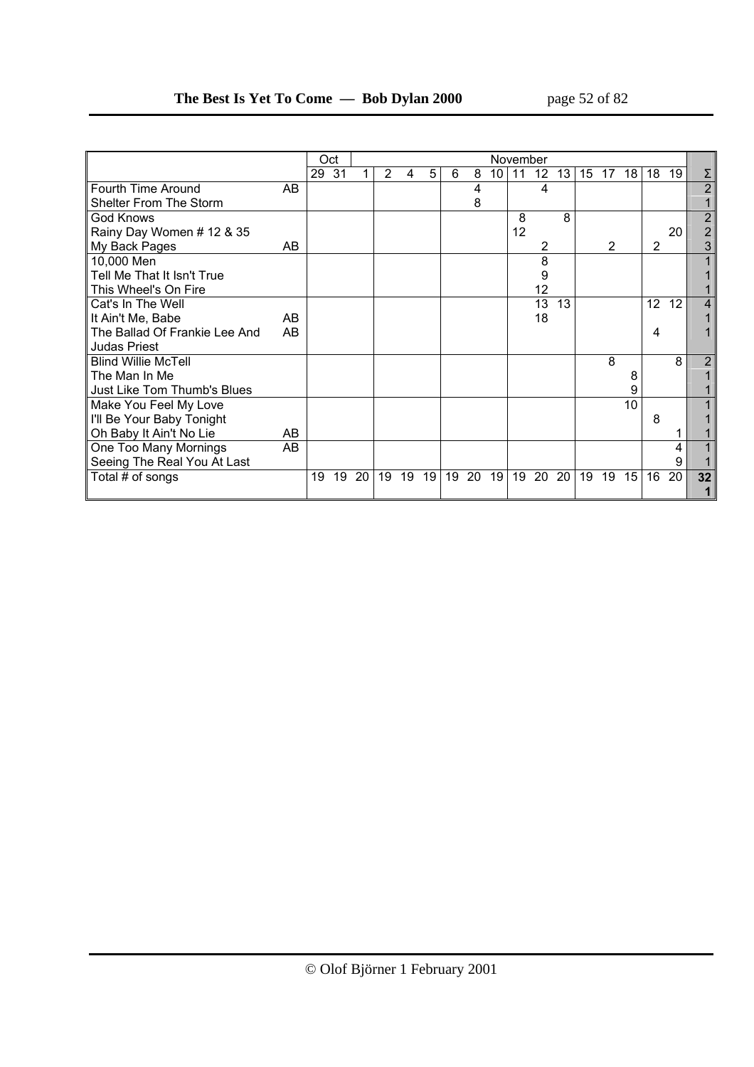| | | Oct | | | November | | | | | | | | | | | | | | | | Σ |
|---|---|---|---|---|---|---|---|---|---|---|---|---|---|---|---|---|---|---|---|---|---|
| | | 29 | 31 | 1 | 2 | 4 | 5 | 6 | 8 | 10 | 11 | 12 | 13 | 15 | 17 | 18 | 18 | 19 | | | |
| Fourth Time Around | AB | | | | | | | | 4 | | | 4 | | | | | | | | | 2 |
| Shelter From The Storm | | | | | | | | | 8 | | | | | | | | | | | | 1 |
| God Knows | | | | | | | | | | | 8 | | 8 | | | | | | | | 2 |
| Rainy Day Women # 12 & 35 | | | | | | | | | | | 12 | | | | | | | 20 | | | 2 |
| My Back Pages | AB | | | | | | | | | | | 2 | | | 2 | | 2 | | | | 3 |
| 10,000 Men | | | | | | | | | | | | 8 | | | | | | | | | 1 |
| Tell Me That It Isn't True | | | | | | | | | | | | 9 | | | | | | | | | 1 |
| This Wheel's On Fire | | | | | | | | | | | | 12 | | | | | | | | | 1 |
| Cat's In The Well | | | | | | | | | | | | 13 | 13 | | | | 12 | 12 | | | 4 |
| It Ain't Me, Babe | AB | | | | | | | | | | | 18 | | | | | | | | | 1 |
| The Ballad Of Frankie Lee And Judas Priest | AB | | | | | | | | | | | | | | | | 4 | | | | 1 |
| Blind Willie McTell | | | | | | | | | | | | | | | 8 | | | 8 | | | 2 |
| The Man In Me | | | | | | | | | | | | | | | | 8 | | | | | 1 |
| Just Like Tom Thumb's Blues | | | | | | | | | | | | | | | | 9 | | | | | 1 |
| Make You Feel My Love | | | | | | | | | | | | | | | | 10 | | | | | 1 |
| I'll Be Your Baby Tonight | | | | | | | | | | | | | | | | | 8 | | | | 1 |
| Oh Baby It Ain't No Lie | AB | | | | | | | | | | | | | | | | | 1 | | | 1 |
| One Too Many Mornings | AB | | | | | | | | | | | | | | | | | 4 | | | 1 |
| Seeing The Real You At Last | | | | | | | | | | | | | | | | | | 9 | | | 1 |
| Total # of songs | | 19 | 19 | 20 | 19 | 19 | 19 | 19 | 20 | 19 | 19 | 20 | 20 | 19 | 19 | 15 | 16 | 20 | | | 321 |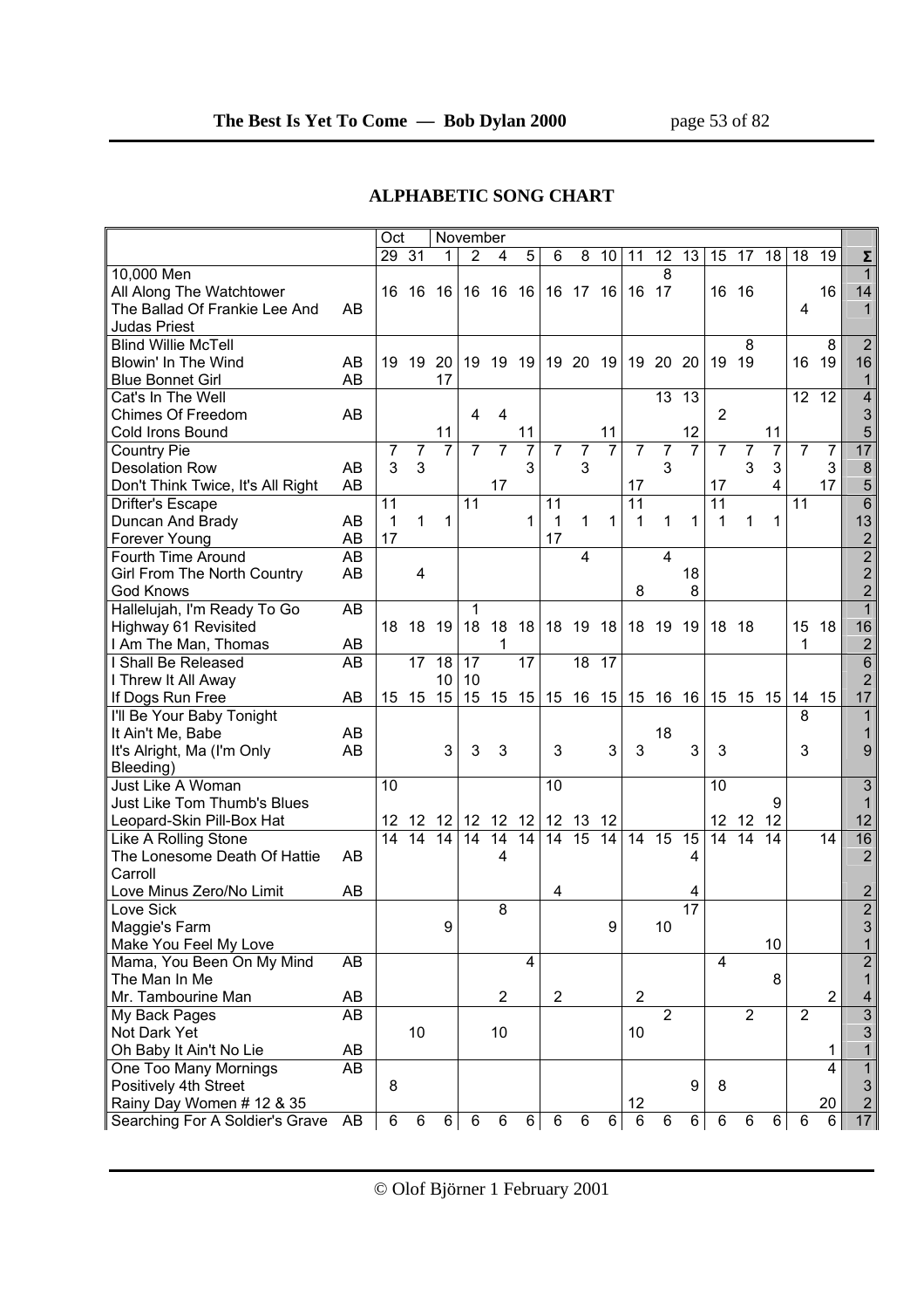## ALPHABETIC SONG CHART

| | | Oct | | November | | | | | | | | | | | | | | | | Σ |
|---|---|---|---|---|---|---|---|---|---|---|---|---|---|---|---|---|---|---|---|---|
| | | 29 | 31 | 1 | 2 | 4 | 5 | 6 | 8 | 10 | 11 | 12 | 13 | 15 | 17 | 18 | 18 | 19 | | |
| 10,000 Men | | | | | | | | | | | | 8 | | | | | | | | 1 |
| All Along The Watchtower | | 16 | 16 | 16 | 16 | 16 | 16 | 16 | 17 | 16 | 16 | 17 | | 16 | 16 | | | 16 | | 14 |
| The Ballad Of Frankie Lee And Judas Priest | AB | | | | | | | | | | | | | | | | 4 | | | 1 |
| Blind Willie McTell | | | | | | | | | | | | | | | 8 | | | 8 | | 2 |
| Blowin' In The Wind | AB | 19 | 19 | 20 | 19 | 19 | 19 | 19 | 20 | 19 | 19 | 20 | 20 | 19 | 19 | | 16 | 19 | | 16 |
| Blue Bonnet Girl | AB | | | 17 | | | | | | | | | | | | | | | | 1 |
| Cat's In The Well | | | | | | | | | | | | 13 | 13 | | | | 12 | 12 | | 4 |
| Chimes Of Freedom | AB | | | | 4 | 4 | | | | | | | | 2 | | | | | | 3 |
| Cold Irons Bound | | | | 11 | | | 11 | | | 11 | | | 12 | | | 11 | | | | 5 |
| Country Pie | | 7 | 7 | 7 | 7 | 7 | 7 | 7 | 7 | 7 | 7 | 7 | 7 | 7 | 7 | 7 | 7 | 7 | | 17 |
| Desolation Row | AB | 3 | 3 | | | | 3 | | 3 | | | 3 | | | 3 | 3 | | 3 | | 8 |
| Don't Think Twice, It's All Right | AB | | | | | 17 | | | | | 17 | | | 17 | | 4 | | 17 | | 5 |
| Drifter's Escape | | 11 | | | 11 | | | 11 | | | 11 | | | 11 | | | 11 | | | 6 |
| Duncan And Brady | AB | 1 | 1 | 1 | | | 1 | 1 | 1 | 1 | 1 | 1 | 1 | 1 | 1 | 1 | | | | 13 |
| Forever Young | AB | 17 | | | | | | 17 | | | | | | | | | | | | 2 |
| Fourth Time Around | AB | | | | | | | | 4 | | | 4 | | | | | | | | 2 |
| Girl From The North Country | AB | | 4 | | | | | | | | | | 18 | | | | | | | 2 |
| God Knows | | | | | | | | | | | 8 | | 8 | | | | | | | 2 |
| Hallelujah, I'm Ready To Go | AB | | | | 1 | | | | | | | | | | | | | | | 1 |
| Highway 61 Revisited | | 18 | 18 | 19 | 18 | 18 | 18 | 18 | 19 | 18 | 18 | 19 | 19 | 18 | 18 | | 15 | 18 | | 16 |
| I Am The Man, Thomas | AB | | | | | 1 | | | | | | | | | | | 1 | | | 2 |
| I Shall Be Released | AB | | 17 | 18 | 17 | | 17 | | 18 | 17 | | | | | | | | | | 6 |
| I Threw It All Away | | | | 10 | 10 | | | | | | | | | | | | | | | 2 |
| If Dogs Run Free | AB | 15 | 15 | 15 | 15 | 15 | 15 | 15 | 16 | 15 | 15 | 16 | 16 | 15 | 15 | 15 | 14 | 15 | | 17 |
| I'll Be Your Baby Tonight | | | | | | | | | | | | | | | | | 8 | | | 1 |
| It Ain't Me, Babe | AB | | | | | | | | | | | 18 | | | | | | | | 1 |
| It's Alright, Ma (I'm Only Bleeding) | AB | | | 3 | 3 | 3 | | 3 | | 3 | 3 | | 3 | 3 | | | 3 | | | 9 |
| Just Like A Woman | | 10 | | | | | | 10 | | | | | | 10 | | | | | | 3 |
| Just Like Tom Thumb's Blues | | | | | | | | | | | | | | | | 9 | | | | 1 |
| Leopard-Skin Pill-Box Hat | | 12 | 12 | 12 | 12 | 12 | 12 | 12 | 13 | 12 | | | | 12 | 12 | 12 | | | | 12 |
| Like A Rolling Stone | | 14 | 14 | 14 | 14 | 14 | 14 | 14 | 15 | 14 | 14 | 15 | 15 | 14 | 14 | 14 | | 14 | | 16 |
| The Lonesome Death Of Hattie Carroll | AB | | | | | 4 | | | | | | | 4 | | | | | | | 2 |
| Love Minus Zero/No Limit | AB | | | | | | | 4 | | | | | 4 | | | | | | | 2 |
| Love Sick | | | | | | 8 | | | | | | | 17 | | | | | | | 2 |
| Maggie's Farm | | | | 9 | | | | | | 9 | | 10 | | | | | | | | 3 |
| Make You Feel My Love | | | | | | | | | | | | | | | | 10 | | | | 1 |
| Mama, You Been On My Mind | AB | | | | | | 4 | | | | | | | 4 | | | | | | 2 |
| The Man In Me | | | | | | | | | | | | | | | | 8 | | | | 1 |
| Mr. Tambourine Man | AB | | | | | 2 | | 2 | | | 2 | | | | | | | 2 | | 4 |
| My Back Pages | AB | | | | | | | | | | | 2 | | | 2 | | 2 | | | 3 |
| Not Dark Yet | | | 10 | | | 10 | | | | | 10 | | | | | | | | | 3 |
| Oh Baby It Ain't No Lie | AB | | | | | | | | | | | | | | | | | 1 | | 1 |
| One Too Many Mornings | AB | | | | | | | | | | | | | | | | | 4 | | 1 |
| Positively 4th Street | | | 8 | | | | | | | | | | 9 | 8 | | | | | | 3 |
| Rainy Day Women # 12 & 35 | | | | | | | | | | | 12 | | | | | | | 20 | | 2 |
| Searching For A Soldier's Grave | AB | 6 | 6 | 6 | 6 | 6 | 6 | 6 | 6 | 6 | 6 | 6 | 6 | 6 | 6 | 6 | 6 | 6 | | 17 |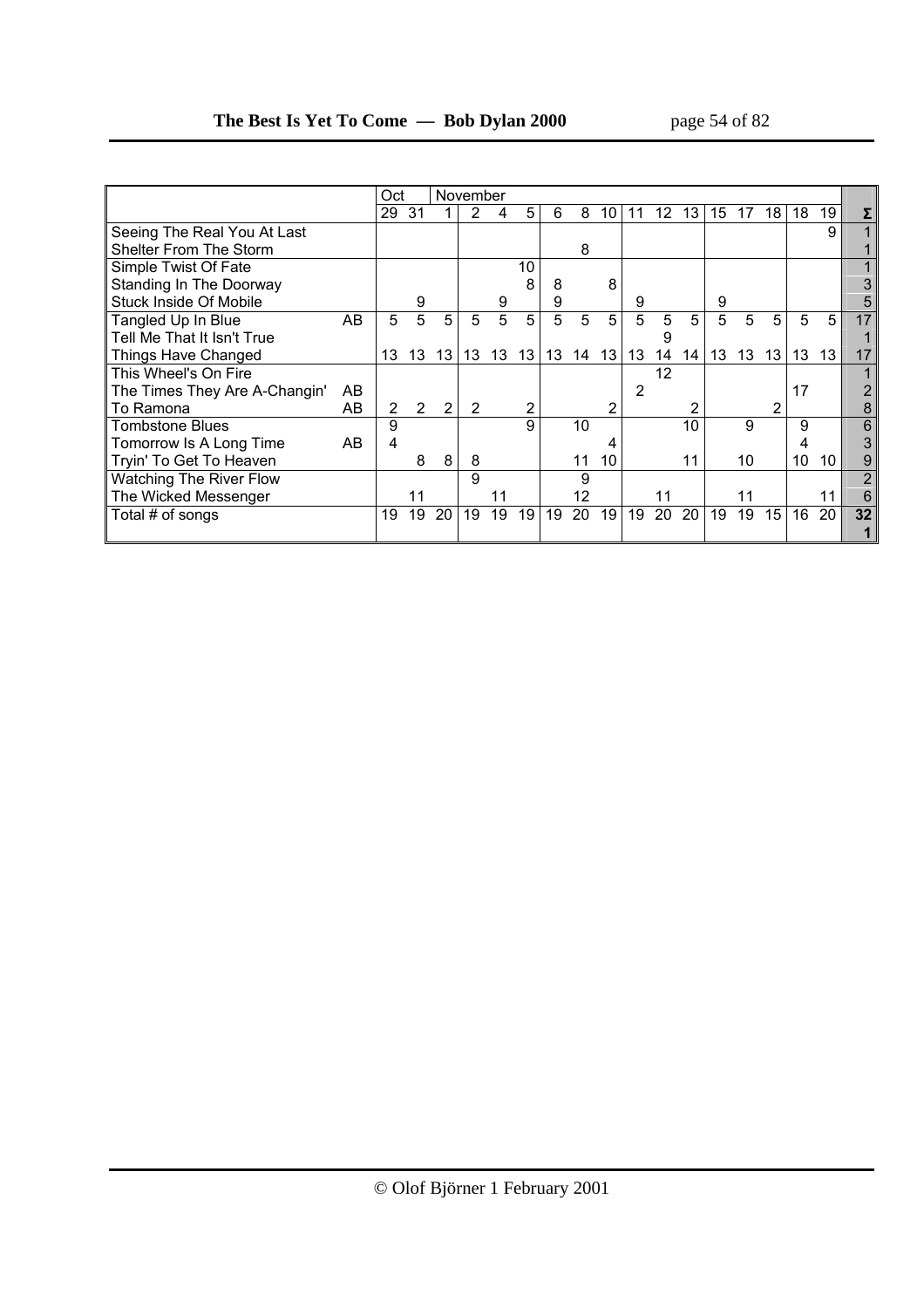| | | Oct | | November | | | | | | | | | | | | | | | |
|---|---|---|---|---|---|---|---|---|---|---|---|---|---|---|---|---|---|---|---|
| | | 29 | 31 | 1 | 2 | 4 | 5 | 6 | 8 | 10 | 11 | 12 | 13 | 15 | 17 | 18 | 18 | 19 | Σ |
| Seeing The Real You At Last | | | | | | | | | | | | | | | | | | 9 | 1 |
| Shelter From The Storm | | | | | | | | | 8 | | | | | | | | | | 1 |
| Simple Twist Of Fate | | | | | | | 10 | | | | | | | | | | | | 1 |
| Standing In The Doorway | | | | | | | 8 | 8 | | 8 | | | | | | | | | 3 |
| Stuck Inside Of Mobile | | | 9 | | | 9 | | 9 | | | 9 | | | 9 | | | | | 5 |
| Tangled Up In Blue | AB | 5 | 5 | 5 | 5 | 5 | 5 | 5 | 5 | 5 | 5 | 5 | 5 | 5 | 5 | 5 | 5 | 5 | 17 |
| Tell Me That It Isn't True | | | | | | | | | | | | 9 | | | | | | | 1 |
| Things Have Changed | | 13 | 13 | 13 | 13 | 13 | 13 | 13 | 14 | 13 | 13 | 14 | 14 | 13 | 13 | 13 | 13 | 13 | 17 |
| This Wheel's On Fire | | | | | | | | | | | | 12 | | | | | | | 1 |
| The Times They Are A-Changin' | AB | | | | | | | | | | 2 | | | | | | 17 | | 2 |
| To Ramona | AB | 2 | 2 | 2 | 2 | | 2 | | | 2 | | | 2 | | | 2 | | | 8 |
| Tombstone Blues | | 9 | | | | | 9 | | 10 | | | | 10 | | 9 | | 9 | | 6 |
| Tomorrow Is A Long Time | AB | 4 | | | | | | | | 4 | | | | | | | 4 | | 3 |
| Tryin' To Get To Heaven | | | 8 | 8 | 8 | | | | 11 | 10 | | | 11 | | 10 | | 10 | 10 | 9 |
| Watching The River Flow | | | | | 9 | | | | 9 | | | | | | | | | | 2 |
| The Wicked Messenger | | | 11 | | | 11 | | | 12 | | | 11 | | | 11 | | | 11 | 6 |
| Total # of songs | | 19 | 19 | 20 | 19 | 19 | 19 | 19 | 20 | 19 | 19 | 20 | 20 | 19 | 19 | 15 | 16 | 20 | 32 1 |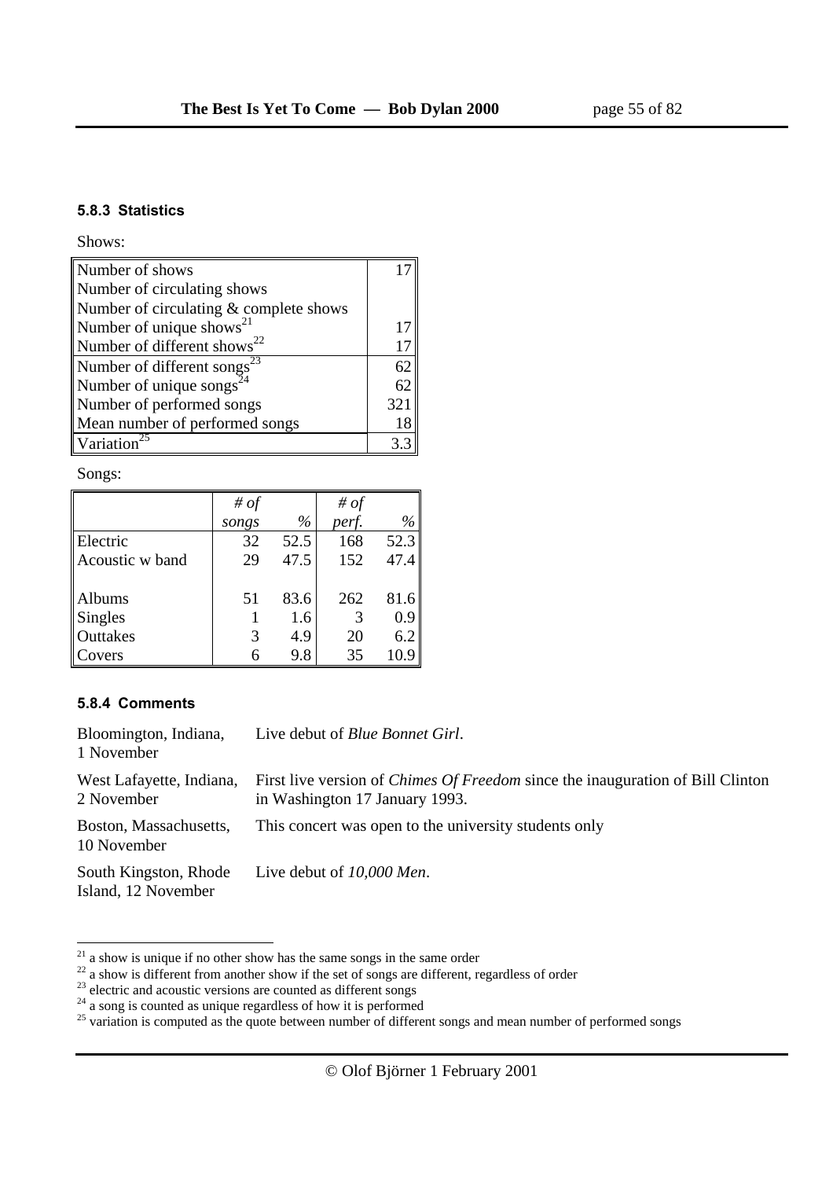### 5.8.3 Statistics

Shows:

| | |
|---|---|
| Number of shows | 17 |
| Number of circulating shows | |
| Number of circulating & complete shows | |
| Number of unique shows[21] | 17 |
| Number of different shows[22] | 17 |
| Number of different songs[23] | 62 |
| Number of unique songs[24] | 62 |
| Number of performed songs | 321 |
| Mean number of performed songs | 18 |
| Variation[25] | 3.3 |

Songs:

| | *# of songs* | *%* | *# of perf.* | *%* |
|---|---|---|---|---|
| Electric | 32 | 52.5 | 168 | 52.3 |
| Acoustic w band | 29 | 47.5 | 152 | 47.4 |
| | | | | |
| Albums | 51 | 83.6 | 262 | 81.6 |
| Singles | 1 | 1.6 | 3 | 0.9 |
| Outtakes | 3 | 4.9 | 20 | 6.2 |
| Covers | 6 | 9.8 | 35 | 10.9 |

### 5.8.4 Comments

| | |
|---|---|
| Bloomington, Indiana, 1 November | Live debut of *Blue Bonnet Girl*. |
| West Lafayette, Indiana, 2 November | First live version of *Chimes Of Freedom* since the inauguration of Bill Clinton in Washington 17 January 1993. |
| Boston, Massachusetts, 10 November | This concert was open to the university students only |
| South Kingston, Rhode Island, 12 November | Live debut of *10,000 Men*. |

[21] a show is unique if no other show has the same songs in the same order

[22] a show is different from another show if the set of songs are different, regardless of order

[23] electric and acoustic versions are counted as different songs

[24] a song is counted as unique regardless of how it is performed

[25] variation is computed as the quote between number of different songs and mean number of performed songs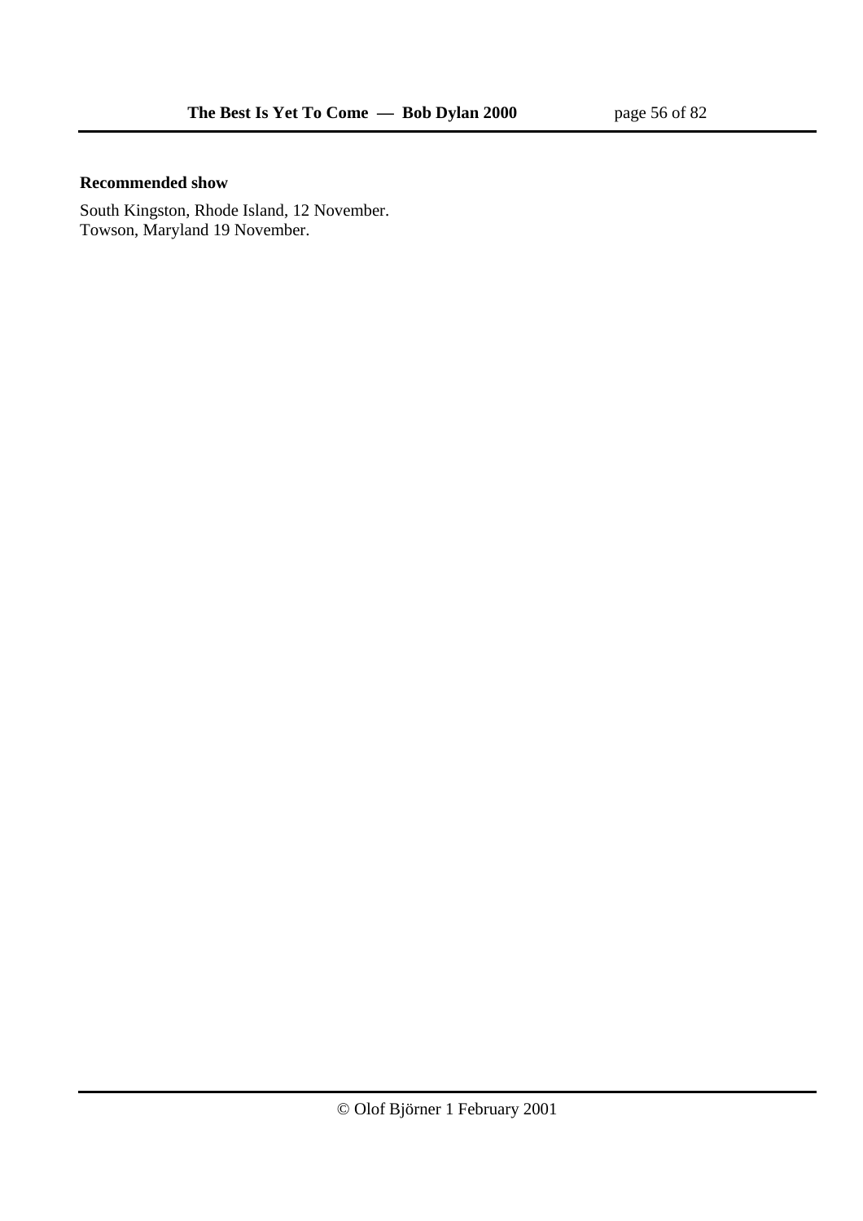**Recommended show**

South Kingston, Rhode Island, 12 November.
Towson, Maryland 19 November.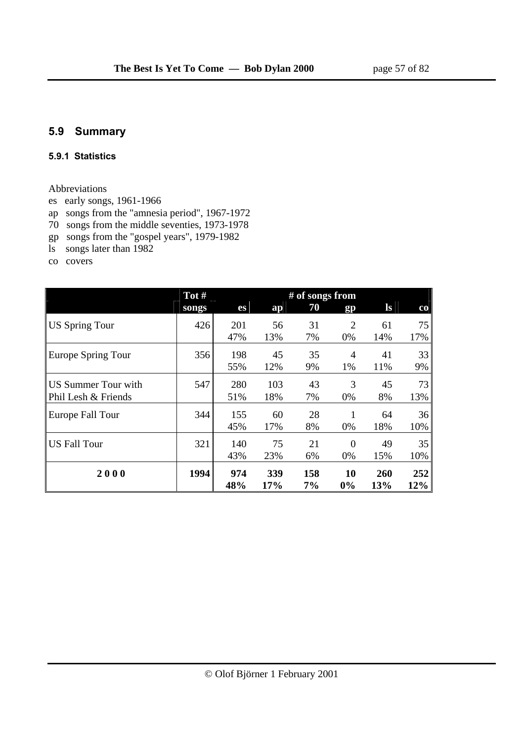## 5.9 Summary

### 5.9.1 Statistics

Abbreviations

es early songs, 1961-1966
ap songs from the "amnesia period", 1967-1972
70 songs from the middle seventies, 1973-1978
gp songs from the "gospel years", 1979-1982
ls songs later than 1982
co covers

| | Tot # | # of songs from | | | | | |
|---|---|---|---|---|---|---|---|
| | songs | es | ap | 70 | gp | ls | co |
| US Spring Tour | 426 | 201<br>47% | 56<br>13% | 31<br>7% | 2<br>0% | 61<br>14% | 75<br>17% |
| Europe Spring Tour | 356 | 198<br>55% | 45<br>12% | 35<br>9% | 4<br>1% | 41<br>11% | 33<br>9% |
| US Summer Tour with Phil Lesh & Friends | 547 | 280<br>51% | 103<br>18% | 43<br>7% | 3<br>0% | 45<br>8% | 73<br>13% |
| Europe Fall Tour | 344 | 155<br>45% | 60<br>17% | 28<br>8% | 1<br>0% | 64<br>18% | 36<br>10% |
| US Fall Tour | 321 | 140<br>43% | 75<br>23% | 21<br>6% | 0<br>0% | 49<br>15% | 35<br>10% |
| **2 0 0 0** | **1994** | **974**<br>**48%** | **339**<br>**17%** | **158**<br>**7%** | **10**<br>**0%** | **260**<br>**13%** | **252**<br>**12%** |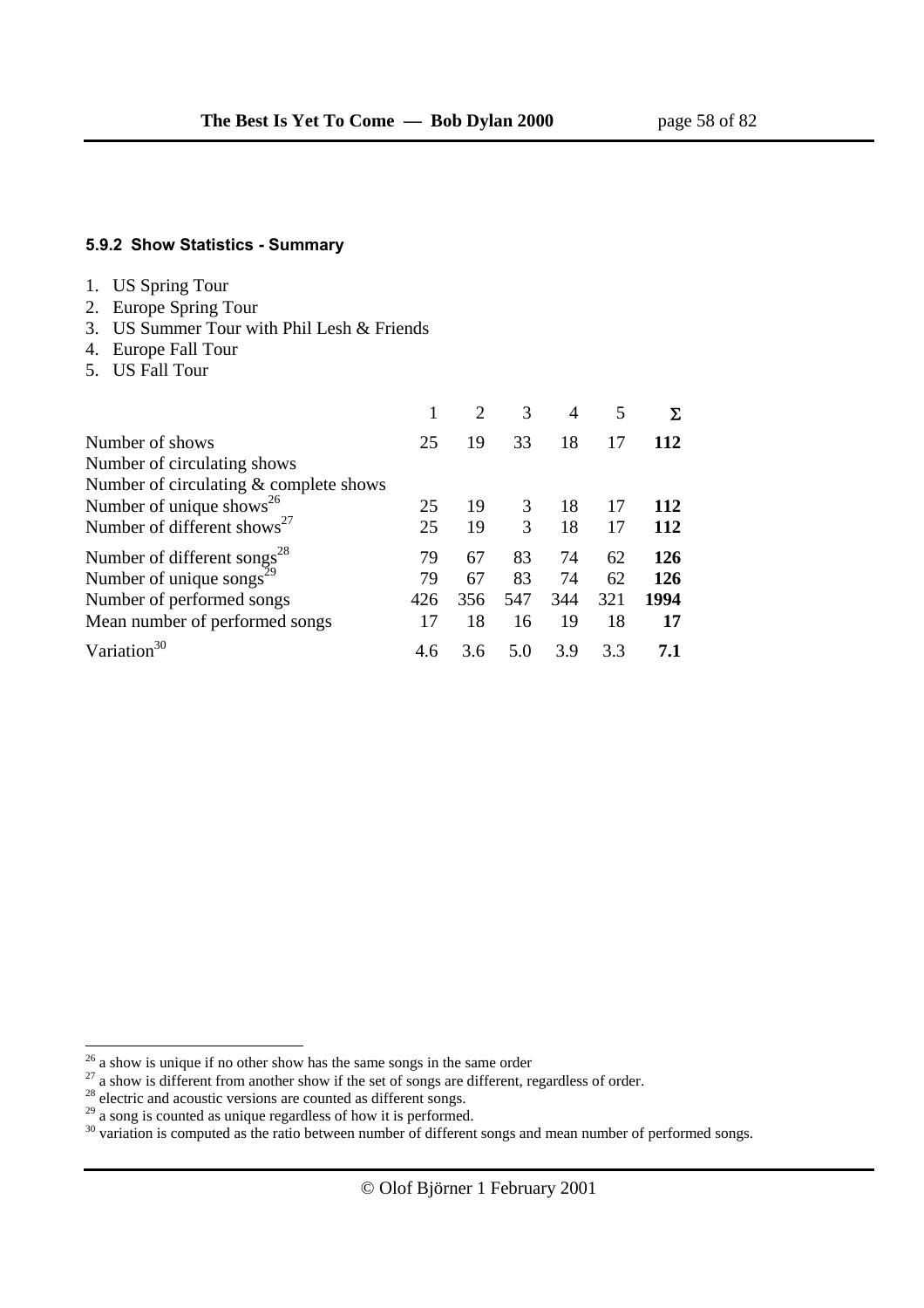### 5.9.2 Show Statistics - Summary

1. US Spring Tour
2. Europe Spring Tour
3. US Summer Tour with Phil Lesh & Friends
4. Europe Fall Tour
5. US Fall Tour

| | 1 | 2 | 3 | 4 | 5 | Σ |
|---|---|---|---|---|---|---|
| Number of shows | 25 | 19 | 33 | 18 | 17 | **112** |
| Number of circulating shows | | | | | | |
| Number of circulating & complete shows | | | | | | |
| Number of unique shows[26] | 25 | 19 | 3 | 18 | 17 | **112** |
| Number of different shows[27] | 25 | 19 | 3 | 18 | 17 | **112** |
| Number of different songs[28] | 79 | 67 | 83 | 74 | 62 | **126** |
| Number of unique songs[29] | 79 | 67 | 83 | 74 | 62 | **126** |
| Number of performed songs | 426 | 356 | 547 | 344 | 321 | **1994** |
| Mean number of performed songs | 17 | 18 | 16 | 19 | 18 | **17** |
| Variation[30] | 4.6 | 3.6 | 5.0 | 3.9 | 3.3 | **7.1** |

---

[26] a show is unique if no other show has the same songs in the same order

[27] a show is different from another show if the set of songs are different, regardless of order.

[28] electric and acoustic versions are counted as different songs.

[29] a song is counted as unique regardless of how it is performed.

[30] variation is computed as the ratio between number of different songs and mean number of performed songs.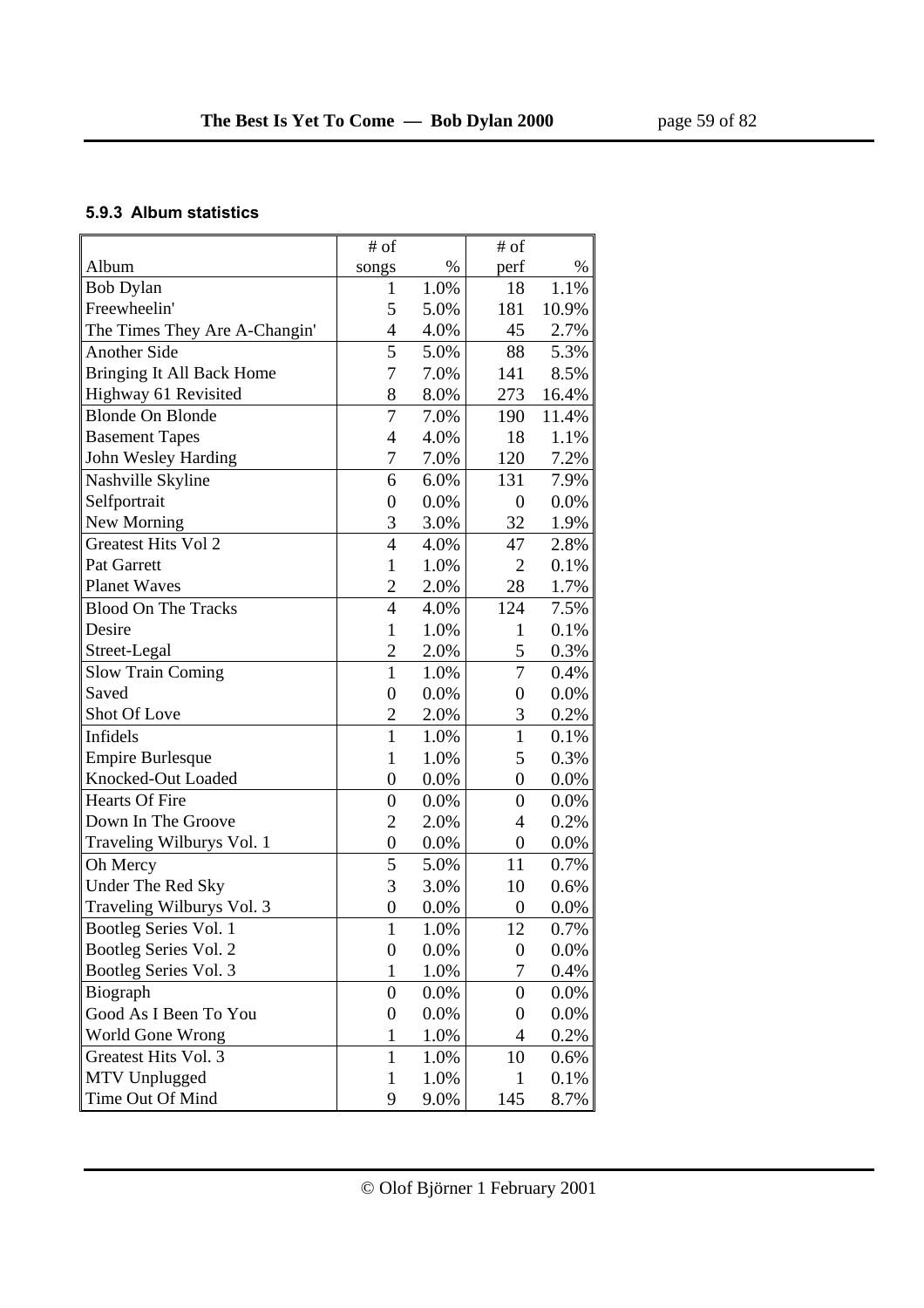### 5.9.3 Album statistics

| Album | # of songs | % | # of perf | % |
|---|---|---|---|---|
| Bob Dylan | 1 | 1.0% | 18 | 1.1% |
| Freewheelin' | 5 | 5.0% | 181 | 10.9% |
| The Times They Are A-Changin' | 4 | 4.0% | 45 | 2.7% |
| Another Side | 5 | 5.0% | 88 | 5.3% |
| Bringing It All Back Home | 7 | 7.0% | 141 | 8.5% |
| Highway 61 Revisited | 8 | 8.0% | 273 | 16.4% |
| Blonde On Blonde | 7 | 7.0% | 190 | 11.4% |
| Basement Tapes | 4 | 4.0% | 18 | 1.1% |
| John Wesley Harding | 7 | 7.0% | 120 | 7.2% |
| Nashville Skyline | 6 | 6.0% | 131 | 7.9% |
| Selfportrait | 0 | 0.0% | 0 | 0.0% |
| New Morning | 3 | 3.0% | 32 | 1.9% |
| Greatest Hits Vol 2 | 4 | 4.0% | 47 | 2.8% |
| Pat Garrett | 1 | 1.0% | 2 | 0.1% |
| Planet Waves | 2 | 2.0% | 28 | 1.7% |
| Blood On The Tracks | 4 | 4.0% | 124 | 7.5% |
| Desire | 1 | 1.0% | 1 | 0.1% |
| Street-Legal | 2 | 2.0% | 5 | 0.3% |
| Slow Train Coming | 1 | 1.0% | 7 | 0.4% |
| Saved | 0 | 0.0% | 0 | 0.0% |
| Shot Of Love | 2 | 2.0% | 3 | 0.2% |
| Infidels | 1 | 1.0% | 1 | 0.1% |
| Empire Burlesque | 1 | 1.0% | 5 | 0.3% |
| Knocked-Out Loaded | 0 | 0.0% | 0 | 0.0% |
| Hearts Of Fire | 0 | 0.0% | 0 | 0.0% |
| Down In The Groove | 2 | 2.0% | 4 | 0.2% |
| Traveling Wilburys Vol. 1 | 0 | 0.0% | 0 | 0.0% |
| Oh Mercy | 5 | 5.0% | 11 | 0.7% |
| Under The Red Sky | 3 | 3.0% | 10 | 0.6% |
| Traveling Wilburys Vol. 3 | 0 | 0.0% | 0 | 0.0% |
| Bootleg Series Vol. 1 | 1 | 1.0% | 12 | 0.7% |
| Bootleg Series Vol. 2 | 0 | 0.0% | 0 | 0.0% |
| Bootleg Series Vol. 3 | 1 | 1.0% | 7 | 0.4% |
| Biograph | 0 | 0.0% | 0 | 0.0% |
| Good As I Been To You | 0 | 0.0% | 0 | 0.0% |
| World Gone Wrong | 1 | 1.0% | 4 | 0.2% |
| Greatest Hits Vol. 3 | 1 | 1.0% | 10 | 0.6% |
| MTV Unplugged | 1 | 1.0% | 1 | 0.1% |
| Time Out Of Mind | 9 | 9.0% | 145 | 8.7% |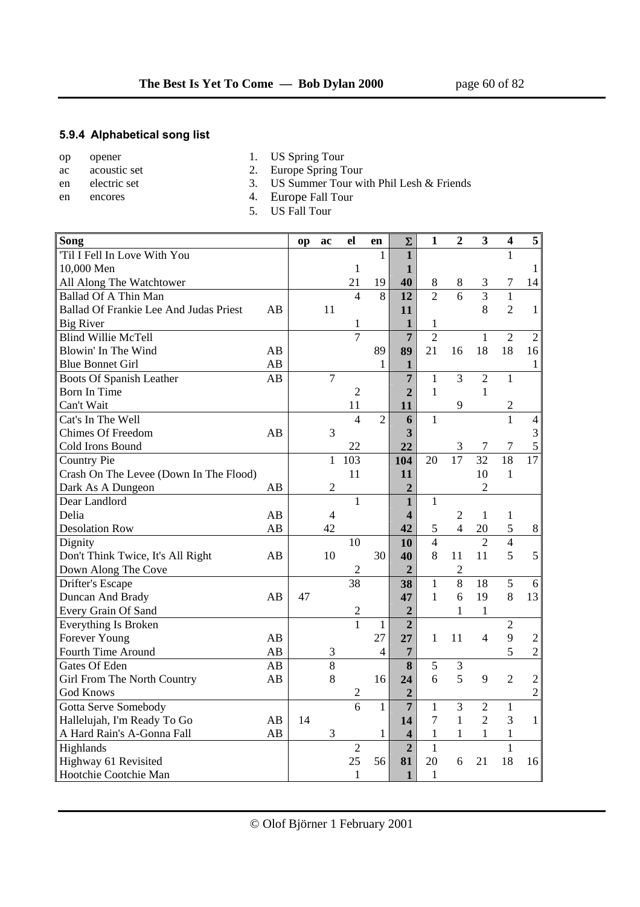### 5.9.4 Alphabetical song list

op opener
ac acoustic set
en electric set
en encores

1. US Spring Tour
2. Europe Spring Tour
3. US Summer Tour with Phil Lesh & Friends
4. Europe Fall Tour
5. US Fall Tour

| Song | | op | ac | el | en | Σ | 1 | 2 | 3 | 4 | 5 |
|---|---|---|---|---|---|---|---|---|---|---|---|
| 'Til I Fell In Love With You | | | | | 1 | **1** | | | | 1 | |
| 10,000 Men | | | | 1 | | **1** | | | | | 1 |
| All Along The Watchtower | | | | 21 | 19 | **40** | 8 | 8 | 3 | 7 | 14 |
| Ballad Of A Thin Man | | | | 4 | 8 | **12** | 2 | 6 | 3 | 1 | |
| Ballad Of Frankie Lee And Judas Priest | AB | | 11 | | | **11** | | | 8 | 2 | 1 |
| Big River | | | | 1 | | **1** | 1 | | | | |
| Blind Willie McTell | | | | 7 | | **7** | 2 | | 1 | 2 | 2 |
| Blowin' In The Wind | AB | | | | 89 | **89** | 21 | 16 | 18 | 18 | 16 |
| Blue Bonnet Girl | AB | | | | 1 | **1** | | | | | 1 |
| Boots Of Spanish Leather | AB | | 7 | | | **7** | 1 | 3 | 2 | 1 | |
| Born In Time | | | | 2 | | **2** | 1 | | 1 | | |
| Can't Wait | | | | 11 | | **11** | | 9 | | 2 | |
| Cat's In The Well | | | | 4 | 2 | **6** | 1 | | | 1 | 4 |
| Chimes Of Freedom | AB | | 3 | | | **3** | | | | | 3 |
| Cold Irons Bound | | | | 22 | | **22** | | 3 | 7 | 7 | 5 |
| Country Pie | | | 1 | 103 | | **104** | 20 | 17 | 32 | 18 | 17 |
| Crash On The Levee (Down In The Flood) | | | | 11 | | **11** | | | 10 | 1 | |
| Dark As A Dungeon | AB | | 2 | | | **2** | | | 2 | | |
| Dear Landlord | | | | 1 | | **1** | 1 | | | | |
| Delia | AB | | 4 | | | **4** | | 2 | 1 | 1 | |
| Desolation Row | AB | | 42 | | | **42** | 5 | 4 | 20 | 5 | 8 |
| Dignity | | | | 10 | | **10** | 4 | | 2 | 4 | |
| Don't Think Twice, It's All Right | AB | | 10 | | 30 | **40** | 8 | 11 | 11 | 5 | 5 |
| Down Along The Cove | | | | 2 | | **2** | | 2 | | | |
| Drifter's Escape | | | | 38 | | **38** | 1 | 8 | 18 | 5 | 6 |
| Duncan And Brady | AB | 47 | | | | **47** | 1 | 6 | 19 | 8 | 13 |
| Every Grain Of Sand | | | | 2 | | **2** | | 1 | 1 | | |
| Everything Is Broken | | | | 1 | 1 | **2** | | | | 2 | |
| Forever Young | AB | | | | 27 | **27** | 1 | 11 | 4 | 9 | 2 |
| Fourth Time Around | AB | | 3 | | 4 | **7** | | | | 5 | 2 |
| Gates Of Eden | AB | | 8 | | | **8** | 5 | 3 | | | |
| Girl From The North Country | AB | | 8 | | 16 | **24** | 6 | 5 | 9 | 2 | 2 |
| God Knows | | | | 2 | | **2** | | | | | 2 |
| Gotta Serve Somebody | | | | 6 | 1 | **7** | 1 | 3 | 2 | 1 | |
| Hallelujah, I'm Ready To Go | AB | 14 | | | | **14** | 7 | 1 | 2 | 3 | 1 |
| A Hard Rain's A-Gonna Fall | AB | | 3 | | 1 | **4** | 1 | 1 | 1 | 1 | |
| Highlands | | | | 2 | | **2** | 1 | | | 1 | |
| Highway 61 Revisited | | | | 25 | 56 | **81** | 20 | 6 | 21 | 18 | 16 |
| Hootchie Cootchie Man | | | | 1 | | **1** | 1 | | | | |

© Olof Björner 1 February 2001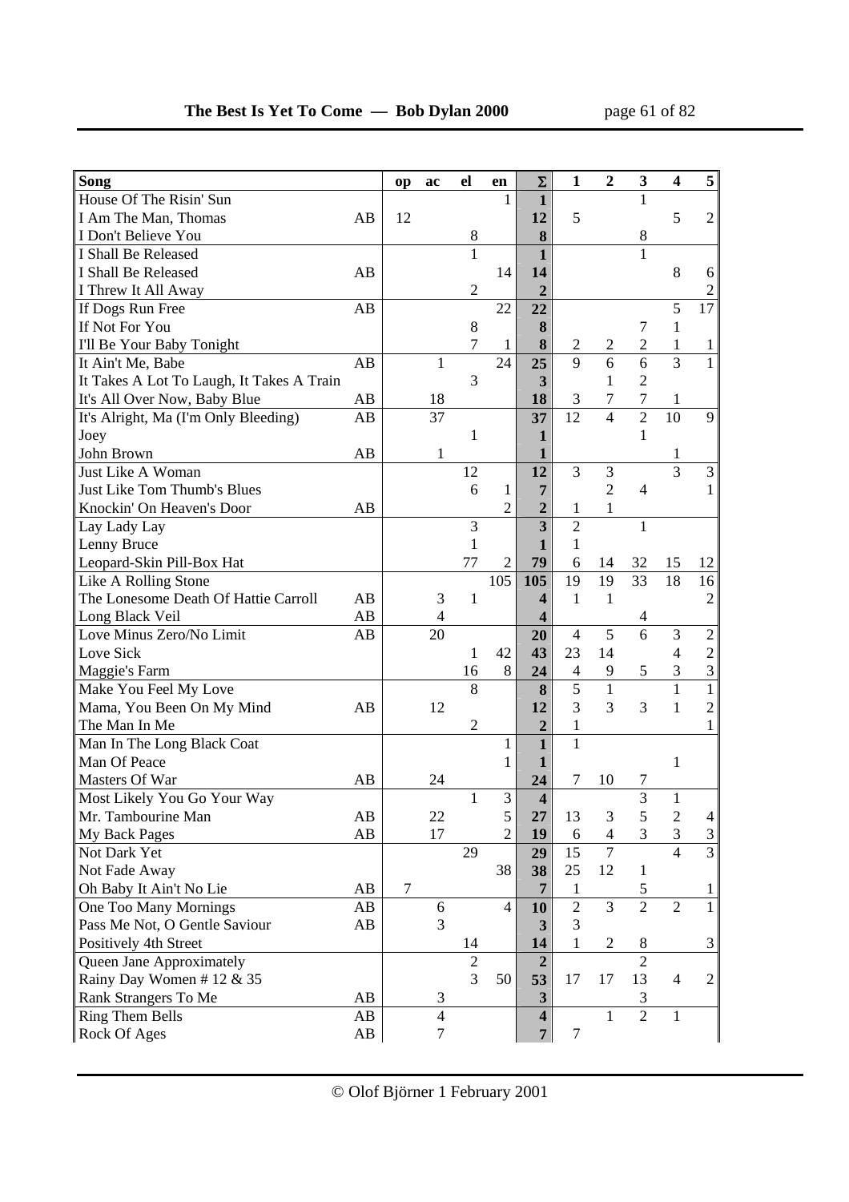| Song | | op | ac | el | en | Σ | 1 | 2 | 3 | 4 | 5 |
|---|---|---|---|---|---|---|---|---|---|---|---|
| House Of The Risin' Sun | | | | | 1 | **1** | | | 1 | | |
| I Am The Man, Thomas | AB | 12 | | | | **12** | 5 | | | 5 | 2 |
| I Don't Believe You | | | | 8 | | **8** | | | 8 | | |
| I Shall Be Released | | | | 1 | | **1** | | | 1 | | |
| I Shall Be Released | AB | | | | 14 | **14** | | | | 8 | 6 |
| I Threw It All Away | | | | 2 | | **2** | | | | | 2 |
| If Dogs Run Free | AB | | | | 22 | **22** | | | | 5 | 17 |
| If Not For You | | | | 8 | | **8** | | | 7 | 1 | |
| I'll Be Your Baby Tonight | | | | 7 | 1 | **8** | 2 | 2 | 2 | 1 | 1 |
| It Ain't Me, Babe | AB | | 1 | | 24 | **25** | 9 | 6 | 6 | 3 | 1 |
| It Takes A Lot To Laugh, It Takes A Train | | | | 3 | | **3** | | 1 | 2 | | |
| It's All Over Now, Baby Blue | AB | | 18 | | | **18** | 3 | 7 | 7 | 1 | |
| It's Alright, Ma (I'm Only Bleeding) | AB | | 37 | | | **37** | 12 | 4 | 2 | 10 | 9 |
| Joey | | | | 1 | | **1** | | | 1 | | |
| John Brown | AB | | 1 | | | **1** | | | | 1 | |
| Just Like A Woman | | | | 12 | | **12** | 3 | 3 | | 3 | 3 |
| Just Like Tom Thumb's Blues | | | | 6 | 1 | **7** | | 2 | 4 | | 1 |
| Knockin' On Heaven's Door | AB | | | | 2 | **2** | 1 | 1 | | | |
| Lay Lady Lay | | | | 3 | | **3** | 2 | | 1 | | |
| Lenny Bruce | | | | 1 | | **1** | 1 | | | | |
| Leopard-Skin Pill-Box Hat | | | | 77 | 2 | **79** | 6 | 14 | 32 | 15 | 12 |
| Like A Rolling Stone | | | | | 105 | **105** | 19 | 19 | 33 | 18 | 16 |
| The Lonesome Death Of Hattie Carroll | AB | | 3 | 1 | | **4** | 1 | 1 | | | 2 |
| Long Black Veil | AB | | 4 | | | **4** | | | 4 | | |
| Love Minus Zero/No Limit | AB | | 20 | | | **20** | 4 | 5 | 6 | 3 | 2 |
| Love Sick | | | | 1 | 42 | **43** | 23 | 14 | | 4 | 2 |
| Maggie's Farm | | | | 16 | 8 | **24** | 4 | 9 | 5 | 3 | 3 |
| Make You Feel My Love | | | | 8 | | **8** | 5 | 1 | | 1 | 1 |
| Mama, You Been On My Mind | AB | | 12 | | | **12** | 3 | 3 | 3 | 1 | 2 |
| The Man In Me | | | | 2 | | **2** | 1 | | | | 1 |
| Man In The Long Black Coat | | | | | 1 | **1** | 1 | | | | |
| Man Of Peace | | | | | 1 | **1** | | | | 1 | |
| Masters Of War | AB | | 24 | | | **24** | 7 | 10 | 7 | | |
| Most Likely You Go Your Way | | | | 1 | 3 | **4** | | | 3 | 1 | |
| Mr. Tambourine Man | AB | | 22 | | 5 | **27** | 13 | 3 | 5 | 2 | 4 |
| My Back Pages | AB | | 17 | | 2 | **19** | 6 | 4 | 3 | 3 | 3 |
| Not Dark Yet | | | | 29 | | **29** | 15 | 7 | | 4 | 3 |
| Not Fade Away | | | | | 38 | **38** | 25 | 12 | 1 | | |
| Oh Baby It Ain't No Lie | AB | 7 | | | | **7** | 1 | | 5 | | 1 |
| One Too Many Mornings | AB | | 6 | | 4 | **10** | 2 | 3 | 2 | 2 | 1 |
| Pass Me Not, O Gentle Saviour | AB | | 3 | | | **3** | 3 | | | | |
| Positively 4th Street | | | | 14 | | **14** | 1 | 2 | 8 | | 3 |
| Queen Jane Approximately | | | | 2 | | **2** | | | 2 | | |
| Rainy Day Women # 12 & 35 | | | | 3 | 50 | **53** | 17 | 17 | 13 | 4 | 2 |
| Rank Strangers To Me | AB | | 3 | | | **3** | | | 3 | | |
| Ring Them Bells | AB | | 4 | | | **4** | | 1 | 2 | 1 | |
| Rock Of Ages | AB | | 7 | | | **7** | 7 | | | | |

© Olof Björner 1 February 2001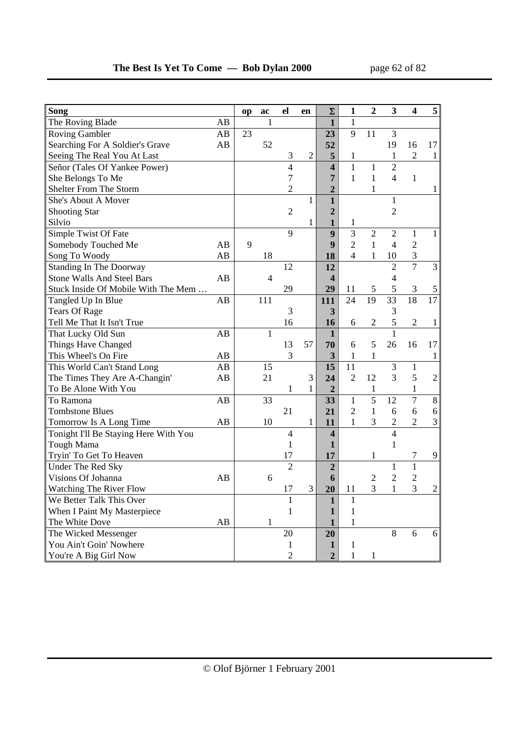| Song | | op | ac | el | en | Σ | 1 | 2 | 3 | 4 | 5 |
|---|---|---|---|---|---|---|---|---|---|---|---|
| The Roving Blade | AB | | 1 | | | **1** | 1 | | | | |
| Roving Gambler | AB | 23 | | | | **23** | 9 | 11 | 3 | | |
| Searching For A Soldier's Grave | AB | | 52 | | | **52** | | | 19 | 16 | 17 |
| Seeing The Real You At Last | | | | 3 | 2 | **5** | 1 | | 1 | 2 | 1 |
| Señor (Tales Of Yankee Power) | | | | 4 | | **4** | 1 | 1 | 2 | | |
| She Belongs To Me | | | | 7 | | **7** | 1 | 1 | 4 | 1 | |
| Shelter From The Storm | | | | 2 | | **2** | | 1 | | | 1 |
| She's About A Mover | | | | | 1 | **1** | | | 1 | | |
| Shooting Star | | | | 2 | | **2** | | | 2 | | |
| Silvio | | | | | 1 | **1** | 1 | | | | |
| Simple Twist Of Fate | | | | 9 | | **9** | 3 | 2 | 2 | 1 | 1 |
| Somebody Touched Me | AB | 9 | | | | **9** | 2 | 1 | 4 | 2 | |
| Song To Woody | AB | | 18 | | | **18** | 4 | 1 | 10 | 3 | |
| Standing In The Doorway | | | | 12 | | **12** | | | 2 | 7 | 3 |
| Stone Walls And Steel Bars | AB | | 4 | | | **4** | | | 4 | | |
| Stuck Inside Of Mobile With The Mem … | | | | 29 | | **29** | 11 | 5 | 5 | 3 | 5 |
| Tangled Up In Blue | AB | | 111 | | | **111** | 24 | 19 | 33 | 18 | 17 |
| Tears Of Rage | | | | 3 | | **3** | | | 3 | | |
| Tell Me That It Isn't True | | | | 16 | | **16** | 6 | 2 | 5 | 2 | 1 |
| That Lucky Old Sun | AB | | 1 | | | **1** | | | 1 | | |
| Things Have Changed | | | | 13 | 57 | **70** | 6 | 5 | 26 | 16 | 17 |
| This Wheel's On Fire | AB | | | 3 | | **3** | 1 | 1 | | | 1 |
| This World Can't Stand Long | AB | | 15 | | | **15** | 11 | | 3 | 1 | |
| The Times They Are A-Changin' | AB | | 21 | | 3 | **24** | 2 | 12 | 3 | 5 | 2 |
| To Be Alone With You | | | | 1 | 1 | **2** | | 1 | | 1 | |
| To Ramona | AB | | 33 | | | **33** | 1 | 5 | 12 | 7 | 8 |
| Tombstone Blues | | | | 21 | | **21** | 2 | 1 | 6 | 6 | 6 |
| Tomorrow Is A Long Time | AB | | 10 | | 1 | **11** | 1 | 3 | 2 | 2 | 3 |
| Tonight I'll Be Staying Here With You | | | | 4 | | **4** | | | 4 | | |
| Tough Mama | | | | 1 | | **1** | | | 1 | | |
| Tryin' To Get To Heaven | | | | 17 | | **17** | | 1 | | 7 | 9 |
| Under The Red Sky | | | | 2 | | **2** | | | 1 | 1 | |
| Visions Of Johanna | AB | | 6 | | | **6** | | 2 | 2 | 2 | |
| Watching The River Flow | | | | 17 | 3 | **20** | 11 | 3 | 1 | 3 | 2 |
| We Better Talk This Over | | | | 1 | | **1** | 1 | | | | |
| When I Paint My Masterpiece | | | | 1 | | **1** | 1 | | | | |
| The White Dove | AB | | 1 | | | **1** | 1 | | | | |
| The Wicked Messenger | | | | 20 | | **20** | | | 8 | 6 | 6 |
| You Ain't Goin' Nowhere | | | | 1 | | **1** | 1 | | | | |
| You're A Big Girl Now | | | | 2 | | **2** | 1 | 1 | | | |

© Olof Björner 1 February 2001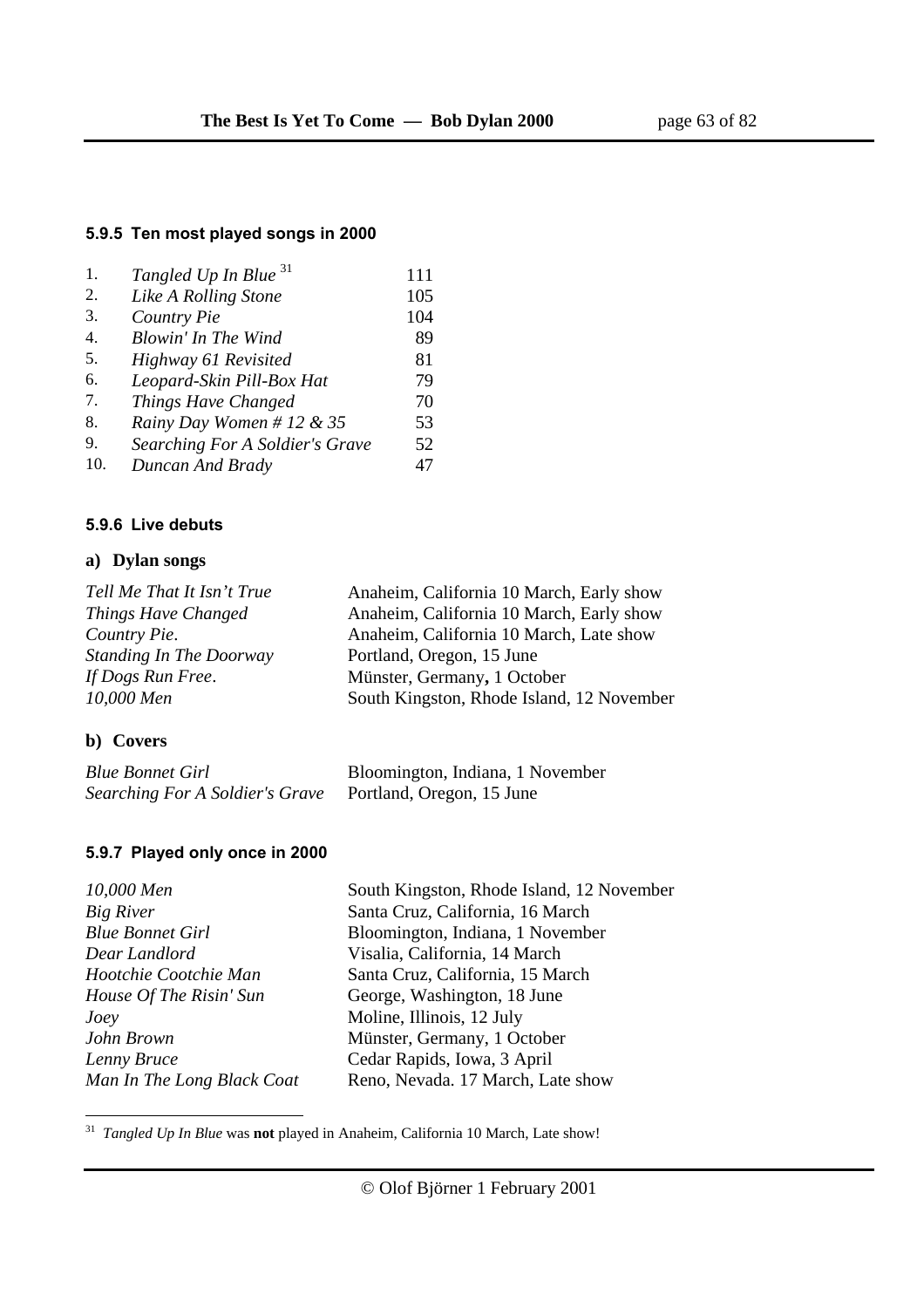### 5.9.5 Ten most played songs in 2000

| | | |
|---|---|---|
| 1. | *Tangled Up In Blue* [31] | 111 |
| 2. | *Like A Rolling Stone* | 105 |
| 3. | *Country Pie* | 104 |
| 4. | *Blowin' In The Wind* | 89 |
| 5. | *Highway 61 Revisited* | 81 |
| 6. | *Leopard-Skin Pill-Box Hat* | 79 |
| 7. | *Things Have Changed* | 70 |
| 8. | *Rainy Day Women # 12 & 35* | 53 |
| 9. | *Searching For A Soldier's Grave* | 52 |
| 10. | *Duncan And Brady* | 47 |

### 5.9.6 Live debuts

**a) Dylan songs**

| | |
|---|---|
| *Tell Me That It Isn't True* | Anaheim, California 10 March, Early show |
| *Things Have Changed* | Anaheim, California 10 March, Early show |
| *Country Pie*. | Anaheim, California 10 March, Late show |
| *Standing In The Doorway* | Portland, Oregon, 15 June |
| *If Dogs Run Free*. | Münster, Germany, 1 October |
| *10,000 Men* | South Kingston, Rhode Island, 12 November |

**b) Covers**

| | |
|---|---|
| *Blue Bonnet Girl* | Bloomington, Indiana, 1 November |
| *Searching For A Soldier's Grave* | Portland, Oregon, 15 June |

### 5.9.7 Played only once in 2000

| | |
|---|---|
| *10,000 Men* | South Kingston, Rhode Island, 12 November |
| *Big River* | Santa Cruz, California, 16 March |
| *Blue Bonnet Girl* | Bloomington, Indiana, 1 November |
| *Dear Landlord* | Visalia, California, 14 March |
| *Hootchie Cootchie Man* | Santa Cruz, California, 15 March |
| *House Of The Risin' Sun* | George, Washington, 18 June |
| *Joey* | Moline, Illinois, 12 July |
| *John Brown* | Münster, Germany, 1 October |
| *Lenny Bruce* | Cedar Rapids, Iowa, 3 April |
| *Man In The Long Black Coat* | Reno, Nevada. 17 March, Late show |

[31] *Tangled Up In Blue* was **not** played in Anaheim, California 10 March, Late show!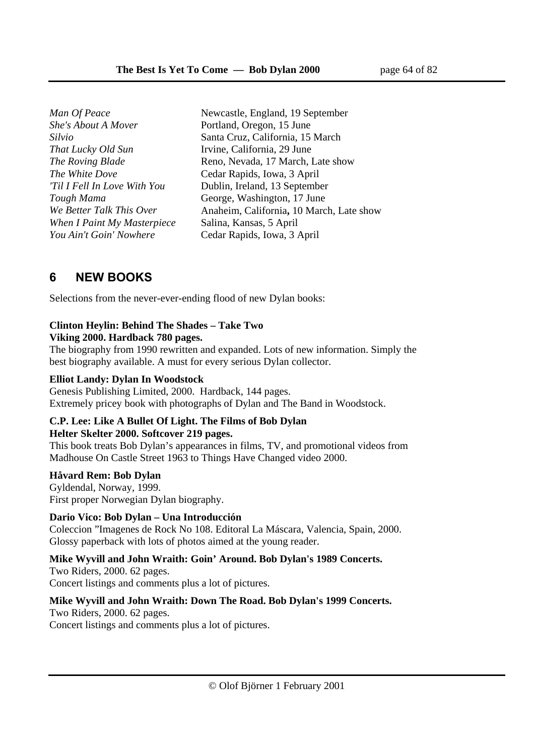| | |
|---|---|
| *Man Of Peace* | Newcastle, England, 19 September |
| *She's About A Mover* | Portland, Oregon, 15 June |
| *Silvio* | Santa Cruz, California, 15 March |
| *That Lucky Old Sun* | Irvine, California, 29 June |
| *The Roving Blade* | Reno, Nevada, 17 March, Late show |
| *The White Dove* | Cedar Rapids, Iowa, 3 April |
| *'Til I Fell In Love With You* | Dublin, Ireland, 13 September |
| *Tough Mama* | George, Washington, 17 June |
| *We Better Talk This Over* | Anaheim, California, 10 March, Late show |
| *When I Paint My Masterpiece* | Salina, Kansas, 5 April |
| *You Ain't Goin' Nowhere* | Cedar Rapids, Iowa, 3 April |

## 6 NEW BOOKS

Selections from the never-ever-ending flood of new Dylan books:

**Clinton Heylin: Behind The Shades – Take Two**
**Viking 2000. Hardback 780 pages.**
The biography from 1990 rewritten and expanded. Lots of new information. Simply the best biography available. A must for every serious Dylan collector.

**Elliot Landy: Dylan In Woodstock**
Genesis Publishing Limited, 2000. Hardback, 144 pages.
Extremely pricey book with photographs of Dylan and The Band in Woodstock.

**C.P. Lee: Like A Bullet Of Light. The Films of Bob Dylan**
**Helter Skelter 2000. Softcover 219 pages.**
This book treats Bob Dylan's appearances in films, TV, and promotional videos from Madhouse On Castle Street 1963 to Things Have Changed video 2000.

**Håvard Rem: Bob Dylan**
Gyldendal, Norway, 1999.
First proper Norwegian Dylan biography.

**Dario Vico: Bob Dylan – Una Introducción**
Coleccion "Imagenes de Rock No 108. Editoral La Máscara, Valencia, Spain, 2000.
Glossy paperback with lots of photos aimed at the young reader.

**Mike Wyvill and John Wraith: Goin' Around. Bob Dylan's 1989 Concerts.**
Two Riders, 2000. 62 pages.
Concert listings and comments plus a lot of pictures.

**Mike Wyvill and John Wraith: Down The Road. Bob Dylan's 1999 Concerts.**
Two Riders, 2000. 62 pages.
Concert listings and comments plus a lot of pictures.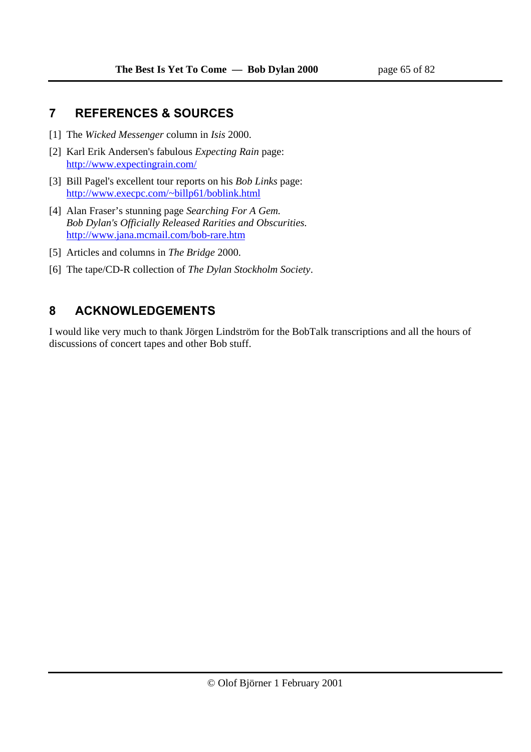## 7 REFERENCES & SOURCES

[1] The *Wicked Messenger* column in *Isis* 2000.

[2] Karl Erik Andersen's fabulous *Expecting Rain* page:
http://www.expectingrain.com/

[3] Bill Pagel's excellent tour reports on his *Bob Links* page:
http://www.execpc.com/~billp61/boblink.html

[4] Alan Fraser's stunning page *Searching For A Gem. Bob Dylan's Officially Released Rarities and Obscurities.*
http://www.jana.mcmail.com/bob-rare.htm

[5] Articles and columns in *The Bridge* 2000.

[6] The tape/CD-R collection of *The Dylan Stockholm Society*.

## 8 ACKNOWLEDGEMENTS

I would like very much to thank Jörgen Lindström for the BobTalk transcriptions and all the hours of discussions of concert tapes and other Bob stuff.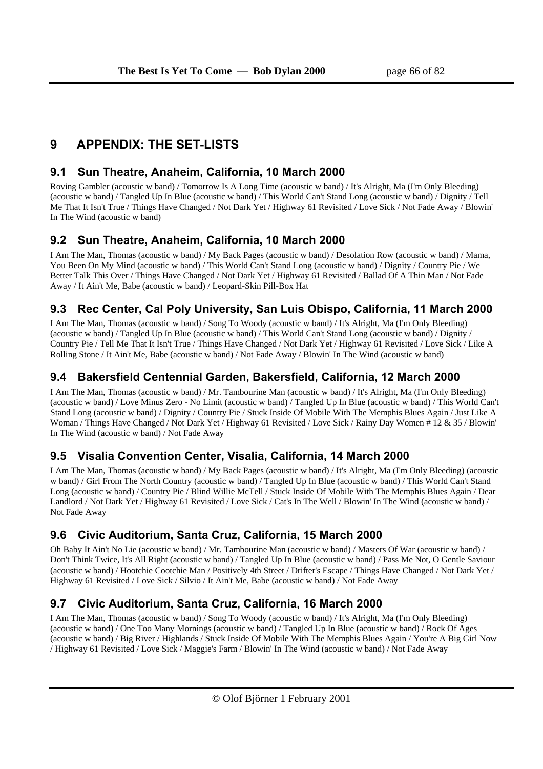# 9 APPENDIX: THE SET-LISTS

## 9.1 Sun Theatre, Anaheim, California, 10 March 2000

Roving Gambler (acoustic w band) / Tomorrow Is A Long Time (acoustic w band) / It's Alright, Ma (I'm Only Bleeding) (acoustic w band) / Tangled Up In Blue (acoustic w band) / This World Can't Stand Long (acoustic w band) / Dignity / Tell Me That It Isn't True / Things Have Changed / Not Dark Yet / Highway 61 Revisited / Love Sick / Not Fade Away / Blowin' In The Wind (acoustic w band)

## 9.2 Sun Theatre, Anaheim, California, 10 March 2000

I Am The Man, Thomas (acoustic w band) / My Back Pages (acoustic w band) / Desolation Row (acoustic w band) / Mama, You Been On My Mind (acoustic w band) / This World Can't Stand Long (acoustic w band) / Dignity / Country Pie / We Better Talk This Over / Things Have Changed / Not Dark Yet / Highway 61 Revisited / Ballad Of A Thin Man / Not Fade Away / It Ain't Me, Babe (acoustic w band) / Leopard-Skin Pill-Box Hat

## 9.3 Rec Center, Cal Poly University, San Luis Obispo, California, 11 March 2000

I Am The Man, Thomas (acoustic w band) / Song To Woody (acoustic w band) / It's Alright, Ma (I'm Only Bleeding) (acoustic w band) / Tangled Up In Blue (acoustic w band) / This World Can't Stand Long (acoustic w band) / Dignity / Country Pie / Tell Me That It Isn't True / Things Have Changed / Not Dark Yet / Highway 61 Revisited / Love Sick / Like A Rolling Stone / It Ain't Me, Babe (acoustic w band) / Not Fade Away / Blowin' In The Wind (acoustic w band)

## 9.4 Bakersfield Centennial Garden, Bakersfield, California, 12 March 2000

I Am The Man, Thomas (acoustic w band) / Mr. Tambourine Man (acoustic w band) / It's Alright, Ma (I'm Only Bleeding) (acoustic w band) / Love Minus Zero - No Limit (acoustic w band) / Tangled Up In Blue (acoustic w band) / This World Can't Stand Long (acoustic w band) / Dignity / Country Pie / Stuck Inside Of Mobile With The Memphis Blues Again / Just Like A Woman / Things Have Changed / Not Dark Yet / Highway 61 Revisited / Love Sick / Rainy Day Women # 12 & 35 / Blowin' In The Wind (acoustic w band) / Not Fade Away

## 9.5 Visalia Convention Center, Visalia, California, 14 March 2000

I Am The Man, Thomas (acoustic w band) / My Back Pages (acoustic w band) / It's Alright, Ma (I'm Only Bleeding) (acoustic w band) / Girl From The North Country (acoustic w band) / Tangled Up In Blue (acoustic w band) / This World Can't Stand Long (acoustic w band) / Country Pie / Blind Willie McTell / Stuck Inside Of Mobile With The Memphis Blues Again / Dear Landlord / Not Dark Yet / Highway 61 Revisited / Love Sick / Cat's In The Well / Blowin' In The Wind (acoustic w band) / Not Fade Away

## 9.6 Civic Auditorium, Santa Cruz, California, 15 March 2000

Oh Baby It Ain't No Lie (acoustic w band) / Mr. Tambourine Man (acoustic w band) / Masters Of War (acoustic w band) / Don't Think Twice, It's All Right (acoustic w band) / Tangled Up In Blue (acoustic w band) / Pass Me Not, O Gentle Saviour (acoustic w band) / Hootchie Cootchie Man / Positively 4th Street / Drifter's Escape / Things Have Changed / Not Dark Yet / Highway 61 Revisited / Love Sick / Silvio / It Ain't Me, Babe (acoustic w band) / Not Fade Away

## 9.7 Civic Auditorium, Santa Cruz, California, 16 March 2000

I Am The Man, Thomas (acoustic w band) / Song To Woody (acoustic w band) / It's Alright, Ma (I'm Only Bleeding) (acoustic w band) / One Too Many Mornings (acoustic w band) / Tangled Up In Blue (acoustic w band) / Rock Of Ages (acoustic w band) / Big River / Highlands / Stuck Inside Of Mobile With The Memphis Blues Again / You're A Big Girl Now / Highway 61 Revisited / Love Sick / Maggie's Farm / Blowin' In The Wind (acoustic w band) / Not Fade Away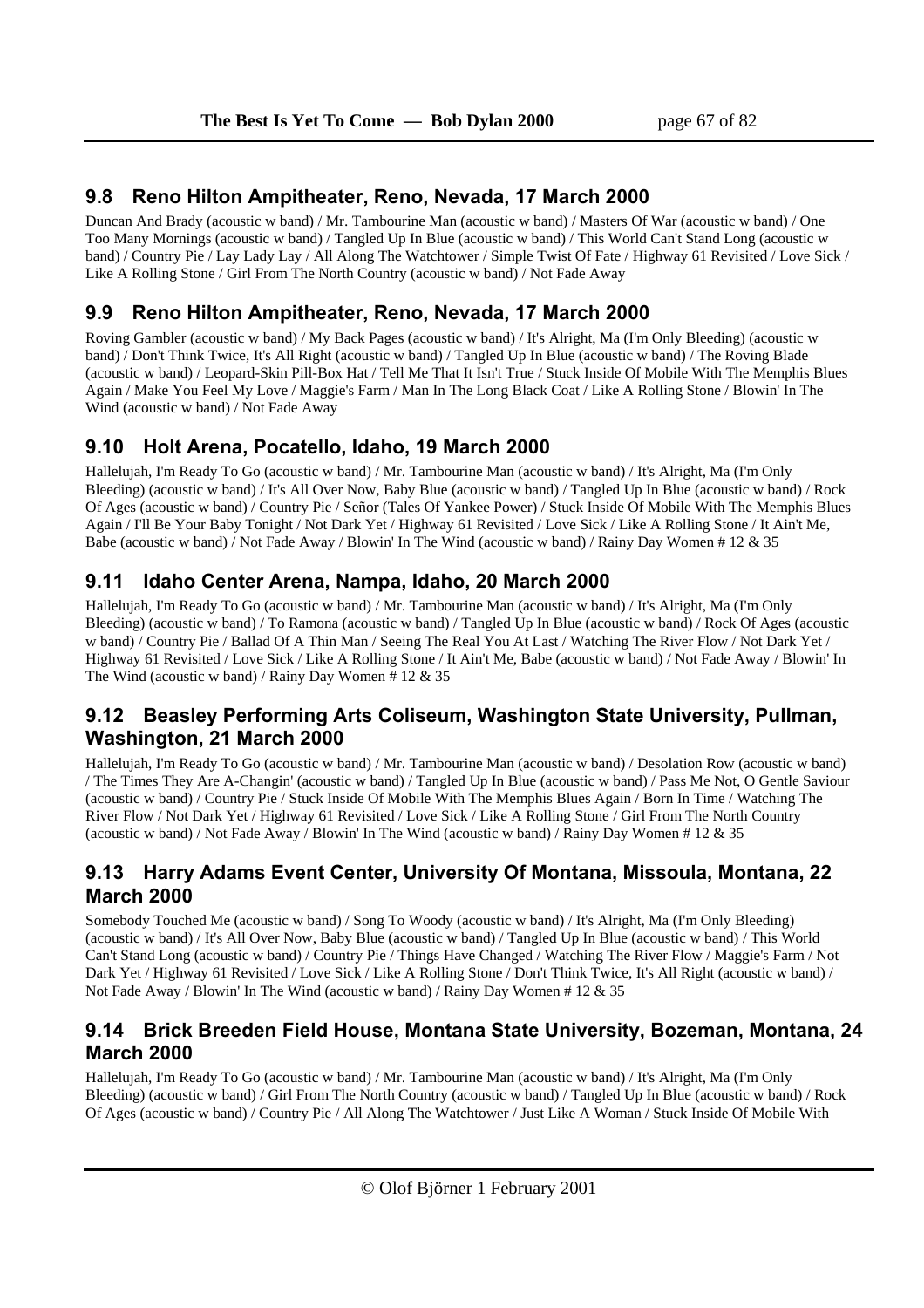## 9.8 Reno Hilton Ampitheater, Reno, Nevada, 17 March 2000

Duncan And Brady (acoustic w band) / Mr. Tambourine Man (acoustic w band) / Masters Of War (acoustic w band) / One Too Many Mornings (acoustic w band) / Tangled Up In Blue (acoustic w band) / This World Can't Stand Long (acoustic w band) / Country Pie / Lay Lady Lay / All Along The Watchtower / Simple Twist Of Fate / Highway 61 Revisited / Love Sick / Like A Rolling Stone / Girl From The North Country (acoustic w band) / Not Fade Away

## 9.9 Reno Hilton Ampitheater, Reno, Nevada, 17 March 2000

Roving Gambler (acoustic w band) / My Back Pages (acoustic w band) / It's Alright, Ma (I'm Only Bleeding) (acoustic w band) / Don't Think Twice, It's All Right (acoustic w band) / Tangled Up In Blue (acoustic w band) / The Roving Blade (acoustic w band) / Leopard-Skin Pill-Box Hat / Tell Me That It Isn't True / Stuck Inside Of Mobile With The Memphis Blues Again / Make You Feel My Love / Maggie's Farm / Man In The Long Black Coat / Like A Rolling Stone / Blowin' In The Wind (acoustic w band) / Not Fade Away

## 9.10 Holt Arena, Pocatello, Idaho, 19 March 2000

Hallelujah, I'm Ready To Go (acoustic w band) / Mr. Tambourine Man (acoustic w band) / It's Alright, Ma (I'm Only Bleeding) (acoustic w band) / It's All Over Now, Baby Blue (acoustic w band) / Tangled Up In Blue (acoustic w band) / Rock Of Ages (acoustic w band) / Country Pie / Señor (Tales Of Yankee Power) / Stuck Inside Of Mobile With The Memphis Blues Again / I'll Be Your Baby Tonight / Not Dark Yet / Highway 61 Revisited / Love Sick / Like A Rolling Stone / It Ain't Me, Babe (acoustic w band) / Not Fade Away / Blowin' In The Wind (acoustic w band) / Rainy Day Women # 12 & 35

## 9.11 Idaho Center Arena, Nampa, Idaho, 20 March 2000

Hallelujah, I'm Ready To Go (acoustic w band) / Mr. Tambourine Man (acoustic w band) / It's Alright, Ma (I'm Only Bleeding) (acoustic w band) / To Ramona (acoustic w band) / Tangled Up In Blue (acoustic w band) / Rock Of Ages (acoustic w band) / Country Pie / Ballad Of A Thin Man / Seeing The Real You At Last / Watching The River Flow / Not Dark Yet / Highway 61 Revisited / Love Sick / Like A Rolling Stone / It Ain't Me, Babe (acoustic w band) / Not Fade Away / Blowin' In The Wind (acoustic w band) / Rainy Day Women # 12 & 35

## 9.12 Beasley Performing Arts Coliseum, Washington State University, Pullman, Washington, 21 March 2000

Hallelujah, I'm Ready To Go (acoustic w band) / Mr. Tambourine Man (acoustic w band) / Desolation Row (acoustic w band) / The Times They Are A-Changin' (acoustic w band) / Tangled Up In Blue (acoustic w band) / Pass Me Not, O Gentle Saviour (acoustic w band) / Country Pie / Stuck Inside Of Mobile With The Memphis Blues Again / Born In Time / Watching The River Flow / Not Dark Yet / Highway 61 Revisited / Love Sick / Like A Rolling Stone / Girl From The North Country (acoustic w band) / Not Fade Away / Blowin' In The Wind (acoustic w band) / Rainy Day Women # 12 & 35

## 9.13 Harry Adams Event Center, University Of Montana, Missoula, Montana, 22 March 2000

Somebody Touched Me (acoustic w band) / Song To Woody (acoustic w band) / It's Alright, Ma (I'm Only Bleeding) (acoustic w band) / It's All Over Now, Baby Blue (acoustic w band) / Tangled Up In Blue (acoustic w band) / This World Can't Stand Long (acoustic w band) / Country Pie / Things Have Changed / Watching The River Flow / Maggie's Farm / Not Dark Yet / Highway 61 Revisited / Love Sick / Like A Rolling Stone / Don't Think Twice, It's All Right (acoustic w band) / Not Fade Away / Blowin' In The Wind (acoustic w band) / Rainy Day Women # 12 & 35

## 9.14 Brick Breeden Field House, Montana State University, Bozeman, Montana, 24 March 2000

Hallelujah, I'm Ready To Go (acoustic w band) / Mr. Tambourine Man (acoustic w band) / It's Alright, Ma (I'm Only Bleeding) (acoustic w band) / Girl From The North Country (acoustic w band) / Tangled Up In Blue (acoustic w band) / Rock Of Ages (acoustic w band) / Country Pie / All Along The Watchtower / Just Like A Woman / Stuck Inside Of Mobile With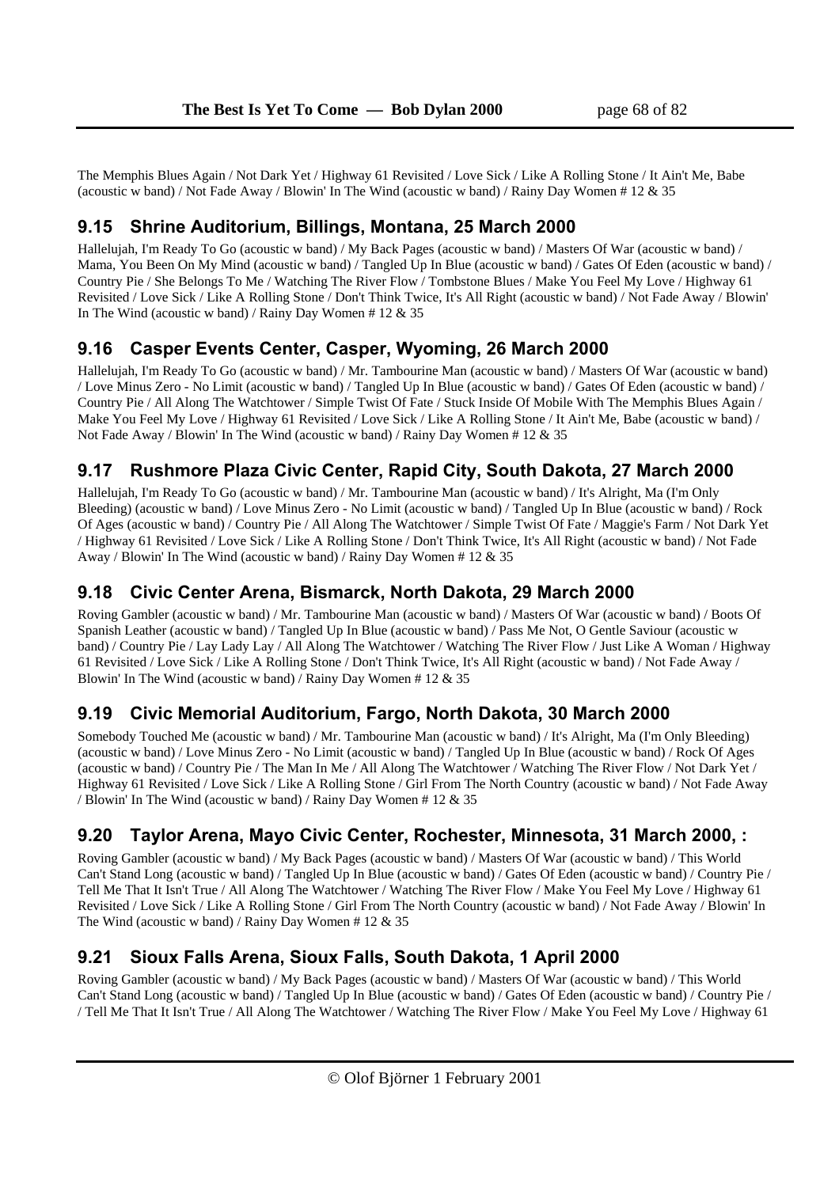The Memphis Blues Again / Not Dark Yet / Highway 61 Revisited / Love Sick / Like A Rolling Stone / It Ain't Me, Babe (acoustic w band) / Not Fade Away / Blowin' In The Wind (acoustic w band) / Rainy Day Women # 12 & 35

## 9.15 Shrine Auditorium, Billings, Montana, 25 March 2000

Hallelujah, I'm Ready To Go (acoustic w band) / My Back Pages (acoustic w band) / Masters Of War (acoustic w band) / Mama, You Been On My Mind (acoustic w band) / Tangled Up In Blue (acoustic w band) / Gates Of Eden (acoustic w band) / Country Pie / She Belongs To Me / Watching The River Flow / Tombstone Blues / Make You Feel My Love / Highway 61 Revisited / Love Sick / Like A Rolling Stone / Don't Think Twice, It's All Right (acoustic w band) / Not Fade Away / Blowin' In The Wind (acoustic w band) / Rainy Day Women # 12 & 35

## 9.16 Casper Events Center, Casper, Wyoming, 26 March 2000

Hallelujah, I'm Ready To Go (acoustic w band) / Mr. Tambourine Man (acoustic w band) / Masters Of War (acoustic w band) / Love Minus Zero - No Limit (acoustic w band) / Tangled Up In Blue (acoustic w band) / Gates Of Eden (acoustic w band) / Country Pie / All Along The Watchtower / Simple Twist Of Fate / Stuck Inside Of Mobile With The Memphis Blues Again / Make You Feel My Love / Highway 61 Revisited / Love Sick / Like A Rolling Stone / It Ain't Me, Babe (acoustic w band) / Not Fade Away / Blowin' In The Wind (acoustic w band) / Rainy Day Women # 12 & 35

## 9.17 Rushmore Plaza Civic Center, Rapid City, South Dakota, 27 March 2000

Hallelujah, I'm Ready To Go (acoustic w band) / Mr. Tambourine Man (acoustic w band) / It's Alright, Ma (I'm Only Bleeding) (acoustic w band) / Love Minus Zero - No Limit (acoustic w band) / Tangled Up In Blue (acoustic w band) / Rock Of Ages (acoustic w band) / Country Pie / All Along The Watchtower / Simple Twist Of Fate / Maggie's Farm / Not Dark Yet / Highway 61 Revisited / Love Sick / Like A Rolling Stone / Don't Think Twice, It's All Right (acoustic w band) / Not Fade Away / Blowin' In The Wind (acoustic w band) / Rainy Day Women # 12 & 35

## 9.18 Civic Center Arena, Bismarck, North Dakota, 29 March 2000

Roving Gambler (acoustic w band) / Mr. Tambourine Man (acoustic w band) / Masters Of War (acoustic w band) / Boots Of Spanish Leather (acoustic w band) / Tangled Up In Blue (acoustic w band) / Pass Me Not, O Gentle Saviour (acoustic w band) / Country Pie / Lay Lady Lay / All Along The Watchtower / Watching The River Flow / Just Like A Woman / Highway 61 Revisited / Love Sick / Like A Rolling Stone / Don't Think Twice, It's All Right (acoustic w band) / Not Fade Away / Blowin' In The Wind (acoustic w band) / Rainy Day Women # 12 & 35

## 9.19 Civic Memorial Auditorium, Fargo, North Dakota, 30 March 2000

Somebody Touched Me (acoustic w band) / Mr. Tambourine Man (acoustic w band) / It's Alright, Ma (I'm Only Bleeding) (acoustic w band) / Love Minus Zero - No Limit (acoustic w band) / Tangled Up In Blue (acoustic w band) / Rock Of Ages (acoustic w band) / Country Pie / The Man In Me / All Along The Watchtower / Watching The River Flow / Not Dark Yet / Highway 61 Revisited / Love Sick / Like A Rolling Stone / Girl From The North Country (acoustic w band) / Not Fade Away / Blowin' In The Wind (acoustic w band) / Rainy Day Women # 12 & 35

## 9.20 Taylor Arena, Mayo Civic Center, Rochester, Minnesota, 31 March 2000, :

Roving Gambler (acoustic w band) / My Back Pages (acoustic w band) / Masters Of War (acoustic w band) / This World Can't Stand Long (acoustic w band) / Tangled Up In Blue (acoustic w band) / Gates Of Eden (acoustic w band) / Country Pie / Tell Me That It Isn't True / All Along The Watchtower / Watching The River Flow / Make You Feel My Love / Highway 61 Revisited / Love Sick / Like A Rolling Stone / Girl From The North Country (acoustic w band) / Not Fade Away / Blowin' In The Wind (acoustic w band) / Rainy Day Women # 12 & 35

## 9.21 Sioux Falls Arena, Sioux Falls, South Dakota, 1 April 2000

Roving Gambler (acoustic w band) / My Back Pages (acoustic w band) / Masters Of War (acoustic w band) / This World Can't Stand Long (acoustic w band) / Tangled Up In Blue (acoustic w band) / Gates Of Eden (acoustic w band) / Country Pie / / Tell Me That It Isn't True / All Along The Watchtower / Watching The River Flow / Make You Feel My Love / Highway 61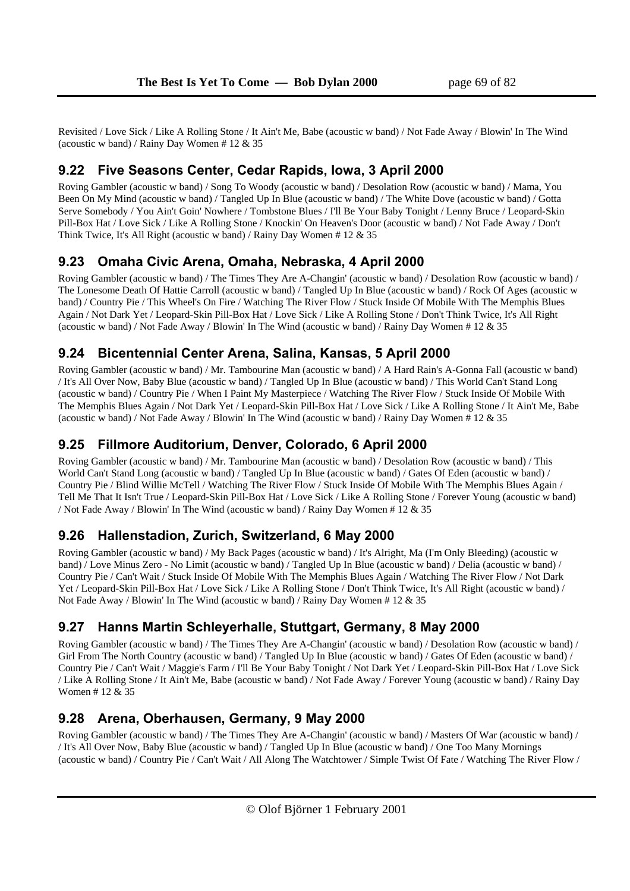Revisited / Love Sick / Like A Rolling Stone / It Ain't Me, Babe (acoustic w band) / Not Fade Away / Blowin' In The Wind (acoustic w band) / Rainy Day Women # 12 & 35

## 9.22 Five Seasons Center, Cedar Rapids, Iowa, 3 April 2000

Roving Gambler (acoustic w band) / Song To Woody (acoustic w band) / Desolation Row (acoustic w band) / Mama, You Been On My Mind (acoustic w band) / Tangled Up In Blue (acoustic w band) / The White Dove (acoustic w band) / Gotta Serve Somebody / You Ain't Goin' Nowhere / Tombstone Blues / I'll Be Your Baby Tonight / Lenny Bruce / Leopard-Skin Pill-Box Hat / Love Sick / Like A Rolling Stone / Knockin' On Heaven's Door (acoustic w band) / Not Fade Away / Don't Think Twice, It's All Right (acoustic w band) / Rainy Day Women # 12 & 35

## 9.23 Omaha Civic Arena, Omaha, Nebraska, 4 April 2000

Roving Gambler (acoustic w band) / The Times They Are A-Changin' (acoustic w band) / Desolation Row (acoustic w band) / The Lonesome Death Of Hattie Carroll (acoustic w band) / Tangled Up In Blue (acoustic w band) / Rock Of Ages (acoustic w band) / Country Pie / This Wheel's On Fire / Watching The River Flow / Stuck Inside Of Mobile With The Memphis Blues Again / Not Dark Yet / Leopard-Skin Pill-Box Hat / Love Sick / Like A Rolling Stone / Don't Think Twice, It's All Right (acoustic w band) / Not Fade Away / Blowin' In The Wind (acoustic w band) / Rainy Day Women # 12 & 35

## 9.24 Bicentennial Center Arena, Salina, Kansas, 5 April 2000

Roving Gambler (acoustic w band) / Mr. Tambourine Man (acoustic w band) / A Hard Rain's A-Gonna Fall (acoustic w band) / It's All Over Now, Baby Blue (acoustic w band) / Tangled Up In Blue (acoustic w band) / This World Can't Stand Long (acoustic w band) / Country Pie / When I Paint My Masterpiece / Watching The River Flow / Stuck Inside Of Mobile With The Memphis Blues Again / Not Dark Yet / Leopard-Skin Pill-Box Hat / Love Sick / Like A Rolling Stone / It Ain't Me, Babe (acoustic w band) / Not Fade Away / Blowin' In The Wind (acoustic w band) / Rainy Day Women # 12 & 35

## 9.25 Fillmore Auditorium, Denver, Colorado, 6 April 2000

Roving Gambler (acoustic w band) / Mr. Tambourine Man (acoustic w band) / Desolation Row (acoustic w band) / This World Can't Stand Long (acoustic w band) / Tangled Up In Blue (acoustic w band) / Gates Of Eden (acoustic w band) / Country Pie / Blind Willie McTell / Watching The River Flow / Stuck Inside Of Mobile With The Memphis Blues Again / Tell Me That It Isn't True / Leopard-Skin Pill-Box Hat / Love Sick / Like A Rolling Stone / Forever Young (acoustic w band) / Not Fade Away / Blowin' In The Wind (acoustic w band) / Rainy Day Women # 12 & 35

## 9.26 Hallenstadion, Zurich, Switzerland, 6 May 2000

Roving Gambler (acoustic w band) / My Back Pages (acoustic w band) / It's Alright, Ma (I'm Only Bleeding) (acoustic w band) / Love Minus Zero - No Limit (acoustic w band) / Tangled Up In Blue (acoustic w band) / Delia (acoustic w band) / Country Pie / Can't Wait / Stuck Inside Of Mobile With The Memphis Blues Again / Watching The River Flow / Not Dark Yet / Leopard-Skin Pill-Box Hat / Love Sick / Like A Rolling Stone / Don't Think Twice, It's All Right (acoustic w band) / Not Fade Away / Blowin' In The Wind (acoustic w band) / Rainy Day Women # 12 & 35

## 9.27 Hanns Martin Schleyerhalle, Stuttgart, Germany, 8 May 2000

Roving Gambler (acoustic w band) / The Times They Are A-Changin' (acoustic w band) / Desolation Row (acoustic w band) / Girl From The North Country (acoustic w band) / Tangled Up In Blue (acoustic w band) / Gates Of Eden (acoustic w band) / Country Pie / Can't Wait / Maggie's Farm / I'll Be Your Baby Tonight / Not Dark Yet / Leopard-Skin Pill-Box Hat / Love Sick / Like A Rolling Stone / It Ain't Me, Babe (acoustic w band) / Not Fade Away / Forever Young (acoustic w band) / Rainy Day Women # 12 & 35

## 9.28 Arena, Oberhausen, Germany, 9 May 2000

Roving Gambler (acoustic w band) / The Times They Are A-Changin' (acoustic w band) / Masters Of War (acoustic w band) / / It's All Over Now, Baby Blue (acoustic w band) / Tangled Up In Blue (acoustic w band) / One Too Many Mornings (acoustic w band) / Country Pie / Can't Wait / All Along The Watchtower / Simple Twist Of Fate / Watching The River Flow /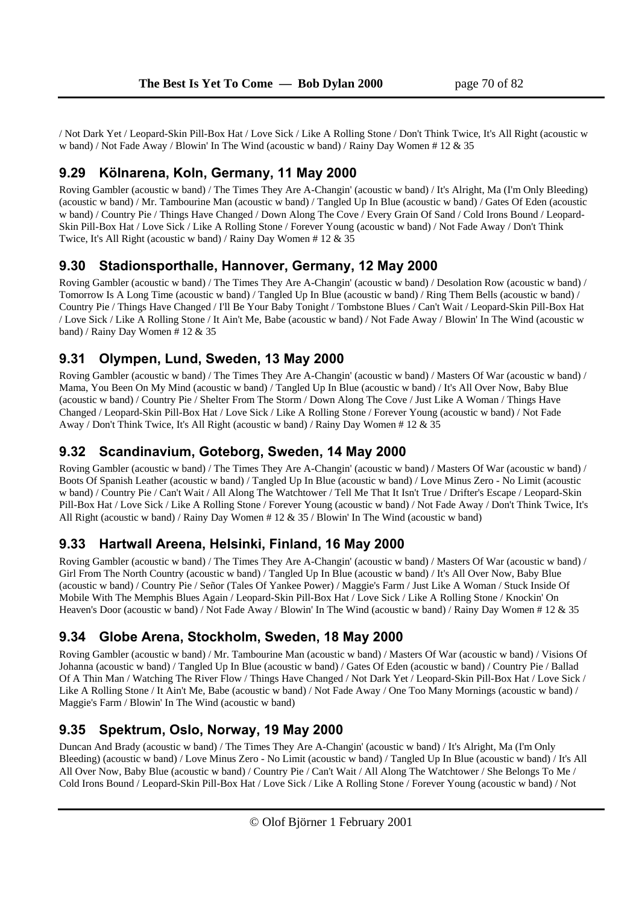/ Not Dark Yet / Leopard-Skin Pill-Box Hat / Love Sick / Like A Rolling Stone / Don't Think Twice, It's All Right (acoustic w w band) / Not Fade Away / Blowin' In The Wind (acoustic w band) / Rainy Day Women # 12 & 35

## 9.29 Kölnarena, Koln, Germany, 11 May 2000

Roving Gambler (acoustic w band) / The Times They Are A-Changin' (acoustic w band) / It's Alright, Ma (I'm Only Bleeding) (acoustic w band) / Mr. Tambourine Man (acoustic w band) / Tangled Up In Blue (acoustic w band) / Gates Of Eden (acoustic w band) / Country Pie / Things Have Changed / Down Along The Cove / Every Grain Of Sand / Cold Irons Bound / Leopard-Skin Pill-Box Hat / Love Sick / Like A Rolling Stone / Forever Young (acoustic w band) / Not Fade Away / Don't Think Twice, It's All Right (acoustic w band) / Rainy Day Women # 12 & 35

## 9.30 Stadionsporthalle, Hannover, Germany, 12 May 2000

Roving Gambler (acoustic w band) / The Times They Are A-Changin' (acoustic w band) / Desolation Row (acoustic w band) / Tomorrow Is A Long Time (acoustic w band) / Tangled Up In Blue (acoustic w band) / Ring Them Bells (acoustic w band) / Country Pie / Things Have Changed / I'll Be Your Baby Tonight / Tombstone Blues / Can't Wait / Leopard-Skin Pill-Box Hat / Love Sick / Like A Rolling Stone / It Ain't Me, Babe (acoustic w band) / Not Fade Away / Blowin' In The Wind (acoustic w band) / Rainy Day Women # 12 & 35

## 9.31 Olympen, Lund, Sweden, 13 May 2000

Roving Gambler (acoustic w band) / The Times They Are A-Changin' (acoustic w band) / Masters Of War (acoustic w band) / Mama, You Been On My Mind (acoustic w band) / Tangled Up In Blue (acoustic w band) / It's All Over Now, Baby Blue (acoustic w band) / Country Pie / Shelter From The Storm / Down Along The Cove / Just Like A Woman / Things Have Changed / Leopard-Skin Pill-Box Hat / Love Sick / Like A Rolling Stone / Forever Young (acoustic w band) / Not Fade Away / Don't Think Twice, It's All Right (acoustic w band) / Rainy Day Women # 12 & 35

## 9.32 Scandinavium, Goteborg, Sweden, 14 May 2000

Roving Gambler (acoustic w band) / The Times They Are A-Changin' (acoustic w band) / Masters Of War (acoustic w band) / Boots Of Spanish Leather (acoustic w band) / Tangled Up In Blue (acoustic w band) / Love Minus Zero - No Limit (acoustic w band) / Country Pie / Can't Wait / All Along The Watchtower / Tell Me That It Isn't True / Drifter's Escape / Leopard-Skin Pill-Box Hat / Love Sick / Like A Rolling Stone / Forever Young (acoustic w band) / Not Fade Away / Don't Think Twice, It's All Right (acoustic w band) / Rainy Day Women # 12 & 35 / Blowin' In The Wind (acoustic w band)

## 9.33 Hartwall Areena, Helsinki, Finland, 16 May 2000

Roving Gambler (acoustic w band) / The Times They Are A-Changin' (acoustic w band) / Masters Of War (acoustic w band) / Girl From The North Country (acoustic w band) / Tangled Up In Blue (acoustic w band) / It's All Over Now, Baby Blue (acoustic w band) / Country Pie / Señor (Tales Of Yankee Power) / Maggie's Farm / Just Like A Woman / Stuck Inside Of Mobile With The Memphis Blues Again / Leopard-Skin Pill-Box Hat / Love Sick / Like A Rolling Stone / Knockin' On Heaven's Door (acoustic w band) / Not Fade Away / Blowin' In The Wind (acoustic w band) / Rainy Day Women # 12 & 35

## 9.34 Globe Arena, Stockholm, Sweden, 18 May 2000

Roving Gambler (acoustic w band) / Mr. Tambourine Man (acoustic w band) / Masters Of War (acoustic w band) / Visions Of Johanna (acoustic w band) / Tangled Up In Blue (acoustic w band) / Gates Of Eden (acoustic w band) / Country Pie / Ballad Of A Thin Man / Watching The River Flow / Things Have Changed / Not Dark Yet / Leopard-Skin Pill-Box Hat / Love Sick / Like A Rolling Stone / It Ain't Me, Babe (acoustic w band) / Not Fade Away / One Too Many Mornings (acoustic w band) / Maggie's Farm / Blowin' In The Wind (acoustic w band)

## 9.35 Spektrum, Oslo, Norway, 19 May 2000

Duncan And Brady (acoustic w band) / The Times They Are A-Changin' (acoustic w band) / It's Alright, Ma (I'm Only Bleeding) (acoustic w band) / Love Minus Zero - No Limit (acoustic w band) / Tangled Up In Blue (acoustic w band) / It's All All Over Now, Baby Blue (acoustic w band) / Country Pie / Can't Wait / All Along The Watchtower / She Belongs To Me / Cold Irons Bound / Leopard-Skin Pill-Box Hat / Love Sick / Like A Rolling Stone / Forever Young (acoustic w band) / Not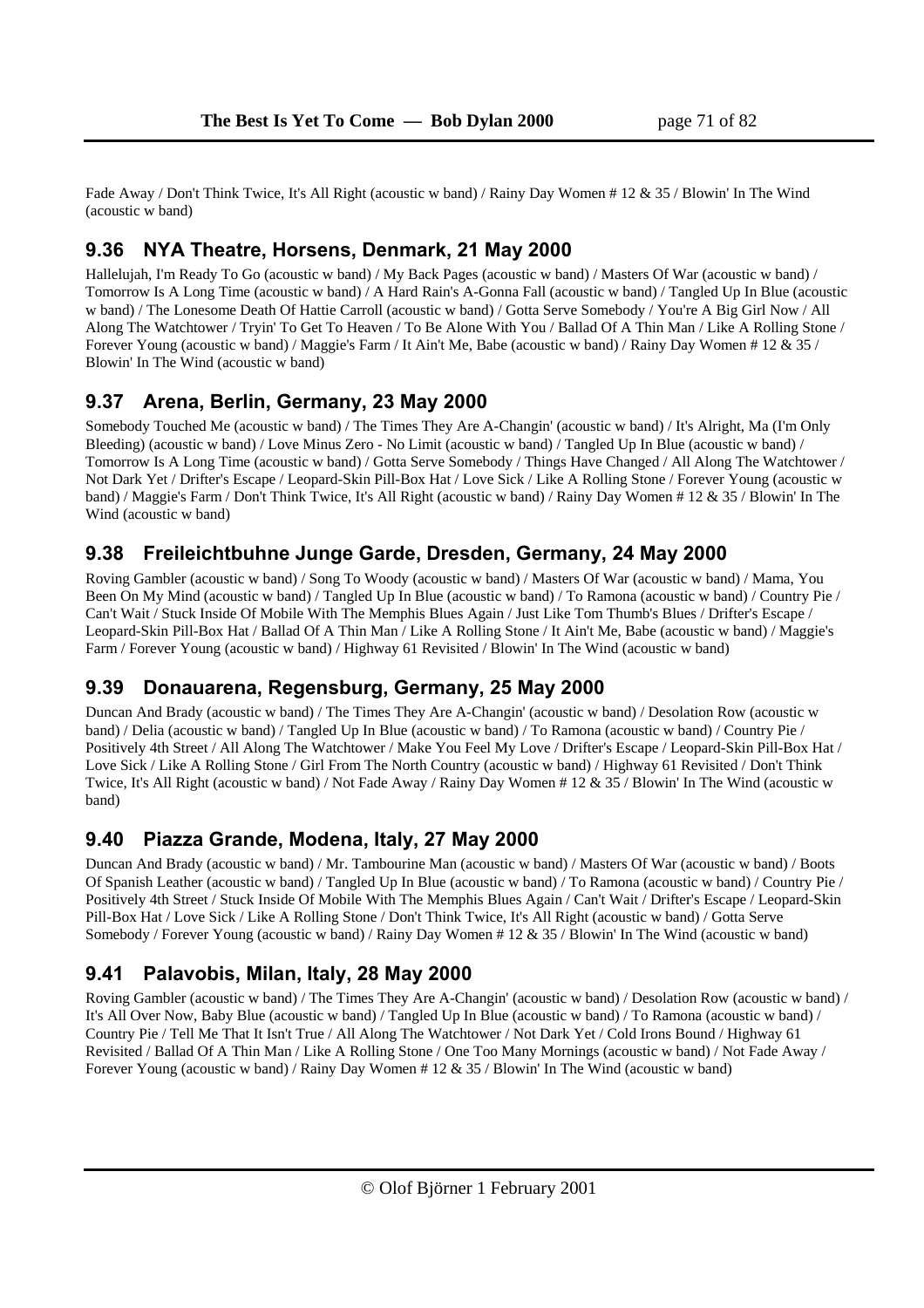Fade Away / Don't Think Twice, It's All Right (acoustic w band) / Rainy Day Women # 12 & 35 / Blowin' In The Wind (acoustic w band)

## 9.36 NYA Theatre, Horsens, Denmark, 21 May 2000

Hallelujah, I'm Ready To Go (acoustic w band) / My Back Pages (acoustic w band) / Masters Of War (acoustic w band) / Tomorrow Is A Long Time (acoustic w band) / A Hard Rain's A-Gonna Fall (acoustic w band) / Tangled Up In Blue (acoustic w band) / The Lonesome Death Of Hattie Carroll (acoustic w band) / Gotta Serve Somebody / You're A Big Girl Now / All Along The Watchtower / Tryin' To Get To Heaven / To Be Alone With You / Ballad Of A Thin Man / Like A Rolling Stone / Forever Young (acoustic w band) / Maggie's Farm / It Ain't Me, Babe (acoustic w band) / Rainy Day Women # 12 & 35 / Blowin' In The Wind (acoustic w band)

## 9.37 Arena, Berlin, Germany, 23 May 2000

Somebody Touched Me (acoustic w band) / The Times They Are A-Changin' (acoustic w band) / It's Alright, Ma (I'm Only Bleeding) (acoustic w band) / Love Minus Zero - No Limit (acoustic w band) / Tangled Up In Blue (acoustic w band) / Tomorrow Is A Long Time (acoustic w band) / Gotta Serve Somebody / Things Have Changed / All Along The Watchtower / Not Dark Yet / Drifter's Escape / Leopard-Skin Pill-Box Hat / Love Sick / Like A Rolling Stone / Forever Young (acoustic w band) / Maggie's Farm / Don't Think Twice, It's All Right (acoustic w band) / Rainy Day Women # 12 & 35 / Blowin' In The Wind (acoustic w band)

## 9.38 Freileichtbuhne Junge Garde, Dresden, Germany, 24 May 2000

Roving Gambler (acoustic w band) / Song To Woody (acoustic w band) / Masters Of War (acoustic w band) / Mama, You Been On My Mind (acoustic w band) / Tangled Up In Blue (acoustic w band) / To Ramona (acoustic w band) / Country Pie / Can't Wait / Stuck Inside Of Mobile With The Memphis Blues Again / Just Like Tom Thumb's Blues / Drifter's Escape / Leopard-Skin Pill-Box Hat / Ballad Of A Thin Man / Like A Rolling Stone / It Ain't Me, Babe (acoustic w band) / Maggie's Farm / Forever Young (acoustic w band) / Highway 61 Revisited / Blowin' In The Wind (acoustic w band)

## 9.39 Donauarena, Regensburg, Germany, 25 May 2000

Duncan And Brady (acoustic w band) / The Times They Are A-Changin' (acoustic w band) / Desolation Row (acoustic w band) / Delia (acoustic w band) / Tangled Up In Blue (acoustic w band) / To Ramona (acoustic w band) / Country Pie / Positively 4th Street / All Along The Watchtower / Make You Feel My Love / Drifter's Escape / Leopard-Skin Pill-Box Hat / Love Sick / Like A Rolling Stone / Girl From The North Country (acoustic w band) / Highway 61 Revisited / Don't Think Twice, It's All Right (acoustic w band) / Not Fade Away / Rainy Day Women # 12 & 35 / Blowin' In The Wind (acoustic w band)

## 9.40 Piazza Grande, Modena, Italy, 27 May 2000

Duncan And Brady (acoustic w band) / Mr. Tambourine Man (acoustic w band) / Masters Of War (acoustic w band) / Boots Of Spanish Leather (acoustic w band) / Tangled Up In Blue (acoustic w band) / To Ramona (acoustic w band) / Country Pie / Positively 4th Street / Stuck Inside Of Mobile With The Memphis Blues Again / Can't Wait / Drifter's Escape / Leopard-Skin Pill-Box Hat / Love Sick / Like A Rolling Stone / Don't Think Twice, It's All Right (acoustic w band) / Gotta Serve Somebody / Forever Young (acoustic w band) / Rainy Day Women # 12 & 35 / Blowin' In The Wind (acoustic w band)

## 9.41 Palavobis, Milan, Italy, 28 May 2000

Roving Gambler (acoustic w band) / The Times They Are A-Changin' (acoustic w band) / Desolation Row (acoustic w band) / It's All Over Now, Baby Blue (acoustic w band) / Tangled Up In Blue (acoustic w band) / To Ramona (acoustic w band) / Country Pie / Tell Me That It Isn't True / All Along The Watchtower / Not Dark Yet / Cold Irons Bound / Highway 61 Revisited / Ballad Of A Thin Man / Like A Rolling Stone / One Too Many Mornings (acoustic w band) / Not Fade Away / Forever Young (acoustic w band) / Rainy Day Women # 12 & 35 / Blowin' In The Wind (acoustic w band)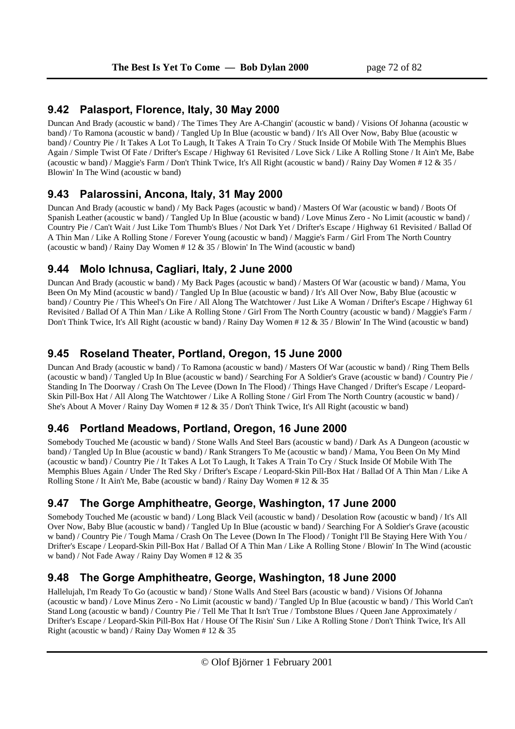## 9.42 Palasport, Florence, Italy, 30 May 2000

Duncan And Brady (acoustic w band) / The Times They Are A-Changin' (acoustic w band) / Visions Of Johanna (acoustic w band) / To Ramona (acoustic w band) / Tangled Up In Blue (acoustic w band) / It's All Over Now, Baby Blue (acoustic w band) / Country Pie / It Takes A Lot To Laugh, It Takes A Train To Cry / Stuck Inside Of Mobile With The Memphis Blues Again / Simple Twist Of Fate / Drifter's Escape / Highway 61 Revisited / Love Sick / Like A Rolling Stone / It Ain't Me, Babe (acoustic w band) / Maggie's Farm / Don't Think Twice, It's All Right (acoustic w band) / Rainy Day Women # 12 & 35 / Blowin' In The Wind (acoustic w band)

## 9.43 Palarossini, Ancona, Italy, 31 May 2000

Duncan And Brady (acoustic w band) / My Back Pages (acoustic w band) / Masters Of War (acoustic w band) / Boots Of Spanish Leather (acoustic w band) / Tangled Up In Blue (acoustic w band) / Love Minus Zero - No Limit (acoustic w band) / Country Pie / Can't Wait / Just Like Tom Thumb's Blues / Not Dark Yet / Drifter's Escape / Highway 61 Revisited / Ballad Of A Thin Man / Like A Rolling Stone / Forever Young (acoustic w band) / Maggie's Farm / Girl From The North Country (acoustic w band) / Rainy Day Women # 12 & 35 / Blowin' In The Wind (acoustic w band)

## 9.44 Molo Ichnusa, Cagliari, Italy, 2 June 2000

Duncan And Brady (acoustic w band) / My Back Pages (acoustic w band) / Masters Of War (acoustic w band) / Mama, You Been On My Mind (acoustic w band) / Tangled Up In Blue (acoustic w band) / It's All Over Now, Baby Blue (acoustic w band) / Country Pie / This Wheel's On Fire / All Along The Watchtower / Just Like A Woman / Drifter's Escape / Highway 61 Revisited / Ballad Of A Thin Man / Like A Rolling Stone / Girl From The North Country (acoustic w band) / Maggie's Farm / Don't Think Twice, It's All Right (acoustic w band) / Rainy Day Women # 12 & 35 / Blowin' In The Wind (acoustic w band)

## 9.45 Roseland Theater, Portland, Oregon, 15 June 2000

Duncan And Brady (acoustic w band) / To Ramona (acoustic w band) / Masters Of War (acoustic w band) / Ring Them Bells (acoustic w band) / Tangled Up In Blue (acoustic w band) / Searching For A Soldier's Grave (acoustic w band) / Country Pie / Standing In The Doorway / Crash On The Levee (Down In The Flood) / Things Have Changed / Drifter's Escape / Leopard-Skin Pill-Box Hat / All Along The Watchtower / Like A Rolling Stone / Girl From The North Country (acoustic w band) / She's About A Mover / Rainy Day Women # 12 & 35 / Don't Think Twice, It's All Right (acoustic w band)

## 9.46 Portland Meadows, Portland, Oregon, 16 June 2000

Somebody Touched Me (acoustic w band) / Stone Walls And Steel Bars (acoustic w band) / Dark As A Dungeon (acoustic w band) / Tangled Up In Blue (acoustic w band) / Rank Strangers To Me (acoustic w band) / Mama, You Been On My Mind (acoustic w band) / Country Pie / It Takes A Lot To Laugh, It Takes A Train To Cry / Stuck Inside Of Mobile With The Memphis Blues Again / Under The Red Sky / Drifter's Escape / Leopard-Skin Pill-Box Hat / Ballad Of A Thin Man / Like A Rolling Stone / It Ain't Me, Babe (acoustic w band) / Rainy Day Women # 12 & 35

## 9.47 The Gorge Amphitheatre, George, Washington, 17 June 2000

Somebody Touched Me (acoustic w band) / Long Black Veil (acoustic w band) / Desolation Row (acoustic w band) / It's All Over Now, Baby Blue (acoustic w band) / Tangled Up In Blue (acoustic w band) / Searching For A Soldier's Grave (acoustic w band) / Country Pie / Tough Mama / Crash On The Levee (Down In The Flood) / Tonight I'll Be Staying Here With You / Drifter's Escape / Leopard-Skin Pill-Box Hat / Ballad Of A Thin Man / Like A Rolling Stone / Blowin' In The Wind (acoustic w band) / Not Fade Away / Rainy Day Women # 12 & 35

## 9.48 The Gorge Amphitheatre, George, Washington, 18 June 2000

Hallelujah, I'm Ready To Go (acoustic w band) / Stone Walls And Steel Bars (acoustic w band) / Visions Of Johanna (acoustic w band) / Love Minus Zero - No Limit (acoustic w band) / Tangled Up In Blue (acoustic w band) / This World Can't Stand Long (acoustic w band) / Country Pie / Tell Me That It Isn't True / Tombstone Blues / Queen Jane Approximately / Drifter's Escape / Leopard-Skin Pill-Box Hat / House Of The Risin' Sun / Like A Rolling Stone / Don't Think Twice, It's All Right (acoustic w band) / Rainy Day Women # 12 & 35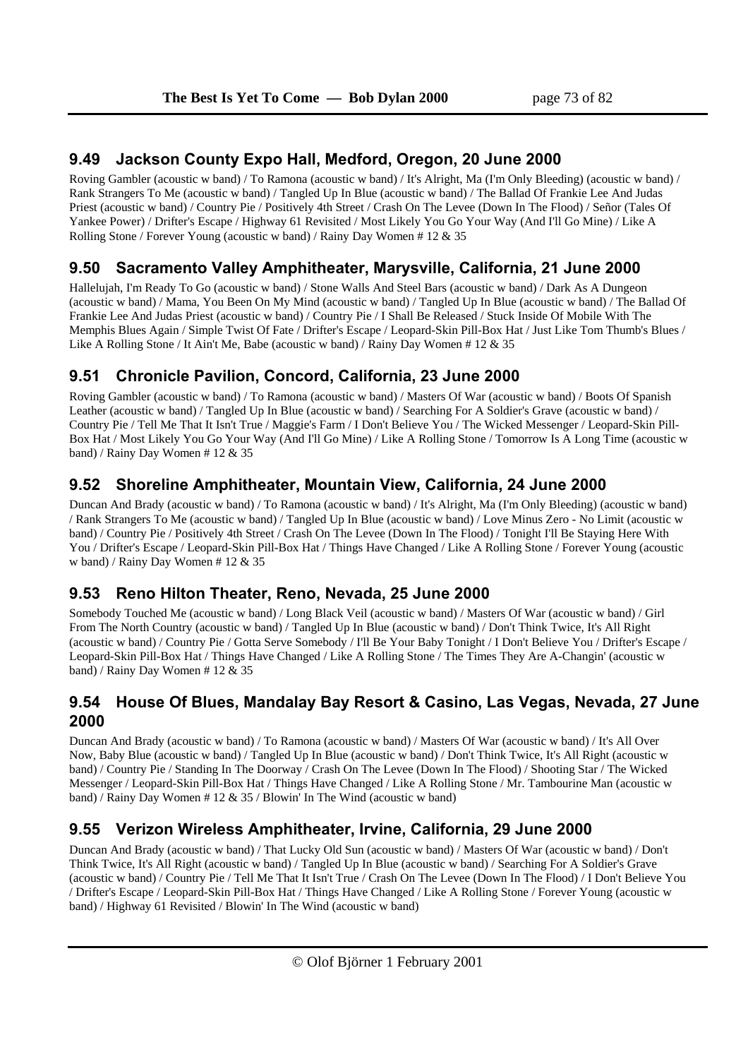## 9.49 Jackson County Expo Hall, Medford, Oregon, 20 June 2000

Roving Gambler (acoustic w band) / To Ramona (acoustic w band) / It's Alright, Ma (I'm Only Bleeding) (acoustic w band) / Rank Strangers To Me (acoustic w band) / Tangled Up In Blue (acoustic w band) / The Ballad Of Frankie Lee And Judas Priest (acoustic w band) / Country Pie / Positively 4th Street / Crash On The Levee (Down In The Flood) / Señor (Tales Of Yankee Power) / Drifter's Escape / Highway 61 Revisited / Most Likely You Go Your Way (And I'll Go Mine) / Like A Rolling Stone / Forever Young (acoustic w band) / Rainy Day Women # 12 & 35

## 9.50 Sacramento Valley Amphitheater, Marysville, California, 21 June 2000

Hallelujah, I'm Ready To Go (acoustic w band) / Stone Walls And Steel Bars (acoustic w band) / Dark As A Dungeon (acoustic w band) / Mama, You Been On My Mind (acoustic w band) / Tangled Up In Blue (acoustic w band) / The Ballad Of Frankie Lee And Judas Priest (acoustic w band) / Country Pie / I Shall Be Released / Stuck Inside Of Mobile With The Memphis Blues Again / Simple Twist Of Fate / Drifter's Escape / Leopard-Skin Pill-Box Hat / Just Like Tom Thumb's Blues / Like A Rolling Stone / It Ain't Me, Babe (acoustic w band) / Rainy Day Women # 12 & 35

## 9.51 Chronicle Pavilion, Concord, California, 23 June 2000

Roving Gambler (acoustic w band) / To Ramona (acoustic w band) / Masters Of War (acoustic w band) / Boots Of Spanish Leather (acoustic w band) / Tangled Up In Blue (acoustic w band) / Searching For A Soldier's Grave (acoustic w band) / Country Pie / Tell Me That It Isn't True / Maggie's Farm / I Don't Believe You / The Wicked Messenger / Leopard-Skin Pill-Box Hat / Most Likely You Go Your Way (And I'll Go Mine) / Like A Rolling Stone / Tomorrow Is A Long Time (acoustic w band) / Rainy Day Women # 12 & 35

## 9.52 Shoreline Amphitheater, Mountain View, California, 24 June 2000

Duncan And Brady (acoustic w band) / To Ramona (acoustic w band) / It's Alright, Ma (I'm Only Bleeding) (acoustic w band) / Rank Strangers To Me (acoustic w band) / Tangled Up In Blue (acoustic w band) / Love Minus Zero - No Limit (acoustic w band) / Country Pie / Positively 4th Street / Crash On The Levee (Down In The Flood) / Tonight I'll Be Staying Here With You / Drifter's Escape / Leopard-Skin Pill-Box Hat / Things Have Changed / Like A Rolling Stone / Forever Young (acoustic w band) / Rainy Day Women # 12 & 35

## 9.53 Reno Hilton Theater, Reno, Nevada, 25 June 2000

Somebody Touched Me (acoustic w band) / Long Black Veil (acoustic w band) / Masters Of War (acoustic w band) / Girl From The North Country (acoustic w band) / Tangled Up In Blue (acoustic w band) / Don't Think Twice, It's All Right (acoustic w band) / Country Pie / Gotta Serve Somebody / I'll Be Your Baby Tonight / I Don't Believe You / Drifter's Escape / Leopard-Skin Pill-Box Hat / Things Have Changed / Like A Rolling Stone / The Times They Are A-Changin' (acoustic w band) / Rainy Day Women # 12 & 35

## 9.54 House Of Blues, Mandalay Bay Resort & Casino, Las Vegas, Nevada, 27 June 2000

Duncan And Brady (acoustic w band) / To Ramona (acoustic w band) / Masters Of War (acoustic w band) / It's All Over Now, Baby Blue (acoustic w band) / Tangled Up In Blue (acoustic w band) / Don't Think Twice, It's All Right (acoustic w band) / Country Pie / Standing In The Doorway / Crash On The Levee (Down In The Flood) / Shooting Star / The Wicked Messenger / Leopard-Skin Pill-Box Hat / Things Have Changed / Like A Rolling Stone / Mr. Tambourine Man (acoustic w band) / Rainy Day Women # 12 & 35 / Blowin' In The Wind (acoustic w band)

## 9.55 Verizon Wireless Amphitheater, Irvine, California, 29 June 2000

Duncan And Brady (acoustic w band) / That Lucky Old Sun (acoustic w band) / Masters Of War (acoustic w band) / Don't Think Twice, It's All Right (acoustic w band) / Tangled Up In Blue (acoustic w band) / Searching For A Soldier's Grave (acoustic w band) / Country Pie / Tell Me That It Isn't True / Crash On The Levee (Down In The Flood) / I Don't Believe You / Drifter's Escape / Leopard-Skin Pill-Box Hat / Things Have Changed / Like A Rolling Stone / Forever Young (acoustic w band) / Highway 61 Revisited / Blowin' In The Wind (acoustic w band)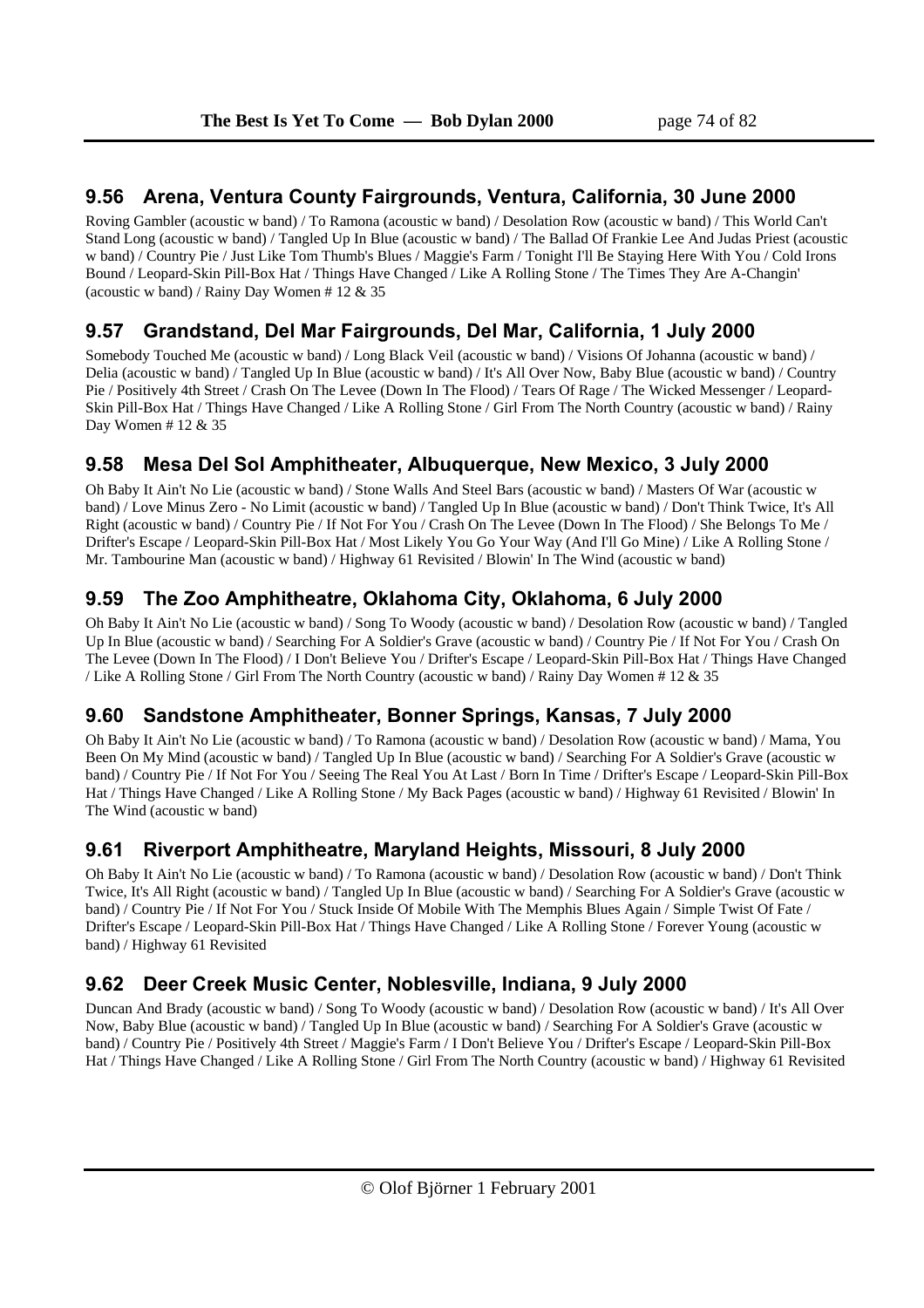## 9.56 Arena, Ventura County Fairgrounds, Ventura, California, 30 June 2000

Roving Gambler (acoustic w band) / To Ramona (acoustic w band) / Desolation Row (acoustic w band) / This World Can't Stand Long (acoustic w band) / Tangled Up In Blue (acoustic w band) / The Ballad Of Frankie Lee And Judas Priest (acoustic w band) / Country Pie / Just Like Tom Thumb's Blues / Maggie's Farm / Tonight I'll Be Staying Here With You / Cold Irons Bound / Leopard-Skin Pill-Box Hat / Things Have Changed / Like A Rolling Stone / The Times They Are A-Changin' (acoustic w band) / Rainy Day Women # 12 & 35

## 9.57 Grandstand, Del Mar Fairgrounds, Del Mar, California, 1 July 2000

Somebody Touched Me (acoustic w band) / Long Black Veil (acoustic w band) / Visions Of Johanna (acoustic w band) / Delia (acoustic w band) / Tangled Up In Blue (acoustic w band) / It's All Over Now, Baby Blue (acoustic w band) / Country Pie / Positively 4th Street / Crash On The Levee (Down In The Flood) / Tears Of Rage / The Wicked Messenger / Leopard-Skin Pill-Box Hat / Things Have Changed / Like A Rolling Stone / Girl From The North Country (acoustic w band) / Rainy Day Women # 12 & 35

## 9.58 Mesa Del Sol Amphitheater, Albuquerque, New Mexico, 3 July 2000

Oh Baby It Ain't No Lie (acoustic w band) / Stone Walls And Steel Bars (acoustic w band) / Masters Of War (acoustic w band) / Love Minus Zero - No Limit (acoustic w band) / Tangled Up In Blue (acoustic w band) / Don't Think Twice, It's All Right (acoustic w band) / Country Pie / If Not For You / Crash On The Levee (Down In The Flood) / She Belongs To Me / Drifter's Escape / Leopard-Skin Pill-Box Hat / Most Likely You Go Your Way (And I'll Go Mine) / Like A Rolling Stone / Mr. Tambourine Man (acoustic w band) / Highway 61 Revisited / Blowin' In The Wind (acoustic w band)

## 9.59 The Zoo Amphitheatre, Oklahoma City, Oklahoma, 6 July 2000

Oh Baby It Ain't No Lie (acoustic w band) / Song To Woody (acoustic w band) / Desolation Row (acoustic w band) / Tangled Up In Blue (acoustic w band) / Searching For A Soldier's Grave (acoustic w band) / Country Pie / If Not For You / Crash On The Levee (Down In The Flood) / I Don't Believe You / Drifter's Escape / Leopard-Skin Pill-Box Hat / Things Have Changed / Like A Rolling Stone / Girl From The North Country (acoustic w band) / Rainy Day Women # 12 & 35

## 9.60 Sandstone Amphitheater, Bonner Springs, Kansas, 7 July 2000

Oh Baby It Ain't No Lie (acoustic w band) / To Ramona (acoustic w band) / Desolation Row (acoustic w band) / Mama, You Been On My Mind (acoustic w band) / Tangled Up In Blue (acoustic w band) / Searching For A Soldier's Grave (acoustic w band) / Country Pie / If Not For You / Seeing The Real You At Last / Born In Time / Drifter's Escape / Leopard-Skin Pill-Box Hat / Things Have Changed / Like A Rolling Stone / My Back Pages (acoustic w band) / Highway 61 Revisited / Blowin' In The Wind (acoustic w band)

## 9.61 Riverport Amphitheatre, Maryland Heights, Missouri, 8 July 2000

Oh Baby It Ain't No Lie (acoustic w band) / To Ramona (acoustic w band) / Desolation Row (acoustic w band) / Don't Think Twice, It's All Right (acoustic w band) / Tangled Up In Blue (acoustic w band) / Searching For A Soldier's Grave (acoustic w band) / Country Pie / If Not For You / Stuck Inside Of Mobile With The Memphis Blues Again / Simple Twist Of Fate / Drifter's Escape / Leopard-Skin Pill-Box Hat / Things Have Changed / Like A Rolling Stone / Forever Young (acoustic w band) / Highway 61 Revisited

## 9.62 Deer Creek Music Center, Noblesville, Indiana, 9 July 2000

Duncan And Brady (acoustic w band) / Song To Woody (acoustic w band) / Desolation Row (acoustic w band) / It's All Over Now, Baby Blue (acoustic w band) / Tangled Up In Blue (acoustic w band) / Searching For A Soldier's Grave (acoustic w band) / Country Pie / Positively 4th Street / Maggie's Farm / I Don't Believe You / Drifter's Escape / Leopard-Skin Pill-Box Hat / Things Have Changed / Like A Rolling Stone / Girl From The North Country (acoustic w band) / Highway 61 Revisited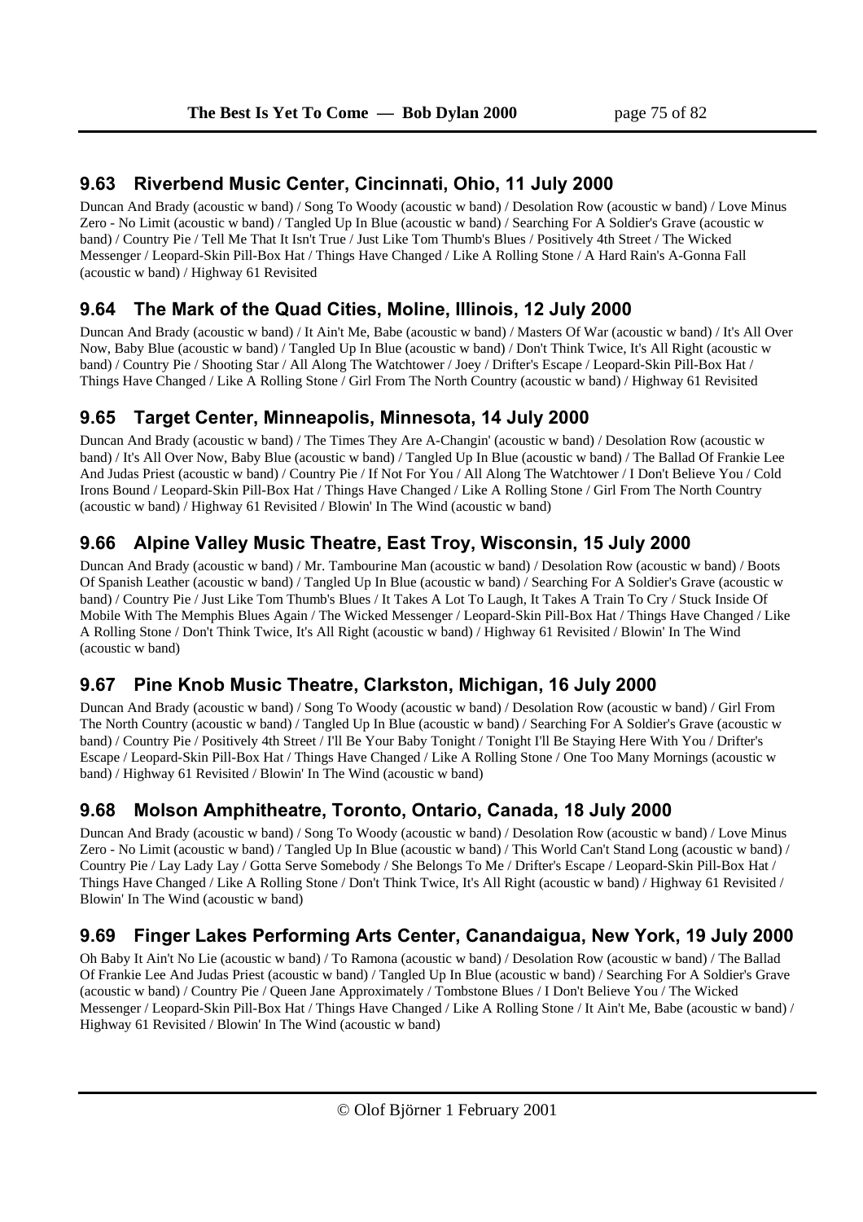## 9.63 Riverbend Music Center, Cincinnati, Ohio, 11 July 2000

Duncan And Brady (acoustic w band) / Song To Woody (acoustic w band) / Desolation Row (acoustic w band) / Love Minus Zero - No Limit (acoustic w band) / Tangled Up In Blue (acoustic w band) / Searching For A Soldier's Grave (acoustic w band) / Country Pie / Tell Me That It Isn't True / Just Like Tom Thumb's Blues / Positively 4th Street / The Wicked Messenger / Leopard-Skin Pill-Box Hat / Things Have Changed / Like A Rolling Stone / A Hard Rain's A-Gonna Fall (acoustic w band) / Highway 61 Revisited

## 9.64 The Mark of the Quad Cities, Moline, Illinois, 12 July 2000

Duncan And Brady (acoustic w band) / It Ain't Me, Babe (acoustic w band) / Masters Of War (acoustic w band) / It's All Over Now, Baby Blue (acoustic w band) / Tangled Up In Blue (acoustic w band) / Don't Think Twice, It's All Right (acoustic w band) / Country Pie / Shooting Star / All Along The Watchtower / Joey / Drifter's Escape / Leopard-Skin Pill-Box Hat / Things Have Changed / Like A Rolling Stone / Girl From The North Country (acoustic w band) / Highway 61 Revisited

## 9.65 Target Center, Minneapolis, Minnesota, 14 July 2000

Duncan And Brady (acoustic w band) / The Times They Are A-Changin' (acoustic w band) / Desolation Row (acoustic w band) / It's All Over Now, Baby Blue (acoustic w band) / Tangled Up In Blue (acoustic w band) / The Ballad Of Frankie Lee And Judas Priest (acoustic w band) / Country Pie / If Not For You / All Along The Watchtower / I Don't Believe You / Cold Irons Bound / Leopard-Skin Pill-Box Hat / Things Have Changed / Like A Rolling Stone / Girl From The North Country (acoustic w band) / Highway 61 Revisited / Blowin' In The Wind (acoustic w band)

## 9.66 Alpine Valley Music Theatre, East Troy, Wisconsin, 15 July 2000

Duncan And Brady (acoustic w band) / Mr. Tambourine Man (acoustic w band) / Desolation Row (acoustic w band) / Boots Of Spanish Leather (acoustic w band) / Tangled Up In Blue (acoustic w band) / Searching For A Soldier's Grave (acoustic w band) / Country Pie / Just Like Tom Thumb's Blues / It Takes A Lot To Laugh, It Takes A Train To Cry / Stuck Inside Of Mobile With The Memphis Blues Again / The Wicked Messenger / Leopard-Skin Pill-Box Hat / Things Have Changed / Like A Rolling Stone / Don't Think Twice, It's All Right (acoustic w band) / Highway 61 Revisited / Blowin' In The Wind (acoustic w band)

## 9.67 Pine Knob Music Theatre, Clarkston, Michigan, 16 July 2000

Duncan And Brady (acoustic w band) / Song To Woody (acoustic w band) / Desolation Row (acoustic w band) / Girl From The North Country (acoustic w band) / Tangled Up In Blue (acoustic w band) / Searching For A Soldier's Grave (acoustic w band) / Country Pie / Positively 4th Street / I'll Be Your Baby Tonight / Tonight I'll Be Staying Here With You / Drifter's Escape / Leopard-Skin Pill-Box Hat / Things Have Changed / Like A Rolling Stone / One Too Many Mornings (acoustic w band) / Highway 61 Revisited / Blowin' In The Wind (acoustic w band)

## 9.68 Molson Amphitheatre, Toronto, Ontario, Canada, 18 July 2000

Duncan And Brady (acoustic w band) / Song To Woody (acoustic w band) / Desolation Row (acoustic w band) / Love Minus Zero - No Limit (acoustic w band) / Tangled Up In Blue (acoustic w band) / This World Can't Stand Long (acoustic w band) / Country Pie / Lay Lady Lay / Gotta Serve Somebody / She Belongs To Me / Drifter's Escape / Leopard-Skin Pill-Box Hat / Things Have Changed / Like A Rolling Stone / Don't Think Twice, It's All Right (acoustic w band) / Highway 61 Revisited / Blowin' In The Wind (acoustic w band)

## 9.69 Finger Lakes Performing Arts Center, Canandaigua, New York, 19 July 2000

Oh Baby It Ain't No Lie (acoustic w band) / To Ramona (acoustic w band) / Desolation Row (acoustic w band) / The Ballad Of Frankie Lee And Judas Priest (acoustic w band) / Tangled Up In Blue (acoustic w band) / Searching For A Soldier's Grave (acoustic w band) / Country Pie / Queen Jane Approximately / Tombstone Blues / I Don't Believe You / The Wicked Messenger / Leopard-Skin Pill-Box Hat / Things Have Changed / Like A Rolling Stone / It Ain't Me, Babe (acoustic w band) / Highway 61 Revisited / Blowin' In The Wind (acoustic w band)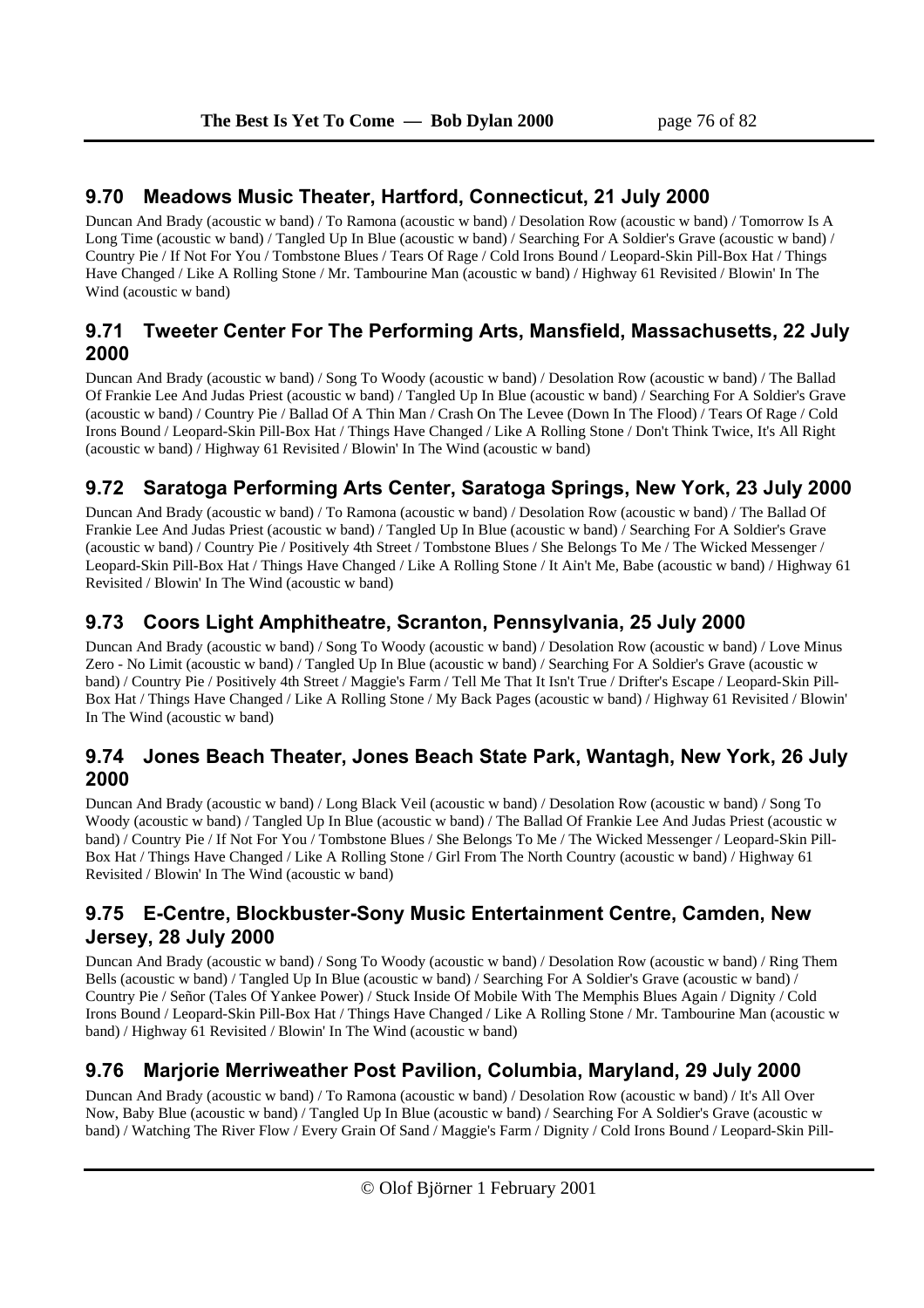## 9.70 Meadows Music Theater, Hartford, Connecticut, 21 July 2000

Duncan And Brady (acoustic w band) / To Ramona (acoustic w band) / Desolation Row (acoustic w band) / Tomorrow Is A Long Time (acoustic w band) / Tangled Up In Blue (acoustic w band) / Searching For A Soldier's Grave (acoustic w band) / Country Pie / If Not For You / Tombstone Blues / Tears Of Rage / Cold Irons Bound / Leopard-Skin Pill-Box Hat / Things Have Changed / Like A Rolling Stone / Mr. Tambourine Man (acoustic w band) / Highway 61 Revisited / Blowin' In The Wind (acoustic w band)

## 9.71 Tweeter Center For The Performing Arts, Mansfield, Massachusetts, 22 July 2000

Duncan And Brady (acoustic w band) / Song To Woody (acoustic w band) / Desolation Row (acoustic w band) / The Ballad Of Frankie Lee And Judas Priest (acoustic w band) / Tangled Up In Blue (acoustic w band) / Searching For A Soldier's Grave (acoustic w band) / Country Pie / Ballad Of A Thin Man / Crash On The Levee (Down In The Flood) / Tears Of Rage / Cold Irons Bound / Leopard-Skin Pill-Box Hat / Things Have Changed / Like A Rolling Stone / Don't Think Twice, It's All Right (acoustic w band) / Highway 61 Revisited / Blowin' In The Wind (acoustic w band)

## 9.72 Saratoga Performing Arts Center, Saratoga Springs, New York, 23 July 2000

Duncan And Brady (acoustic w band) / To Ramona (acoustic w band) / Desolation Row (acoustic w band) / The Ballad Of Frankie Lee And Judas Priest (acoustic w band) / Tangled Up In Blue (acoustic w band) / Searching For A Soldier's Grave (acoustic w band) / Country Pie / Positively 4th Street / Tombstone Blues / She Belongs To Me / The Wicked Messenger / Leopard-Skin Pill-Box Hat / Things Have Changed / Like A Rolling Stone / It Ain't Me, Babe (acoustic w band) / Highway 61 Revisited / Blowin' In The Wind (acoustic w band)

## 9.73 Coors Light Amphitheatre, Scranton, Pennsylvania, 25 July 2000

Duncan And Brady (acoustic w band) / Song To Woody (acoustic w band) / Desolation Row (acoustic w band) / Love Minus Zero - No Limit (acoustic w band) / Tangled Up In Blue (acoustic w band) / Searching For A Soldier's Grave (acoustic w band) / Country Pie / Positively 4th Street / Maggie's Farm / Tell Me That It Isn't True / Drifter's Escape / Leopard-Skin Pill-Box Hat / Things Have Changed / Like A Rolling Stone / My Back Pages (acoustic w band) / Highway 61 Revisited / Blowin' In The Wind (acoustic w band)

## 9.74 Jones Beach Theater, Jones Beach State Park, Wantagh, New York, 26 July 2000

Duncan And Brady (acoustic w band) / Long Black Veil (acoustic w band) / Desolation Row (acoustic w band) / Song To Woody (acoustic w band) / Tangled Up In Blue (acoustic w band) / The Ballad Of Frankie Lee And Judas Priest (acoustic w band) / Country Pie / If Not For You / Tombstone Blues / She Belongs To Me / The Wicked Messenger / Leopard-Skin Pill-Box Hat / Things Have Changed / Like A Rolling Stone / Girl From The North Country (acoustic w band) / Highway 61 Revisited / Blowin' In The Wind (acoustic w band)

## 9.75 E-Centre, Blockbuster-Sony Music Entertainment Centre, Camden, New Jersey, 28 July 2000

Duncan And Brady (acoustic w band) / Song To Woody (acoustic w band) / Desolation Row (acoustic w band) / Ring Them Bells (acoustic w band) / Tangled Up In Blue (acoustic w band) / Searching For A Soldier's Grave (acoustic w band) / Country Pie / Señor (Tales Of Yankee Power) / Stuck Inside Of Mobile With The Memphis Blues Again / Dignity / Cold Irons Bound / Leopard-Skin Pill-Box Hat / Things Have Changed / Like A Rolling Stone / Mr. Tambourine Man (acoustic w band) / Highway 61 Revisited / Blowin' In The Wind (acoustic w band)

## 9.76 Marjorie Merriweather Post Pavilion, Columbia, Maryland, 29 July 2000

Duncan And Brady (acoustic w band) / To Ramona (acoustic w band) / Desolation Row (acoustic w band) / It's All Over Now, Baby Blue (acoustic w band) / Tangled Up In Blue (acoustic w band) / Searching For A Soldier's Grave (acoustic w band) / Watching The River Flow / Every Grain Of Sand / Maggie's Farm / Dignity / Cold Irons Bound / Leopard-Skin Pill-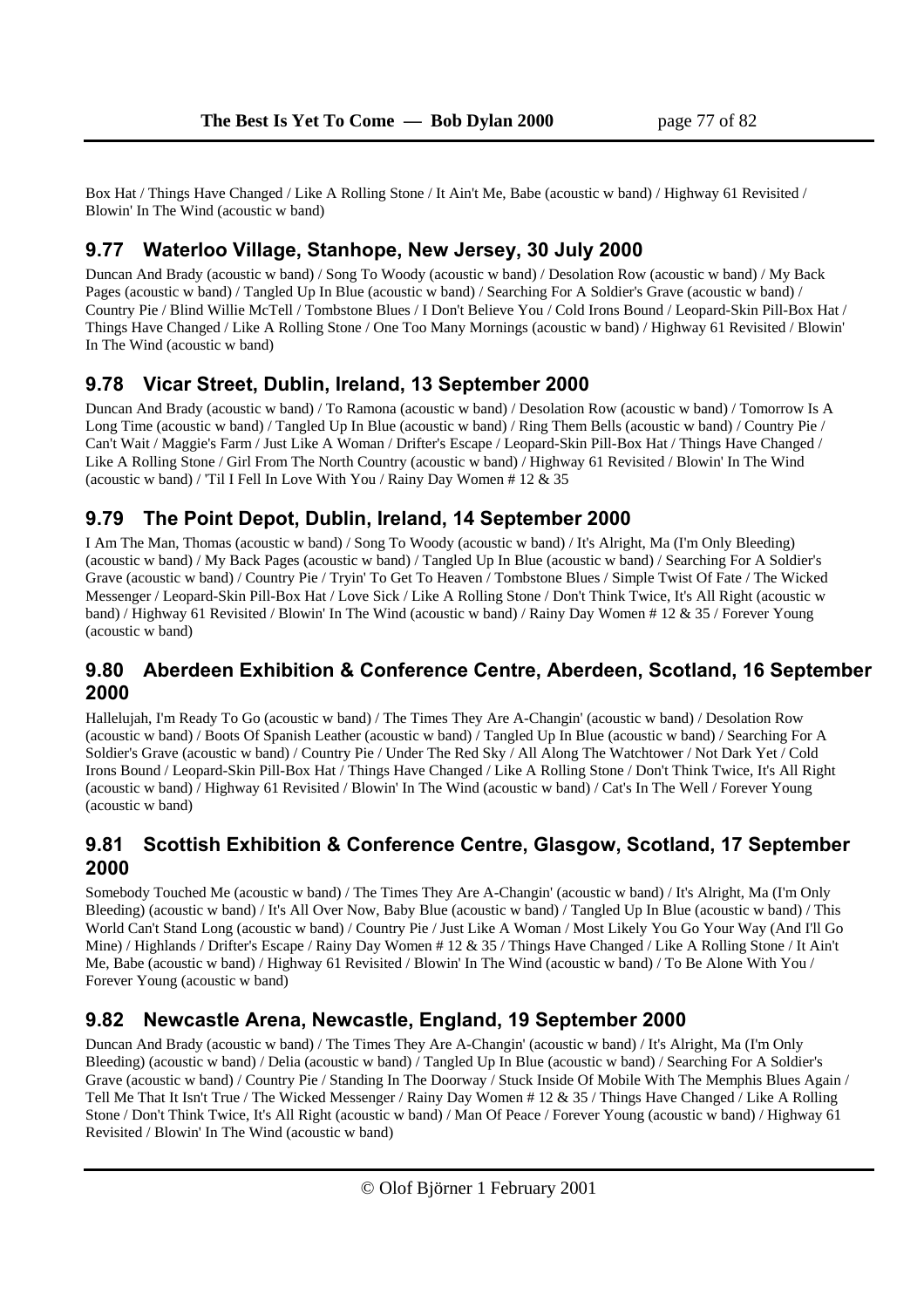Box Hat / Things Have Changed / Like A Rolling Stone / It Ain't Me, Babe (acoustic w band) / Highway 61 Revisited / Blowin' In The Wind (acoustic w band)

## 9.77 Waterloo Village, Stanhope, New Jersey, 30 July 2000

Duncan And Brady (acoustic w band) / Song To Woody (acoustic w band) / Desolation Row (acoustic w band) / My Back Pages (acoustic w band) / Tangled Up In Blue (acoustic w band) / Searching For A Soldier's Grave (acoustic w band) / Country Pie / Blind Willie McTell / Tombstone Blues / I Don't Believe You / Cold Irons Bound / Leopard-Skin Pill-Box Hat / Things Have Changed / Like A Rolling Stone / One Too Many Mornings (acoustic w band) / Highway 61 Revisited / Blowin' In The Wind (acoustic w band)

## 9.78 Vicar Street, Dublin, Ireland, 13 September 2000

Duncan And Brady (acoustic w band) / To Ramona (acoustic w band) / Desolation Row (acoustic w band) / Tomorrow Is A Long Time (acoustic w band) / Tangled Up In Blue (acoustic w band) / Ring Them Bells (acoustic w band) / Country Pie / Can't Wait / Maggie's Farm / Just Like A Woman / Drifter's Escape / Leopard-Skin Pill-Box Hat / Things Have Changed / Like A Rolling Stone / Girl From The North Country (acoustic w band) / Highway 61 Revisited / Blowin' In The Wind (acoustic w band) / 'Til I Fell In Love With You / Rainy Day Women # 12 & 35

## 9.79 The Point Depot, Dublin, Ireland, 14 September 2000

I Am The Man, Thomas (acoustic w band) / Song To Woody (acoustic w band) / It's Alright, Ma (I'm Only Bleeding) (acoustic w band) / My Back Pages (acoustic w band) / Tangled Up In Blue (acoustic w band) / Searching For A Soldier's Grave (acoustic w band) / Country Pie / Tryin' To Get To Heaven / Tombstone Blues / Simple Twist Of Fate / The Wicked Messenger / Leopard-Skin Pill-Box Hat / Love Sick / Like A Rolling Stone / Don't Think Twice, It's All Right (acoustic w band) / Highway 61 Revisited / Blowin' In The Wind (acoustic w band) / Rainy Day Women # 12 & 35 / Forever Young (acoustic w band)

## 9.80 Aberdeen Exhibition & Conference Centre, Aberdeen, Scotland, 16 September 2000

Hallelujah, I'm Ready To Go (acoustic w band) / The Times They Are A-Changin' (acoustic w band) / Desolation Row (acoustic w band) / Boots Of Spanish Leather (acoustic w band) / Tangled Up In Blue (acoustic w band) / Searching For A Soldier's Grave (acoustic w band) / Country Pie / Under The Red Sky / All Along The Watchtower / Not Dark Yet / Cold Irons Bound / Leopard-Skin Pill-Box Hat / Things Have Changed / Like A Rolling Stone / Don't Think Twice, It's All Right (acoustic w band) / Highway 61 Revisited / Blowin' In The Wind (acoustic w band) / Cat's In The Well / Forever Young (acoustic w band)

## 9.81 Scottish Exhibition & Conference Centre, Glasgow, Scotland, 17 September 2000

Somebody Touched Me (acoustic w band) / The Times They Are A-Changin' (acoustic w band) / It's Alright, Ma (I'm Only Bleeding) (acoustic w band) / It's All Over Now, Baby Blue (acoustic w band) / Tangled Up In Blue (acoustic w band) / Searching For A Soldier's Grave (acoustic w band) / This World Can't Stand Long (acoustic w band) / Country Pie / Just Like A Woman / Most Likely You Go Your Way (And I'll Go Mine) / Highlands / Drifter's Escape / Rainy Day Women # 12 & 35 / Things Have Changed / Like A Rolling Stone / It Ain't Me, Babe (acoustic w band) / Highway 61 Revisited / Blowin' In The Wind (acoustic w band) / To Be Alone With You / Forever Young (acoustic w band)

## 9.82 Newcastle Arena, Newcastle, England, 19 September 2000

Duncan And Brady (acoustic w band) / The Times They Are A-Changin' (acoustic w band) / It's Alright, Ma (I'm Only Bleeding) (acoustic w band) / Delia (acoustic w band) / Tangled Up In Blue (acoustic w band) / Searching For A Soldier's Grave (acoustic w band) / Country Pie / Standing In The Doorway / Stuck Inside Of Mobile With The Memphis Blues Again / Tell Me That It Isn't True / The Wicked Messenger / Rainy Day Women # 12 & 35 / Things Have Changed / Like A Rolling Stone / Don't Think Twice, It's All Right (acoustic w band) / Man Of Peace / Forever Young (acoustic w band) / Highway 61 Revisited / Blowin' In The Wind (acoustic w band)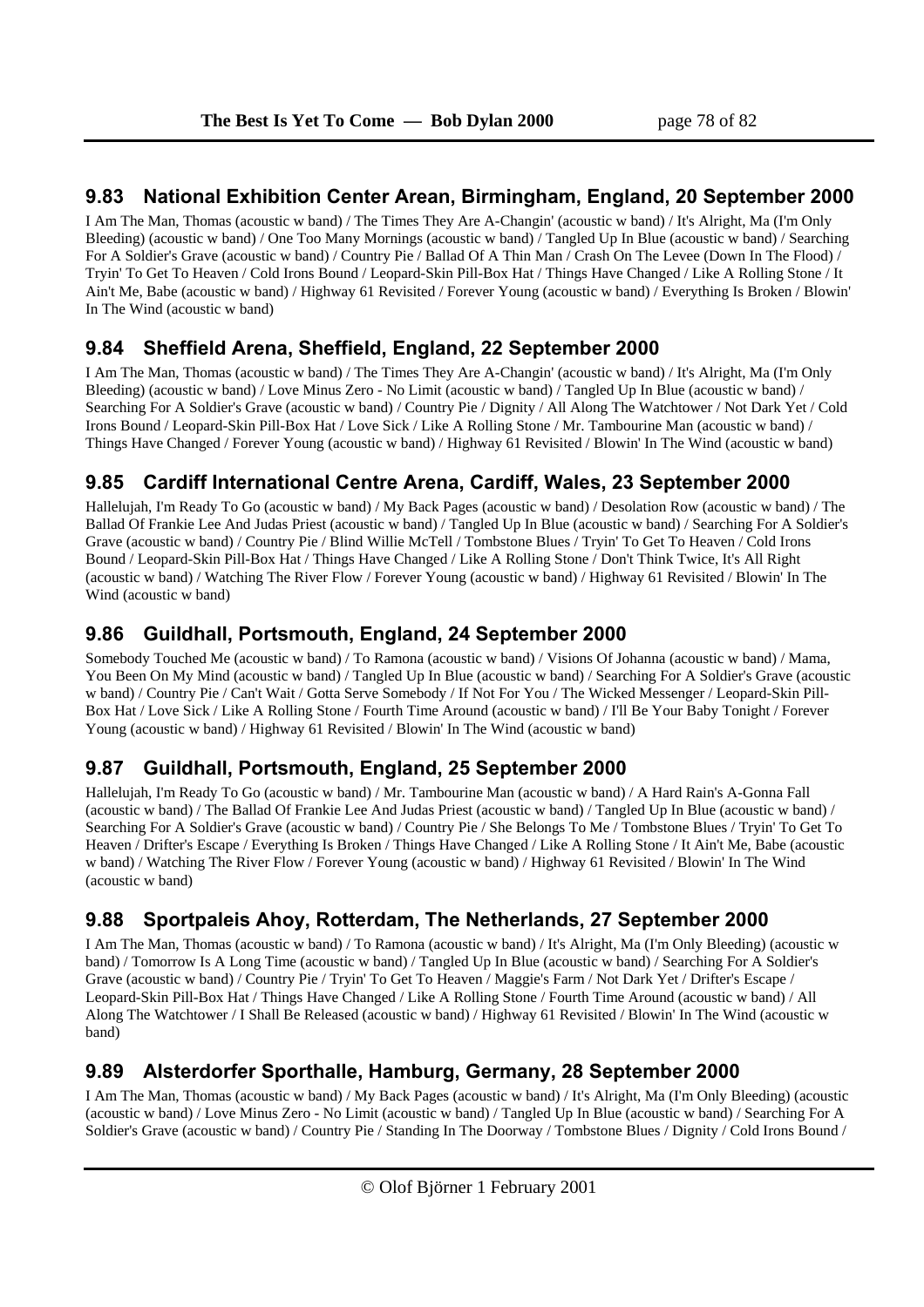## 9.83 National Exhibition Center Arean, Birmingham, England, 20 September 2000

I Am The Man, Thomas (acoustic w band) / The Times They Are A-Changin' (acoustic w band) / It's Alright, Ma (I'm Only Bleeding) (acoustic w band) / One Too Many Mornings (acoustic w band) / Tangled Up In Blue (acoustic w band) / Searching For A Soldier's Grave (acoustic w band) / Country Pie / Ballad Of A Thin Man / Crash On The Levee (Down In The Flood) / Tryin' To Get To Heaven / Cold Irons Bound / Leopard-Skin Pill-Box Hat / Things Have Changed / Like A Rolling Stone / It Ain't Me, Babe (acoustic w band) / Highway 61 Revisited / Forever Young (acoustic w band) / Everything Is Broken / Blowin' In The Wind (acoustic w band)

## 9.84 Sheffield Arena, Sheffield, England, 22 September 2000

I Am The Man, Thomas (acoustic w band) / The Times They Are A-Changin' (acoustic w band) / It's Alright, Ma (I'm Only Bleeding) (acoustic w band) / Love Minus Zero - No Limit (acoustic w band) / Tangled Up In Blue (acoustic w band) / Searching For A Soldier's Grave (acoustic w band) / Country Pie / Dignity / All Along The Watchtower / Not Dark Yet / Cold Irons Bound / Leopard-Skin Pill-Box Hat / Love Sick / Like A Rolling Stone / Mr. Tambourine Man (acoustic w band) / Things Have Changed / Forever Young (acoustic w band) / Highway 61 Revisited / Blowin' In The Wind (acoustic w band)

## 9.85 Cardiff International Centre Arena, Cardiff, Wales, 23 September 2000

Hallelujah, I'm Ready To Go (acoustic w band) / My Back Pages (acoustic w band) / Desolation Row (acoustic w band) / The Ballad Of Frankie Lee And Judas Priest (acoustic w band) / Tangled Up In Blue (acoustic w band) / Searching For A Soldier's Grave (acoustic w band) / Country Pie / Blind Willie McTell / Tombstone Blues / Tryin' To Get To Heaven / Cold Irons Bound / Leopard-Skin Pill-Box Hat / Things Have Changed / Like A Rolling Stone / Don't Think Twice, It's All Right (acoustic w band) / Watching The River Flow / Forever Young (acoustic w band) / Highway 61 Revisited / Blowin' In The Wind (acoustic w band)

## 9.86 Guildhall, Portsmouth, England, 24 September 2000

Somebody Touched Me (acoustic w band) / To Ramona (acoustic w band) / Visions Of Johanna (acoustic w band) / Mama, You Been On My Mind (acoustic w band) / Tangled Up In Blue (acoustic w band) / Searching For A Soldier's Grave (acoustic w band) / Country Pie / Can't Wait / Gotta Serve Somebody / If Not For You / The Wicked Messenger / Leopard-Skin Pill-Box Hat / Love Sick / Like A Rolling Stone / Fourth Time Around (acoustic w band) / I'll Be Your Baby Tonight / Forever Young (acoustic w band) / Highway 61 Revisited / Blowin' In The Wind (acoustic w band)

## 9.87 Guildhall, Portsmouth, England, 25 September 2000

Hallelujah, I'm Ready To Go (acoustic w band) / Mr. Tambourine Man (acoustic w band) / A Hard Rain's A-Gonna Fall (acoustic w band) / The Ballad Of Frankie Lee And Judas Priest (acoustic w band) / Tangled Up In Blue (acoustic w band) / Searching For A Soldier's Grave (acoustic w band) / Country Pie / She Belongs To Me / Tombstone Blues / Tryin' To Get To Heaven / Drifter's Escape / Everything Is Broken / Things Have Changed / Like A Rolling Stone / It Ain't Me, Babe (acoustic w band) / Watching The River Flow / Forever Young (acoustic w band) / Highway 61 Revisited / Blowin' In The Wind (acoustic w band)

## 9.88 Sportpaleis Ahoy, Rotterdam, The Netherlands, 27 September 2000

I Am The Man, Thomas (acoustic w band) / To Ramona (acoustic w band) / It's Alright, Ma (I'm Only Bleeding) (acoustic w band) / Tomorrow Is A Long Time (acoustic w band) / Tangled Up In Blue (acoustic w band) / Searching For A Soldier's Grave (acoustic w band) / Country Pie / Tryin' To Get To Heaven / Maggie's Farm / Not Dark Yet / Drifter's Escape / Leopard-Skin Pill-Box Hat / Things Have Changed / Like A Rolling Stone / Fourth Time Around (acoustic w band) / All Along The Watchtower / I Shall Be Released (acoustic w band) / Highway 61 Revisited / Blowin' In The Wind (acoustic w band)

## 9.89 Alsterdorfer Sporthalle, Hamburg, Germany, 28 September 2000

I Am The Man, Thomas (acoustic w band) / My Back Pages (acoustic w band) / It's Alright, Ma (I'm Only Bleeding) (acoustic (acoustic w band) / Love Minus Zero - No Limit (acoustic w band) / Tangled Up In Blue (acoustic w band) / Searching For A Soldier's Grave (acoustic w band) / Country Pie / Standing In The Doorway / Tombstone Blues / Dignity / Cold Irons Bound /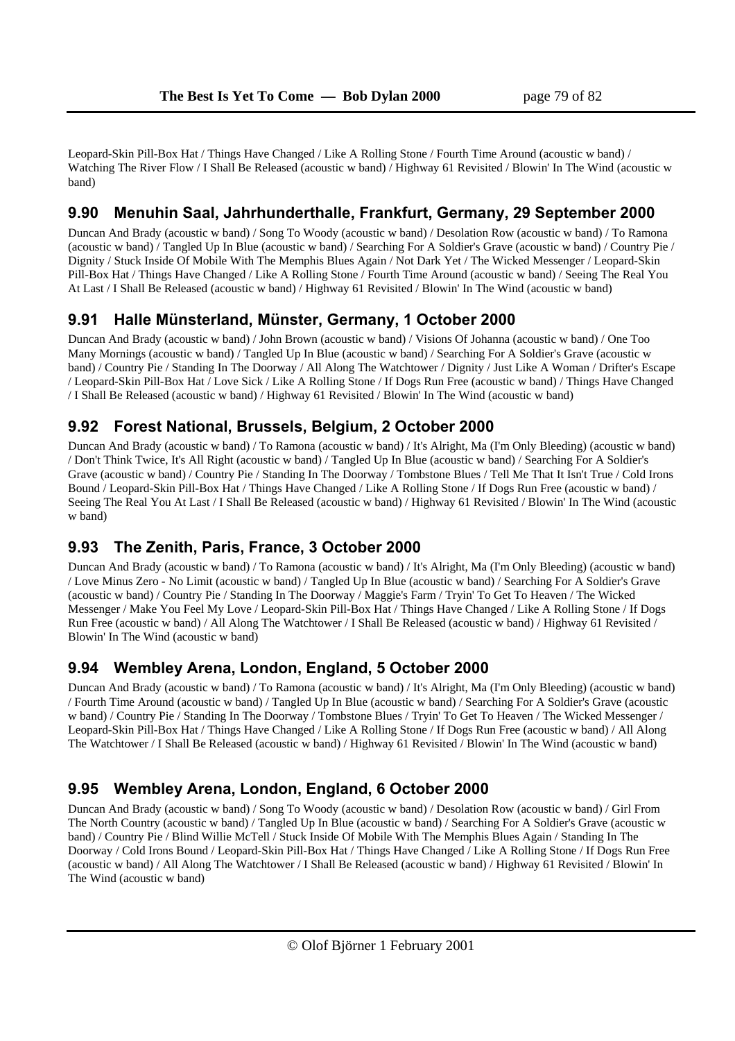Leopard-Skin Pill-Box Hat / Things Have Changed / Like A Rolling Stone / Fourth Time Around (acoustic w band) / Watching The River Flow / I Shall Be Released (acoustic w band) / Highway 61 Revisited / Blowin' In The Wind (acoustic w band)

## 9.90 Menuhin Saal, Jahrhunderthalle, Frankfurt, Germany, 29 September 2000

Duncan And Brady (acoustic w band) / Song To Woody (acoustic w band) / Desolation Row (acoustic w band) / To Ramona (acoustic w band) / Tangled Up In Blue (acoustic w band) / Searching For A Soldier's Grave (acoustic w band) / Country Pie / Dignity / Stuck Inside Of Mobile With The Memphis Blues Again / Not Dark Yet / The Wicked Messenger / Leopard-Skin Pill-Box Hat / Things Have Changed / Like A Rolling Stone / Fourth Time Around (acoustic w band) / Seeing The Real You At Last / I Shall Be Released (acoustic w band) / Highway 61 Revisited / Blowin' In The Wind (acoustic w band)

## 9.91 Halle Münsterland, Münster, Germany, 1 October 2000

Duncan And Brady (acoustic w band) / John Brown (acoustic w band) / Visions Of Johanna (acoustic w band) / One Too Many Mornings (acoustic w band) / Tangled Up In Blue (acoustic w band) / Searching For A Soldier's Grave (acoustic w band) / Country Pie / Standing In The Doorway / All Along The Watchtower / Dignity / Just Like A Woman / Drifter's Escape / Leopard-Skin Pill-Box Hat / Love Sick / Like A Rolling Stone / If Dogs Run Free (acoustic w band) / Things Have Changed / I Shall Be Released (acoustic w band) / Highway 61 Revisited / Blowin' In The Wind (acoustic w band)

## 9.92 Forest National, Brussels, Belgium, 2 October 2000

Duncan And Brady (acoustic w band) / To Ramona (acoustic w band) / It's Alright, Ma (I'm Only Bleeding) (acoustic w band) / Don't Think Twice, It's All Right (acoustic w band) / Tangled Up In Blue (acoustic w band) / Searching For A Soldier's Grave (acoustic w band) / Country Pie / Standing In The Doorway / Tombstone Blues / Tell Me That It Isn't True / Cold Irons Bound / Leopard-Skin Pill-Box Hat / Things Have Changed / Like A Rolling Stone / If Dogs Run Free (acoustic w band) / Seeing The Real You At Last / I Shall Be Released (acoustic w band) / Highway 61 Revisited / Blowin' In The Wind (acoustic w band)

## 9.93 The Zenith, Paris, France, 3 October 2000

Duncan And Brady (acoustic w band) / To Ramona (acoustic w band) / It's Alright, Ma (I'm Only Bleeding) (acoustic w band) / Love Minus Zero - No Limit (acoustic w band) / Tangled Up In Blue (acoustic w band) / Searching For A Soldier's Grave (acoustic w band) / Country Pie / Standing In The Doorway / Maggie's Farm / Tryin' To Get To Heaven / The Wicked Messenger / Make You Feel My Love / Leopard-Skin Pill-Box Hat / Things Have Changed / Like A Rolling Stone / If Dogs Run Free (acoustic w band) / All Along The Watchtower / I Shall Be Released (acoustic w band) / Highway 61 Revisited / Blowin' In The Wind (acoustic w band)

## 9.94 Wembley Arena, London, England, 5 October 2000

Duncan And Brady (acoustic w band) / To Ramona (acoustic w band) / It's Alright, Ma (I'm Only Bleeding) (acoustic w band) / Fourth Time Around (acoustic w band) / Tangled Up In Blue (acoustic w band) / Searching For A Soldier's Grave (acoustic w band) / Country Pie / Standing In The Doorway / Tombstone Blues / Tryin' To Get To Heaven / The Wicked Messenger / Leopard-Skin Pill-Box Hat / Things Have Changed / Like A Rolling Stone / If Dogs Run Free (acoustic w band) / All Along The Watchtower / I Shall Be Released (acoustic w band) / Highway 61 Revisited / Blowin' In The Wind (acoustic w band)

## 9.95 Wembley Arena, London, England, 6 October 2000

Duncan And Brady (acoustic w band) / Song To Woody (acoustic w band) / Desolation Row (acoustic w band) / Girl From The North Country (acoustic w band) / Tangled Up In Blue (acoustic w band) / Searching For A Soldier's Grave (acoustic w band) / Country Pie / Blind Willie McTell / Stuck Inside Of Mobile With The Memphis Blues Again / Standing In The Doorway / Cold Irons Bound / Leopard-Skin Pill-Box Hat / Things Have Changed / Like A Rolling Stone / If Dogs Run Free (acoustic w band) / All Along The Watchtower / I Shall Be Released (acoustic w band) / Highway 61 Revisited / Blowin' In The Wind (acoustic w band)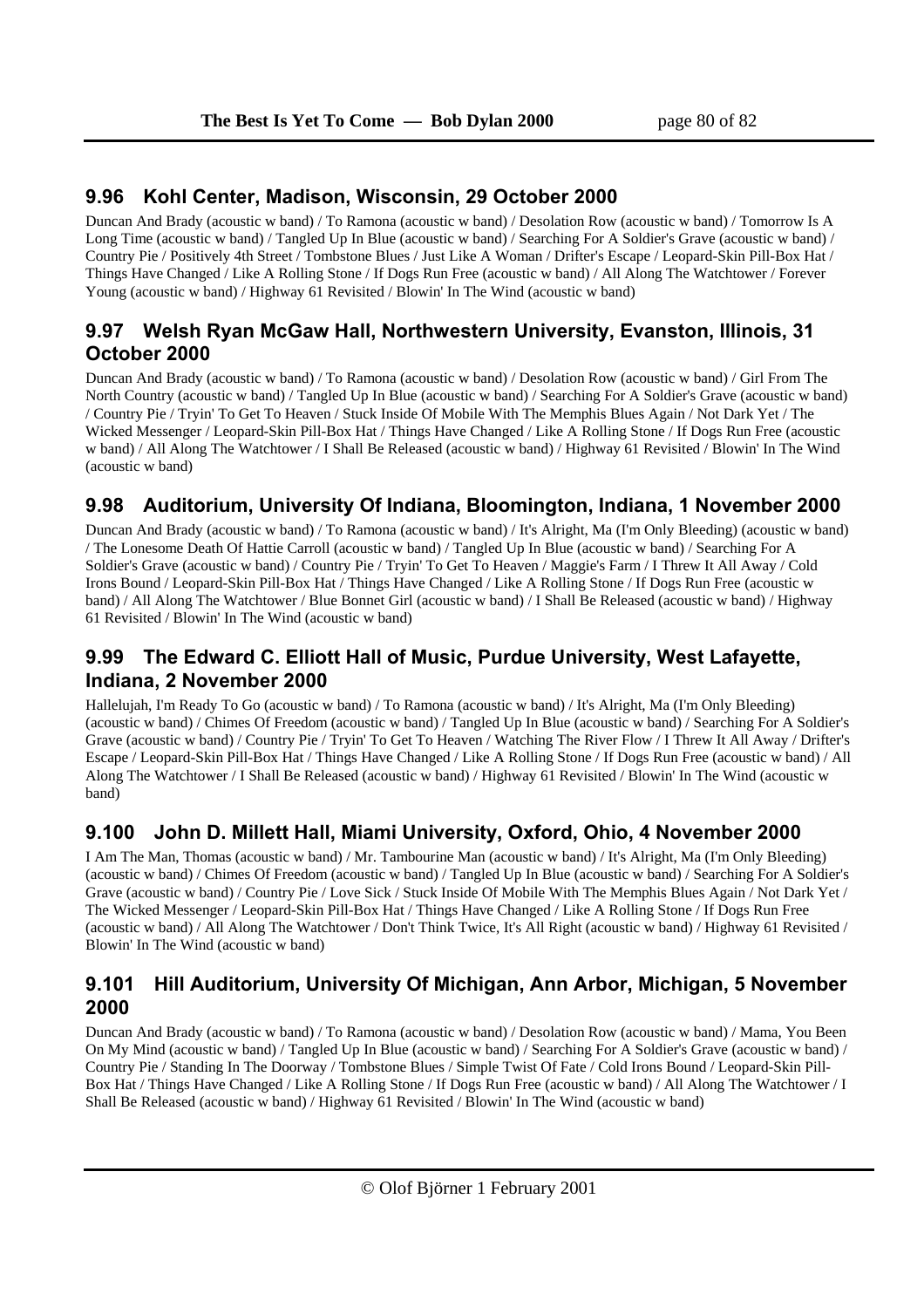## 9.96 Kohl Center, Madison, Wisconsin, 29 October 2000

Duncan And Brady (acoustic w band) / To Ramona (acoustic w band) / Desolation Row (acoustic w band) / Tomorrow Is A Long Time (acoustic w band) / Tangled Up In Blue (acoustic w band) / Searching For A Soldier's Grave (acoustic w band) / Country Pie / Positively 4th Street / Tombstone Blues / Just Like A Woman / Drifter's Escape / Leopard-Skin Pill-Box Hat / Things Have Changed / Like A Rolling Stone / If Dogs Run Free (acoustic w band) / All Along The Watchtower / Forever Young (acoustic w band) / Highway 61 Revisited / Blowin' In The Wind (acoustic w band)

## 9.97 Welsh Ryan McGaw Hall, Northwestern University, Evanston, Illinois, 31 October 2000

Duncan And Brady (acoustic w band) / To Ramona (acoustic w band) / Desolation Row (acoustic w band) / Girl From The North Country (acoustic w band) / Tangled Up In Blue (acoustic w band) / Searching For A Soldier's Grave (acoustic w band) / Country Pie / Tryin' To Get To Heaven / Stuck Inside Of Mobile With The Memphis Blues Again / Not Dark Yet / The Wicked Messenger / Leopard-Skin Pill-Box Hat / Things Have Changed / Like A Rolling Stone / If Dogs Run Free (acoustic w band) / All Along The Watchtower / I Shall Be Released (acoustic w band) / Highway 61 Revisited / Blowin' In The Wind (acoustic w band)

## 9.98 Auditorium, University Of Indiana, Bloomington, Indiana, 1 November 2000

Duncan And Brady (acoustic w band) / To Ramona (acoustic w band) / It's Alright, Ma (I'm Only Bleeding) (acoustic w band) / The Lonesome Death Of Hattie Carroll (acoustic w band) / Tangled Up In Blue (acoustic w band) / Searching For A Soldier's Grave (acoustic w band) / Country Pie / Tryin' To Get To Heaven / Maggie's Farm / I Threw It All Away / Cold Irons Bound / Leopard-Skin Pill-Box Hat / Things Have Changed / Like A Rolling Stone / If Dogs Run Free (acoustic w band) / All Along The Watchtower / Blue Bonnet Girl (acoustic w band) / I Shall Be Released (acoustic w band) / Highway 61 Revisited / Blowin' In The Wind (acoustic w band)

## 9.99 The Edward C. Elliott Hall of Music, Purdue University, West Lafayette, Indiana, 2 November 2000

Hallelujah, I'm Ready To Go (acoustic w band) / To Ramona (acoustic w band) / It's Alright, Ma (I'm Only Bleeding) (acoustic w band) / Chimes Of Freedom (acoustic w band) / Tangled Up In Blue (acoustic w band) / Searching For A Soldier's Grave (acoustic w band) / Country Pie / Tryin' To Get To Heaven / Watching The River Flow / I Threw It All Away / Drifter's Escape / Leopard-Skin Pill-Box Hat / Things Have Changed / Like A Rolling Stone / If Dogs Run Free (acoustic w band) / All Along The Watchtower / I Shall Be Released (acoustic w band) / Highway 61 Revisited / Blowin' In The Wind (acoustic w band)

## 9.100 John D. Millett Hall, Miami University, Oxford, Ohio, 4 November 2000

I Am The Man, Thomas (acoustic w band) / Mr. Tambourine Man (acoustic w band) / It's Alright, Ma (I'm Only Bleeding) (acoustic w band) / Chimes Of Freedom (acoustic w band) / Tangled Up In Blue (acoustic w band) / Searching For A Soldier's Grave (acoustic w band) / Country Pie / Love Sick / Stuck Inside Of Mobile With The Memphis Blues Again / Not Dark Yet / The Wicked Messenger / Leopard-Skin Pill-Box Hat / Things Have Changed / Like A Rolling Stone / If Dogs Run Free (acoustic w band) / All Along The Watchtower / Don't Think Twice, It's All Right (acoustic w band) / Highway 61 Revisited / Blowin' In The Wind (acoustic w band)

## 9.101 Hill Auditorium, University Of Michigan, Ann Arbor, Michigan, 5 November 2000

Duncan And Brady (acoustic w band) / To Ramona (acoustic w band) / Desolation Row (acoustic w band) / Mama, You Been On My Mind (acoustic w band) / Tangled Up In Blue (acoustic w band) / Searching For A Soldier's Grave (acoustic w band) / Country Pie / Standing In The Doorway / Tombstone Blues / Simple Twist Of Fate / Cold Irons Bound / Leopard-Skin Pill-Box Hat / Things Have Changed / Like A Rolling Stone / If Dogs Run Free (acoustic w band) / All Along The Watchtower / I Shall Be Released (acoustic w band) / Highway 61 Revisited / Blowin' In The Wind (acoustic w band)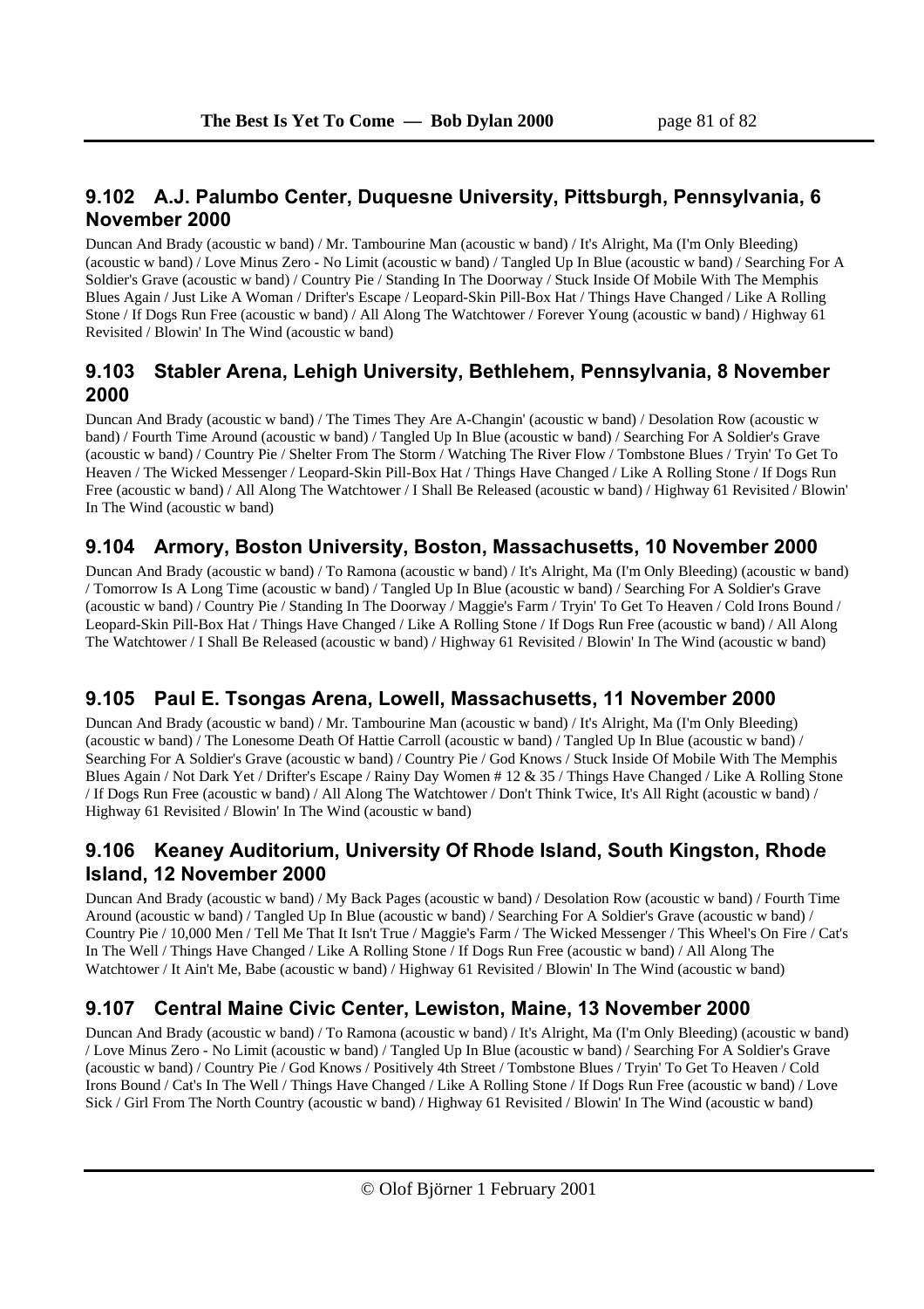## 9.102 A.J. Palumbo Center, Duquesne University, Pittsburgh, Pennsylvania, 6 November 2000

Duncan And Brady (acoustic w band) / Mr. Tambourine Man (acoustic w band) / It's Alright, Ma (I'm Only Bleeding) (acoustic w band) / Love Minus Zero - No Limit (acoustic w band) / Tangled Up In Blue (acoustic w band) / Searching For A Soldier's Grave (acoustic w band) / Country Pie / Standing In The Doorway / Stuck Inside Of Mobile With The Memphis Blues Again / Just Like A Woman / Drifter's Escape / Leopard-Skin Pill-Box Hat / Things Have Changed / Like A Rolling Stone / If Dogs Run Free (acoustic w band) / All Along The Watchtower / Forever Young (acoustic w band) / Highway 61 Revisited / Blowin' In The Wind (acoustic w band)

## 9.103 Stabler Arena, Lehigh University, Bethlehem, Pennsylvania, 8 November 2000

Duncan And Brady (acoustic w band) / The Times They Are A-Changin' (acoustic w band) / Desolation Row (acoustic w band) / Fourth Time Around (acoustic w band) / Tangled Up In Blue (acoustic w band) / Searching For A Soldier's Grave (acoustic w band) / Country Pie / Shelter From The Storm / Watching The River Flow / Tombstone Blues / Tryin' To Get To Heaven / The Wicked Messenger / Leopard-Skin Pill-Box Hat / Things Have Changed / Like A Rolling Stone / If Dogs Run Free (acoustic w band) / All Along The Watchtower / I Shall Be Released (acoustic w band) / Highway 61 Revisited / Blowin' In The Wind (acoustic w band)

## 9.104 Armory, Boston University, Boston, Massachusetts, 10 November 2000

Duncan And Brady (acoustic w band) / To Ramona (acoustic w band) / It's Alright, Ma (I'm Only Bleeding) (acoustic w band) / Tomorrow Is A Long Time (acoustic w band) / Tangled Up In Blue (acoustic w band) / Searching For A Soldier's Grave (acoustic w band) / Country Pie / Standing In The Doorway / Maggie's Farm / Tryin' To Get To Heaven / Cold Irons Bound / Leopard-Skin Pill-Box Hat / Things Have Changed / Like A Rolling Stone / If Dogs Run Free (acoustic w band) / All Along The Watchtower / I Shall Be Released (acoustic w band) / Highway 61 Revisited / Blowin' In The Wind (acoustic w band)

## 9.105 Paul E. Tsongas Arena, Lowell, Massachusetts, 11 November 2000

Duncan And Brady (acoustic w band) / Mr. Tambourine Man (acoustic w band) / It's Alright, Ma (I'm Only Bleeding) (acoustic w band) / The Lonesome Death Of Hattie Carroll (acoustic w band) / Tangled Up In Blue (acoustic w band) / Searching For A Soldier's Grave (acoustic w band) / Country Pie / God Knows / Stuck Inside Of Mobile With The Memphis Blues Again / Not Dark Yet / Drifter's Escape / Rainy Day Women # 12 & 35 / Things Have Changed / Like A Rolling Stone / If Dogs Run Free (acoustic w band) / All Along The Watchtower / Don't Think Twice, It's All Right (acoustic w band) / Highway 61 Revisited / Blowin' In The Wind (acoustic w band)

## 9.106 Keaney Auditorium, University Of Rhode Island, South Kingston, Rhode Island, 12 November 2000

Duncan And Brady (acoustic w band) / My Back Pages (acoustic w band) / Desolation Row (acoustic w band) / Fourth Time Around (acoustic w band) / Tangled Up In Blue (acoustic w band) / Searching For A Soldier's Grave (acoustic w band) / Country Pie / 10,000 Men / Tell Me That It Isn't True / Maggie's Farm / The Wicked Messenger / This Wheel's On Fire / Cat's In The Well / Things Have Changed / Like A Rolling Stone / If Dogs Run Free (acoustic w band) / All Along The Watchtower / It Ain't Me, Babe (acoustic w band) / Highway 61 Revisited / Blowin' In The Wind (acoustic w band)

## 9.107 Central Maine Civic Center, Lewiston, Maine, 13 November 2000

Duncan And Brady (acoustic w band) / To Ramona (acoustic w band) / It's Alright, Ma (I'm Only Bleeding) (acoustic w band) / Love Minus Zero - No Limit (acoustic w band) / Tangled Up In Blue (acoustic w band) / Searching For A Soldier's Grave (acoustic w band) / Country Pie / God Knows / Positively 4th Street / Tombstone Blues / Tryin' To Get To Heaven / Cold Irons Bound / Cat's In The Well / Things Have Changed / Like A Rolling Stone / If Dogs Run Free (acoustic w band) / Love Sick / Girl From The North Country (acoustic w band) / Highway 61 Revisited / Blowin' In The Wind (acoustic w band)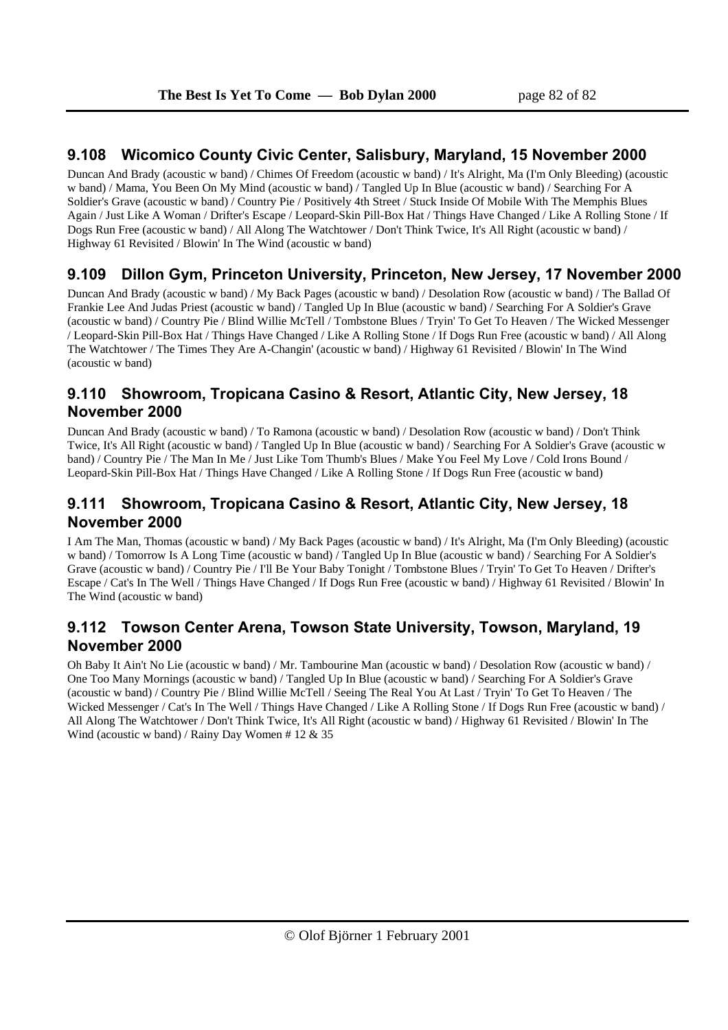## 9.108 Wicomico County Civic Center, Salisbury, Maryland, 15 November 2000

Duncan And Brady (acoustic w band) / Chimes Of Freedom (acoustic w band) / It's Alright, Ma (I'm Only Bleeding) (acoustic w band) / Mama, You Been On My Mind (acoustic w band) / Tangled Up In Blue (acoustic w band) / Searching For A Soldier's Grave (acoustic w band) / Country Pie / Positively 4th Street / Stuck Inside Of Mobile With The Memphis Blues Again / Just Like A Woman / Drifter's Escape / Leopard-Skin Pill-Box Hat / Things Have Changed / Like A Rolling Stone / If Dogs Run Free (acoustic w band) / All Along The Watchtower / Don't Think Twice, It's All Right (acoustic w band) / Highway 61 Revisited / Blowin' In The Wind (acoustic w band)

## 9.109 Dillon Gym, Princeton University, Princeton, New Jersey, 17 November 2000

Duncan And Brady (acoustic w band) / My Back Pages (acoustic w band) / Desolation Row (acoustic w band) / The Ballad Of Frankie Lee And Judas Priest (acoustic w band) / Tangled Up In Blue (acoustic w band) / Searching For A Soldier's Grave (acoustic w band) / Country Pie / Blind Willie McTell / Tombstone Blues / Tryin' To Get To Heaven / The Wicked Messenger / Leopard-Skin Pill-Box Hat / Things Have Changed / Like A Rolling Stone / If Dogs Run Free (acoustic w band) / All Along The Watchtower / The Times They Are A-Changin' (acoustic w band) / Highway 61 Revisited / Blowin' In The Wind (acoustic w band)

## 9.110 Showroom, Tropicana Casino & Resort, Atlantic City, New Jersey, 18 November 2000

Duncan And Brady (acoustic w band) / To Ramona (acoustic w band) / Desolation Row (acoustic w band) / Don't Think Twice, It's All Right (acoustic w band) / Tangled Up In Blue (acoustic w band) / Searching For A Soldier's Grave (acoustic w band) / Country Pie / The Man In Me / Just Like Tom Thumb's Blues / Make You Feel My Love / Cold Irons Bound / Leopard-Skin Pill-Box Hat / Things Have Changed / Like A Rolling Stone / If Dogs Run Free (acoustic w band)

## 9.111 Showroom, Tropicana Casino & Resort, Atlantic City, New Jersey, 18 November 2000

I Am The Man, Thomas (acoustic w band) / My Back Pages (acoustic w band) / It's Alright, Ma (I'm Only Bleeding) (acoustic w band) / Tomorrow Is A Long Time (acoustic w band) / Tangled Up In Blue (acoustic w band) / Searching For A Soldier's Grave (acoustic w band) / Country Pie / I'll Be Your Baby Tonight / Tombstone Blues / Tryin' To Get To Heaven / Drifter's Escape / Cat's In The Well / Things Have Changed / If Dogs Run Free (acoustic w band) / Highway 61 Revisited / Blowin' In The Wind (acoustic w band)

## 9.112 Towson Center Arena, Towson State University, Towson, Maryland, 19 November 2000

Oh Baby It Ain't No Lie (acoustic w band) / Mr. Tambourine Man (acoustic w band) / Desolation Row (acoustic w band) / One Too Many Mornings (acoustic w band) / Tangled Up In Blue (acoustic w band) / Searching For A Soldier's Grave (acoustic w band) / Country Pie / Blind Willie McTell / Seeing The Real You At Last / Tryin' To Get To Heaven / The Wicked Messenger / Cat's In The Well / Things Have Changed / Like A Rolling Stone / If Dogs Run Free (acoustic w band) / All Along The Watchtower / Don't Think Twice, It's All Right (acoustic w band) / Highway 61 Revisited / Blowin' In The Wind (acoustic w band) / Rainy Day Women # 12 & 35

© Olof Björner 1 February 2001